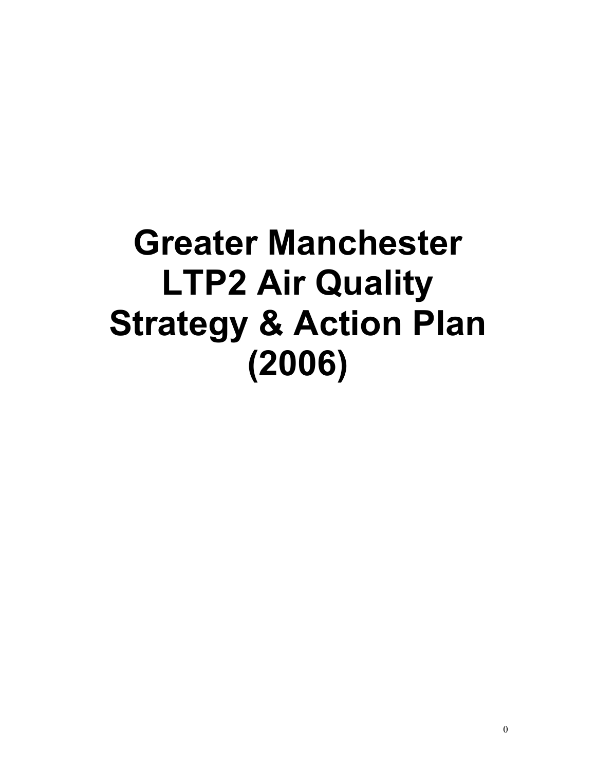# Greater Manchester LTP2 Air Quality Strategy & Action Plan (2006)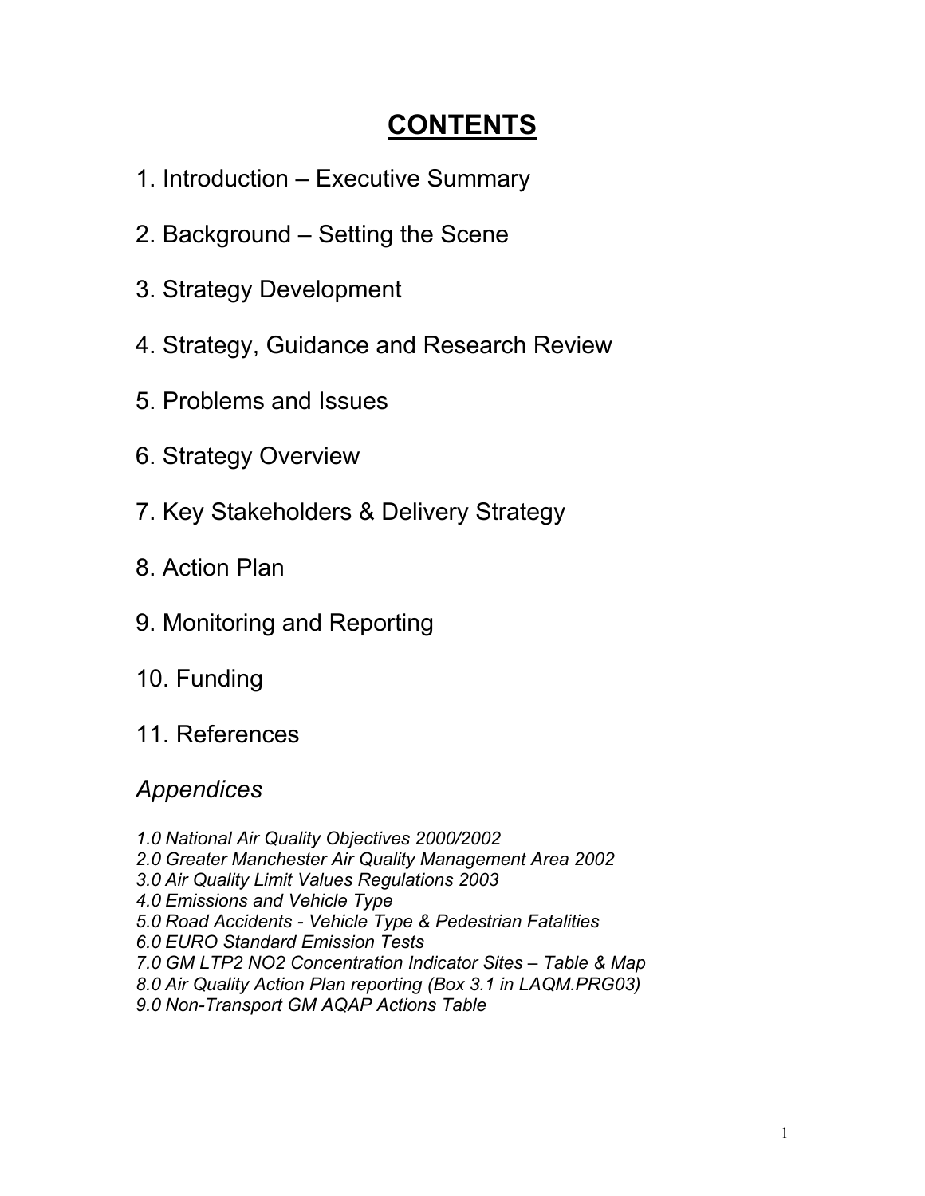# **CONTENTS**

1. Introduction – Executive Summary

2. Background – Setting the Scene

3. Strategy Development

4. Strategy, Guidance and Research Review

5. Problems and Issues

6. Strategy Overview

7. Key Stakeholders & Delivery Strategy

8. Action Plan

9. Monitoring and Reporting

10. Funding

11. References

## *Appendices*

*1.0 National Air Quality Objectives 2000/2002*
*2.0 Greater Manchester Air Quality Management Area 2002*
*3.0 Air Quality Limit Values Regulations 2003*
*4.0 Emissions and Vehicle Type*
*5.0 Road Accidents - Vehicle Type & Pedestrian Fatalities*
*6.0 EURO Standard Emission Tests*
*7.0 GM LTP2 NO2 Concentration Indicator Sites – Table & Map*
*8.0 Air Quality Action Plan reporting (Box 3.1 in LAQM.PRG03)*
*9.0 Non-Transport GM AQAP Actions Table*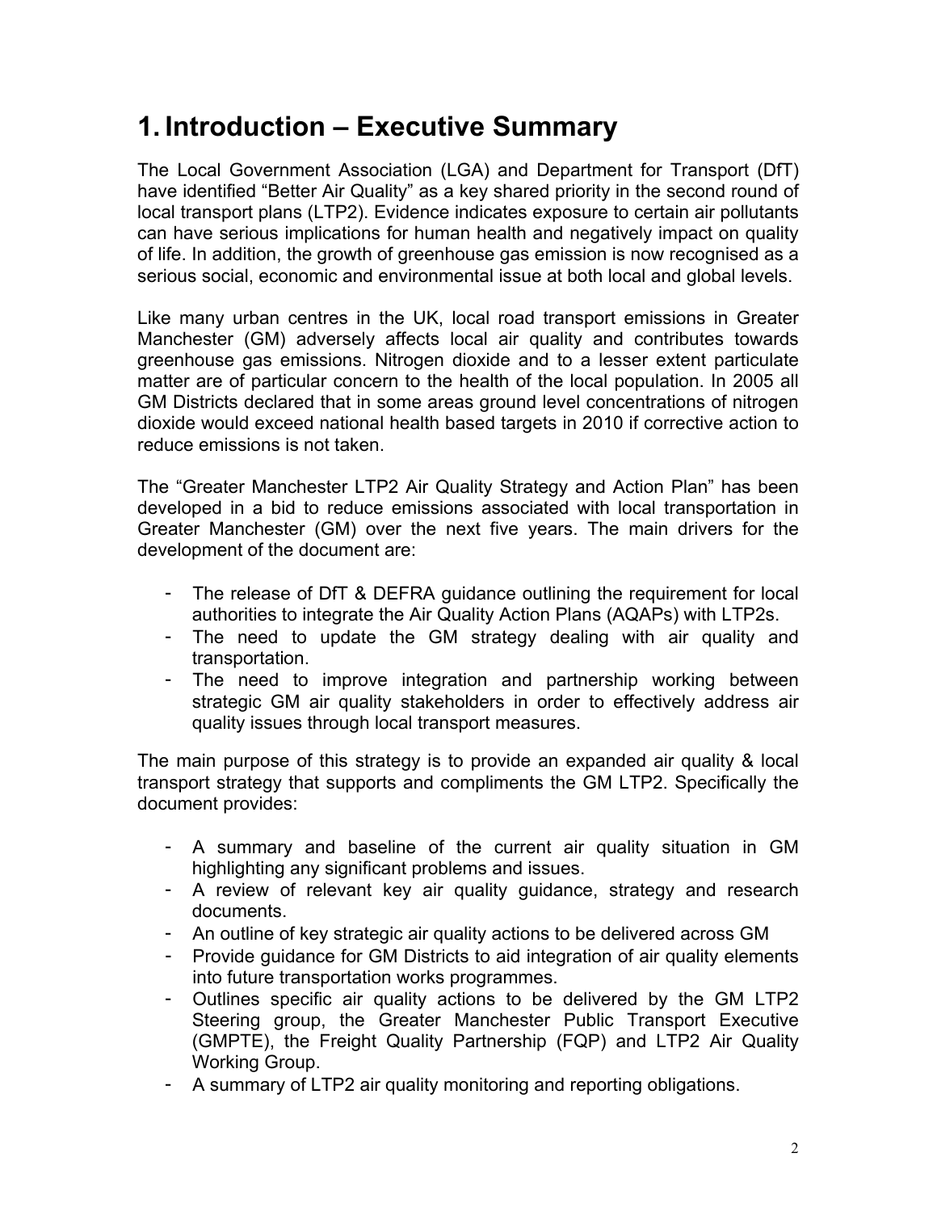# 1. Introduction – Executive Summary

The Local Government Association (LGA) and Department for Transport (DfT) have identified "Better Air Quality" as a key shared priority in the second round of local transport plans (LTP2). Evidence indicates exposure to certain air pollutants can have serious implications for human health and negatively impact on quality of life. In addition, the growth of greenhouse gas emission is now recognised as a serious social, economic and environmental issue at both local and global levels.

Like many urban centres in the UK, local road transport emissions in Greater Manchester (GM) adversely affects local air quality and contributes towards greenhouse gas emissions. Nitrogen dioxide and to a lesser extent particulate matter are of particular concern to the health of the local population. In 2005 all GM Districts declared that in some areas ground level concentrations of nitrogen dioxide would exceed national health based targets in 2010 if corrective action to reduce emissions is not taken.

The "Greater Manchester LTP2 Air Quality Strategy and Action Plan" has been developed in a bid to reduce emissions associated with local transportation in Greater Manchester (GM) over the next five years. The main drivers for the development of the document are:

- The release of DfT & DEFRA guidance outlining the requirement for local authorities to integrate the Air Quality Action Plans (AQAPs) with LTP2s.
- The need to update the GM strategy dealing with air quality and transportation.
- The need to improve integration and partnership working between strategic GM air quality stakeholders in order to effectively address air quality issues through local transport measures.

The main purpose of this strategy is to provide an expanded air quality & local transport strategy that supports and compliments the GM LTP2. Specifically the document provides:

- A summary and baseline of the current air quality situation in GM highlighting any significant problems and issues.
- A review of relevant key air quality guidance, strategy and research documents.
- An outline of key strategic air quality actions to be delivered across GM
- Provide guidance for GM Districts to aid integration of air quality elements into future transportation works programmes.
- Outlines specific air quality actions to be delivered by the GM LTP2 Steering group, the Greater Manchester Public Transport Executive (GMPTE), the Freight Quality Partnership (FQP) and LTP2 Air Quality Working Group.
- A summary of LTP2 air quality monitoring and reporting obligations.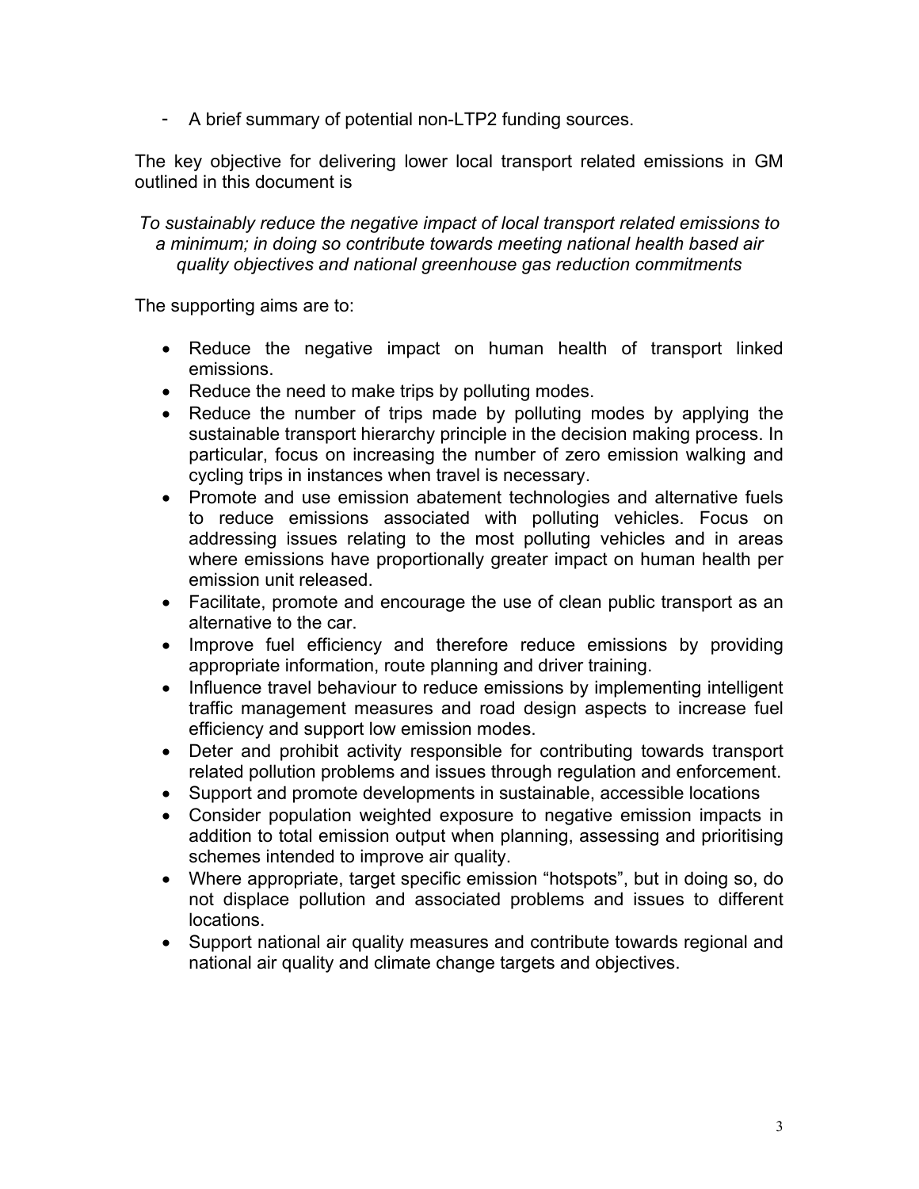- A brief summary of potential non-LTP2 funding sources.

The key objective for delivering lower local transport related emissions in GM outlined in this document is

*To sustainably reduce the negative impact of local transport related emissions to a minimum; in doing so contribute towards meeting national health based air quality objectives and national greenhouse gas reduction commitments*

The supporting aims are to:

- Reduce the negative impact on human health of transport linked emissions.
- Reduce the need to make trips by polluting modes.
- Reduce the number of trips made by polluting modes by applying the sustainable transport hierarchy principle in the decision making process. In particular, focus on increasing the number of zero emission walking and cycling trips in instances when travel is necessary.
- Promote and use emission abatement technologies and alternative fuels to reduce emissions associated with polluting vehicles. Focus on addressing issues relating to the most polluting vehicles and in areas where emissions have proportionally greater impact on human health per emission unit released.
- Facilitate, promote and encourage the use of clean public transport as an alternative to the car.
- Improve fuel efficiency and therefore reduce emissions by providing appropriate information, route planning and driver training.
- Influence travel behaviour to reduce emissions by implementing intelligent traffic management measures and road design aspects to increase fuel efficiency and support low emission modes.
- Deter and prohibit activity responsible for contributing towards transport related pollution problems and issues through regulation and enforcement.
- Support and promote developments in sustainable, accessible locations
- Consider population weighted exposure to negative emission impacts in addition to total emission output when planning, assessing and prioritising schemes intended to improve air quality.
- Where appropriate, target specific emission "hotspots", but in doing so, do not displace pollution and associated problems and issues to different locations.
- Support national air quality measures and contribute towards regional and national air quality and climate change targets and objectives.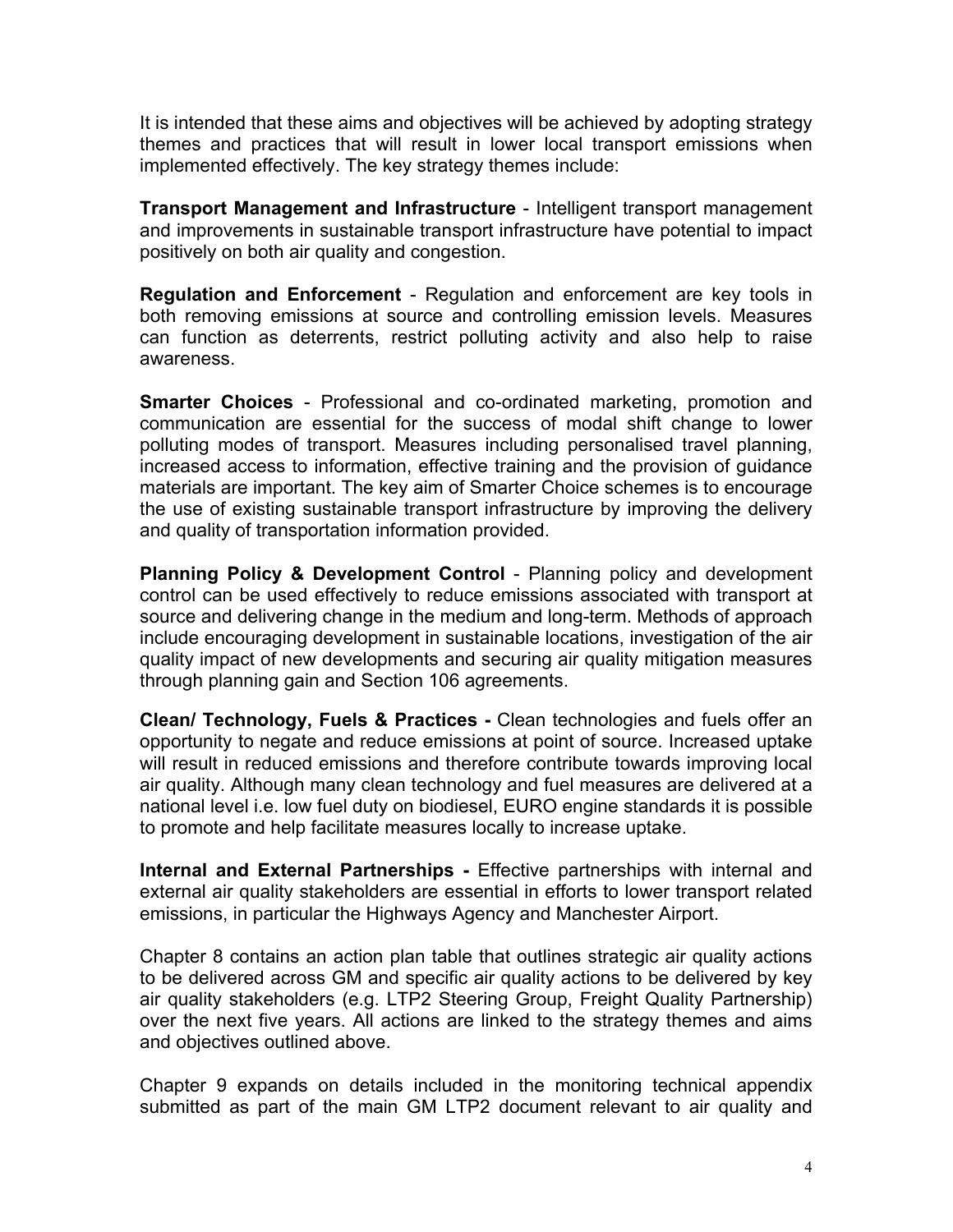It is intended that these aims and objectives will be achieved by adopting strategy themes and practices that will result in lower local transport emissions when implemented effectively. The key strategy themes include:

**Transport Management and Infrastructure** - Intelligent transport management and improvements in sustainable transport infrastructure have potential to impact positively on both air quality and congestion.

**Regulation and Enforcement** - Regulation and enforcement are key tools in both removing emissions at source and controlling emission levels. Measures can function as deterrents, restrict polluting activity and also help to raise awareness.

**Smarter Choices** - Professional and co-ordinated marketing, promotion and communication are essential for the success of modal shift change to lower polluting modes of transport. Measures including personalised travel planning, increased access to information, effective training and the provision of guidance materials are important. The key aim of Smarter Choice schemes is to encourage the use of existing sustainable transport infrastructure by improving the delivery and quality of transportation information provided.

**Planning Policy & Development Control** - Planning policy and development control can be used effectively to reduce emissions associated with transport at source and delivering change in the medium and long-term. Methods of approach include encouraging development in sustainable locations, investigation of the air quality impact of new developments and securing air quality mitigation measures through planning gain and Section 106 agreements.

**Clean/ Technology, Fuels & Practices -** Clean technologies and fuels offer an opportunity to negate and reduce emissions at point of source. Increased uptake will result in reduced emissions and therefore contribute towards improving local air quality. Although many clean technology and fuel measures are delivered at a national level i.e. low fuel duty on biodiesel, EURO engine standards it is possible to promote and help facilitate measures locally to increase uptake.

**Internal and External Partnerships -** Effective partnerships with internal and external air quality stakeholders are essential in efforts to lower transport related emissions, in particular the Highways Agency and Manchester Airport.

Chapter 8 contains an action plan table that outlines strategic air quality actions to be delivered across GM and specific air quality actions to be delivered by key air quality stakeholders (e.g. LTP2 Steering Group, Freight Quality Partnership) over the next five years. All actions are linked to the strategy themes and aims and objectives outlined above.

Chapter 9 expands on details included in the monitoring technical appendix submitted as part of the main GM LTP2 document relevant to air quality and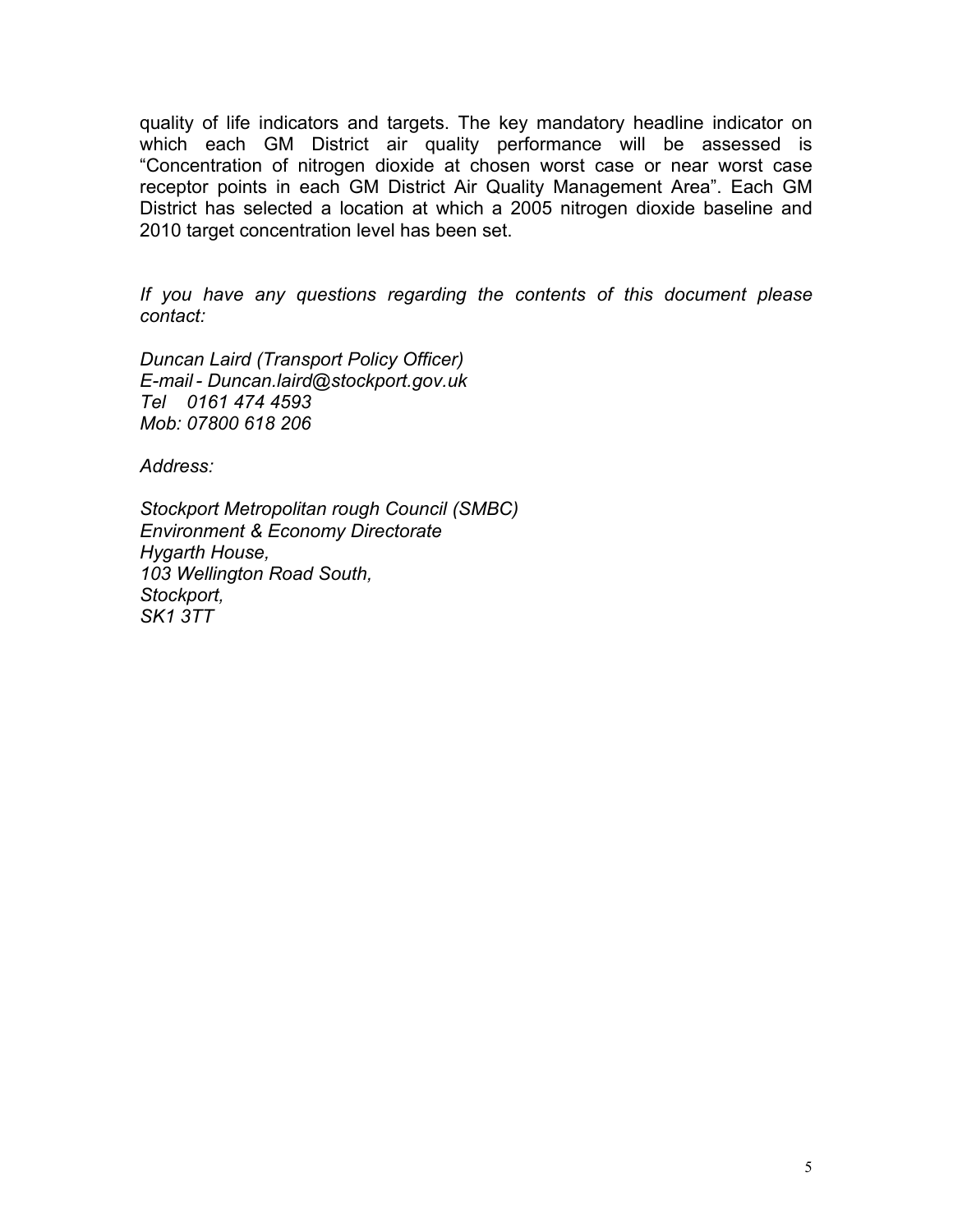quality of life indicators and targets. The key mandatory headline indicator on which each GM District air quality performance will be assessed is "Concentration of nitrogen dioxide at chosen worst case or near worst case receptor points in each GM District Air Quality Management Area". Each GM District has selected a location at which a 2005 nitrogen dioxide baseline and 2010 target concentration level has been set.

*If you have any questions regarding the contents of this document please contact:*

*Duncan Laird (Transport Policy Officer)*
*E-mail - Duncan.laird@stockport.gov.uk*
*Tel 0161 474 4593*
*Mob: 07800 618 206*

*Address:*

*Stockport Metropolitan rough Council (SMBC)*
*Environment & Economy Directorate*
*Hygarth House,*
*103 Wellington Road South,*
*Stockport,*
*SK1 3TT*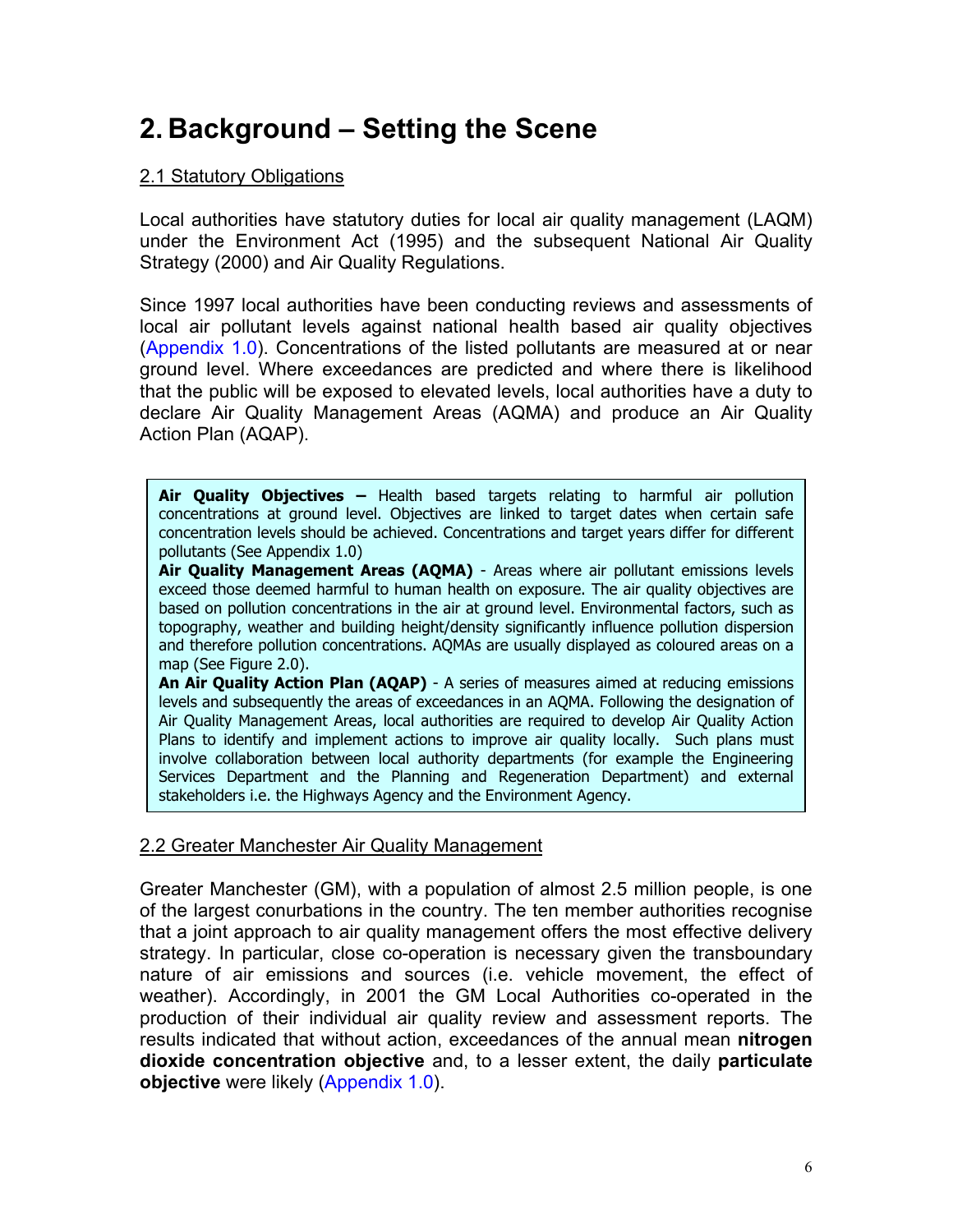# 2. Background – Setting the Scene

## 2.1 Statutory Obligations

Local authorities have statutory duties for local air quality management (LAQM) under the Environment Act (1995) and the subsequent National Air Quality Strategy (2000) and Air Quality Regulations.

Since 1997 local authorities have been conducting reviews and assessments of local air pollutant levels against national health based air quality objectives (Appendix 1.0). Concentrations of the listed pollutants are measured at or near ground level. Where exceedances are predicted and where there is likelihood that the public will be exposed to elevated levels, local authorities have a duty to declare Air Quality Management Areas (AQMA) and produce an Air Quality Action Plan (AQAP).

**Air Quality Objectives –** Health based targets relating to harmful air pollution concentrations at ground level. Objectives are linked to target dates when certain safe concentration levels should be achieved. Concentrations and target years differ for different pollutants (See Appendix 1.0)

**Air Quality Management Areas (AQMA)** - Areas where air pollutant emissions levels exceed those deemed harmful to human health on exposure. The air quality objectives are based on pollution concentrations in the air at ground level. Environmental factors, such as topography, weather and building height/density significantly influence pollution dispersion and therefore pollution concentrations. AQMAs are usually displayed as coloured areas on a map (See Figure 2.0).

**An Air Quality Action Plan (AQAP)** - A series of measures aimed at reducing emissions levels and subsequently the areas of exceedances in an AQMA. Following the designation of Air Quality Management Areas, local authorities are required to develop Air Quality Action Plans to identify and implement actions to improve air quality locally. Such plans must involve collaboration between local authority departments (for example the Engineering Services Department and the Planning and Regeneration Department) and external stakeholders i.e. the Highways Agency and the Environment Agency.

## 2.2 Greater Manchester Air Quality Management

Greater Manchester (GM), with a population of almost 2.5 million people, is one of the largest conurbations in the country. The ten member authorities recognise that a joint approach to air quality management offers the most effective delivery strategy. In particular, close co-operation is necessary given the transboundary nature of air emissions and sources (i.e. vehicle movement, the effect of weather). Accordingly, in 2001 the GM Local Authorities co-operated in the production of their individual air quality review and assessment reports. The results indicated that without action, exceedances of the annual mean **nitrogen dioxide concentration objective** and, to a lesser extent, the daily **particulate objective** were likely (Appendix 1.0).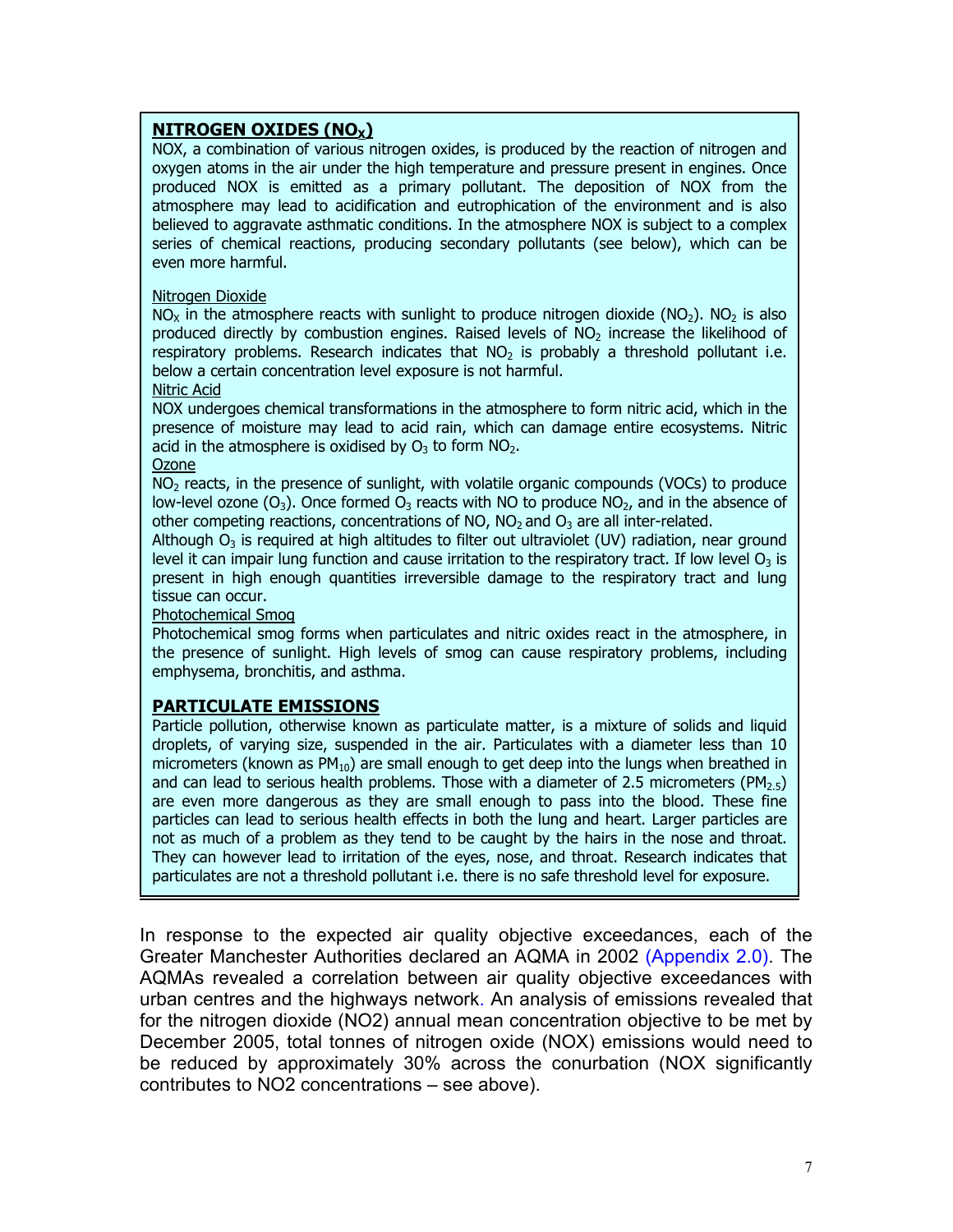## NITROGEN OXIDES ($NO_X$)

NOX, a combination of various nitrogen oxides, is produced by the reaction of nitrogen and oxygen atoms in the air under the high temperature and pressure present in engines. Once produced NOX is emitted as a primary pollutant. The deposition of NOX from the atmosphere may lead to acidification and eutrophication of the environment and is also believed to aggravate asthmatic conditions. In the atmosphere NOX is subject to a complex series of chemical reactions, producing secondary pollutants (see below), which can be even more harmful.

Nitrogen Dioxide

$NO_X$ in the atmosphere reacts with sunlight to produce nitrogen dioxide ($NO_2$). $NO_2$ is also produced directly by combustion engines. Raised levels of $NO_2$ increase the likelihood of respiratory problems. Research indicates that $NO_2$ is probably a threshold pollutant i.e. below a certain concentration level exposure is not harmful.

Nitric Acid

NOX undergoes chemical transformations in the atmosphere to form nitric acid, which in the presence of moisture may lead to acid rain, which can damage entire ecosystems. Nitric acid in the atmosphere is oxidised by $O_3$ to form $NO_2$.

Ozone

$NO_2$ reacts, in the presence of sunlight, with volatile organic compounds (VOCs) to produce low-level ozone ($O_3$). Once formed $O_3$ reacts with NO to produce $NO_2$, and in the absence of other competing reactions, concentrations of NO, $NO_2$ and $O_3$ are all inter-related.

Although $O_3$ is required at high altitudes to filter out ultraviolet (UV) radiation, near ground level it can impair lung function and cause irritation to the respiratory tract. If low level $O_3$ is present in high enough quantities irreversible damage to the respiratory tract and lung tissue can occur.

Photochemical Smog

Photochemical smog forms when particulates and nitric oxides react in the atmosphere, in the presence of sunlight. High levels of smog can cause respiratory problems, including emphysema, bronchitis, and asthma.

## PARTICULATE EMISSIONS

Particle pollution, otherwise known as particulate matter, is a mixture of solids and liquid droplets, of varying size, suspended in the air. Particulates with a diameter less than 10 micrometers (known as $PM_{10}$) are small enough to get deep into the lungs when breathed in and can lead to serious health problems. Those with a diameter of 2.5 micrometers ($PM_{2.5}$) are even more dangerous as they are small enough to pass into the blood. These fine particles can lead to serious health effects in both the lung and heart. Larger particles are not as much of a problem as they tend to be caught by the hairs in the nose and throat. They can however lead to irritation of the eyes, nose, and throat. Research indicates that particulates are not a threshold pollutant i.e. there is no safe threshold level for exposure.

In response to the expected air quality objective exceedances, each of the Greater Manchester Authorities declared an AQMA in 2002 (Appendix 2.0). The AQMAs revealed a correlation between air quality objective exceedances with urban centres and the highways network. An analysis of emissions revealed that for the nitrogen dioxide (NO2) annual mean concentration objective to be met by December 2005, total tonnes of nitrogen oxide (NOX) emissions would need to be reduced by approximately 30% across the conurbation (NOX significantly contributes to NO2 concentrations – see above).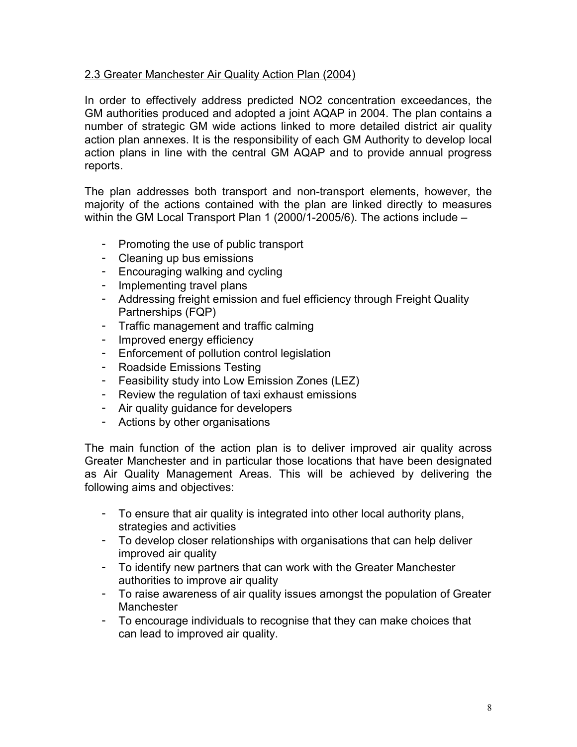## 2.3 Greater Manchester Air Quality Action Plan (2004)

In order to effectively address predicted NO2 concentration exceedances, the GM authorities produced and adopted a joint AQAP in 2004. The plan contains a number of strategic GM wide actions linked to more detailed district air quality action plan annexes. It is the responsibility of each GM Authority to develop local action plans in line with the central GM AQAP and to provide annual progress reports.

The plan addresses both transport and non-transport elements, however, the majority of the actions contained with the plan are linked directly to measures within the GM Local Transport Plan 1 (2000/1-2005/6). The actions include –

- Promoting the use of public transport
- Cleaning up bus emissions
- Encouraging walking and cycling
- Implementing travel plans
- Addressing freight emission and fuel efficiency through Freight Quality Partnerships (FQP)
- Traffic management and traffic calming
- Improved energy efficiency
- Enforcement of pollution control legislation
- Roadside Emissions Testing
- Feasibility study into Low Emission Zones (LEZ)
- Review the regulation of taxi exhaust emissions
- Air quality guidance for developers
- Actions by other organisations

The main function of the action plan is to deliver improved air quality across Greater Manchester and in particular those locations that have been designated as Air Quality Management Areas. This will be achieved by delivering the following aims and objectives:

- To ensure that air quality is integrated into other local authority plans, strategies and activities
- To develop closer relationships with organisations that can help deliver improved air quality
- To identify new partners that can work with the Greater Manchester authorities to improve air quality
- To raise awareness of air quality issues amongst the population of Greater Manchester
- To encourage individuals to recognise that they can make choices that can lead to improved air quality.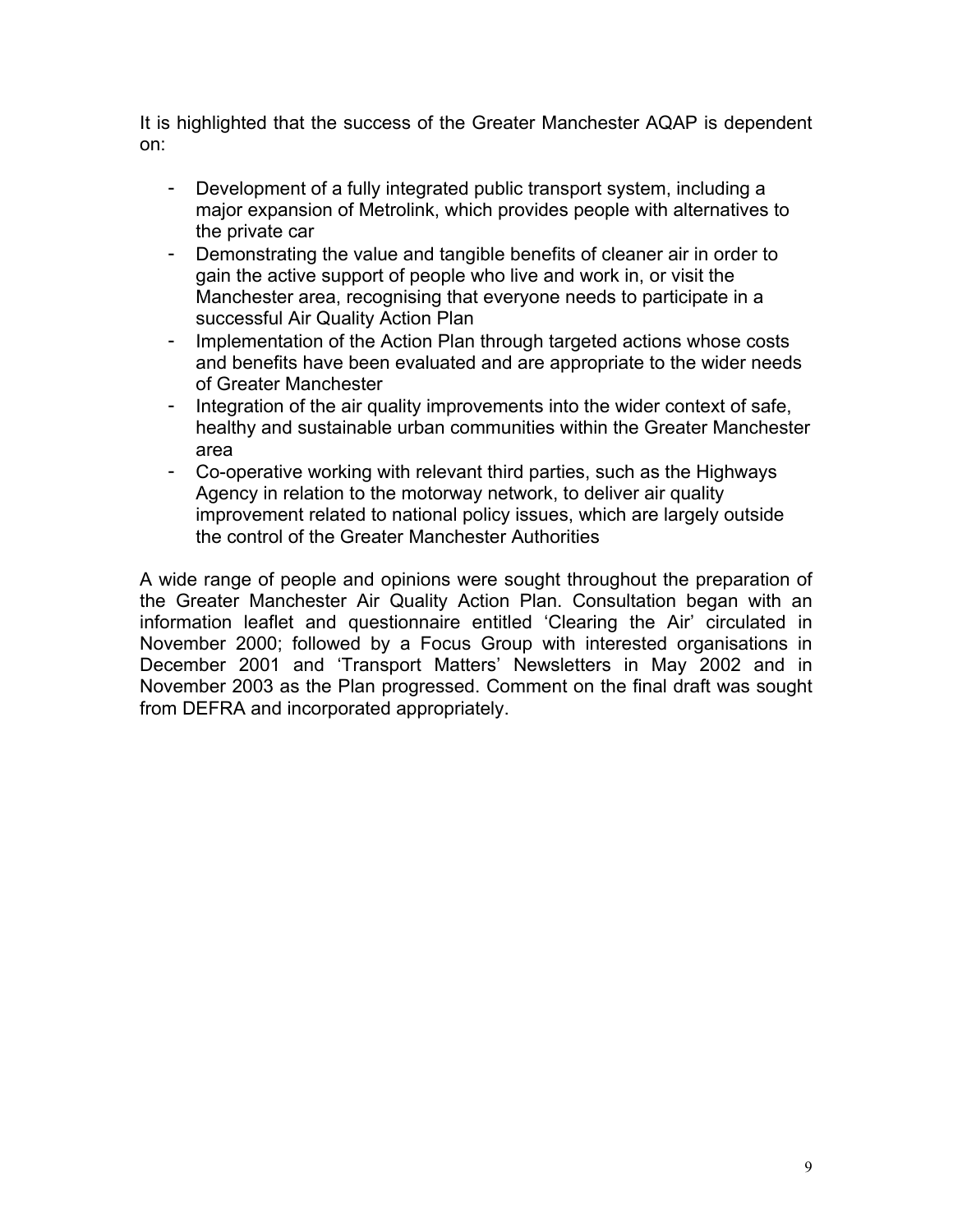It is highlighted that the success of the Greater Manchester AQAP is dependent on:

- Development of a fully integrated public transport system, including a major expansion of Metrolink, which provides people with alternatives to the private car
- Demonstrating the value and tangible benefits of cleaner air in order to gain the active support of people who live and work in, or visit the Manchester area, recognising that everyone needs to participate in a successful Air Quality Action Plan
- Implementation of the Action Plan through targeted actions whose costs and benefits have been evaluated and are appropriate to the wider needs of Greater Manchester
- Integration of the air quality improvements into the wider context of safe, healthy and sustainable urban communities within the Greater Manchester area
- Co-operative working with relevant third parties, such as the Highways Agency in relation to the motorway network, to deliver air quality improvement related to national policy issues, which are largely outside the control of the Greater Manchester Authorities

A wide range of people and opinions were sought throughout the preparation of the Greater Manchester Air Quality Action Plan. Consultation began with an information leaflet and questionnaire entitled 'Clearing the Air' circulated in November 2000; followed by a Focus Group with interested organisations in December 2001 and 'Transport Matters' Newsletters in May 2002 and in November 2003 as the Plan progressed. Comment on the final draft was sought from DEFRA and incorporated appropriately.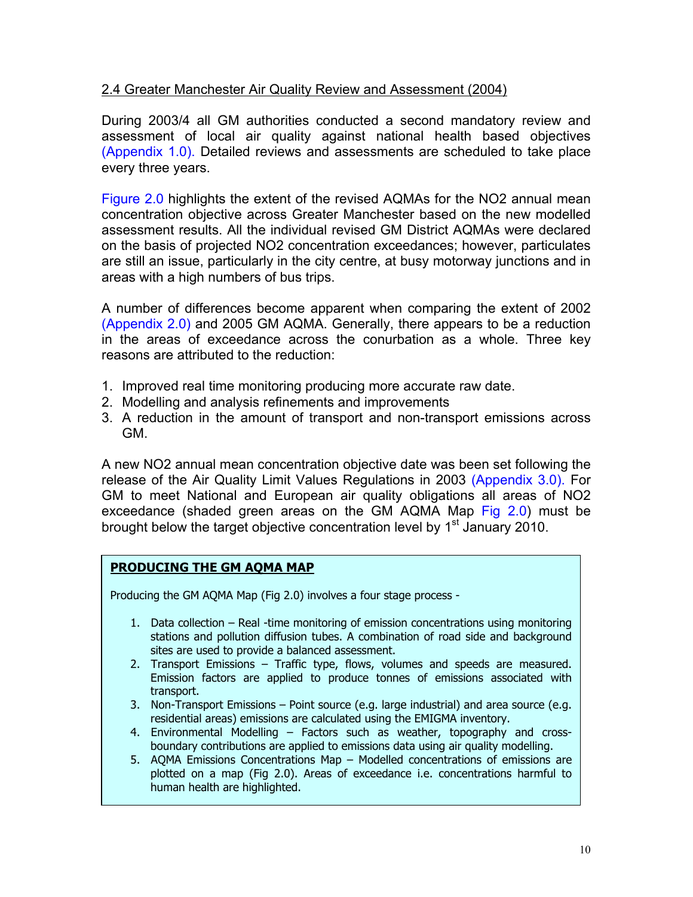## 2.4 Greater Manchester Air Quality Review and Assessment (2004)

During 2003/4 all GM authorities conducted a second mandatory review and assessment of local air quality against national health based objectives (Appendix 1.0). Detailed reviews and assessments are scheduled to take place every three years.

Figure 2.0 highlights the extent of the revised AQMAs for the NO2 annual mean concentration objective across Greater Manchester based on the new modelled assessment results. All the individual revised GM District AQMAs were declared on the basis of projected NO2 concentration exceedances; however, particulates are still an issue, particularly in the city centre, at busy motorway junctions and in areas with a high numbers of bus trips.

A number of differences become apparent when comparing the extent of 2002 (Appendix 2.0) and 2005 GM AQMA. Generally, there appears to be a reduction in the areas of exceedance across the conurbation as a whole. Three key reasons are attributed to the reduction:

1. Improved real time monitoring producing more accurate raw date.
2. Modelling and analysis refinements and improvements
3. A reduction in the amount of transport and non-transport emissions across GM.

A new NO2 annual mean concentration objective date was been set following the release of the Air Quality Limit Values Regulations in 2003 (Appendix 3.0). For GM to meet National and European air quality obligations all areas of NO2 exceedance (shaded green areas on the GM AQMA Map Fig 2.0) must be brought below the target objective concentration level by 1st January 2010.

**PRODUCING THE GM AQMA MAP**

Producing the GM AQMA Map (Fig 2.0) involves a four stage process -

1. Data collection – Real -time monitoring of emission concentrations using monitoring stations and pollution diffusion tubes. A combination of road side and background sites are used to provide a balanced assessment.
2. Transport Emissions – Traffic type, flows, volumes and speeds are measured. Emission factors are applied to produce tonnes of emissions associated with transport.
3. Non-Transport Emissions – Point source (e.g. large industrial) and area source (e.g. residential areas) emissions are calculated using the EMIGMA inventory.
4. Environmental Modelling – Factors such as weather, topography and cross-boundary contributions are applied to emissions data using air quality modelling.
5. AQMA Emissions Concentrations Map – Modelled concentrations of emissions are plotted on a map (Fig 2.0). Areas of exceedance i.e. concentrations harmful to human health are highlighted.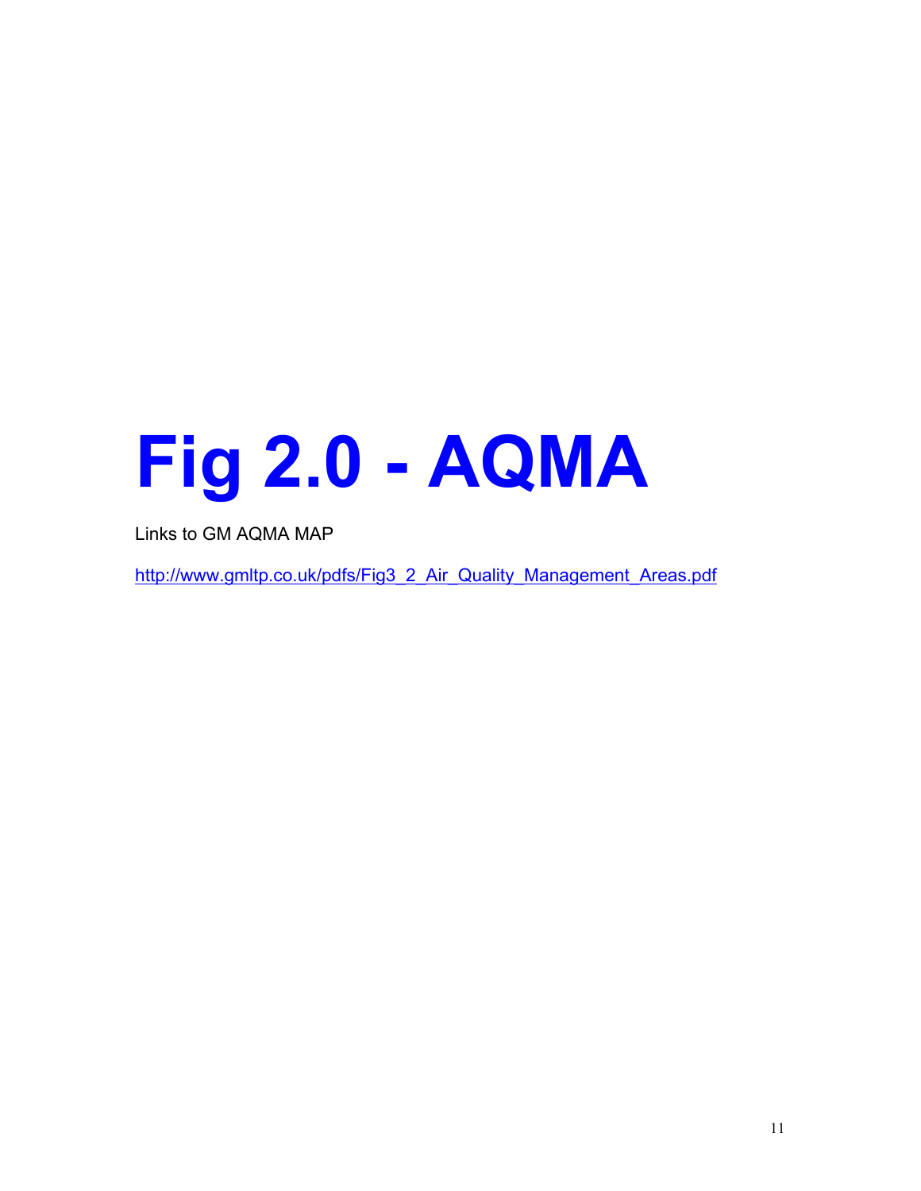# Fig 2.0 - AQMA

Links to GM AQMA MAP

http://www.gmltp.co.uk/pdfs/Fig3_2_Air_Quality_Management_Areas.pdf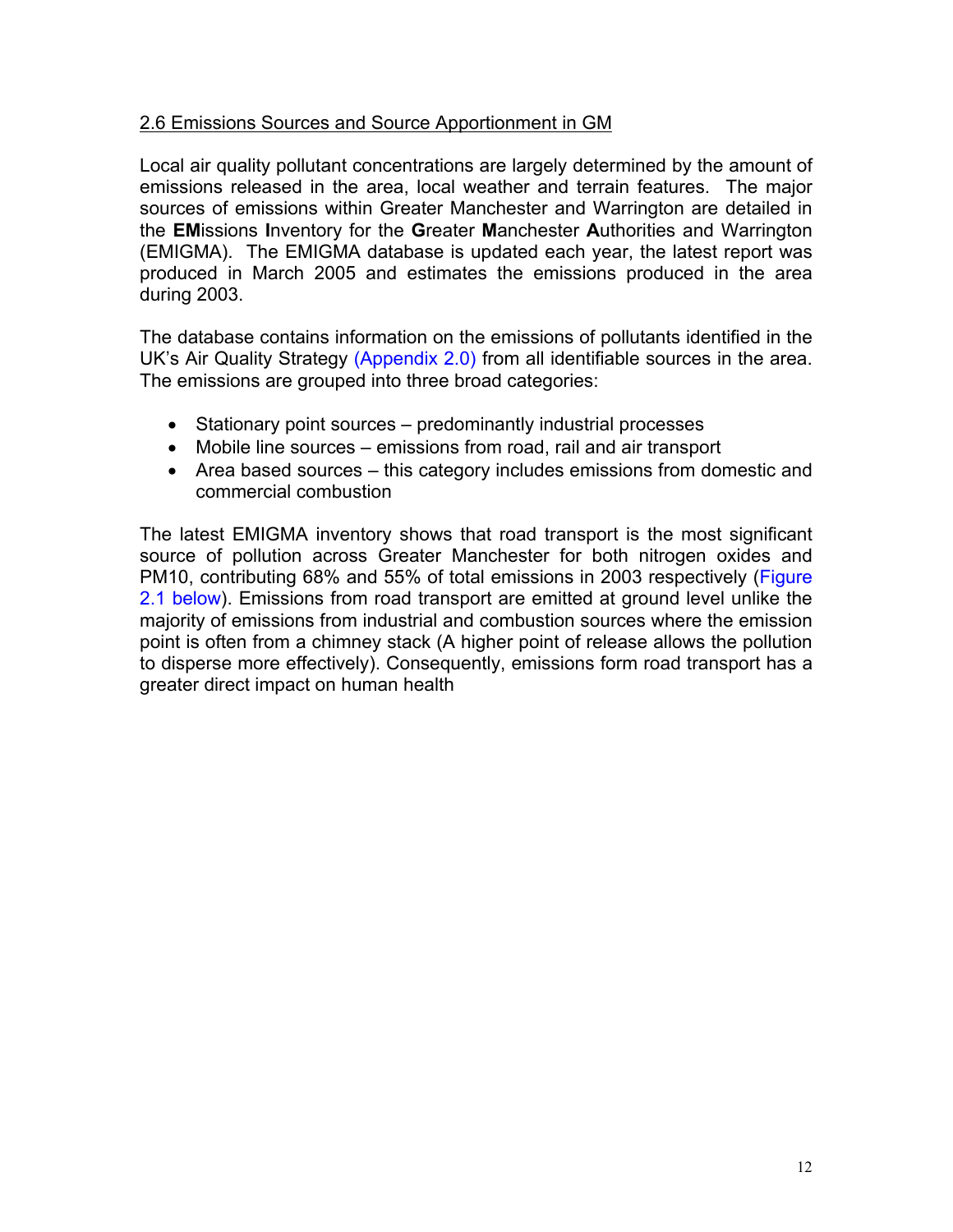## 2.6 Emissions Sources and Source Apportionment in GM

Local air quality pollutant concentrations are largely determined by the amount of emissions released in the area, local weather and terrain features. The major sources of emissions within Greater Manchester and Warrington are detailed in the **EM**issions **I**nventory for the **G**reater **M**anchester **A**uthorities and Warrington (EMIGMA). The EMIGMA database is updated each year, the latest report was produced in March 2005 and estimates the emissions produced in the area during 2003.

The database contains information on the emissions of pollutants identified in the UK's Air Quality Strategy (Appendix 2.0) from all identifiable sources in the area. The emissions are grouped into three broad categories:

- Stationary point sources – predominantly industrial processes
- Mobile line sources – emissions from road, rail and air transport
- Area based sources – this category includes emissions from domestic and commercial combustion

The latest EMIGMA inventory shows that road transport is the most significant source of pollution across Greater Manchester for both nitrogen oxides and PM10, contributing 68% and 55% of total emissions in 2003 respectively (Figure 2.1 below). Emissions from road transport are emitted at ground level unlike the majority of emissions from industrial and combustion sources where the emission point is often from a chimney stack (A higher point of release allows the pollution to disperse more effectively). Consequently, emissions form road transport has a greater direct impact on human health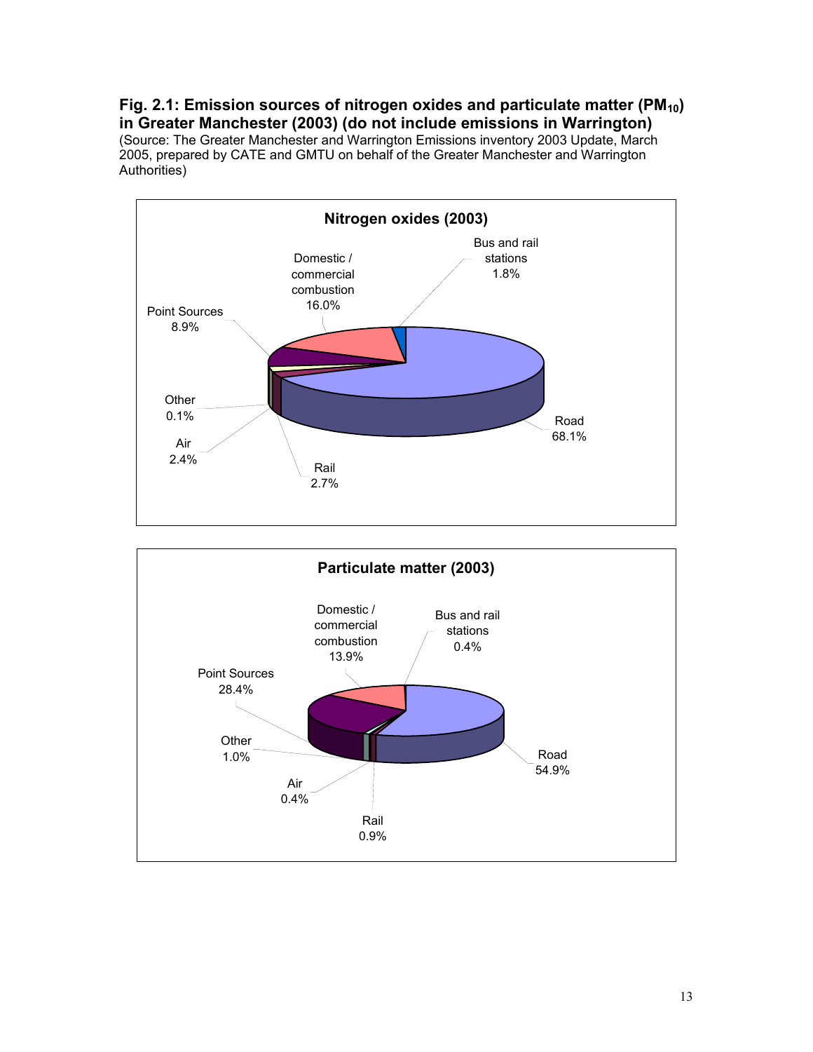**Fig. 2.1: Emission sources of nitrogen oxides and particulate matter ($PM_{10}$) in Greater Manchester (2003) (do not include emissions in Warrington)**
(Source: The Greater Manchester and Warrington Emissions inventory 2003 Update, March 2005, prepared by CATE and GMTU on behalf of the Greater Manchester and Warrington Authorities)

**Nitrogen oxides (2003)**

| Source | Share |
|---|---|
| Road | 68.1% |
| Domestic / commercial combustion | 16.0% |
| Point Sources | 8.9% |
| Rail | 2.7% |
| Air | 2.4% |
| Bus and rail stations | 1.8% |
| Other | 0.1% |

**Particulate matter (2003)**

| Source | Share |
|---|---|
| Road | 54.9% |
| Point Sources | 28.4% |
| Domestic / commercial combustion | 13.9% |
| Other | 1.0% |
| Rail | 0.9% |
| Air | 0.4% |
| Bus and rail stations | 0.4% |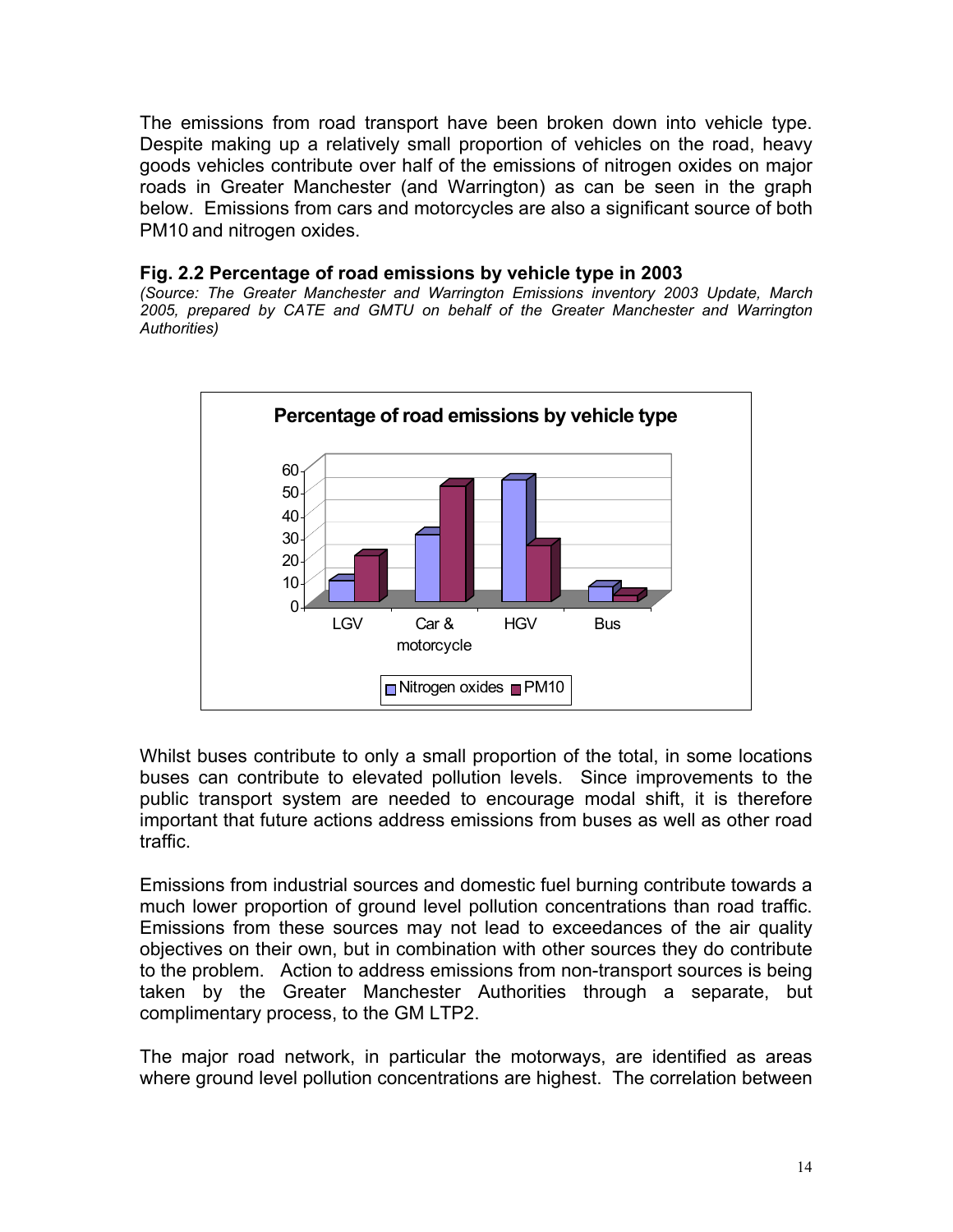The emissions from road transport have been broken down into vehicle type. Despite making up a relatively small proportion of vehicles on the road, heavy goods vehicles contribute over half of the emissions of nitrogen oxides on major roads in Greater Manchester (and Warrington) as can be seen in the graph below. Emissions from cars and motorcycles are also a significant source of both PM10 and nitrogen oxides.

**Fig. 2.2 Percentage of road emissions by vehicle type in 2003**

*(Source: The Greater Manchester and Warrington Emissions inventory 2003 Update, March 2005, prepared by CATE and GMTU on behalf of the Greater Manchester and Warrington Authorities)*

Whilst buses contribute to only a small proportion of the total, in some locations buses can contribute to elevated pollution levels. Since improvements to the public transport system are needed to encourage modal shift, it is therefore important that future actions address emissions from buses as well as other road traffic.

Emissions from industrial sources and domestic fuel burning contribute towards a much lower proportion of ground level pollution concentrations than road traffic. Emissions from these sources may not lead to exceedances of the air quality objectives on their own, but in combination with other sources they do contribute to the problem. Action to address emissions from non-transport sources is being taken by the Greater Manchester Authorities through a separate, but complimentary process, to the GM LTP2.

The major road network, in particular the motorways, are identified as areas where ground level pollution concentrations are highest. The correlation between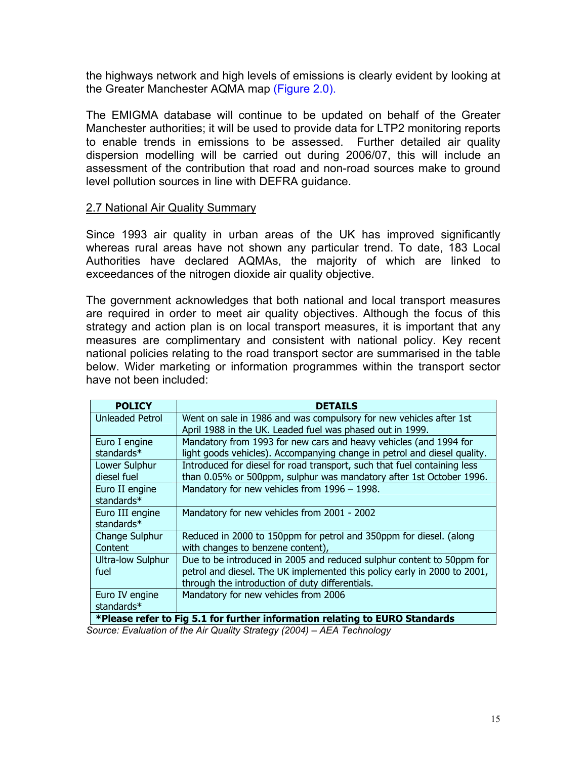the highways network and high levels of emissions is clearly evident by looking at the Greater Manchester AQMA map (Figure 2.0).

The EMIGMA database will continue to be updated on behalf of the Greater Manchester authorities; it will be used to provide data for LTP2 monitoring reports to enable trends in emissions to be assessed. Further detailed air quality dispersion modelling will be carried out during 2006/07, this will include an assessment of the contribution that road and non-road sources make to ground level pollution sources in line with DEFRA guidance.

## 2.7 National Air Quality Summary

Since 1993 air quality in urban areas of the UK has improved significantly whereas rural areas have not shown any particular trend. To date, 183 Local Authorities have declared AQMAs, the majority of which are linked to exceedances of the nitrogen dioxide air quality objective.

The government acknowledges that both national and local transport measures are required in order to meet air quality objectives. Although the focus of this strategy and action plan is on local transport measures, it is important that any measures are complimentary and consistent with national policy. Key recent national policies relating to the road transport sector are summarised in the table below. Wider marketing or information programmes within the transport sector have not been included:

| POLICY | DETAILS |
|---|---|
| Unleaded Petrol | Went on sale in 1986 and was compulsory for new vehicles after 1st April 1988 in the UK. Leaded fuel was phased out in 1999. |
| Euro I engine standards* | Mandatory from 1993 for new cars and heavy vehicles (and 1994 for light goods vehicles). Accompanying change in petrol and diesel quality. |
| Lower Sulphur diesel fuel | Introduced for diesel for road transport, such that fuel containing less than 0.05% or 500ppm, sulphur was mandatory after 1st October 1996. |
| Euro II engine standards* | Mandatory for new vehicles from 1996 – 1998. |
| Euro III engine standards* | Mandatory for new vehicles from 2001 - 2002 |
| Change Sulphur Content | Reduced in 2000 to 150ppm for petrol and 350ppm for diesel. (along with changes to benzene content), |
| Ultra-low Sulphur fuel | Due to be introduced in 2005 and reduced sulphur content to 50ppm for petrol and diesel. The UK implemented this policy early in 2000 to 2001, through the introduction of duty differentials. |
| Euro IV engine standards* | Mandatory for new vehicles from 2006 |
| **\*Please refer to Fig 5.1 for further information relating to EURO Standards** | |

*Source: Evaluation of the Air Quality Strategy (2004) – AEA Technology*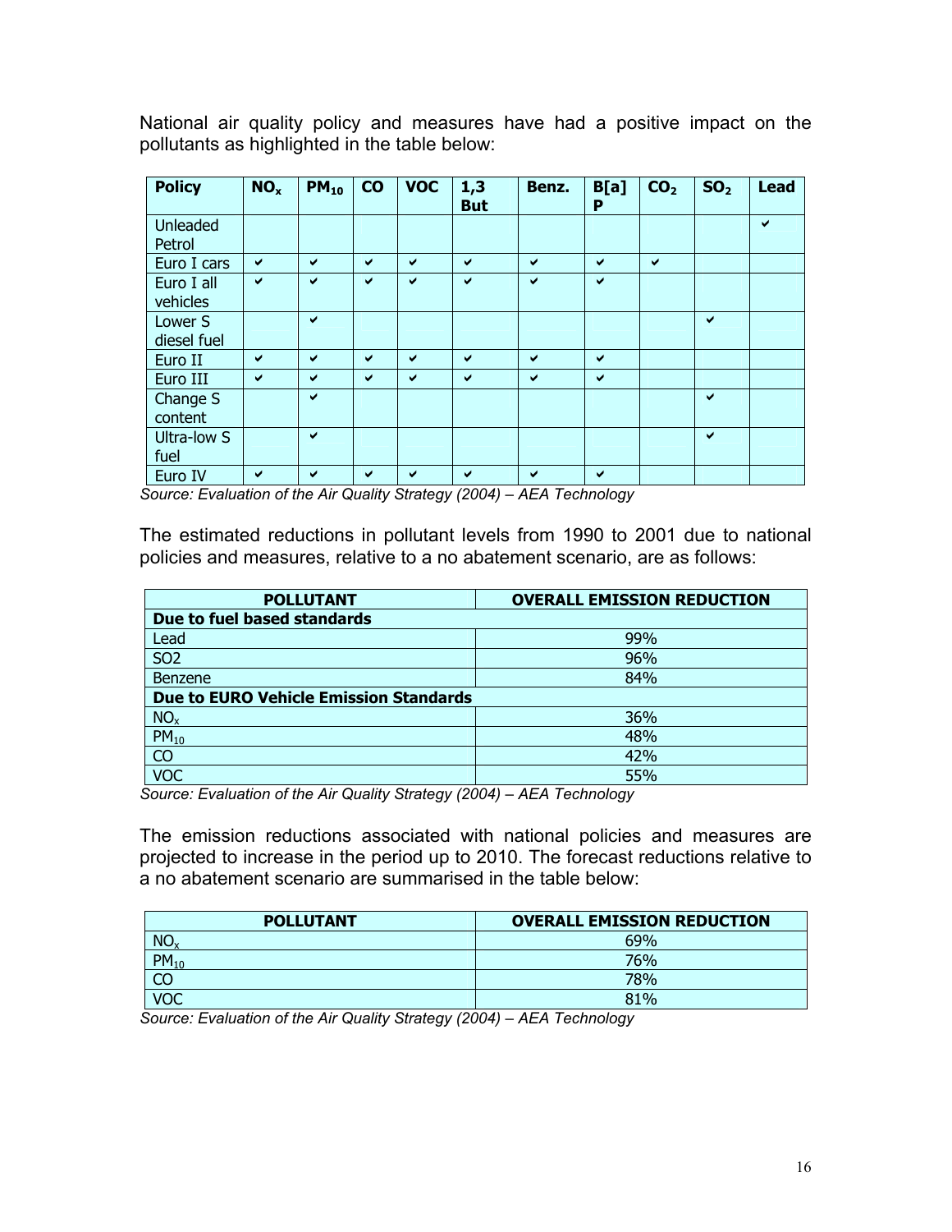National air quality policy and measures have had a positive impact on the pollutants as highlighted in the table below:

| Policy | $NO_x$ | $PM_{10}$ | CO | VOC | 1,3 But | Benz. | B[a]P | $CO_2$ | $SO_2$ | Lead |
|---|---|---|---|---|---|---|---|---|---|---|
| Unleaded Petrol | | | | | | | | | | ✔ |
| Euro I cars | ✔ | ✔ | ✔ | ✔ | ✔ | ✔ | ✔ | ✔ | | |
| Euro I all vehicles | ✔ | ✔ | ✔ | ✔ | ✔ | ✔ | ✔ | | | |
| Lower S diesel fuel | | ✔ | | | | | | | ✔ | |
| Euro II | ✔ | ✔ | ✔ | ✔ | ✔ | ✔ | ✔ | | | |
| Euro III | ✔ | ✔ | ✔ | ✔ | ✔ | ✔ | ✔ | | | |
| Change S content | | ✔ | | | | | | | ✔ | |
| Ultra-low S fuel | | ✔ | | | | | | | ✔ | |
| Euro IV | ✔ | ✔ | ✔ | ✔ | ✔ | ✔ | ✔ | | | |

*Source: Evaluation of the Air Quality Strategy (2004) – AEA Technology*

The estimated reductions in pollutant levels from 1990 to 2001 due to national policies and measures, relative to a no abatement scenario, are as follows:

| POLLUTANT | OVERALL EMISSION REDUCTION |
|---|---|
| **Due to fuel based standards** | |
| Lead | 99% |
| SO2 | 96% |
| Benzene | 84% |
| **Due to EURO Vehicle Emission Standards** | |
| $NO_x$ | 36% |
| $PM_{10}$ | 48% |
| CO | 42% |
| VOC | 55% |

*Source: Evaluation of the Air Quality Strategy (2004) – AEA Technology*

The emission reductions associated with national policies and measures are projected to increase in the period up to 2010. The forecast reductions relative to a no abatement scenario are summarised in the table below:

| POLLUTANT | OVERALL EMISSION REDUCTION |
|---|---|
| $NO_x$ | 69% |
| $PM_{10}$ | 76% |
| CO | 78% |
| VOC | 81% |

*Source: Evaluation of the Air Quality Strategy (2004) – AEA Technology*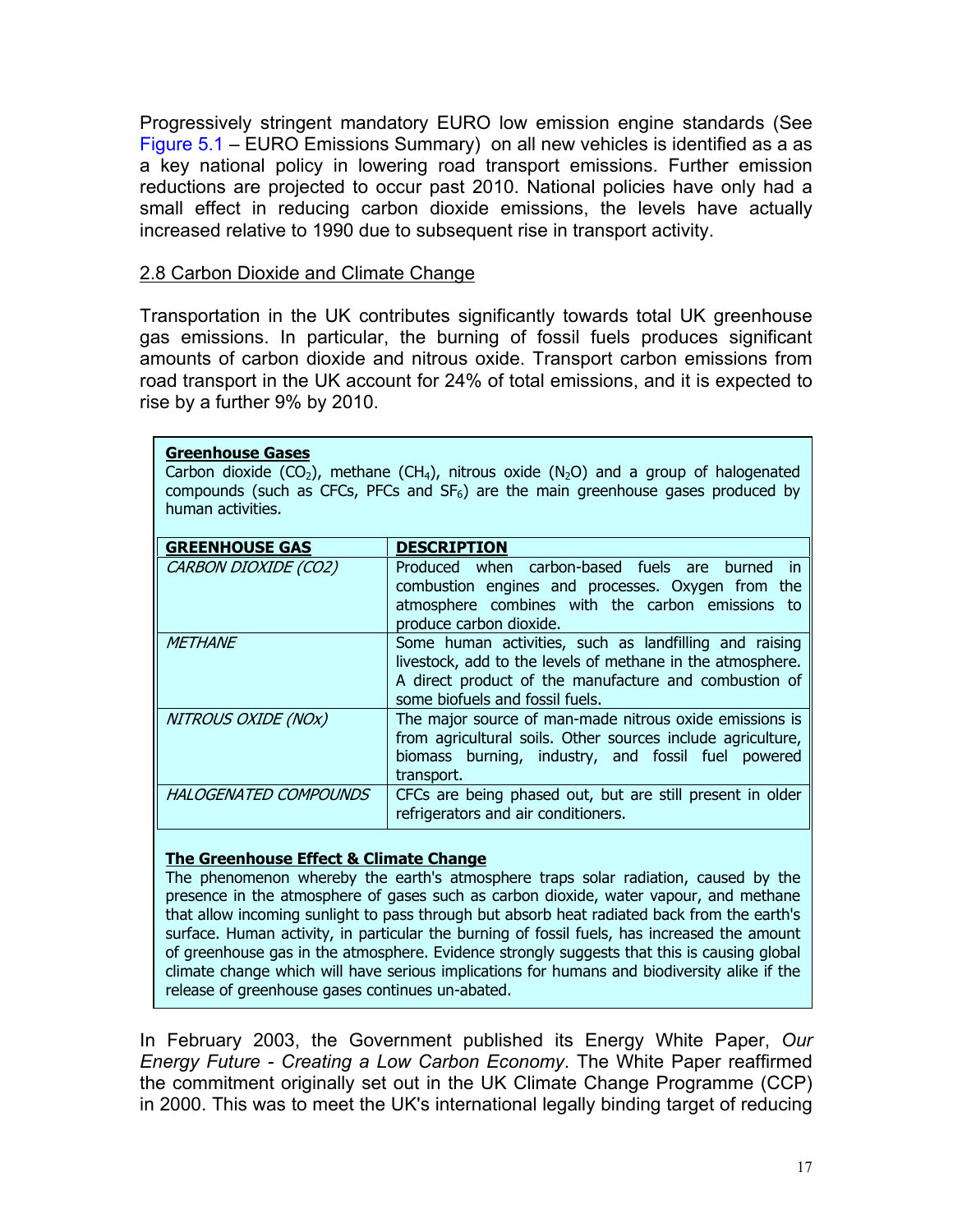Progressively stringent mandatory EURO low emission engine standards (See Figure 5.1 – EURO Emissions Summary) on all new vehicles is identified as a as a key national policy in lowering road transport emissions. Further emission reductions are projected to occur past 2010. National policies have only had a small effect in reducing carbon dioxide emissions, the levels have actually increased relative to 1990 due to subsequent rise in transport activity.

## 2.8 Carbon Dioxide and Climate Change

Transportation in the UK contributes significantly towards total UK greenhouse gas emissions. In particular, the burning of fossil fuels produces significant amounts of carbon dioxide and nitrous oxide. Transport carbon emissions from road transport in the UK account for 24% of total emissions, and it is expected to rise by a further 9% by 2010.

**Greenhouse Gases**

Carbon dioxide ($CO_2$), methane ($CH_4$), nitrous oxide ($N_2O$) and a group of halogenated compounds (such as CFCs, PFCs and $SF_6$) are the main greenhouse gases produced by human activities.

| GREENHOUSE GAS | DESCRIPTION |
|---|---|
| *CARBON DIOXIDE (CO2)* | Produced when carbon-based fuels are burned in combustion engines and processes. Oxygen from the atmosphere combines with the carbon emissions to produce carbon dioxide. |
| *METHANE* | Some human activities, such as landfilling and raising livestock, add to the levels of methane in the atmosphere. A direct product of the manufacture and combustion of some biofuels and fossil fuels. |
| *NITROUS OXIDE (NOx)* | The major source of man-made nitrous oxide emissions is from agricultural soils. Other sources include agriculture, biomass burning, industry, and fossil fuel powered transport. |
| *HALOGENATED COMPOUNDS* | CFCs are being phased out, but are still present in older refrigerators and air conditioners. |

**The Greenhouse Effect & Climate Change**

The phenomenon whereby the earth's atmosphere traps solar radiation, caused by the presence in the atmosphere of gases such as carbon dioxide, water vapour, and methane that allow incoming sunlight to pass through but absorb heat radiated back from the earth's surface. Human activity, in particular the burning of fossil fuels, has increased the amount of greenhouse gas in the atmosphere. Evidence strongly suggests that this is causing global climate change which will have serious implications for humans and biodiversity alike if the release of greenhouse gases continues un-abated.

In February 2003, the Government published its Energy White Paper, *Our Energy Future - Creating a Low Carbon Economy*. The White Paper reaffirmed the commitment originally set out in the UK Climate Change Programme (CCP) in 2000. This was to meet the UK's international legally binding target of reducing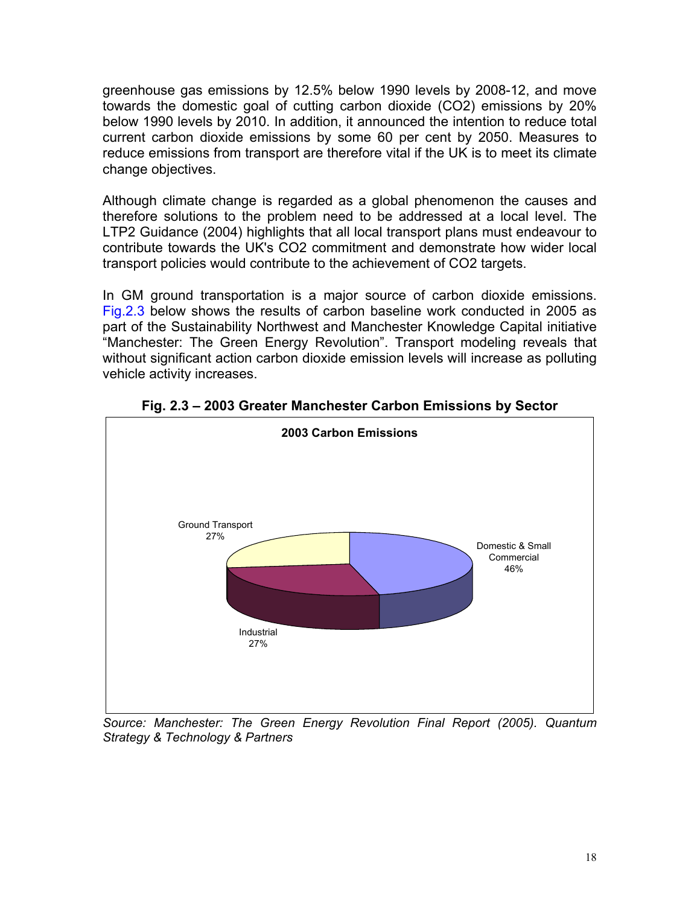greenhouse gas emissions by 12.5% below 1990 levels by 2008-12, and move towards the domestic goal of cutting carbon dioxide ($CO_2$) emissions by 20% below 1990 levels by 2010. In addition, it announced the intention to reduce total current carbon dioxide emissions by some 60 per cent by 2050. Measures to reduce emissions from transport are therefore vital if the UK is to meet its climate change objectives.

Although climate change is regarded as a global phenomenon the causes and therefore solutions to the problem need to be addressed at a local level. The LTP2 Guidance (2004) highlights that all local transport plans must endeavour to contribute towards the UK's $CO_2$ commitment and demonstrate how wider local transport policies would contribute to the achievement of $CO_2$ targets.

In GM ground transportation is a major source of carbon dioxide emissions. Fig.2.3 below shows the results of carbon baseline work conducted in 2005 as part of the Sustainability Northwest and Manchester Knowledge Capital initiative "Manchester: The Green Energy Revolution". Transport modeling reveals that without significant action carbon dioxide emission levels will increase as polluting vehicle activity increases.

**Fig. 2.3 – 2003 Greater Manchester Carbon Emissions by Sector**

**2003 Carbon Emissions**

| Sector | Share |
|---|---|
| Domestic & Small Commercial | 46% |
| Ground Transport | 27% |
| Industrial | 27% |

*Source: Manchester: The Green Energy Revolution Final Report (2005). Quantum Strategy & Technology & Partners*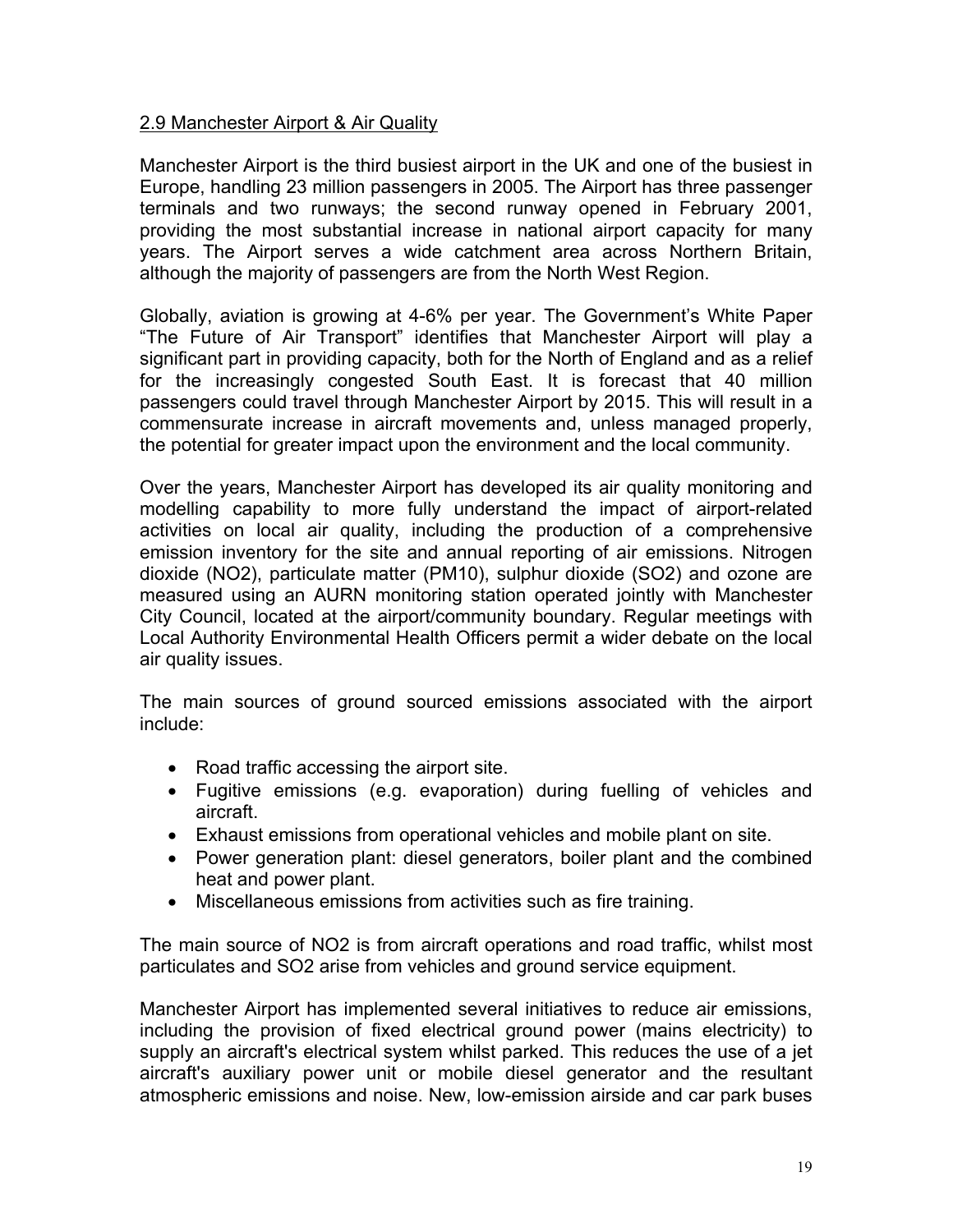## 2.9 Manchester Airport & Air Quality

Manchester Airport is the third busiest airport in the UK and one of the busiest in Europe, handling 23 million passengers in 2005. The Airport has three passenger terminals and two runways; the second runway opened in February 2001, providing the most substantial increase in national airport capacity for many years. The Airport serves a wide catchment area across Northern Britain, although the majority of passengers are from the North West Region.

Globally, aviation is growing at 4-6% per year. The Government's White Paper "The Future of Air Transport" identifies that Manchester Airport will play a significant part in providing capacity, both for the North of England and as a relief for the increasingly congested South East. It is forecast that 40 million passengers could travel through Manchester Airport by 2015. This will result in a commensurate increase in aircraft movements and, unless managed properly, the potential for greater impact upon the environment and the local community.

Over the years, Manchester Airport has developed its air quality monitoring and modelling capability to more fully understand the impact of airport-related activities on local air quality, including the production of a comprehensive emission inventory for the site and annual reporting of air emissions. Nitrogen dioxide ($NO_2$), particulate matter ($PM_{10}$), sulphur dioxide ($SO_2$) and ozone are measured using an AURN monitoring station operated jointly with Manchester City Council, located at the airport/community boundary. Regular meetings with Local Authority Environmental Health Officers permit a wider debate on the local air quality issues.

The main sources of ground sourced emissions associated with the airport include:

- Road traffic accessing the airport site.
- Fugitive emissions (e.g. evaporation) during fuelling of vehicles and aircraft.
- Exhaust emissions from operational vehicles and mobile plant on site.
- Power generation plant: diesel generators, boiler plant and the combined heat and power plant.
- Miscellaneous emissions from activities such as fire training.

The main source of $NO_2$ is from aircraft operations and road traffic, whilst most particulates and $SO_2$ arise from vehicles and ground service equipment.

Manchester Airport has implemented several initiatives to reduce air emissions, including the provision of fixed electrical ground power (mains electricity) to supply an aircraft's electrical system whilst parked. This reduces the use of a jet aircraft's auxiliary power unit or mobile diesel generator and the resultant atmospheric emissions and noise. New, low-emission airside and car park buses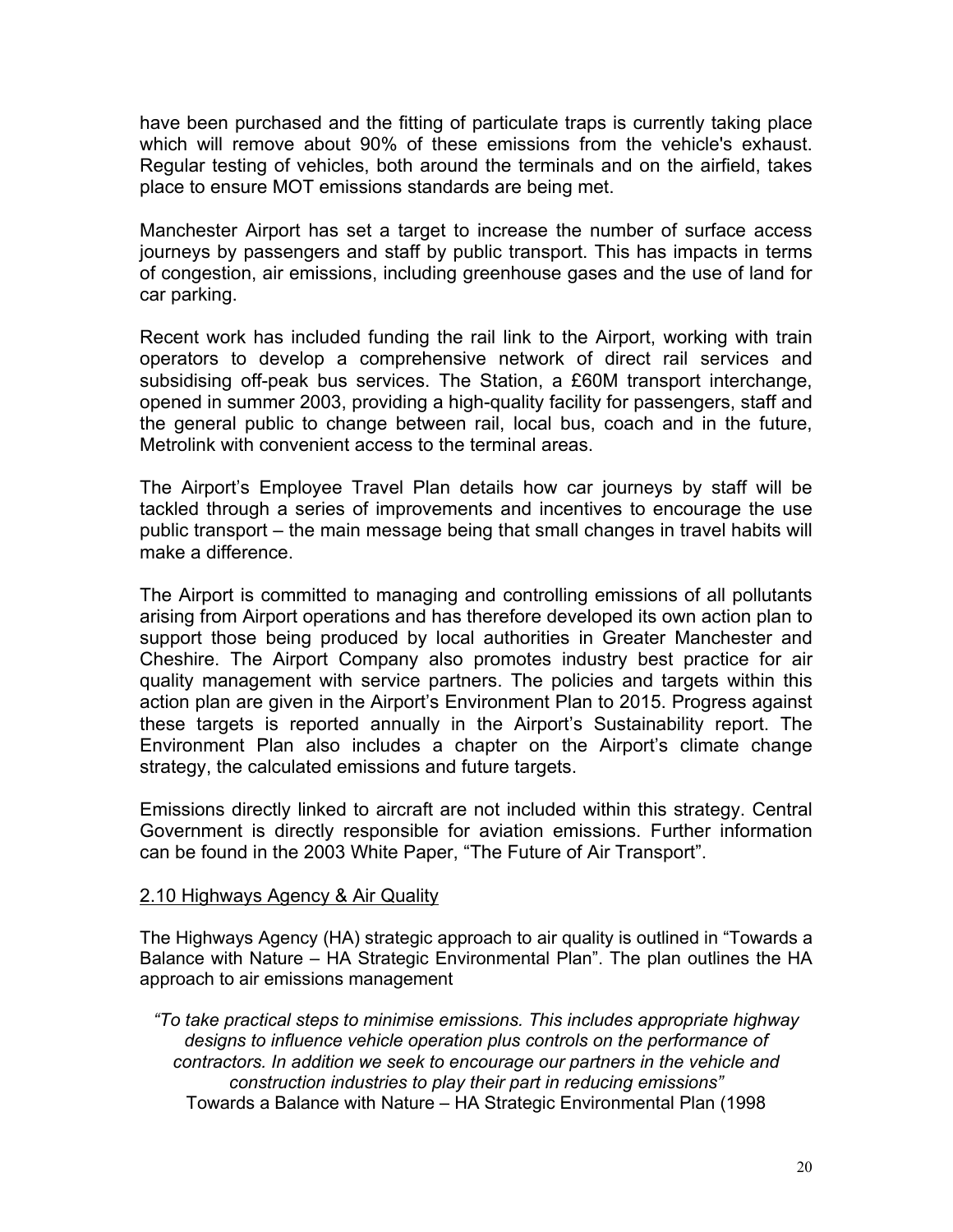have been purchased and the fitting of particulate traps is currently taking place which will remove about 90% of these emissions from the vehicle's exhaust. Regular testing of vehicles, both around the terminals and on the airfield, takes place to ensure MOT emissions standards are being met.

Manchester Airport has set a target to increase the number of surface access journeys by passengers and staff by public transport. This has impacts in terms of congestion, air emissions, including greenhouse gases and the use of land for car parking.

Recent work has included funding the rail link to the Airport, working with train operators to develop a comprehensive network of direct rail services and subsidising off-peak bus services. The Station, a £60M transport interchange, opened in summer 2003, providing a high-quality facility for passengers, staff and the general public to change between rail, local bus, coach and in the future, Metrolink with convenient access to the terminal areas.

The Airport's Employee Travel Plan details how car journeys by staff will be tackled through a series of improvements and incentives to encourage the use public transport – the main message being that small changes in travel habits will make a difference.

The Airport is committed to managing and controlling emissions of all pollutants arising from Airport operations and has therefore developed its own action plan to support those being produced by local authorities in Greater Manchester and Cheshire. The Airport Company also promotes industry best practice for air quality management with service partners. The policies and targets within this action plan are given in the Airport's Environment Plan to 2015. Progress against these targets is reported annually in the Airport's Sustainability report. The Environment Plan also includes a chapter on the Airport's climate change strategy, the calculated emissions and future targets.

Emissions directly linked to aircraft are not included within this strategy. Central Government is directly responsible for aviation emissions. Further information can be found in the 2003 White Paper, "The Future of Air Transport".

## 2.10 Highways Agency & Air Quality

The Highways Agency (HA) strategic approach to air quality is outlined in "Towards a Balance with Nature – HA Strategic Environmental Plan". The plan outlines the HA approach to air emissions management

> *"To take practical steps to minimise emissions. This includes appropriate highway designs to influence vehicle operation plus controls on the performance of contractors. In addition we seek to encourage our partners in the vehicle and construction industries to play their part in reducing emissions"*
> Towards a Balance with Nature – HA Strategic Environmental Plan (1998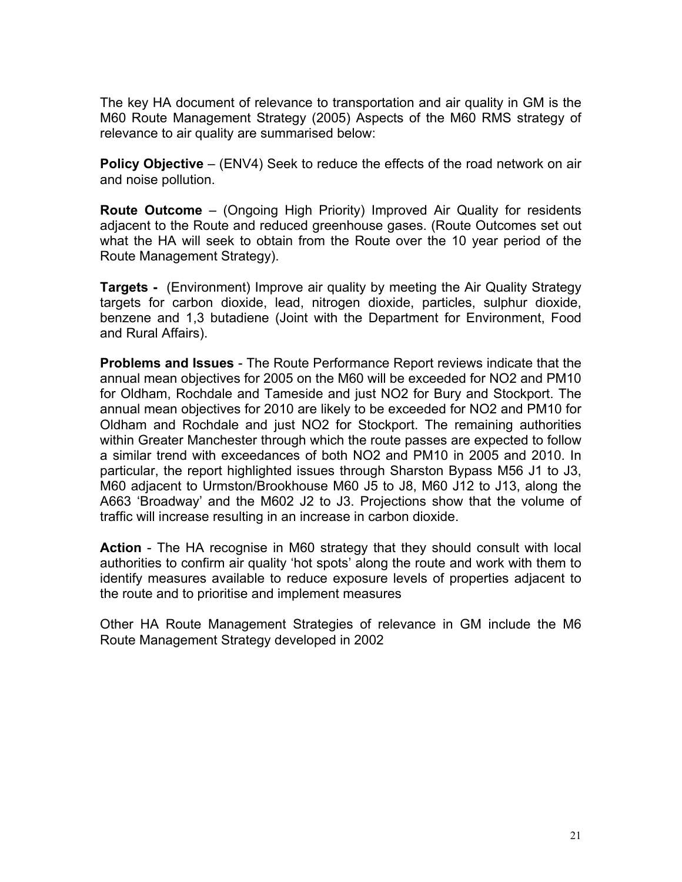The key HA document of relevance to transportation and air quality in GM is the M60 Route Management Strategy (2005) Aspects of the M60 RMS strategy of relevance to air quality are summarised below:

**Policy Objective** – (ENV4) Seek to reduce the effects of the road network on air and noise pollution.

**Route Outcome** – (Ongoing High Priority) Improved Air Quality for residents adjacent to the Route and reduced greenhouse gases. (Route Outcomes set out what the HA will seek to obtain from the Route over the 10 year period of the Route Management Strategy).

**Targets -** (Environment) Improve air quality by meeting the Air Quality Strategy targets for carbon dioxide, lead, nitrogen dioxide, particles, sulphur dioxide, benzene and 1,3 butadiene (Joint with the Department for Environment, Food and Rural Affairs).

**Problems and Issues** - The Route Performance Report reviews indicate that the annual mean objectives for 2005 on the M60 will be exceeded for NO2 and PM10 for Oldham, Rochdale and Tameside and just NO2 for Bury and Stockport. The annual mean objectives for 2010 are likely to be exceeded for NO2 and PM10 for Oldham and Rochdale and just NO2 for Stockport. The remaining authorities within Greater Manchester through which the route passes are expected to follow a similar trend with exceedances of both NO2 and PM10 in 2005 and 2010. In particular, the report highlighted issues through Sharston Bypass M56 J1 to J3, M60 adjacent to Urmston/Brookhouse M60 J5 to J8, M60 J12 to J13, along the A663 'Broadway' and the M602 J2 to J3. Projections show that the volume of traffic will increase resulting in an increase in carbon dioxide.

**Action** - The HA recognise in M60 strategy that they should consult with local authorities to confirm air quality 'hot spots' along the route and work with them to identify measures available to reduce exposure levels of properties adjacent to the route and to prioritise and implement measures

Other HA Route Management Strategies of relevance in GM include the M6 Route Management Strategy developed in 2002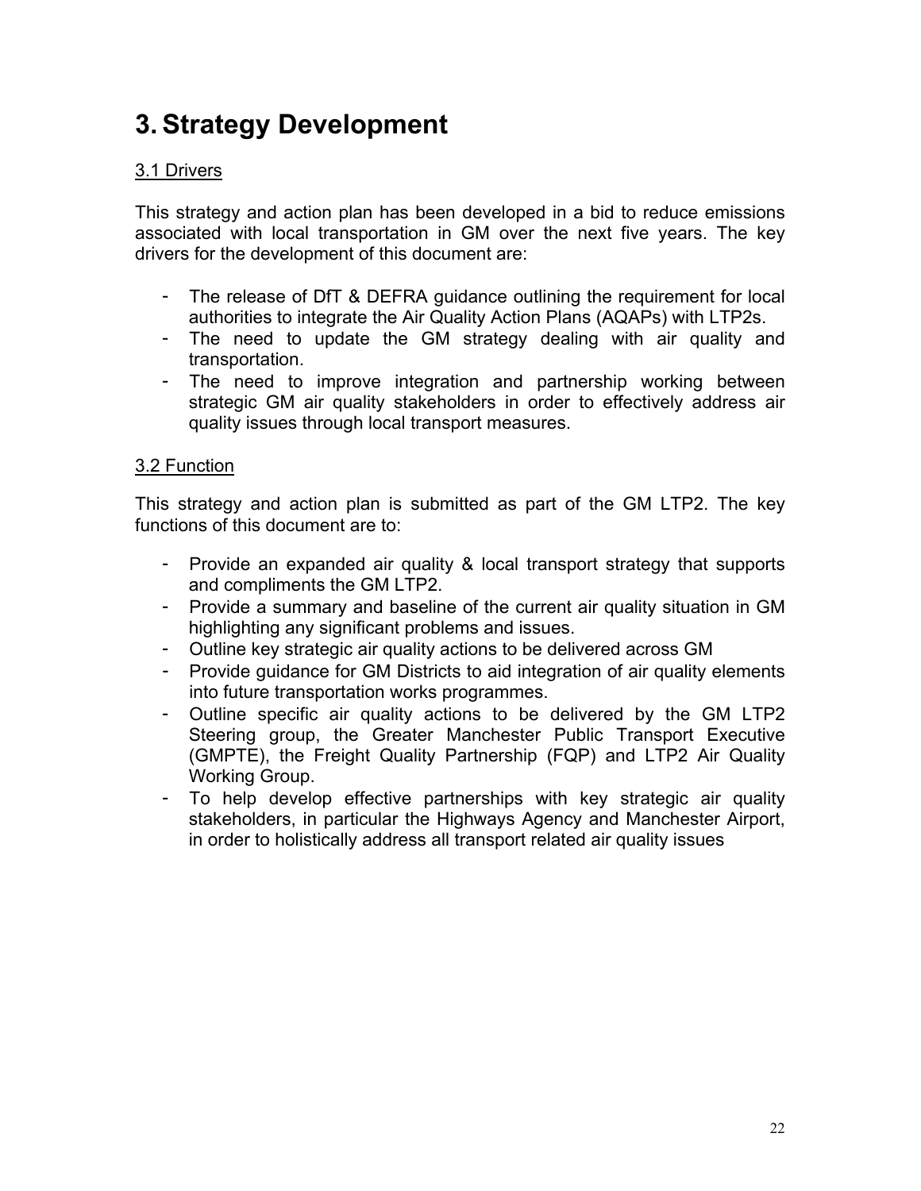# 3. Strategy Development

## 3.1 Drivers

This strategy and action plan has been developed in a bid to reduce emissions associated with local transportation in GM over the next five years. The key drivers for the development of this document are:

- The release of DfT & DEFRA guidance outlining the requirement for local authorities to integrate the Air Quality Action Plans (AQAPs) with LTP2s.
- The need to update the GM strategy dealing with air quality and transportation.
- The need to improve integration and partnership working between strategic GM air quality stakeholders in order to effectively address air quality issues through local transport measures.

## 3.2 Function

This strategy and action plan is submitted as part of the GM LTP2. The key functions of this document are to:

- Provide an expanded air quality & local transport strategy that supports and compliments the GM LTP2.
- Provide a summary and baseline of the current air quality situation in GM highlighting any significant problems and issues.
- Outline key strategic air quality actions to be delivered across GM
- Provide guidance for GM Districts to aid integration of air quality elements into future transportation works programmes.
- Outline specific air quality actions to be delivered by the GM LTP2 Steering group, the Greater Manchester Public Transport Executive (GMPTE), the Freight Quality Partnership (FQP) and LTP2 Air Quality Working Group.
- To help develop effective partnerships with key strategic air quality stakeholders, in particular the Highways Agency and Manchester Airport, in order to holistically address all transport related air quality issues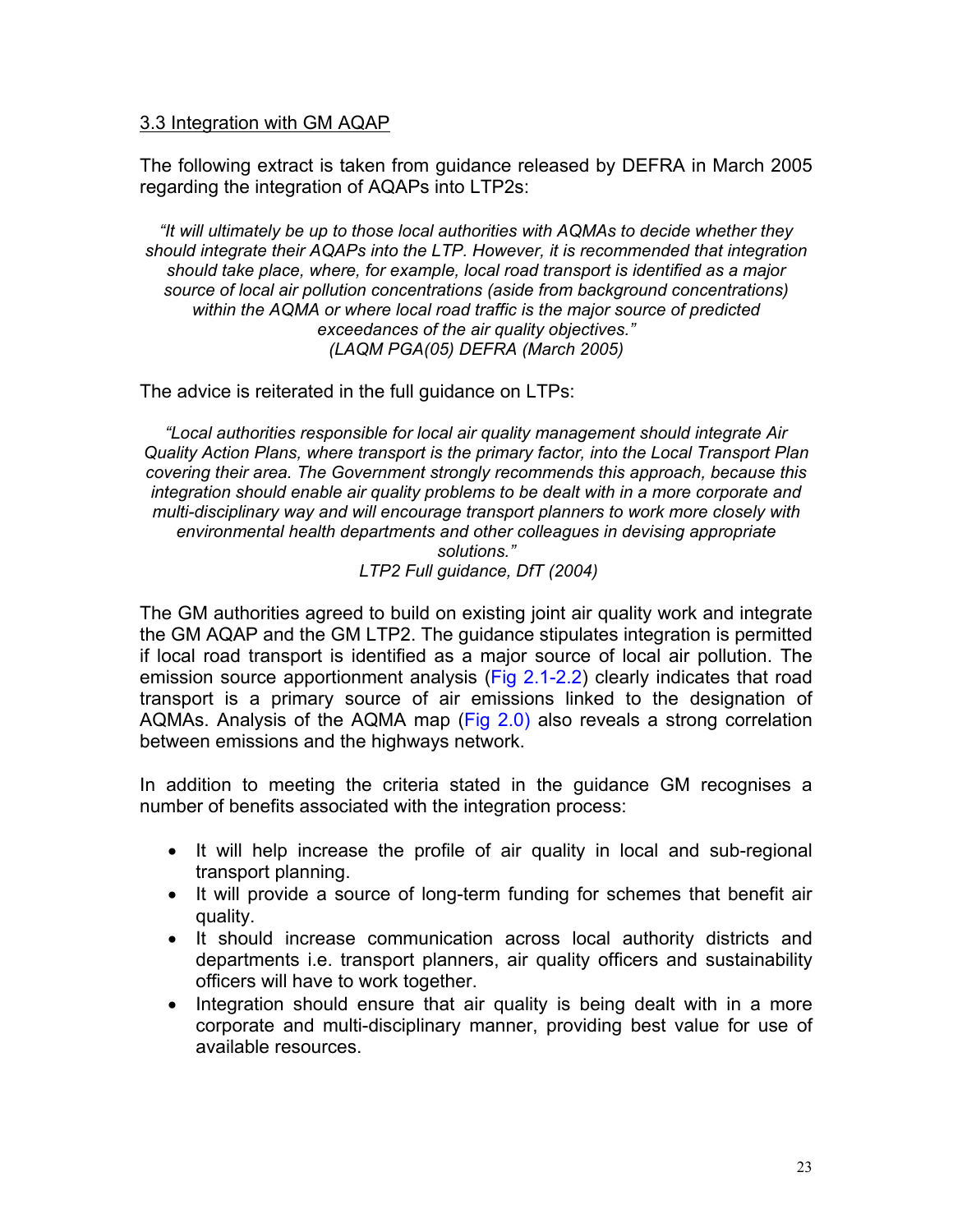### 3.3 Integration with GM AQAP

The following extract is taken from guidance released by DEFRA in March 2005 regarding the integration of AQAPs into LTP2s:

> *"It will ultimately be up to those local authorities with AQMAs to decide whether they should integrate their AQAPs into the LTP. However, it is recommended that integration should take place, where, for example, local road transport is identified as a major source of local air pollution concentrations (aside from background concentrations) within the AQMA or where local road traffic is the major source of predicted exceedances of the air quality objectives."*
> *(LAQM PGA(05) DEFRA (March 2005)*

The advice is reiterated in the full guidance on LTPs:

> *"Local authorities responsible for local air quality management should integrate Air Quality Action Plans, where transport is the primary factor, into the Local Transport Plan covering their area. The Government strongly recommends this approach, because this integration should enable air quality problems to be dealt with in a more corporate and multi-disciplinary way and will encourage transport planners to work more closely with environmental health departments and other colleagues in devising appropriate solutions."*
> *LTP2 Full guidance, DfT (2004)*

The GM authorities agreed to build on existing joint air quality work and integrate the GM AQAP and the GM LTP2. The guidance stipulates integration is permitted if local road transport is identified as a major source of local air pollution. The emission source apportionment analysis (Fig 2.1-2.2) clearly indicates that road transport is a primary source of air emissions linked to the designation of AQMAs. Analysis of the AQMA map (Fig 2.0) also reveals a strong correlation between emissions and the highways network.

In addition to meeting the criteria stated in the guidance GM recognises a number of benefits associated with the integration process:

- It will help increase the profile of air quality in local and sub-regional transport planning.
- It will provide a source of long-term funding for schemes that benefit air quality.
- It should increase communication across local authority districts and departments i.e. transport planners, air quality officers and sustainability officers will have to work together.
- Integration should ensure that air quality is being dealt with in a more corporate and multi-disciplinary manner, providing best value for use of available resources.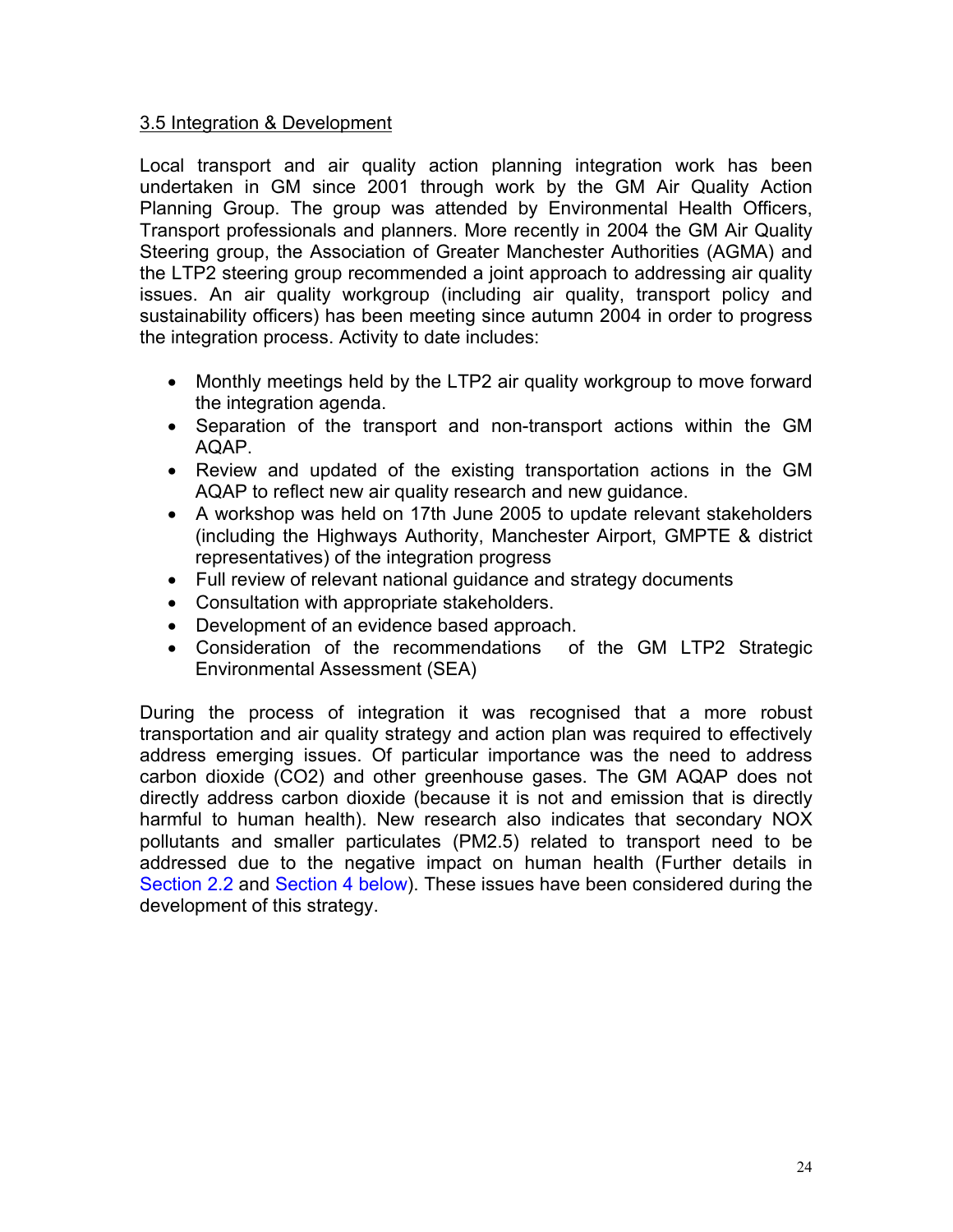<u>3.5 Integration & Development</u>

Local transport and air quality action planning integration work has been undertaken in GM since 2001 through work by the GM Air Quality Action Planning Group. The group was attended by Environmental Health Officers, Transport professionals and planners. More recently in 2004 the GM Air Quality Steering group, the Association of Greater Manchester Authorities (AGMA) and the LTP2 steering group recommended a joint approach to addressing air quality issues. An air quality workgroup (including air quality, transport policy and sustainability officers) has been meeting since autumn 2004 in order to progress the integration process. Activity to date includes:

- Monthly meetings held by the LTP2 air quality workgroup to move forward the integration agenda.
- Separation of the transport and non-transport actions within the GM AQAP.
- Review and updated of the existing transportation actions in the GM AQAP to reflect new air quality research and new guidance.
- A workshop was held on 17th June 2005 to update relevant stakeholders (including the Highways Authority, Manchester Airport, GMPTE & district representatives) of the integration progress
- Full review of relevant national guidance and strategy documents
- Consultation with appropriate stakeholders.
- Development of an evidence based approach.
- Consideration of the recommendations of the GM LTP2 Strategic Environmental Assessment (SEA)

During the process of integration it was recognised that a more robust transportation and air quality strategy and action plan was required to effectively address emerging issues. Of particular importance was the need to address carbon dioxide ($CO_2$) and other greenhouse gases. The GM AQAP does not directly address carbon dioxide (because it is not and emission that is directly harmful to human health). New research also indicates that secondary NOX pollutants and smaller particulates ($PM_{2.5}$) related to transport need to be addressed due to the negative impact on human health (Further details in Section 2.2 and Section 4 below). These issues have been considered during the development of this strategy.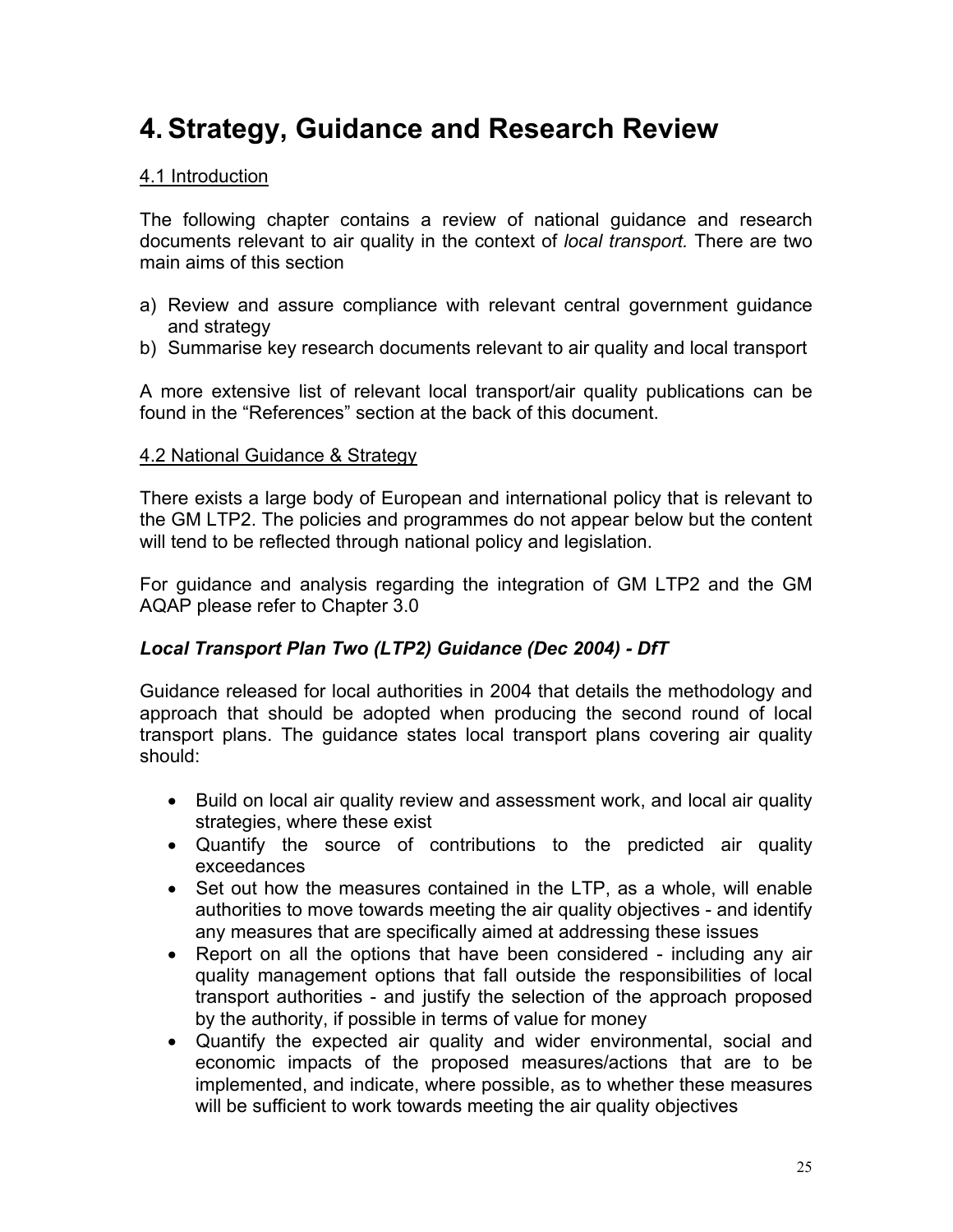# 4. Strategy, Guidance and Research Review

4.1 Introduction

The following chapter contains a review of national guidance and research documents relevant to air quality in the context of *local transport.* There are two main aims of this section

a) Review and assure compliance with relevant central government guidance and strategy
b) Summarise key research documents relevant to air quality and local transport

A more extensive list of relevant local transport/air quality publications can be found in the "References" section at the back of this document.

4.2 National Guidance & Strategy

There exists a large body of European and international policy that is relevant to the GM LTP2. The policies and programmes do not appear below but the content will tend to be reflected through national policy and legislation.

For guidance and analysis regarding the integration of GM LTP2 and the GM AQAP please refer to Chapter 3.0

***Local Transport Plan Two (LTP2) Guidance (Dec 2004) - DfT***

Guidance released for local authorities in 2004 that details the methodology and approach that should be adopted when producing the second round of local transport plans. The guidance states local transport plans covering air quality should:

- Build on local air quality review and assessment work, and local air quality strategies, where these exist
- Quantify the source of contributions to the predicted air quality exceedances
- Set out how the measures contained in the LTP, as a whole, will enable authorities to move towards meeting the air quality objectives - and identify any measures that are specifically aimed at addressing these issues
- Report on all the options that have been considered - including any air quality management options that fall outside the responsibilities of local transport authorities - and justify the selection of the approach proposed by the authority, if possible in terms of value for money
- Quantify the expected air quality and wider environmental, social and economic impacts of the proposed measures/actions that are to be implemented, and indicate, where possible, as to whether these measures will be sufficient to work towards meeting the air quality objectives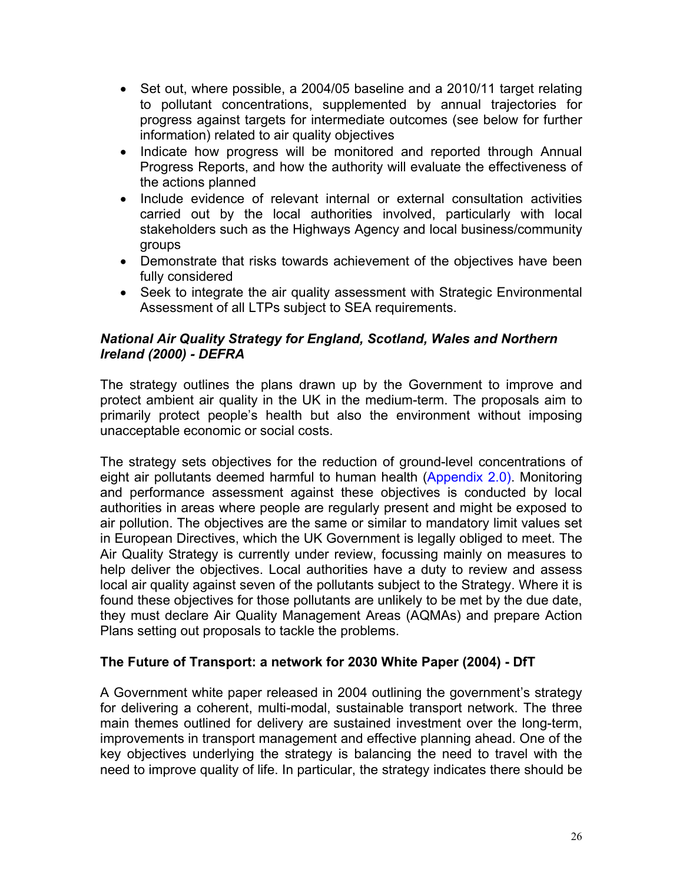- Set out, where possible, a 2004/05 baseline and a 2010/11 target relating to pollutant concentrations, supplemented by annual trajectories for progress against targets for intermediate outcomes (see below for further information) related to air quality objectives
- Indicate how progress will be monitored and reported through Annual Progress Reports, and how the authority will evaluate the effectiveness of the actions planned
- Include evidence of relevant internal or external consultation activities carried out by the local authorities involved, particularly with local stakeholders such as the Highways Agency and local business/community groups
- Demonstrate that risks towards achievement of the objectives have been fully considered
- Seek to integrate the air quality assessment with Strategic Environmental Assessment of all LTPs subject to SEA requirements.

***National Air Quality Strategy for England, Scotland, Wales and Northern Ireland (2000) - DEFRA***

The strategy outlines the plans drawn up by the Government to improve and protect ambient air quality in the UK in the medium-term. The proposals aim to primarily protect people's health but also the environment without imposing unacceptable economic or social costs.

The strategy sets objectives for the reduction of ground-level concentrations of eight air pollutants deemed harmful to human health (Appendix 2.0). Monitoring and performance assessment against these objectives is conducted by local authorities in areas where people are regularly present and might be exposed to air pollution. The objectives are the same or similar to mandatory limit values set in European Directives, which the UK Government is legally obliged to meet. The Air Quality Strategy is currently under review, focussing mainly on measures to help deliver the objectives. Local authorities have a duty to review and assess local air quality against seven of the pollutants subject to the Strategy. Where it is found these objectives for those pollutants are unlikely to be met by the due date, they must declare Air Quality Management Areas (AQMAs) and prepare Action Plans setting out proposals to tackle the problems.

**The Future of Transport: a network for 2030 White Paper (2004) - DfT**

A Government white paper released in 2004 outlining the government's strategy for delivering a coherent, multi-modal, sustainable transport network. The three main themes outlined for delivery are sustained investment over the long-term, improvements in transport management and effective planning ahead. One of the key objectives underlying the strategy is balancing the need to travel with the need to improve quality of life. In particular, the strategy indicates there should be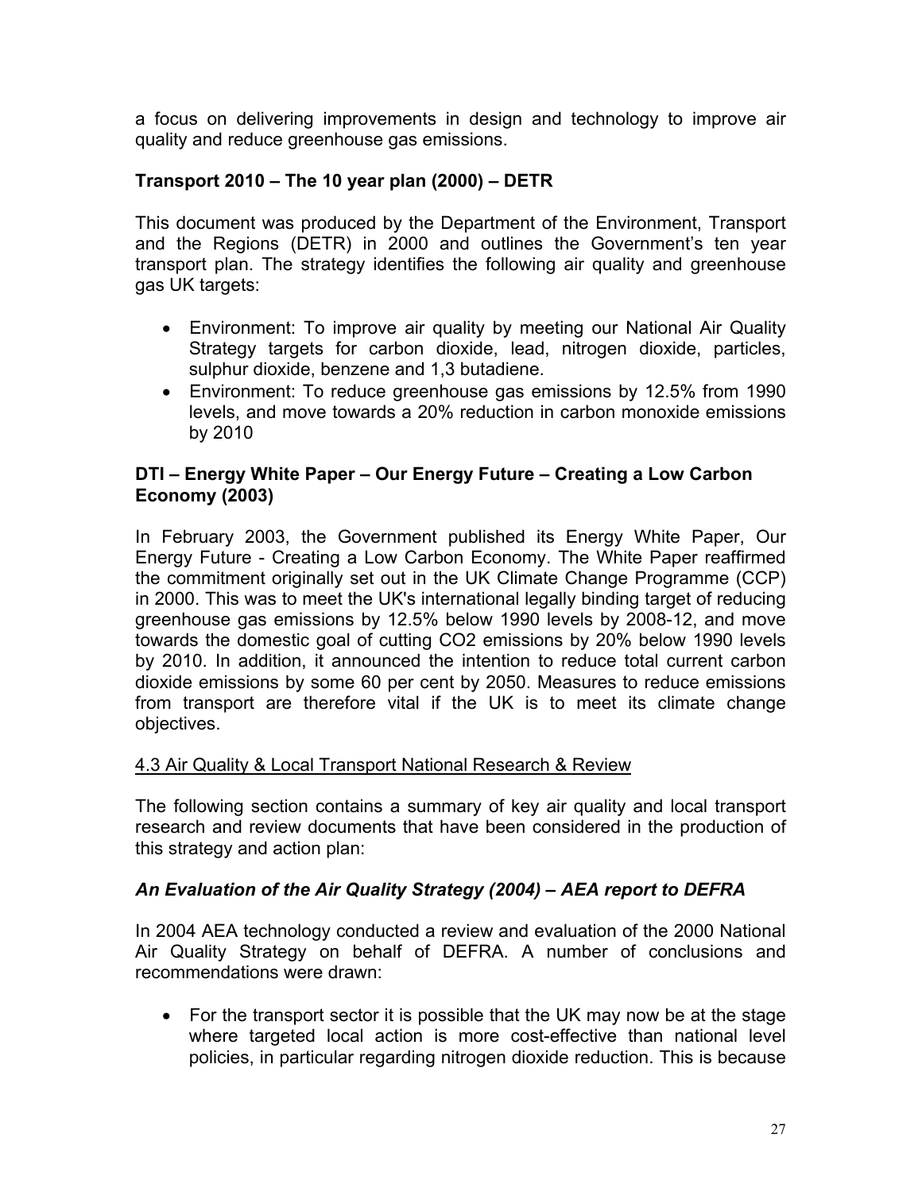a focus on delivering improvements in design and technology to improve air quality and reduce greenhouse gas emissions.

### Transport 2010 – The 10 year plan (2000) – DETR

This document was produced by the Department of the Environment, Transport and the Regions (DETR) in 2000 and outlines the Government's ten year transport plan. The strategy identifies the following air quality and greenhouse gas UK targets:

- Environment: To improve air quality by meeting our National Air Quality Strategy targets for carbon dioxide, lead, nitrogen dioxide, particles, sulphur dioxide, benzene and 1,3 butadiene.
- Environment: To reduce greenhouse gas emissions by 12.5% from 1990 levels, and move towards a 20% reduction in carbon monoxide emissions by 2010

### DTI – Energy White Paper – Our Energy Future – Creating a Low Carbon Economy (2003)

In February 2003, the Government published its Energy White Paper, Our Energy Future - Creating a Low Carbon Economy. The White Paper reaffirmed the commitment originally set out in the UK Climate Change Programme (CCP) in 2000. This was to meet the UK's international legally binding target of reducing greenhouse gas emissions by 12.5% below 1990 levels by 2008-12, and move towards the domestic goal of cutting $CO_2$ emissions by 20% below 1990 levels by 2010. In addition, it announced the intention to reduce total current carbon dioxide emissions by some 60 per cent by 2050. Measures to reduce emissions from transport are therefore vital if the UK is to meet its climate change objectives.

## 4.3 Air Quality & Local Transport National Research & Review

The following section contains a summary of key air quality and local transport research and review documents that have been considered in the production of this strategy and action plan:

### *An Evaluation of the Air Quality Strategy (2004) – AEA report to DEFRA*

In 2004 AEA technology conducted a review and evaluation of the 2000 National Air Quality Strategy on behalf of DEFRA. A number of conclusions and recommendations were drawn:

- For the transport sector it is possible that the UK may now be at the stage where targeted local action is more cost-effective than national level policies, in particular regarding nitrogen dioxide reduction. This is because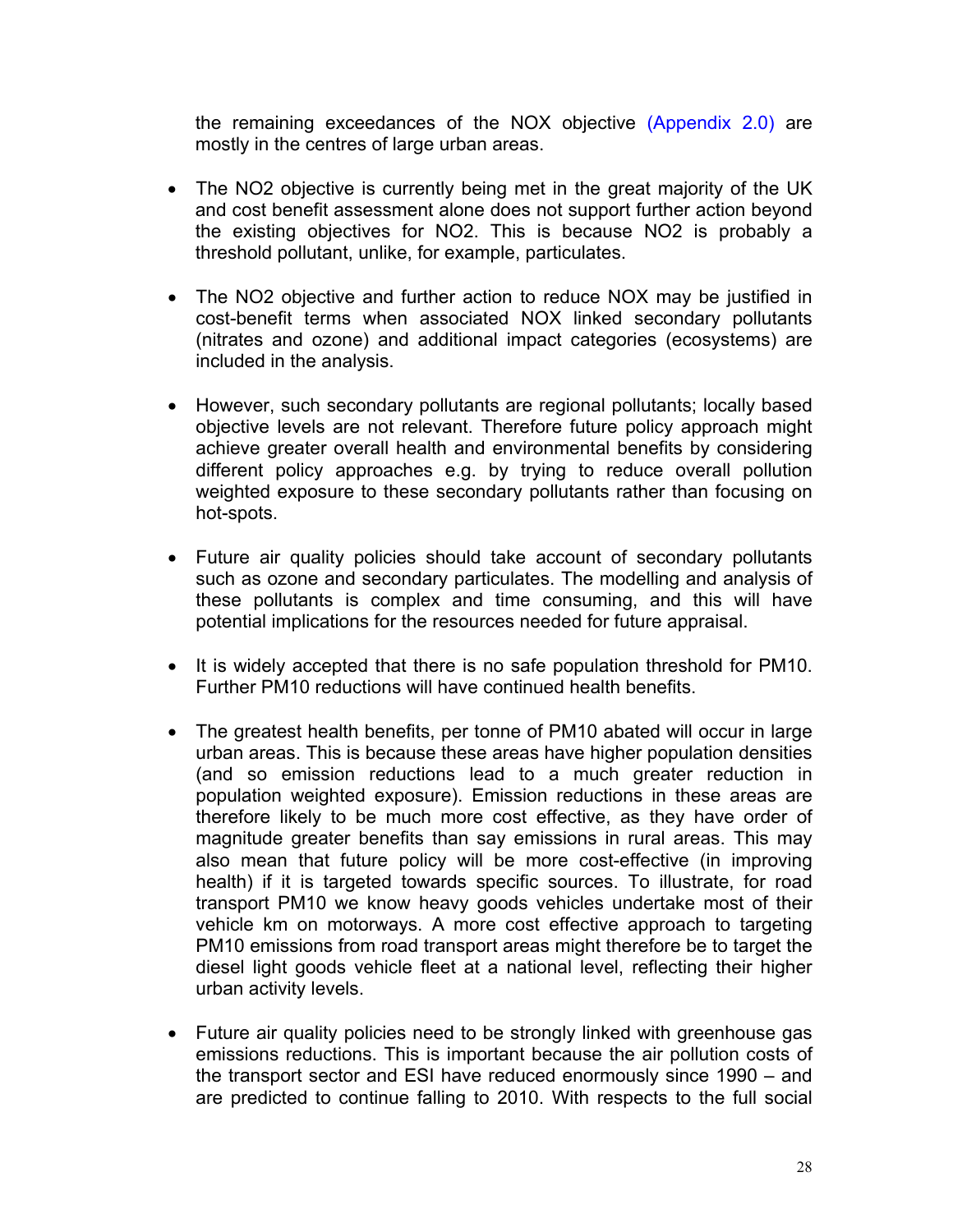the remaining exceedances of the NOX objective (Appendix 2.0) are mostly in the centres of large urban areas.

- The NO2 objective is currently being met in the great majority of the UK and cost benefit assessment alone does not support further action beyond the existing objectives for NO2. This is because NO2 is probably a threshold pollutant, unlike, for example, particulates.

- The NO2 objective and further action to reduce NOX may be justified in cost-benefit terms when associated NOX linked secondary pollutants (nitrates and ozone) and additional impact categories (ecosystems) are included in the analysis.

- However, such secondary pollutants are regional pollutants; locally based objective levels are not relevant. Therefore future policy approach might achieve greater overall health and environmental benefits by considering different policy approaches e.g. by trying to reduce overall pollution weighted exposure to these secondary pollutants rather than focusing on hot-spots.

- Future air quality policies should take account of secondary pollutants such as ozone and secondary particulates. The modelling and analysis of these pollutants is complex and time consuming, and this will have potential implications for the resources needed for future appraisal.

- It is widely accepted that there is no safe population threshold for PM10. Further PM10 reductions will have continued health benefits.

- The greatest health benefits, per tonne of PM10 abated will occur in large urban areas. This is because these areas have higher population densities (and so emission reductions lead to a much greater reduction in population weighted exposure). Emission reductions in these areas are therefore likely to be much more cost effective, as they have order of magnitude greater benefits than say emissions in rural areas. This may also mean that future policy will be more cost-effective (in improving health) if it is targeted towards specific sources. To illustrate, for road transport PM10 we know heavy goods vehicles undertake most of their vehicle km on motorways. A more cost effective approach to targeting PM10 emissions from road transport areas might therefore be to target the diesel light goods vehicle fleet at a national level, reflecting their higher urban activity levels.

- Future air quality policies need to be strongly linked with greenhouse gas emissions reductions. This is important because the air pollution costs of the transport sector and ESI have reduced enormously since 1990 – and are predicted to continue falling to 2010. With respects to the full social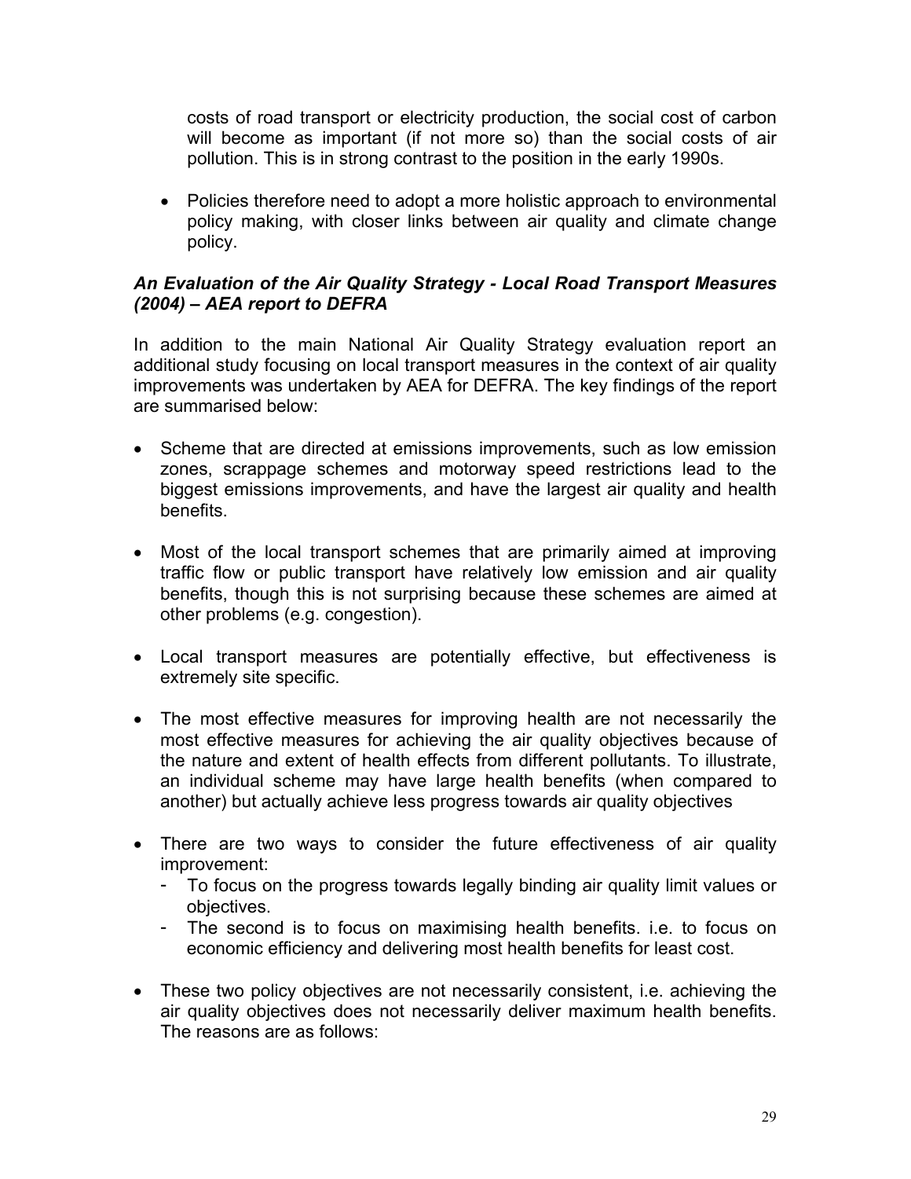costs of road transport or electricity production, the social cost of carbon will become as important (if not more so) than the social costs of air pollution. This is in strong contrast to the position in the early 1990s.

- Policies therefore need to adopt a more holistic approach to environmental policy making, with closer links between air quality and climate change policy.

### *An Evaluation of the Air Quality Strategy - Local Road Transport Measures (2004) – AEA report to DEFRA*

In addition to the main National Air Quality Strategy evaluation report an additional study focusing on local transport measures in the context of air quality improvements was undertaken by AEA for DEFRA. The key findings of the report are summarised below:

- Scheme that are directed at emissions improvements, such as low emission zones, scrappage schemes and motorway speed restrictions lead to the biggest emissions improvements, and have the largest air quality and health benefits.

- Most of the local transport schemes that are primarily aimed at improving traffic flow or public transport have relatively low emission and air quality benefits, though this is not surprising because these schemes are aimed at other problems (e.g. congestion).

- Local transport measures are potentially effective, but effectiveness is extremely site specific.

- The most effective measures for improving health are not necessarily the most effective measures for achieving the air quality objectives because of the nature and extent of health effects from different pollutants. To illustrate, an individual scheme may have large health benefits (when compared to another) but actually achieve less progress towards air quality objectives

- There are two ways to consider the future effectiveness of air quality improvement:
  - To focus on the progress towards legally binding air quality limit values or objectives.
  - The second is to focus on maximising health benefits. i.e. to focus on economic efficiency and delivering most health benefits for least cost.

- These two policy objectives are not necessarily consistent, i.e. achieving the air quality objectives does not necessarily deliver maximum health benefits. The reasons are as follows: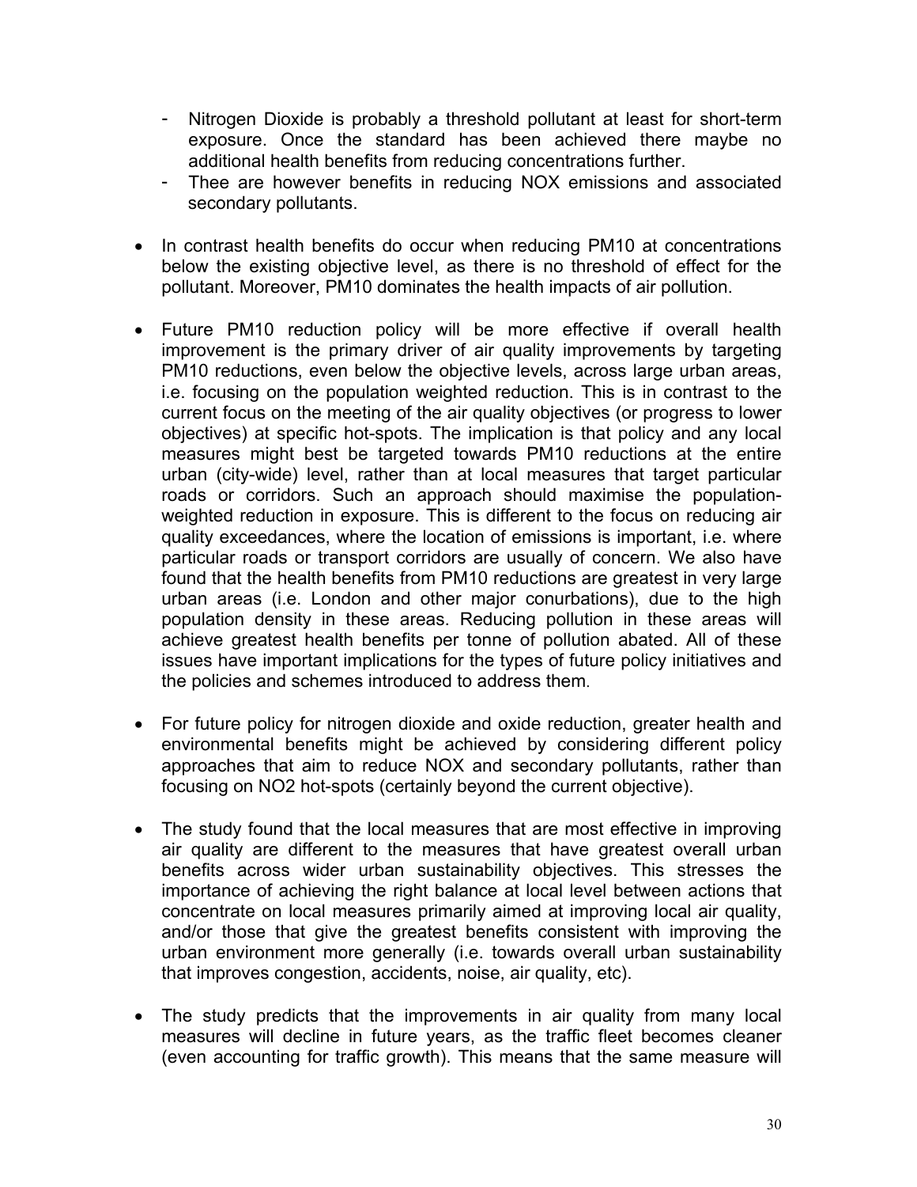- Nitrogen Dioxide is probably a threshold pollutant at least for short-term exposure. Once the standard has been achieved there maybe no additional health benefits from reducing concentrations further.
  - Thee are however benefits in reducing NOX emissions and associated secondary pollutants.

- In contrast health benefits do occur when reducing PM10 at concentrations below the existing objective level, as there is no threshold of effect for the pollutant. Moreover, PM10 dominates the health impacts of air pollution.

- Future PM10 reduction policy will be more effective if overall health improvement is the primary driver of air quality improvements by targeting PM10 reductions, even below the objective levels, across large urban areas, i.e. focusing on the population weighted reduction. This is in contrast to the current focus on the meeting of the air quality objectives (or progress to lower objectives) at specific hot-spots. The implication is that policy and any local measures might best be targeted towards PM10 reductions at the entire urban (city-wide) level, rather than at local measures that target particular roads or corridors. Such an approach should maximise the population-weighted reduction in exposure. This is different to the focus on reducing air quality exceedances, where the location of emissions is important, i.e. where particular roads or transport corridors are usually of concern. We also have found that the health benefits from PM10 reductions are greatest in very large urban areas (i.e. London and other major conurbations), due to the high population density in these areas. Reducing pollution in these areas will achieve greatest health benefits per tonne of pollution abated. All of these issues have important implications for the types of future policy initiatives and the policies and schemes introduced to address them.

- For future policy for nitrogen dioxide and oxide reduction, greater health and environmental benefits might be achieved by considering different policy approaches that aim to reduce NOX and secondary pollutants, rather than focusing on $NO_2$ hot-spots (certainly beyond the current objective).

- The study found that the local measures that are most effective in improving air quality are different to the measures that have greatest overall urban benefits across wider urban sustainability objectives. This stresses the importance of achieving the right balance at local level between actions that concentrate on local measures primarily aimed at improving local air quality, and/or those that give the greatest benefits consistent with improving the urban environment more generally (i.e. towards overall urban sustainability that improves congestion, accidents, noise, air quality, etc).

- The study predicts that the improvements in air quality from many local measures will decline in future years, as the traffic fleet becomes cleaner (even accounting for traffic growth). This means that the same measure will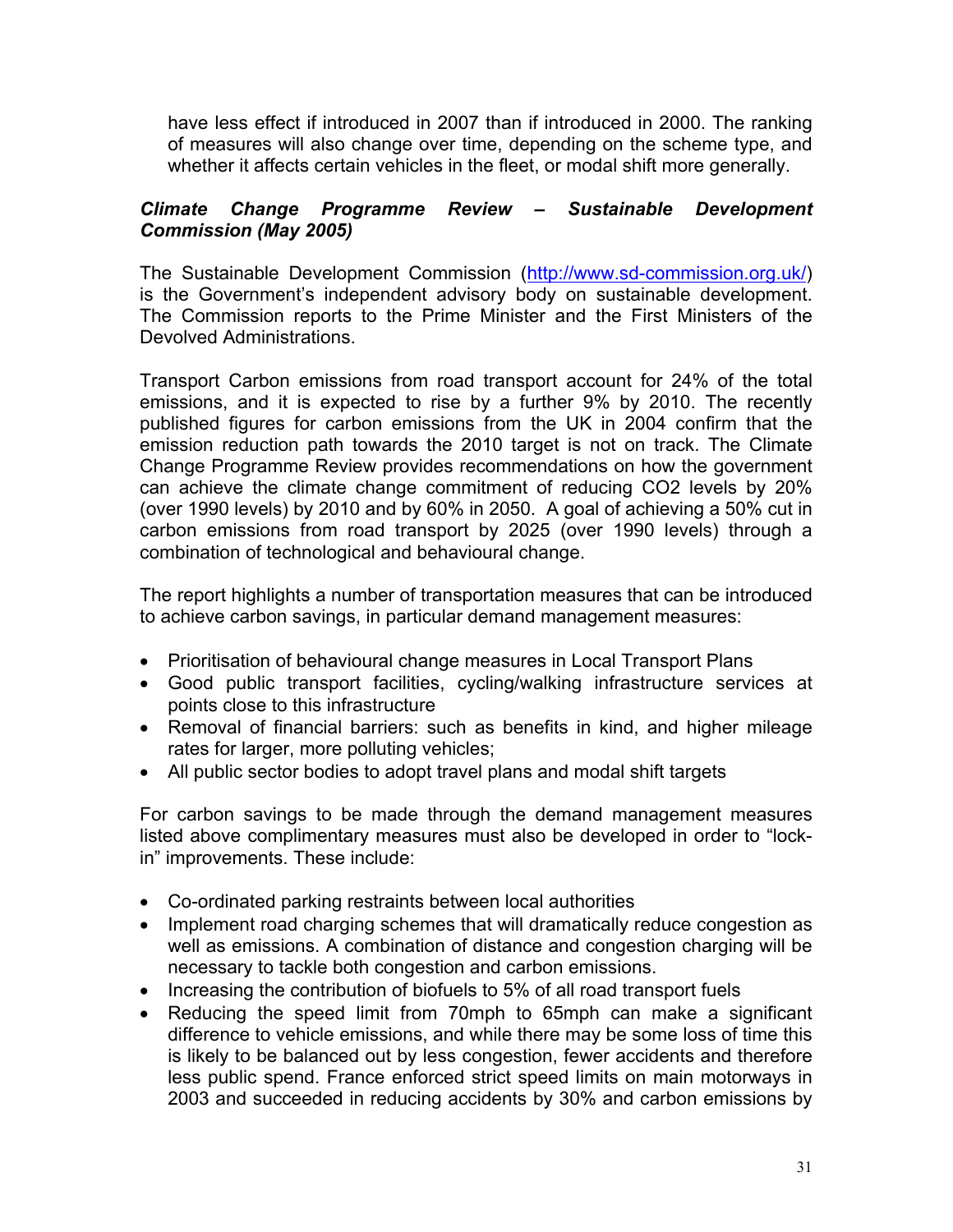have less effect if introduced in 2007 than if introduced in 2000. The ranking of measures will also change over time, depending on the scheme type, and whether it affects certain vehicles in the fleet, or modal shift more generally.

***Climate Change Programme Review – Sustainable Development Commission (May 2005)***

The Sustainable Development Commission (http://www.sd-commission.org.uk/) is the Government's independent advisory body on sustainable development. The Commission reports to the Prime Minister and the First Ministers of the Devolved Administrations.

Transport Carbon emissions from road transport account for 24% of the total emissions, and it is expected to rise by a further 9% by 2010. The recently published figures for carbon emissions from the UK in 2004 confirm that the emission reduction path towards the 2010 target is not on track. The Climate Change Programme Review provides recommendations on how the government can achieve the climate change commitment of reducing $CO_2$ levels by 20% (over 1990 levels) by 2010 and by 60% in 2050. A goal of achieving a 50% cut in carbon emissions from road transport by 2025 (over 1990 levels) through a combination of technological and behavioural change.

The report highlights a number of transportation measures that can be introduced to achieve carbon savings, in particular demand management measures:

- Prioritisation of behavioural change measures in Local Transport Plans
- Good public transport facilities, cycling/walking infrastructure services at points close to this infrastructure
- Removal of financial barriers: such as benefits in kind, and higher mileage rates for larger, more polluting vehicles;
- All public sector bodies to adopt travel plans and modal shift targets

For carbon savings to be made through the demand management measures listed above complimentary measures must also be developed in order to "lock-in" improvements. These include:

- Co-ordinated parking restraints between local authorities
- Implement road charging schemes that will dramatically reduce congestion as well as emissions. A combination of distance and congestion charging will be necessary to tackle both congestion and carbon emissions.
- Increasing the contribution of biofuels to 5% of all road transport fuels
- Reducing the speed limit from 70mph to 65mph can make a significant difference to vehicle emissions, and while there may be some loss of time this is likely to be balanced out by less congestion, fewer accidents and therefore less public spend. France enforced strict speed limits on main motorways in 2003 and succeeded in reducing accidents by 30% and carbon emissions by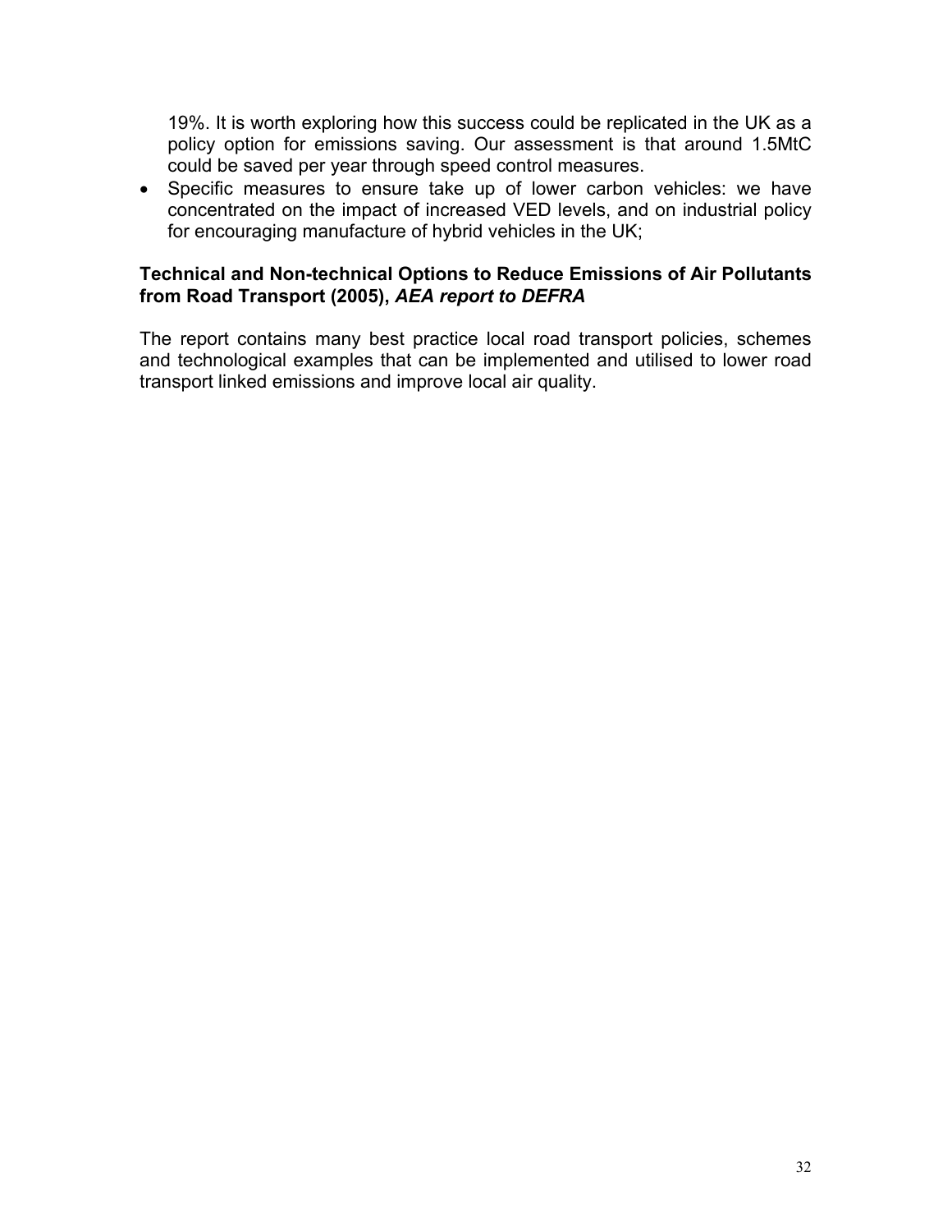19%. It is worth exploring how this success could be replicated in the UK as a policy option for emissions saving. Our assessment is that around 1.5MtC could be saved per year through speed control measures.

- Specific measures to ensure take up of lower carbon vehicles: we have concentrated on the impact of increased VED levels, and on industrial policy for encouraging manufacture of hybrid vehicles in the UK;

**Technical and Non-technical Options to Reduce Emissions of Air Pollutants from Road Transport (2005),** ***AEA report to DEFRA***

The report contains many best practice local road transport policies, schemes and technological examples that can be implemented and utilised to lower road transport linked emissions and improve local air quality.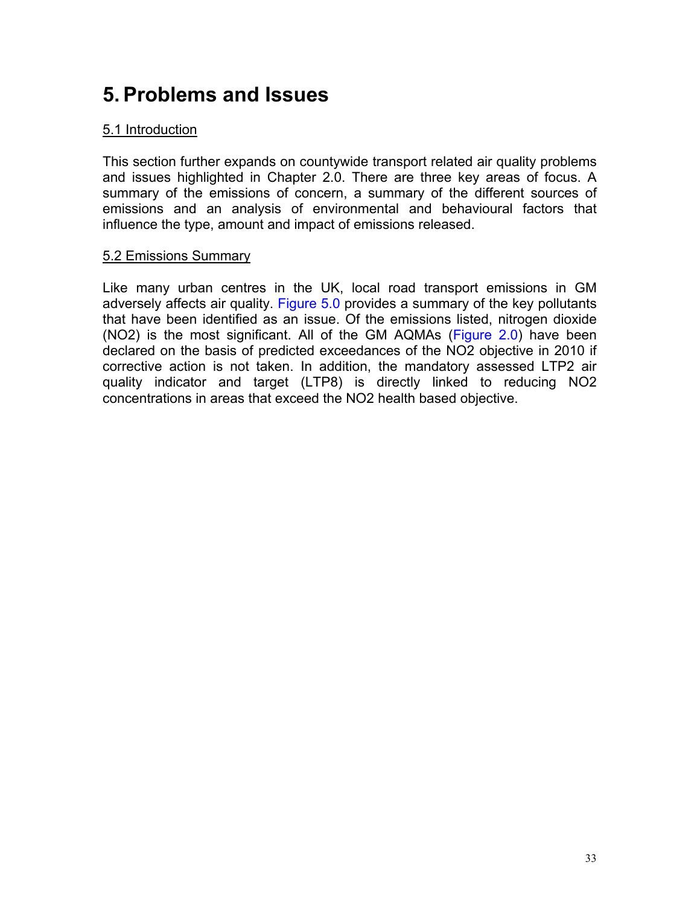# 5. Problems and Issues

5.1 Introduction

This section further expands on countywide transport related air quality problems and issues highlighted in Chapter 2.0. There are three key areas of focus. A summary of the emissions of concern, a summary of the different sources of emissions and an analysis of environmental and behavioural factors that influence the type, amount and impact of emissions released.

5.2 Emissions Summary

Like many urban centres in the UK, local road transport emissions in GM adversely affects air quality. Figure 5.0 provides a summary of the key pollutants that have been identified as an issue. Of the emissions listed, nitrogen dioxide ($NO_2$) is the most significant. All of the GM AQMAs (Figure 2.0) have been declared on the basis of predicted exceedances of the $NO_2$ objective in 2010 if corrective action is not taken. In addition, the mandatory assessed LTP2 air quality indicator and target (LTP8) is directly linked to reducing $NO_2$ concentrations in areas that exceed the $NO_2$ health based objective.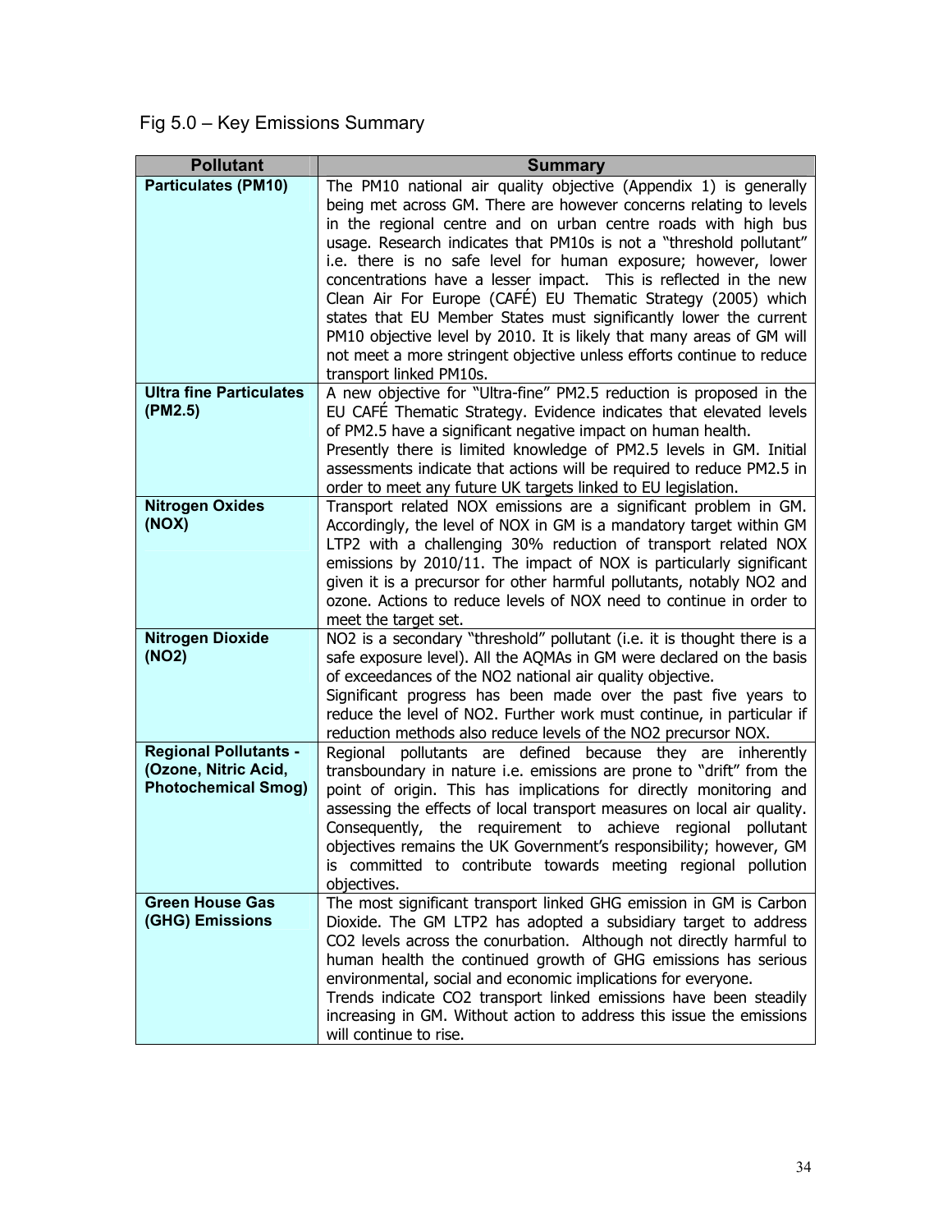Fig 5.0 – Key Emissions Summary

| Pollutant | Summary |
|---|---|
| **Particulates (PM10)** | The PM10 national air quality objective (Appendix 1) is generally being met across GM. There are however concerns relating to levels in the regional centre and on urban centre roads with high bus usage. Research indicates that PM10s is not a "threshold pollutant" i.e. there is no safe level for human exposure; however, lower concentrations have a lesser impact. This is reflected in the new Clean Air For Europe (CAFÉ) EU Thematic Strategy (2005) which states that EU Member States must significantly lower the current PM10 objective level by 2010. It is likely that many areas of GM will not meet a more stringent objective unless efforts continue to reduce transport linked PM10s. |
| **Ultra fine Particulates (PM2.5)** | A new objective for "Ultra-fine" PM2.5 reduction is proposed in the EU CAFÉ Thematic Strategy. Evidence indicates that elevated levels of PM2.5 have a significant negative impact on human health. Presently there is limited knowledge of PM2.5 levels in GM. Initial assessments indicate that actions will be required to reduce PM2.5 in order to meet any future UK targets linked to EU legislation. |
| **Nitrogen Oxides (NOX)** | Transport related NOX emissions are a significant problem in GM. Accordingly, the level of NOX in GM is a mandatory target within GM LTP2 with a challenging 30% reduction of transport related NOX emissions by 2010/11. The impact of NOX is particularly significant given it is a precursor for other harmful pollutants, notably NO2 and ozone. Actions to reduce levels of NOX need to continue in order to meet the target set. |
| **Nitrogen Dioxide (NO2)** | NO2 is a secondary "threshold" pollutant (i.e. it is thought there is a safe exposure level). All the AQMAs in GM were declared on the basis of exceedances of the NO2 national air quality objective. Significant progress has been made over the past five years to reduce the level of NO2. Further work must continue, in particular if reduction methods also reduce levels of the NO2 precursor NOX. |
| **Regional Pollutants - (Ozone, Nitric Acid, Photochemical Smog)** | Regional pollutants are defined because they are inherently transboundary in nature i.e. emissions are prone to "drift" from the point of origin. This has implications for directly monitoring and assessing the effects of local transport measures on local air quality. Consequently, the requirement to achieve regional pollutant objectives remains the UK Government's responsibility; however, GM is committed to contribute towards meeting regional pollution objectives. |
| **Green House Gas (GHG) Emissions** | The most significant transport linked GHG emission in GM is Carbon Dioxide. The GM LTP2 has adopted a subsidiary target to address CO2 levels across the conurbation. Although not directly harmful to human health the continued growth of GHG emissions has serious environmental, social and economic implications for everyone. Trends indicate CO2 transport linked emissions have been steadily increasing in GM. Without action to address this issue the emissions will continue to rise. |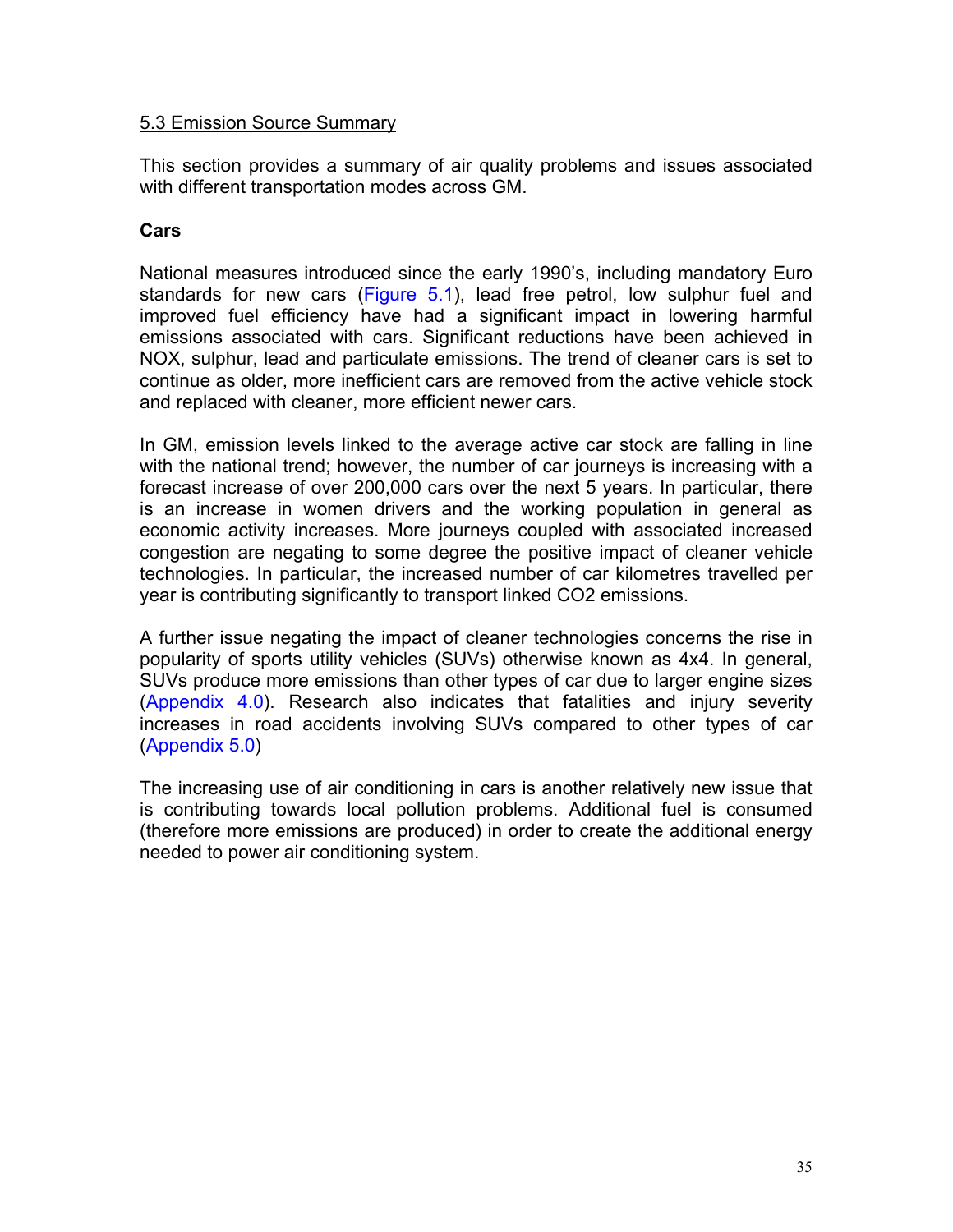5.3 Emission Source Summary

This section provides a summary of air quality problems and issues associated with different transportation modes across GM.

**Cars**

National measures introduced since the early 1990's, including mandatory Euro standards for new cars (Figure 5.1), lead free petrol, low sulphur fuel and improved fuel efficiency have had a significant impact in lowering harmful emissions associated with cars. Significant reductions have been achieved in NOX, sulphur, lead and particulate emissions. The trend of cleaner cars is set to continue as older, more inefficient cars are removed from the active vehicle stock and replaced with cleaner, more efficient newer cars.

In GM, emission levels linked to the average active car stock are falling in line with the national trend; however, the number of car journeys is increasing with a forecast increase of over 200,000 cars over the next 5 years. In particular, there is an increase in women drivers and the working population in general as economic activity increases. More journeys coupled with associated increased congestion are negating to some degree the positive impact of cleaner vehicle technologies. In particular, the increased number of car kilometres travelled per year is contributing significantly to transport linked $CO_2$ emissions.

A further issue negating the impact of cleaner technologies concerns the rise in popularity of sports utility vehicles (SUVs) otherwise known as 4x4. In general, SUVs produce more emissions than other types of car due to larger engine sizes (Appendix 4.0). Research also indicates that fatalities and injury severity increases in road accidents involving SUVs compared to other types of car (Appendix 5.0)

The increasing use of air conditioning in cars is another relatively new issue that is contributing towards local pollution problems. Additional fuel is consumed (therefore more emissions are produced) in order to create the additional energy needed to power air conditioning system.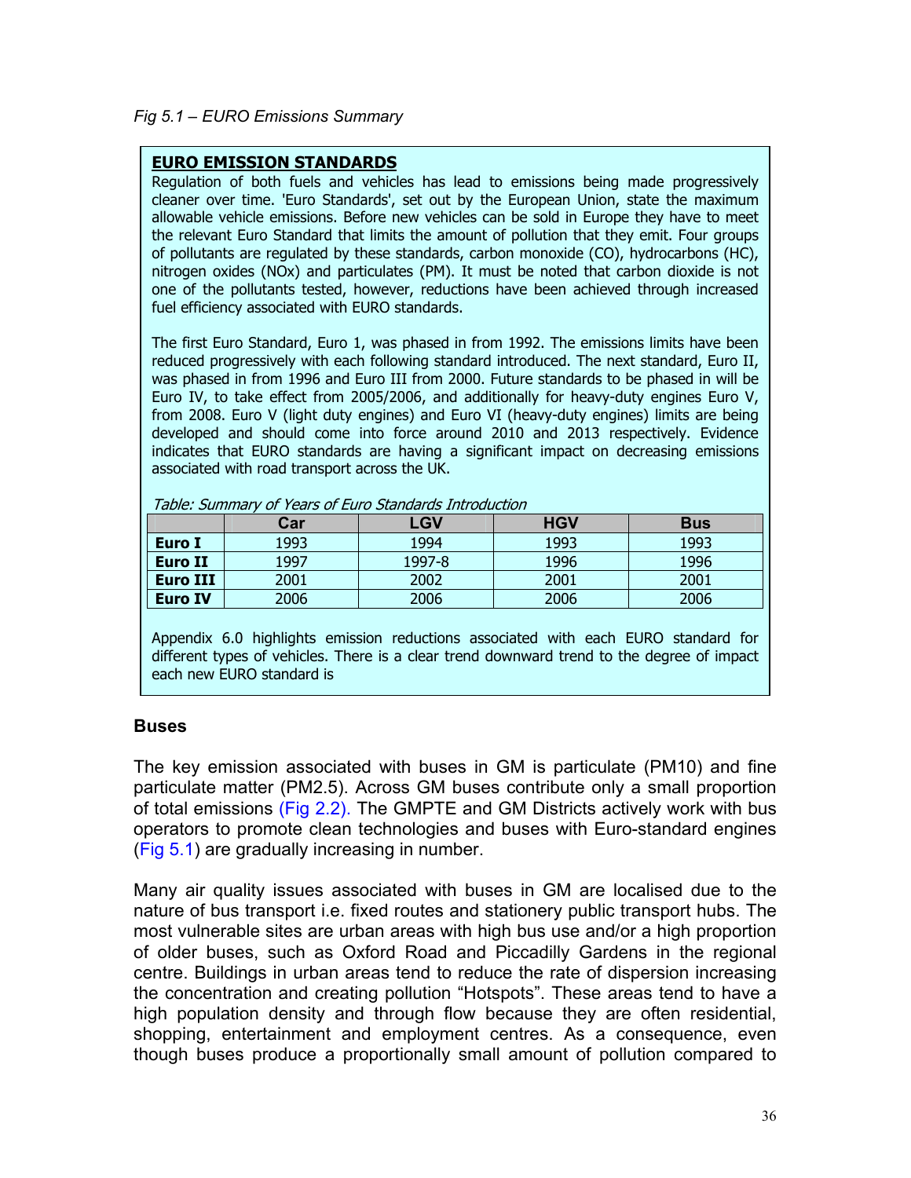*Fig 5.1 – EURO Emissions Summary*

**EURO EMISSION STANDARDS**

Regulation of both fuels and vehicles has lead to emissions being made progressively cleaner over time. 'Euro Standards', set out by the European Union, state the maximum allowable vehicle emissions. Before new vehicles can be sold in Europe they have to meet the relevant Euro Standard that limits the amount of pollution that they emit. Four groups of pollutants are regulated by these standards, carbon monoxide (CO), hydrocarbons (HC), nitrogen oxides (NOx) and particulates (PM). It must be noted that carbon dioxide is not one of the pollutants tested, however, reductions have been achieved through increased fuel efficiency associated with EURO standards.

The first Euro Standard, Euro 1, was phased in from 1992. The emissions limits have been reduced progressively with each following standard introduced. The next standard, Euro II, was phased in from 1996 and Euro III from 2000. Future standards to be phased in will be Euro IV, to take effect from 2005/2006, and additionally for heavy-duty engines Euro V, from 2008. Euro V (light duty engines) and Euro VI (heavy-duty engines) limits are being developed and should come into force around 2010 and 2013 respectively. Evidence indicates that EURO standards are having a significant impact on decreasing emissions associated with road transport across the UK.

*Table: Summary of Years of Euro Standards Introduction*

| | Car | LGV | HGV | Bus |
|---|---|---|---|---|
| **Euro I** | 1993 | 1994 | 1993 | 1993 |
| **Euro II** | 1997 | 1997-8 | 1996 | 1996 |
| **Euro III** | 2001 | 2002 | 2001 | 2001 |
| **Euro IV** | 2006 | 2006 | 2006 | 2006 |

Appendix 6.0 highlights emission reductions associated with each EURO standard for different types of vehicles. There is a clear trend downward trend to the degree of impact each new EURO standard is

### Buses

The key emission associated with buses in GM is particulate (PM10) and fine particulate matter (PM2.5). Across GM buses contribute only a small proportion of total emissions (Fig 2.2). The GMPTE and GM Districts actively work with bus operators to promote clean technologies and buses with Euro-standard engines (Fig 5.1) are gradually increasing in number.

Many air quality issues associated with buses in GM are localised due to the nature of bus transport i.e. fixed routes and stationery public transport hubs. The most vulnerable sites are urban areas with high bus use and/or a high proportion of older buses, such as Oxford Road and Piccadilly Gardens in the regional centre. Buildings in urban areas tend to reduce the rate of dispersion increasing the concentration and creating pollution "Hotspots". These areas tend to have a high population density and through flow because they are often residential, shopping, entertainment and employment centres. As a consequence, even though buses produce a proportionally small amount of pollution compared to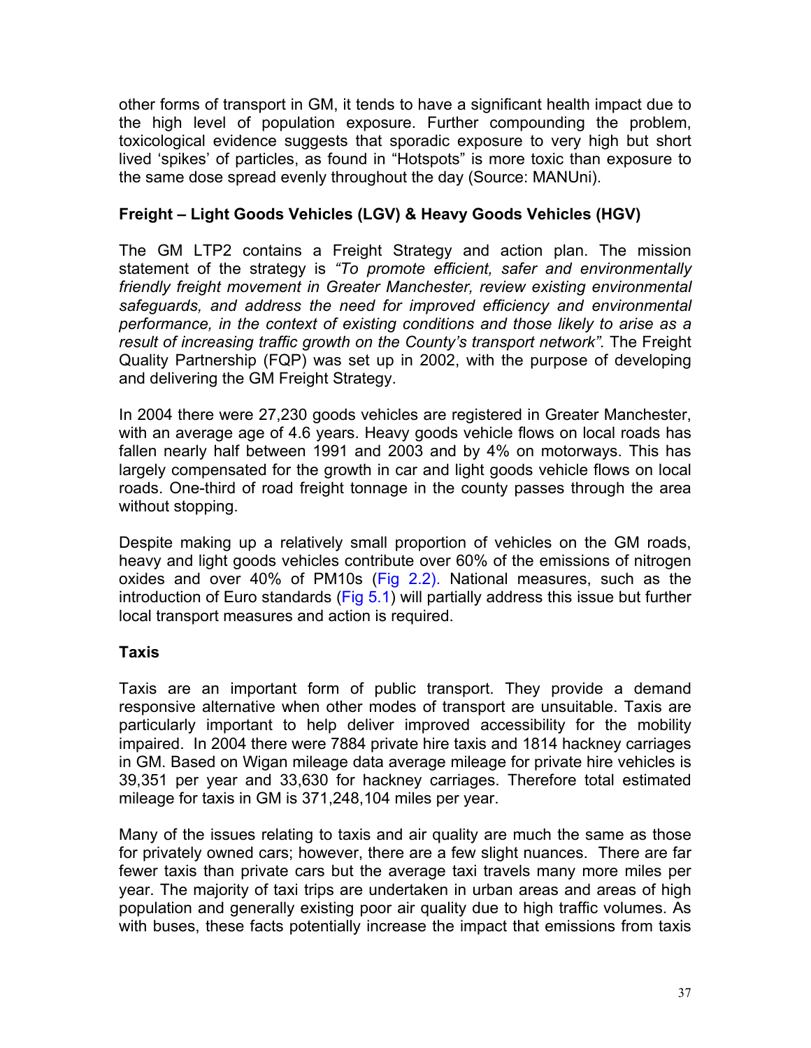other forms of transport in GM, it tends to have a significant health impact due to the high level of population exposure. Further compounding the problem, toxicological evidence suggests that sporadic exposure to very high but short lived 'spikes' of particles, as found in "Hotspots" is more toxic than exposure to the same dose spread evenly throughout the day (Source: MANUni).

### Freight – Light Goods Vehicles (LGV) & Heavy Goods Vehicles (HGV)

The GM LTP2 contains a Freight Strategy and action plan. The mission statement of the strategy is *"To promote efficient, safer and environmentally friendly freight movement in Greater Manchester, review existing environmental safeguards, and address the need for improved efficiency and environmental performance, in the context of existing conditions and those likely to arise as a result of increasing traffic growth on the County's transport network".* The Freight Quality Partnership (FQP) was set up in 2002, with the purpose of developing and delivering the GM Freight Strategy.

In 2004 there were 27,230 goods vehicles are registered in Greater Manchester, with an average age of 4.6 years. Heavy goods vehicle flows on local roads has fallen nearly half between 1991 and 2003 and by 4% on motorways. This has largely compensated for the growth in car and light goods vehicle flows on local roads. One-third of road freight tonnage in the county passes through the area without stopping.

Despite making up a relatively small proportion of vehicles on the GM roads, heavy and light goods vehicles contribute over 60% of the emissions of nitrogen oxides and over 40% of PM10s (Fig 2.2). National measures, such as the introduction of Euro standards (Fig 5.1) will partially address this issue but further local transport measures and action is required.

### Taxis

Taxis are an important form of public transport. They provide a demand responsive alternative when other modes of transport are unsuitable. Taxis are particularly important to help deliver improved accessibility for the mobility impaired. In 2004 there were 7884 private hire taxis and 1814 hackney carriages in GM. Based on Wigan mileage data average mileage for private hire vehicles is 39,351 per year and 33,630 for hackney carriages. Therefore total estimated mileage for taxis in GM is 371,248,104 miles per year.

Many of the issues relating to taxis and air quality are much the same as those for privately owned cars; however, there are a few slight nuances. There are far fewer taxis than private cars but the average taxi travels many more miles per year. The majority of taxi trips are undertaken in urban areas and areas of high population and generally existing poor air quality due to high traffic volumes. As with buses, these facts potentially increase the impact that emissions from taxis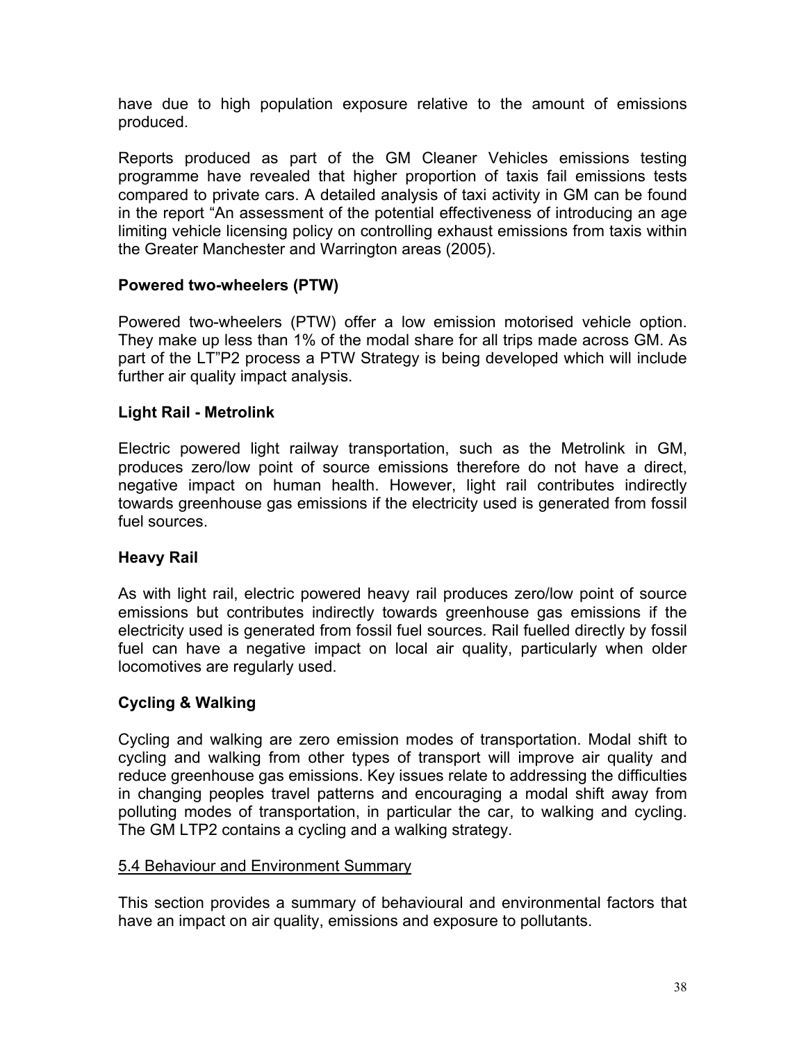have due to high population exposure relative to the amount of emissions produced.

Reports produced as part of the GM Cleaner Vehicles emissions testing programme have revealed that higher proportion of taxis fail emissions tests compared to private cars. A detailed analysis of taxi activity in GM can be found in the report "An assessment of the potential effectiveness of introducing an age limiting vehicle licensing policy on controlling exhaust emissions from taxis within the Greater Manchester and Warrington areas (2005).

**Powered two-wheelers (PTW)**

Powered two-wheelers (PTW) offer a low emission motorised vehicle option. They make up less than 1% of the modal share for all trips made across GM. As part of the LT"P2 process a PTW Strategy is being developed which will include further air quality impact analysis.

**Light Rail - Metrolink**

Electric powered light railway transportation, such as the Metrolink in GM, produces zero/low point of source emissions therefore do not have a direct, negative impact on human health. However, light rail contributes indirectly towards greenhouse gas emissions if the electricity used is generated from fossil fuel sources.

**Heavy Rail**

As with light rail, electric powered heavy rail produces zero/low point of source emissions but contributes indirectly towards greenhouse gas emissions if the electricity used is generated from fossil fuel sources. Rail fuelled directly by fossil fuel can have a negative impact on local air quality, particularly when older locomotives are regularly used.

**Cycling & Walking**

Cycling and walking are zero emission modes of transportation. Modal shift to cycling and walking from other types of transport will improve air quality and reduce greenhouse gas emissions. Key issues relate to addressing the difficulties in changing peoples travel patterns and encouraging a modal shift away from polluting modes of transportation, in particular the car, to walking and cycling. The GM LTP2 contains a cycling and a walking strategy.

5.4 Behaviour and Environment Summary

This section provides a summary of behavioural and environmental factors that have an impact on air quality, emissions and exposure to pollutants.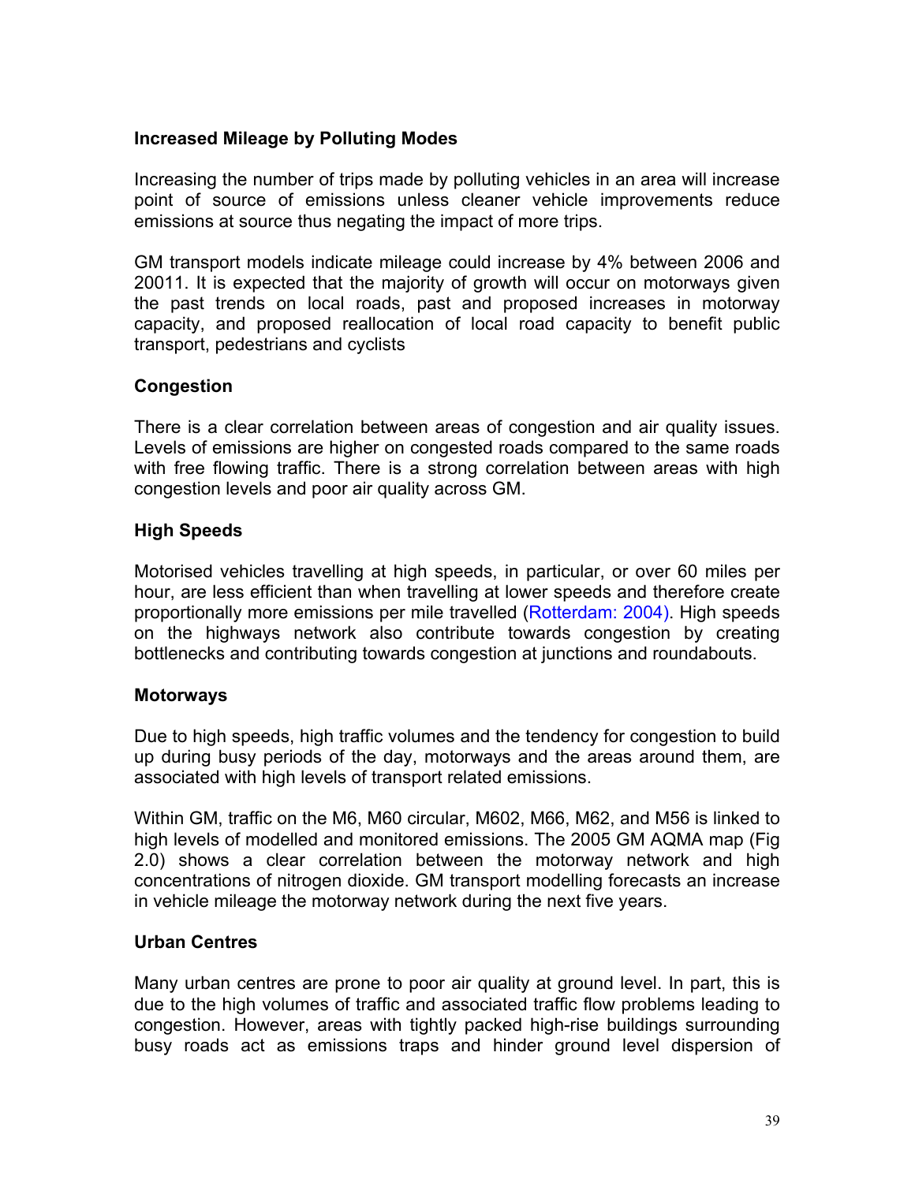**Increased Mileage by Polluting Modes**

Increasing the number of trips made by polluting vehicles in an area will increase point of source of emissions unless cleaner vehicle improvements reduce emissions at source thus negating the impact of more trips.

GM transport models indicate mileage could increase by 4% between 2006 and 20011. It is expected that the majority of growth will occur on motorways given the past trends on local roads, past and proposed increases in motorway capacity, and proposed reallocation of local road capacity to benefit public transport, pedestrians and cyclists

**Congestion**

There is a clear correlation between areas of congestion and air quality issues. Levels of emissions are higher on congested roads compared to the same roads with free flowing traffic. There is a strong correlation between areas with high congestion levels and poor air quality across GM.

**High Speeds**

Motorised vehicles travelling at high speeds, in particular, or over 60 miles per hour, are less efficient than when travelling at lower speeds and therefore create proportionally more emissions per mile travelled (Rotterdam: 2004). High speeds on the highways network also contribute towards congestion by creating bottlenecks and contributing towards congestion at junctions and roundabouts.

**Motorways**

Due to high speeds, high traffic volumes and the tendency for congestion to build up during busy periods of the day, motorways and the areas around them, are associated with high levels of transport related emissions.

Within GM, traffic on the M6, M60 circular, M602, M66, M62, and M56 is linked to high levels of modelled and monitored emissions. The 2005 GM AQMA map (Fig 2.0) shows a clear correlation between the motorway network and high concentrations of nitrogen dioxide. GM transport modelling forecasts an increase in vehicle mileage the motorway network during the next five years.

**Urban Centres**

Many urban centres are prone to poor air quality at ground level. In part, this is due to the high volumes of traffic and associated traffic flow problems leading to congestion. However, areas with tightly packed high-rise buildings surrounding busy roads act as emissions traps and hinder ground level dispersion of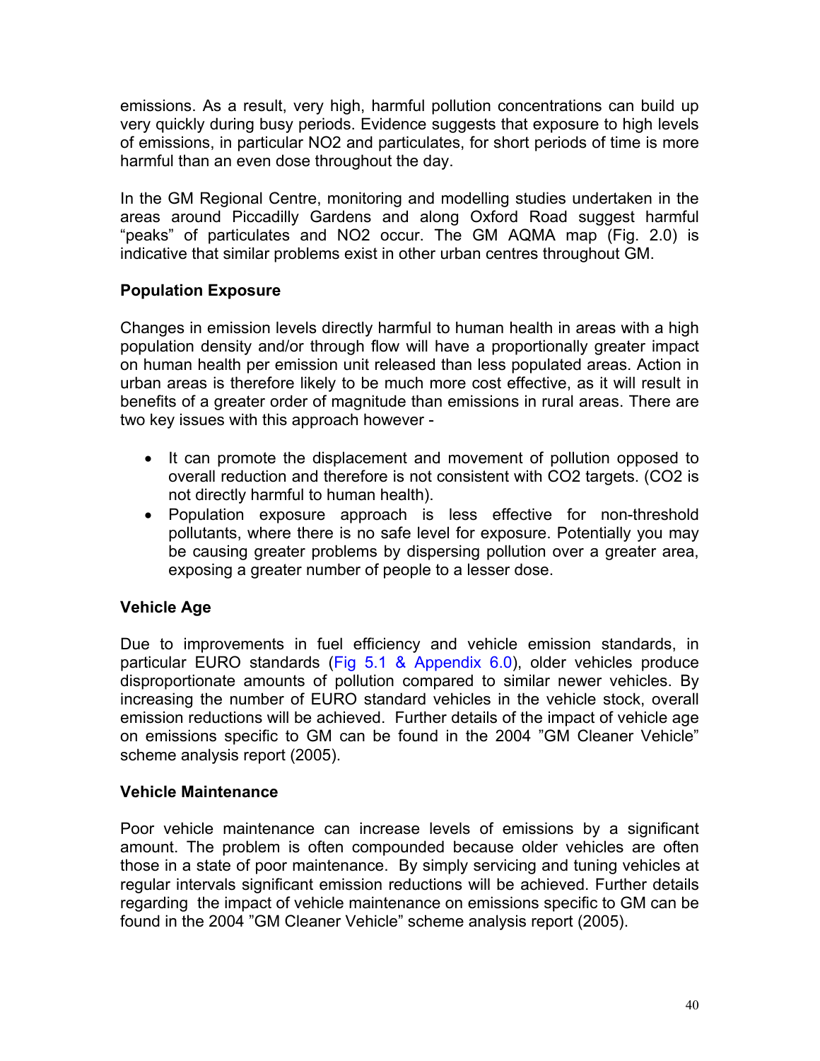emissions. As a result, very high, harmful pollution concentrations can build up very quickly during busy periods. Evidence suggests that exposure to high levels of emissions, in particular $NO_2$ and particulates, for short periods of time is more harmful than an even dose throughout the day.

In the GM Regional Centre, monitoring and modelling studies undertaken in the areas around Piccadilly Gardens and along Oxford Road suggest harmful "peaks" of particulates and $NO_2$ occur. The GM AQMA map (Fig. 2.0) is indicative that similar problems exist in other urban centres throughout GM.

**Population Exposure**

Changes in emission levels directly harmful to human health in areas with a high population density and/or through flow will have a proportionally greater impact on human health per emission unit released than less populated areas. Action in urban areas is therefore likely to be much more cost effective, as it will result in benefits of a greater order of magnitude than emissions in rural areas. There are two key issues with this approach however -

- It can promote the displacement and movement of pollution opposed to overall reduction and therefore is not consistent with $CO_2$ targets. ($CO_2$ is not directly harmful to human health).
- Population exposure approach is less effective for non-threshold pollutants, where there is no safe level for exposure. Potentially you may be causing greater problems by dispersing pollution over a greater area, exposing a greater number of people to a lesser dose.

**Vehicle Age**

Due to improvements in fuel efficiency and vehicle emission standards, in particular EURO standards (Fig 5.1 & Appendix 6.0), older vehicles produce disproportionate amounts of pollution compared to similar newer vehicles. By increasing the number of EURO standard vehicles in the vehicle stock, overall emission reductions will be achieved. Further details of the impact of vehicle age on emissions specific to GM can be found in the 2004 "GM Cleaner Vehicle" scheme analysis report (2005).

**Vehicle Maintenance**

Poor vehicle maintenance can increase levels of emissions by a significant amount. The problem is often compounded because older vehicles are often those in a state of poor maintenance. By simply servicing and tuning vehicles at regular intervals significant emission reductions will be achieved. Further details regarding the impact of vehicle maintenance on emissions specific to GM can be found in the 2004 "GM Cleaner Vehicle" scheme analysis report (2005).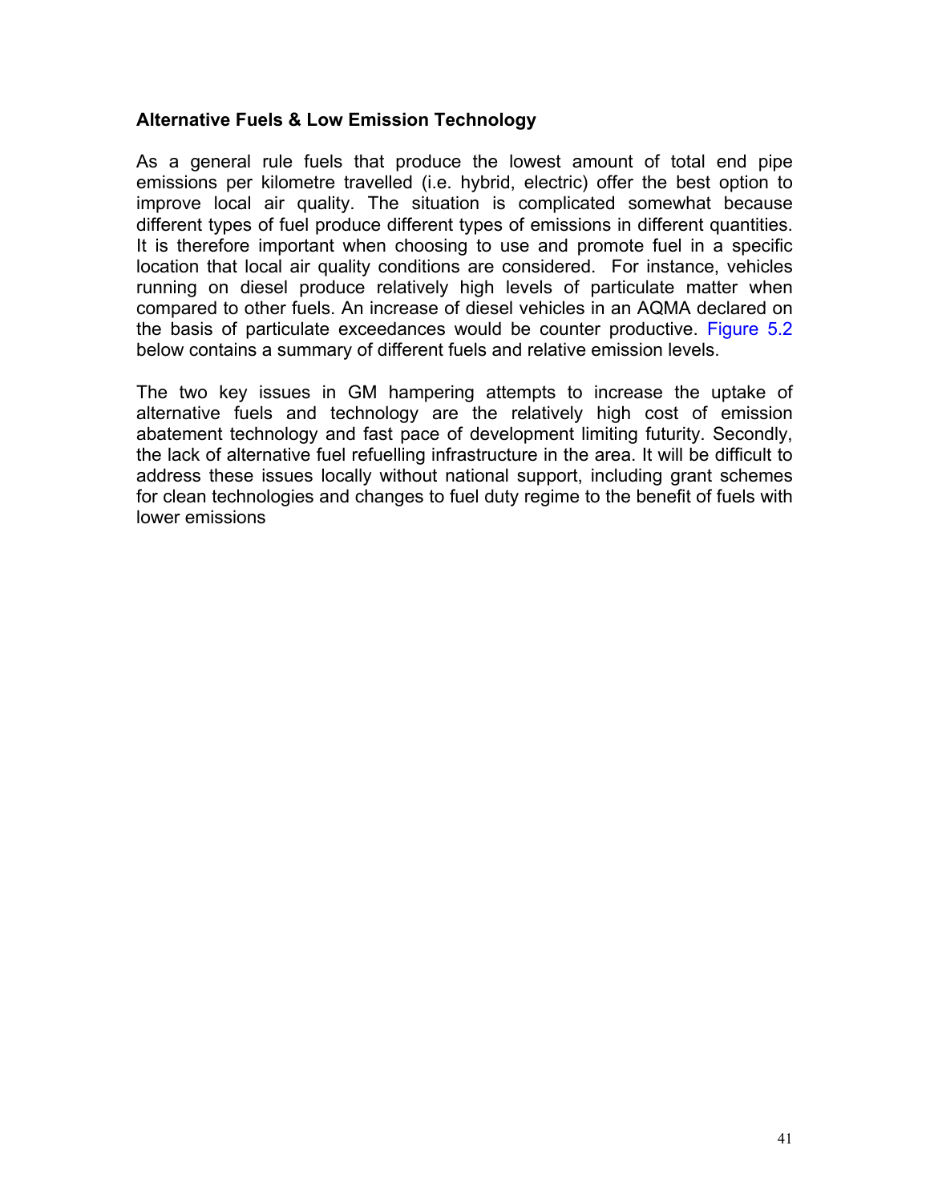**Alternative Fuels & Low Emission Technology**

As a general rule fuels that produce the lowest amount of total end pipe emissions per kilometre travelled (i.e. hybrid, electric) offer the best option to improve local air quality. The situation is complicated somewhat because different types of fuel produce different types of emissions in different quantities. It is therefore important when choosing to use and promote fuel in a specific location that local air quality conditions are considered. For instance, vehicles running on diesel produce relatively high levels of particulate matter when compared to other fuels. An increase of diesel vehicles in an AQMA declared on the basis of particulate exceedances would be counter productive. Figure 5.2 below contains a summary of different fuels and relative emission levels.

The two key issues in GM hampering attempts to increase the uptake of alternative fuels and technology are the relatively high cost of emission abatement technology and fast pace of development limiting futurity. Secondly, the lack of alternative fuel refuelling infrastructure in the area. It will be difficult to address these issues locally without national support, including grant schemes for clean technologies and changes to fuel duty regime to the benefit of fuels with lower emissions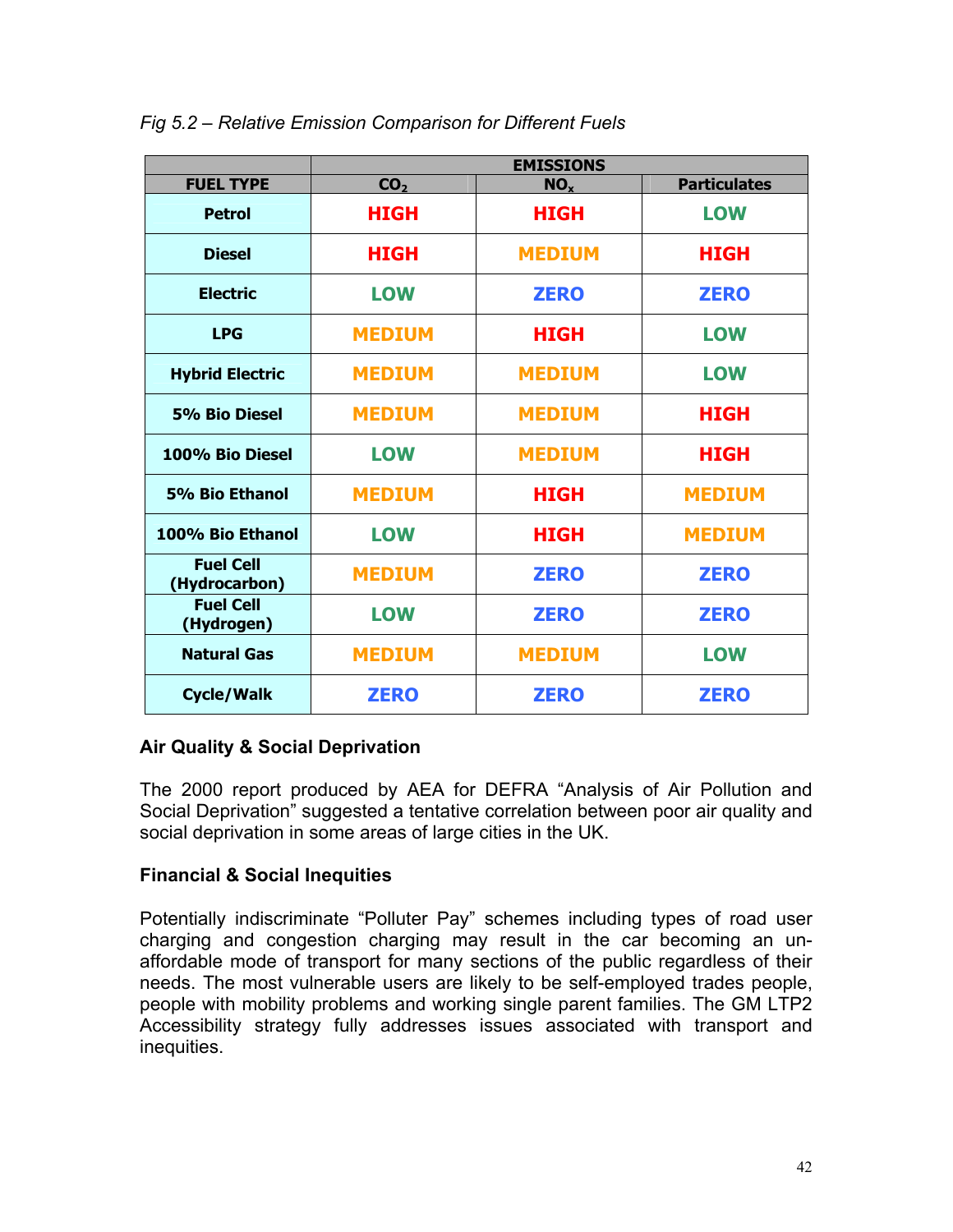*Fig 5.2 – Relative Emission Comparison for Different Fuels*

| | EMISSIONS | | |
|---|---|---|---|
| **FUEL TYPE** | **$CO_2$** | **$NO_x$** | **Particulates** |
| **Petrol** | HIGH | HIGH | LOW |
| **Diesel** | HIGH | MEDIUM | HIGH |
| **Electric** | LOW | ZERO | ZERO |
| **LPG** | MEDIUM | HIGH | LOW |
| **Hybrid Electric** | MEDIUM | MEDIUM | LOW |
| **5% Bio Diesel** | MEDIUM | MEDIUM | HIGH |
| **100% Bio Diesel** | LOW | MEDIUM | HIGH |
| **5% Bio Ethanol** | MEDIUM | HIGH | MEDIUM |
| **100% Bio Ethanol** | LOW | HIGH | MEDIUM |
| **Fuel Cell (Hydrocarbon)** | MEDIUM | ZERO | ZERO |
| **Fuel Cell (Hydrogen)** | LOW | ZERO | ZERO |
| **Natural Gas** | MEDIUM | MEDIUM | LOW |
| **Cycle/Walk** | ZERO | ZERO | ZERO |

### Air Quality & Social Deprivation

The 2000 report produced by AEA for DEFRA "Analysis of Air Pollution and Social Deprivation" suggested a tentative correlation between poor air quality and social deprivation in some areas of large cities in the UK.

### Financial & Social Inequities

Potentially indiscriminate "Polluter Pay" schemes including types of road user charging and congestion charging may result in the car becoming an un-affordable mode of transport for many sections of the public regardless of their needs. The most vulnerable users are likely to be self-employed trades people, people with mobility problems and working single parent families. The GM LTP2 Accessibility strategy fully addresses issues associated with transport and inequities.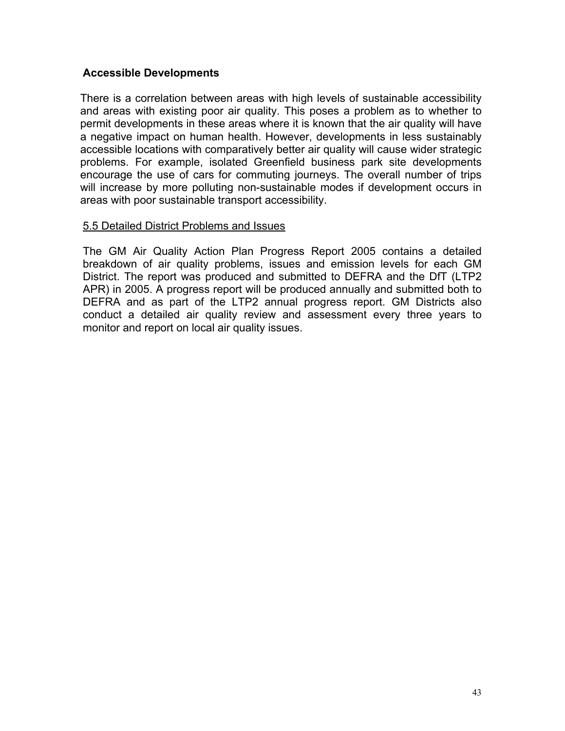### Accessible Developments

There is a correlation between areas with high levels of sustainable accessibility and areas with existing poor air quality. This poses a problem as to whether to permit developments in these areas where it is known that the air quality will have a negative impact on human health. However, developments in less sustainably accessible locations with comparatively better air quality will cause wider strategic problems. For example, isolated Greenfield business park site developments encourage the use of cars for commuting journeys. The overall number of trips will increase by more polluting non-sustainable modes if development occurs in areas with poor sustainable transport accessibility.

### 5.5 Detailed District Problems and Issues

The GM Air Quality Action Plan Progress Report 2005 contains a detailed breakdown of air quality problems, issues and emission levels for each GM District. The report was produced and submitted to DEFRA and the DfT (LTP2 APR) in 2005. A progress report will be produced annually and submitted both to DEFRA and as part of the LTP2 annual progress report. GM Districts also conduct a detailed air quality review and assessment every three years to monitor and report on local air quality issues.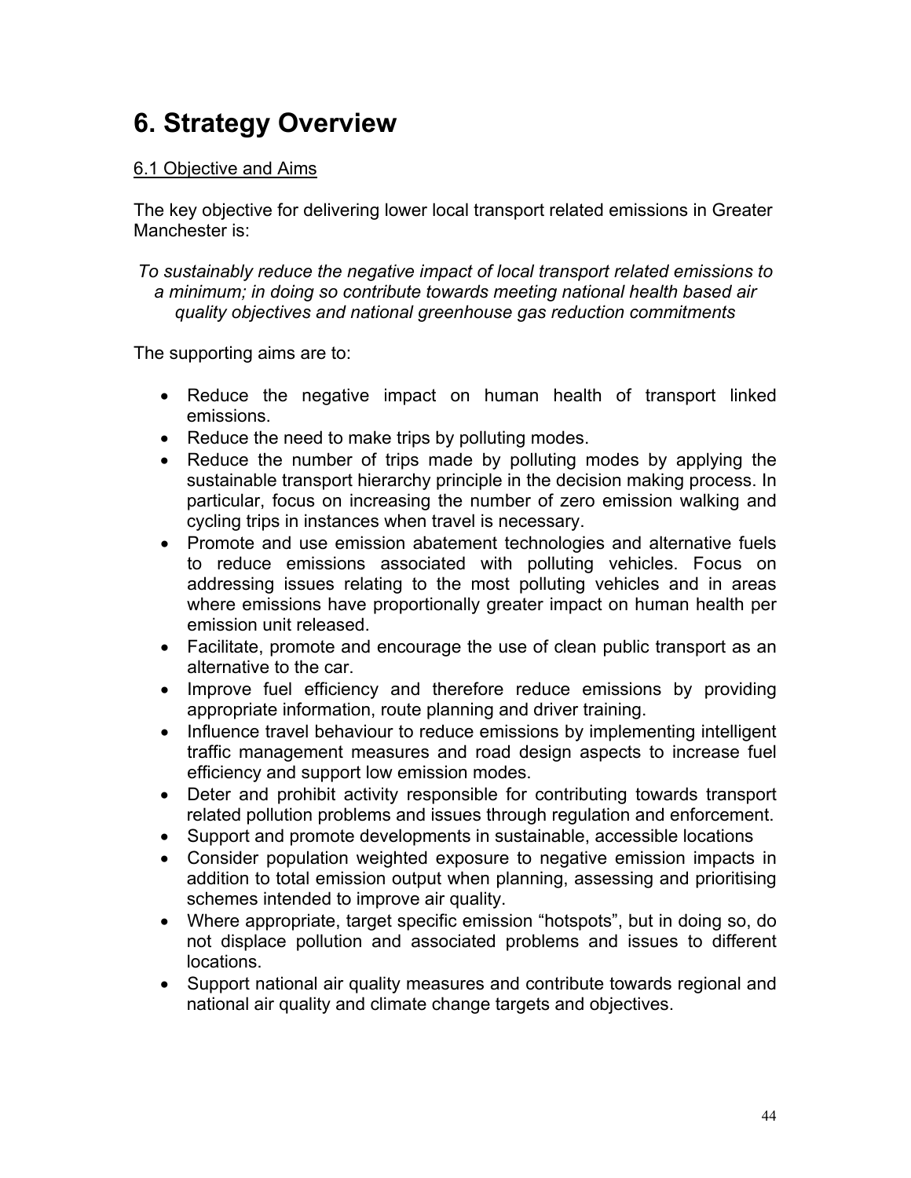# 6. Strategy Overview

<u>6.1 Objective and Aims</u>

The key objective for delivering lower local transport related emissions in Greater Manchester is:

*To sustainably reduce the negative impact of local transport related emissions to a minimum; in doing so contribute towards meeting national health based air quality objectives and national greenhouse gas reduction commitments*

The supporting aims are to:

- Reduce the negative impact on human health of transport linked emissions.
- Reduce the need to make trips by polluting modes.
- Reduce the number of trips made by polluting modes by applying the sustainable transport hierarchy principle in the decision making process. In particular, focus on increasing the number of zero emission walking and cycling trips in instances when travel is necessary.
- Promote and use emission abatement technologies and alternative fuels to reduce emissions associated with polluting vehicles. Focus on addressing issues relating to the most polluting vehicles and in areas where emissions have proportionally greater impact on human health per emission unit released.
- Facilitate, promote and encourage the use of clean public transport as an alternative to the car.
- Improve fuel efficiency and therefore reduce emissions by providing appropriate information, route planning and driver training.
- Influence travel behaviour to reduce emissions by implementing intelligent traffic management measures and road design aspects to increase fuel efficiency and support low emission modes.
- Deter and prohibit activity responsible for contributing towards transport related pollution problems and issues through regulation and enforcement.
- Support and promote developments in sustainable, accessible locations
- Consider population weighted exposure to negative emission impacts in addition to total emission output when planning, assessing and prioritising schemes intended to improve air quality.
- Where appropriate, target specific emission "hotspots", but in doing so, do not displace pollution and associated problems and issues to different locations.
- Support national air quality measures and contribute towards regional and national air quality and climate change targets and objectives.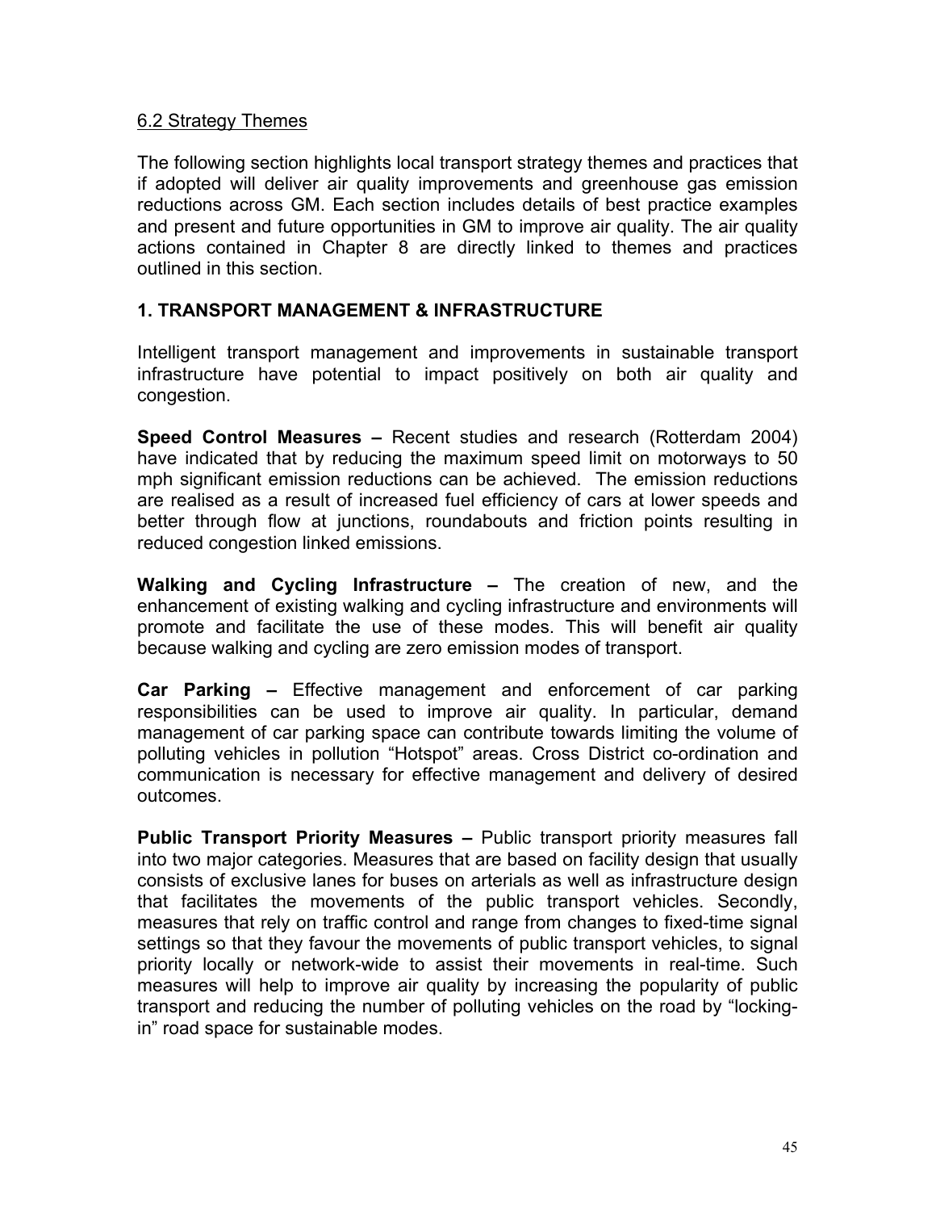## 6.2 Strategy Themes

The following section highlights local transport strategy themes and practices that if adopted will deliver air quality improvements and greenhouse gas emission reductions across GM. Each section includes details of best practice examples and present and future opportunities in GM to improve air quality. The air quality actions contained in Chapter 8 are directly linked to themes and practices outlined in this section.

### 1. TRANSPORT MANAGEMENT & INFRASTRUCTURE

Intelligent transport management and improvements in sustainable transport infrastructure have potential to impact positively on both air quality and congestion.

**Speed Control Measures –** Recent studies and research (Rotterdam 2004) have indicated that by reducing the maximum speed limit on motorways to 50 mph significant emission reductions can be achieved. The emission reductions are realised as a result of increased fuel efficiency of cars at lower speeds and better through flow at junctions, roundabouts and friction points resulting in reduced congestion linked emissions.

**Walking and Cycling Infrastructure –** The creation of new, and the enhancement of existing walking and cycling infrastructure and environments will promote and facilitate the use of these modes. This will benefit air quality because walking and cycling are zero emission modes of transport.

**Car Parking –** Effective management and enforcement of car parking responsibilities can be used to improve air quality. In particular, demand management of car parking space can contribute towards limiting the volume of polluting vehicles in pollution "Hotspot" areas. Cross District co-ordination and communication is necessary for effective management and delivery of desired outcomes.

**Public Transport Priority Measures –** Public transport priority measures fall into two major categories. Measures that are based on facility design that usually consists of exclusive lanes for buses on arterials as well as infrastructure design that facilitates the movements of the public transport vehicles. Secondly, measures that rely on traffic control and range from changes to fixed-time signal settings so that they favour the movements of public transport vehicles, to signal priority locally or network-wide to assist their movements in real-time. Such measures will help to improve air quality by increasing the popularity of public transport and reducing the number of polluting vehicles on the road by "locking-in" road space for sustainable modes.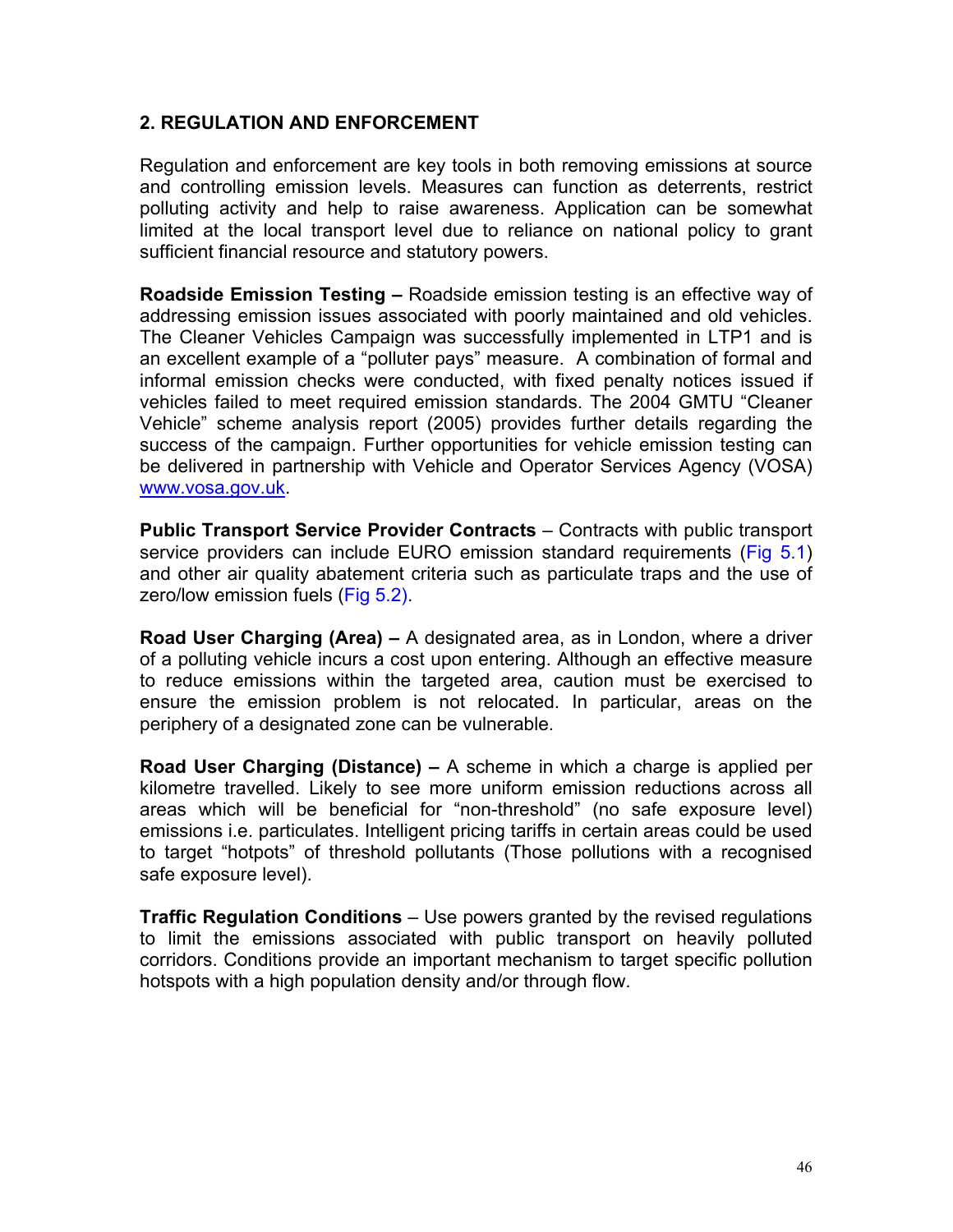## 2. REGULATION AND ENFORCEMENT

Regulation and enforcement are key tools in both removing emissions at source and controlling emission levels. Measures can function as deterrents, restrict polluting activity and help to raise awareness. Application can be somewhat limited at the local transport level due to reliance on national policy to grant sufficient financial resource and statutory powers.

**Roadside Emission Testing –** Roadside emission testing is an effective way of addressing emission issues associated with poorly maintained and old vehicles. The Cleaner Vehicles Campaign was successfully implemented in LTP1 and is an excellent example of a "polluter pays" measure. A combination of formal and informal emission checks were conducted, with fixed penalty notices issued if vehicles failed to meet required emission standards. The 2004 GMTU "Cleaner Vehicle" scheme analysis report (2005) provides further details regarding the success of the campaign. Further opportunities for vehicle emission testing can be delivered in partnership with Vehicle and Operator Services Agency (VOSA) www.vosa.gov.uk.

**Public Transport Service Provider Contracts** – Contracts with public transport service providers can include EURO emission standard requirements (Fig 5.1) and other air quality abatement criteria such as particulate traps and the use of zero/low emission fuels (Fig 5.2).

**Road User Charging (Area) –** A designated area, as in London, where a driver of a polluting vehicle incurs a cost upon entering. Although an effective measure to reduce emissions within the targeted area, caution must be exercised to ensure the emission problem is not relocated. In particular, areas on the periphery of a designated zone can be vulnerable.

**Road User Charging (Distance) –** A scheme in which a charge is applied per kilometre travelled. Likely to see more uniform emission reductions across all areas which will be beneficial for "non-threshold" (no safe exposure level) emissions i.e. particulates. Intelligent pricing tariffs in certain areas could be used to target "hotpots" of threshold pollutants (Those pollutions with a recognised safe exposure level).

**Traffic Regulation Conditions** – Use powers granted by the revised regulations to limit the emissions associated with public transport on heavily polluted corridors. Conditions provide an important mechanism to target specific pollution hotspots with a high population density and/or through flow.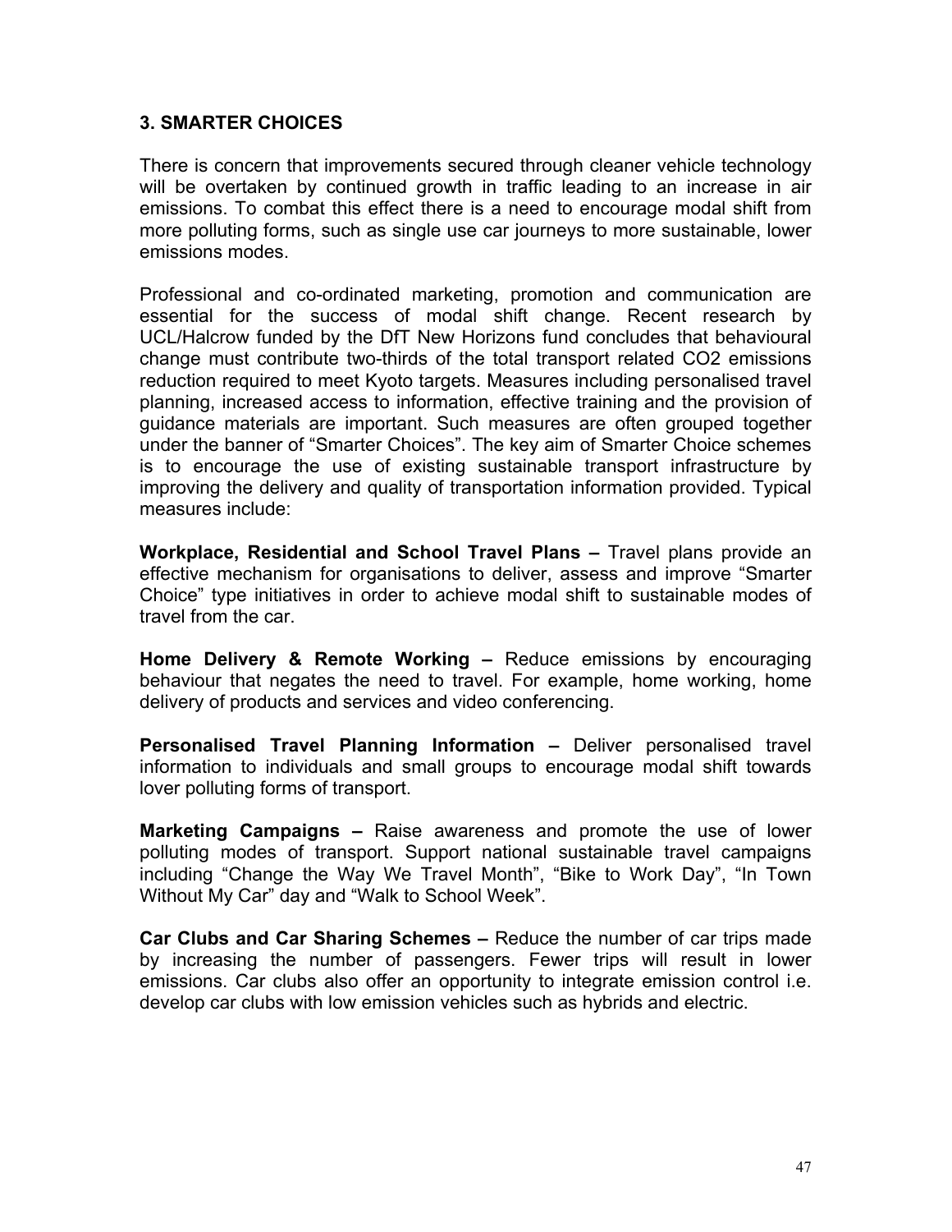## 3. SMARTER CHOICES

There is concern that improvements secured through cleaner vehicle technology will be overtaken by continued growth in traffic leading to an increase in air emissions. To combat this effect there is a need to encourage modal shift from more polluting forms, such as single use car journeys to more sustainable, lower emissions modes.

Professional and co-ordinated marketing, promotion and communication are essential for the success of modal shift change. Recent research by UCL/Halcrow funded by the DfT New Horizons fund concludes that behavioural change must contribute two-thirds of the total transport related CO2 emissions reduction required to meet Kyoto targets. Measures including personalised travel planning, increased access to information, effective training and the provision of guidance materials are important. Such measures are often grouped together under the banner of “Smarter Choices”. The key aim of Smarter Choice schemes is to encourage the use of existing sustainable transport infrastructure by improving the delivery and quality of transportation information provided. Typical measures include:

**Workplace, Residential and School Travel Plans –** Travel plans provide an effective mechanism for organisations to deliver, assess and improve “Smarter Choice” type initiatives in order to achieve modal shift to sustainable modes of travel from the car.

**Home Delivery & Remote Working –** Reduce emissions by encouraging behaviour that negates the need to travel. For example, home working, home delivery of products and services and video conferencing.

**Personalised Travel Planning Information –** Deliver personalised travel information to individuals and small groups to encourage modal shift towards lover polluting forms of transport.

**Marketing Campaigns –** Raise awareness and promote the use of lower polluting modes of transport. Support national sustainable travel campaigns including “Change the Way We Travel Month”, “Bike to Work Day”, “In Town Without My Car” day and “Walk to School Week”.

**Car Clubs and Car Sharing Schemes –** Reduce the number of car trips made by increasing the number of passengers. Fewer trips will result in lower emissions. Car clubs also offer an opportunity to integrate emission control i.e. develop car clubs with low emission vehicles such as hybrids and electric.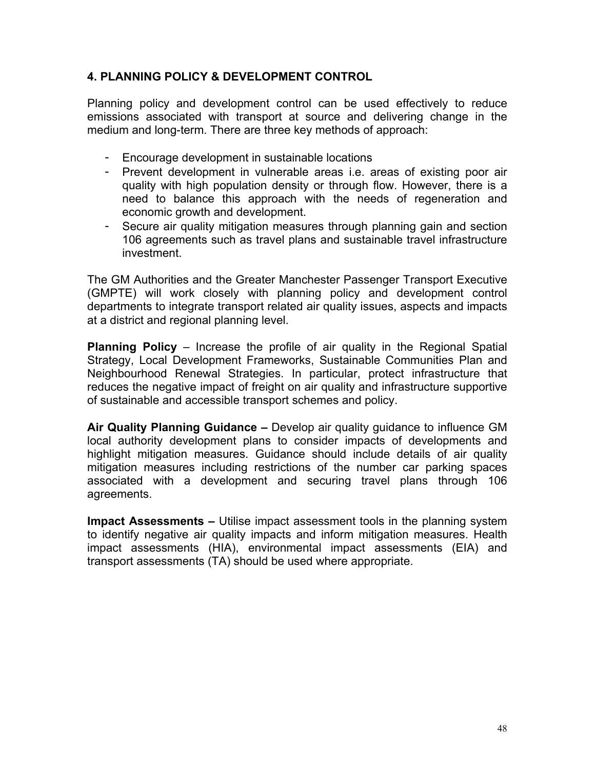## 4. PLANNING POLICY & DEVELOPMENT CONTROL

Planning policy and development control can be used effectively to reduce emissions associated with transport at source and delivering change in the medium and long-term. There are three key methods of approach:

- Encourage development in sustainable locations
- Prevent development in vulnerable areas i.e. areas of existing poor air quality with high population density or through flow. However, there is a need to balance this approach with the needs of regeneration and economic growth and development.
- Secure air quality mitigation measures through planning gain and section 106 agreements such as travel plans and sustainable travel infrastructure investment.

The GM Authorities and the Greater Manchester Passenger Transport Executive (GMPTE) will work closely with planning policy and development control departments to integrate transport related air quality issues, aspects and impacts at a district and regional planning level.

**Planning Policy** – Increase the profile of air quality in the Regional Spatial Strategy, Local Development Frameworks, Sustainable Communities Plan and Neighbourhood Renewal Strategies. In particular, protect infrastructure that reduces the negative impact of freight on air quality and infrastructure supportive of sustainable and accessible transport schemes and policy.

**Air Quality Planning Guidance –** Develop air quality guidance to influence GM local authority development plans to consider impacts of developments and highlight mitigation measures. Guidance should include details of air quality mitigation measures including restrictions of the number car parking spaces associated with a development and securing travel plans through 106 agreements.

**Impact Assessments –** Utilise impact assessment tools in the planning system to identify negative air quality impacts and inform mitigation measures. Health impact assessments (HIA), environmental impact assessments (EIA) and transport assessments (TA) should be used where appropriate.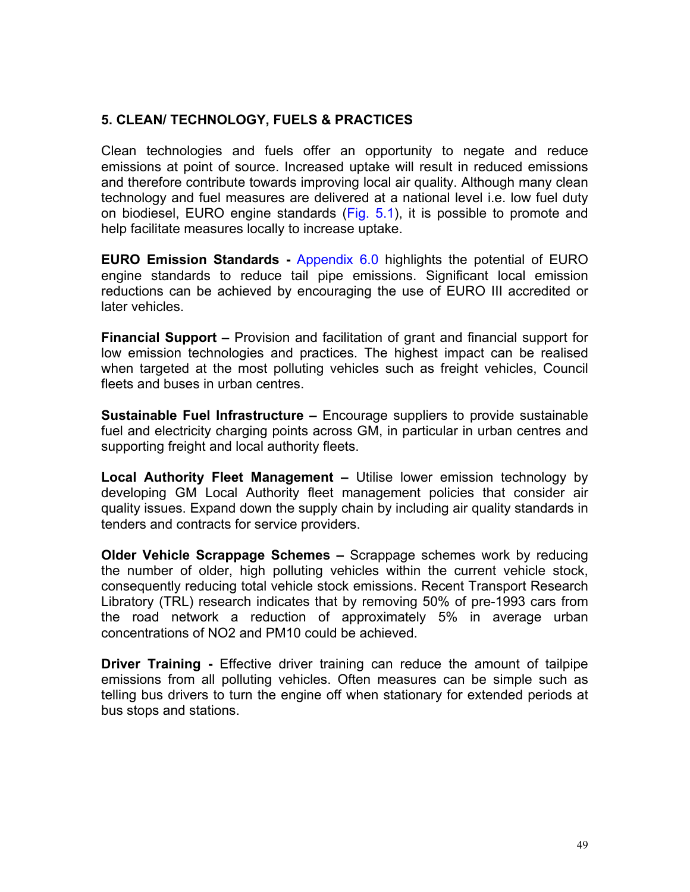## 5. CLEAN/ TECHNOLOGY, FUELS & PRACTICES

Clean technologies and fuels offer an opportunity to negate and reduce emissions at point of source. Increased uptake will result in reduced emissions and therefore contribute towards improving local air quality. Although many clean technology and fuel measures are delivered at a national level i.e. low fuel duty on biodiesel, EURO engine standards (Fig. 5.1), it is possible to promote and help facilitate measures locally to increase uptake.

**EURO Emission Standards -** Appendix 6.0 highlights the potential of EURO engine standards to reduce tail pipe emissions. Significant local emission reductions can be achieved by encouraging the use of EURO III accredited or later vehicles.

**Financial Support –** Provision and facilitation of grant and financial support for low emission technologies and practices. The highest impact can be realised when targeted at the most polluting vehicles such as freight vehicles, Council fleets and buses in urban centres.

**Sustainable Fuel Infrastructure –** Encourage suppliers to provide sustainable fuel and electricity charging points across GM, in particular in urban centres and supporting freight and local authority fleets.

**Local Authority Fleet Management –** Utilise lower emission technology by developing GM Local Authority fleet management policies that consider air quality issues. Expand down the supply chain by including air quality standards in tenders and contracts for service providers.

**Older Vehicle Scrappage Schemes –** Scrappage schemes work by reducing the number of older, high polluting vehicles within the current vehicle stock, consequently reducing total vehicle stock emissions. Recent Transport Research Libratory (TRL) research indicates that by removing 50% of pre-1993 cars from the road network a reduction of approximately 5% in average urban concentrations of $NO_2$ and $PM_{10}$ could be achieved.

**Driver Training -** Effective driver training can reduce the amount of tailpipe emissions from all polluting vehicles. Often measures can be simple such as telling bus drivers to turn the engine off when stationary for extended periods at bus stops and stations.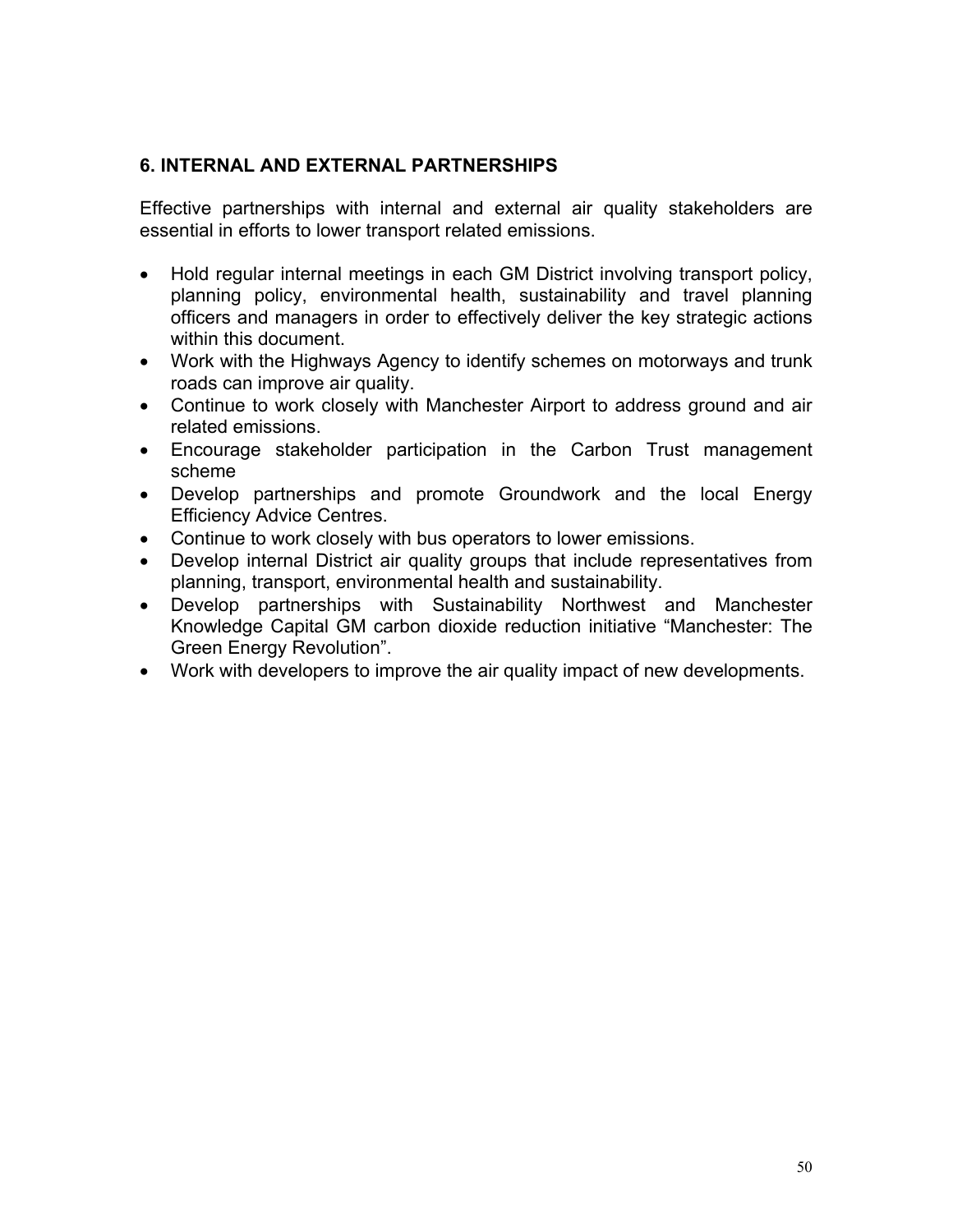## 6. INTERNAL AND EXTERNAL PARTNERSHIPS

Effective partnerships with internal and external air quality stakeholders are essential in efforts to lower transport related emissions.

- Hold regular internal meetings in each GM District involving transport policy, planning policy, environmental health, sustainability and travel planning officers and managers in order to effectively deliver the key strategic actions within this document.
- Work with the Highways Agency to identify schemes on motorways and trunk roads can improve air quality.
- Continue to work closely with Manchester Airport to address ground and air related emissions.
- Encourage stakeholder participation in the Carbon Trust management scheme
- Develop partnerships and promote Groundwork and the local Energy Efficiency Advice Centres.
- Continue to work closely with bus operators to lower emissions.
- Develop internal District air quality groups that include representatives from planning, transport, environmental health and sustainability.
- Develop partnerships with Sustainability Northwest and Manchester Knowledge Capital GM carbon dioxide reduction initiative "Manchester: The Green Energy Revolution".
- Work with developers to improve the air quality impact of new developments.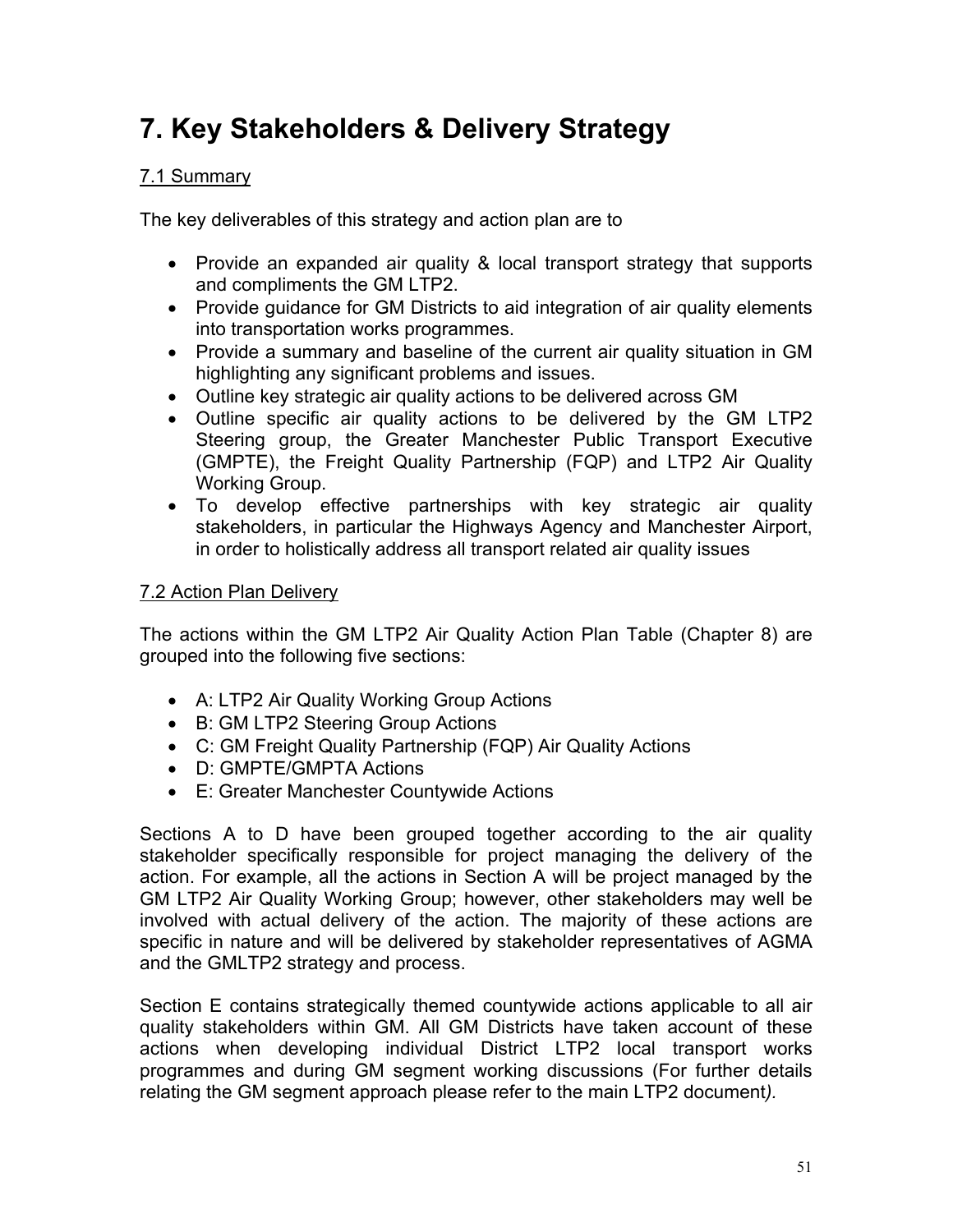# 7. Key Stakeholders & Delivery Strategy

## 7.1 Summary

The key deliverables of this strategy and action plan are to

- Provide an expanded air quality & local transport strategy that supports and compliments the GM LTP2.
- Provide guidance for GM Districts to aid integration of air quality elements into transportation works programmes.
- Provide a summary and baseline of the current air quality situation in GM highlighting any significant problems and issues.
- Outline key strategic air quality actions to be delivered across GM
- Outline specific air quality actions to be delivered by the GM LTP2 Steering group, the Greater Manchester Public Transport Executive (GMPTE), the Freight Quality Partnership (FQP) and LTP2 Air Quality Working Group.
- To develop effective partnerships with key strategic air quality stakeholders, in particular the Highways Agency and Manchester Airport, in order to holistically address all transport related air quality issues

## 7.2 Action Plan Delivery

The actions within the GM LTP2 Air Quality Action Plan Table (Chapter 8) are grouped into the following five sections:

- A: LTP2 Air Quality Working Group Actions
- B: GM LTP2 Steering Group Actions
- C: GM Freight Quality Partnership (FQP) Air Quality Actions
- D: GMPTE/GMPTA Actions
- E: Greater Manchester Countywide Actions

Sections A to D have been grouped together according to the air quality stakeholder specifically responsible for project managing the delivery of the action. For example, all the actions in Section A will be project managed by the GM LTP2 Air Quality Working Group; however, other stakeholders may well be involved with actual delivery of the action. The majority of these actions are specific in nature and will be delivered by stakeholder representatives of AGMA and the GMLTP2 strategy and process.

Section E contains strategically themed countywide actions applicable to all air quality stakeholders within GM. All GM Districts have taken account of these actions when developing individual District LTP2 local transport works programmes and during GM segment working discussions (For further details relating the GM segment approach please refer to the main LTP2 document*).*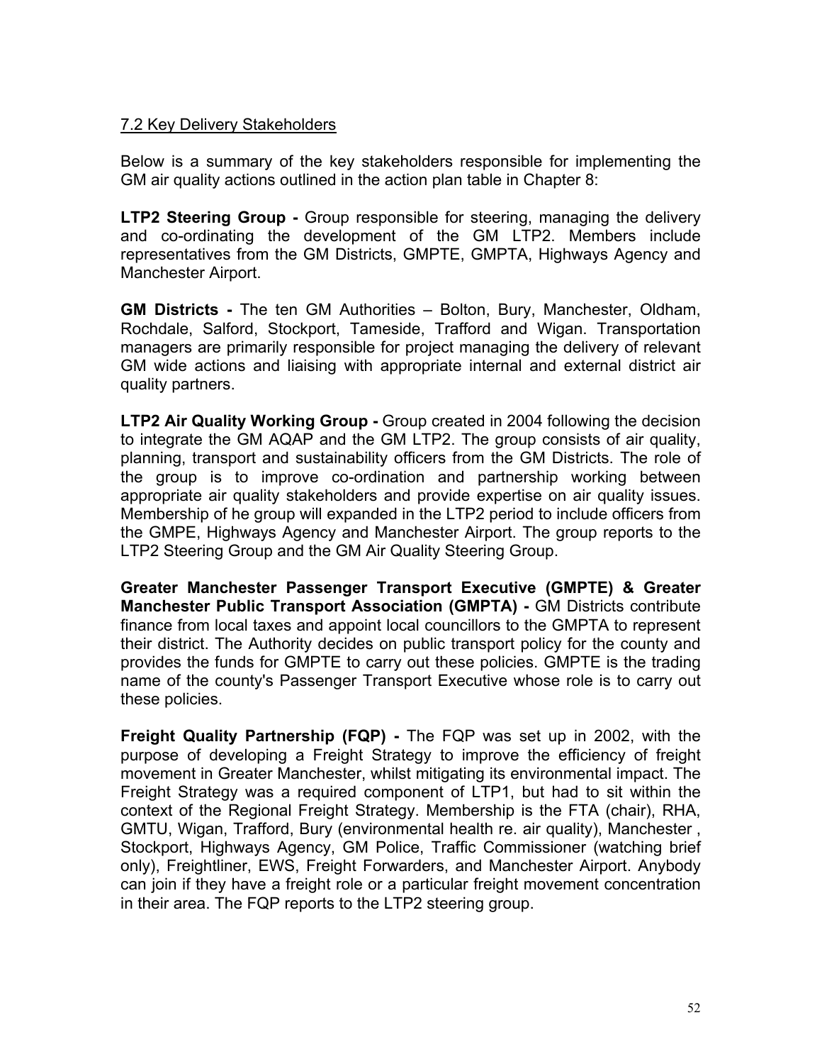## 7.2 Key Delivery Stakeholders

Below is a summary of the key stakeholders responsible for implementing the GM air quality actions outlined in the action plan table in Chapter 8:

**LTP2 Steering Group -** Group responsible for steering, managing the delivery and co-ordinating the development of the GM LTP2. Members include representatives from the GM Districts, GMPTE, GMPTA, Highways Agency and Manchester Airport.

**GM Districts -** The ten GM Authorities – Bolton, Bury, Manchester, Oldham, Rochdale, Salford, Stockport, Tameside, Trafford and Wigan. Transportation managers are primarily responsible for project managing the delivery of relevant GM wide actions and liaising with appropriate internal and external district air quality partners.

**LTP2 Air Quality Working Group -** Group created in 2004 following the decision to integrate the GM AQAP and the GM LTP2. The group consists of air quality, planning, transport and sustainability officers from the GM Districts. The role of the group is to improve co-ordination and partnership working between appropriate air quality stakeholders and provide expertise on air quality issues. Membership of he group will expanded in the LTP2 period to include officers from the GMPE, Highways Agency and Manchester Airport. The group reports to the LTP2 Steering Group and the GM Air Quality Steering Group.

**Greater Manchester Passenger Transport Executive (GMPTE) & Greater Manchester Public Transport Association (GMPTA) -** GM Districts contribute finance from local taxes and appoint local councillors to the GMPTA to represent their district. The Authority decides on public transport policy for the county and provides the funds for GMPTE to carry out these policies. GMPTE is the trading name of the county's Passenger Transport Executive whose role is to carry out these policies.

**Freight Quality Partnership (FQP) -** The FQP was set up in 2002, with the purpose of developing a Freight Strategy to improve the efficiency of freight movement in Greater Manchester, whilst mitigating its environmental impact. The Freight Strategy was a required component of LTP1, but had to sit within the context of the Regional Freight Strategy. Membership is the FTA (chair), RHA, GMTU, Wigan, Trafford, Bury (environmental health re. air quality), Manchester , Stockport, Highways Agency, GM Police, Traffic Commissioner (watching brief only), Freightliner, EWS, Freight Forwarders, and Manchester Airport. Anybody can join if they have a freight role or a particular freight movement concentration in their area. The FQP reports to the LTP2 steering group.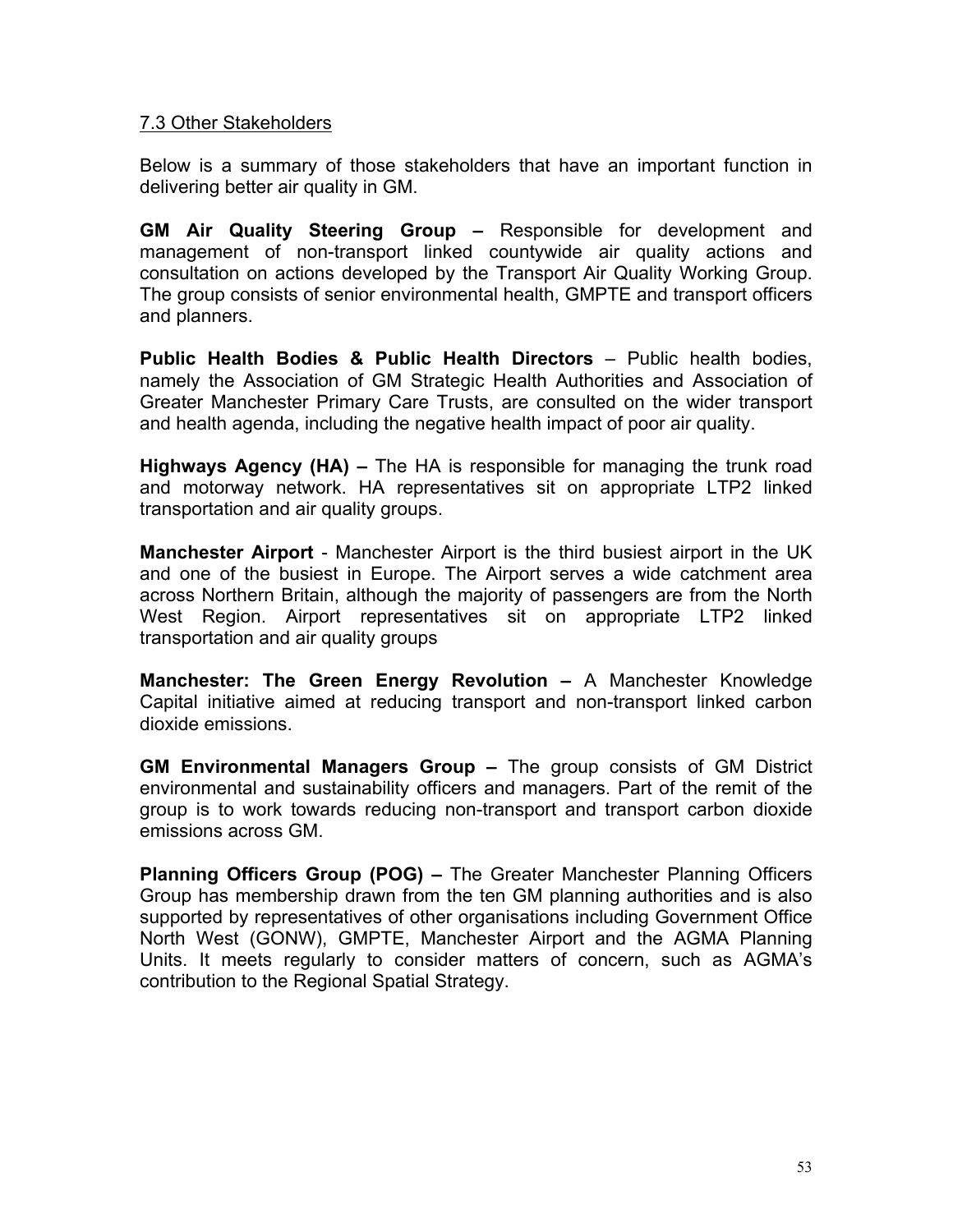## 7.3 Other Stakeholders

Below is a summary of those stakeholders that have an important function in delivering better air quality in GM.

**GM Air Quality Steering Group –** Responsible for development and management of non-transport linked countywide air quality actions and consultation on actions developed by the Transport Air Quality Working Group. The group consists of senior environmental health, GMPTE and transport officers and planners.

**Public Health Bodies & Public Health Directors** – Public health bodies, namely the Association of GM Strategic Health Authorities and Association of Greater Manchester Primary Care Trusts, are consulted on the wider transport and health agenda, including the negative health impact of poor air quality.

**Highways Agency (HA) –** The HA is responsible for managing the trunk road and motorway network. HA representatives sit on appropriate LTP2 linked transportation and air quality groups.

**Manchester Airport** - Manchester Airport is the third busiest airport in the UK and one of the busiest in Europe. The Airport serves a wide catchment area across Northern Britain, although the majority of passengers are from the North West Region. Airport representatives sit on appropriate LTP2 linked transportation and air quality groups

**Manchester: The Green Energy Revolution –** A Manchester Knowledge Capital initiative aimed at reducing transport and non-transport linked carbon dioxide emissions.

**GM Environmental Managers Group –** The group consists of GM District environmental and sustainability officers and managers. Part of the remit of the group is to work towards reducing non-transport and transport carbon dioxide emissions across GM.

**Planning Officers Group (POG) –** The Greater Manchester Planning Officers Group has membership drawn from the ten GM planning authorities and is also supported by representatives of other organisations including Government Office North West (GONW), GMPTE, Manchester Airport and the AGMA Planning Units. It meets regularly to consider matters of concern, such as AGMA's contribution to the Regional Spatial Strategy.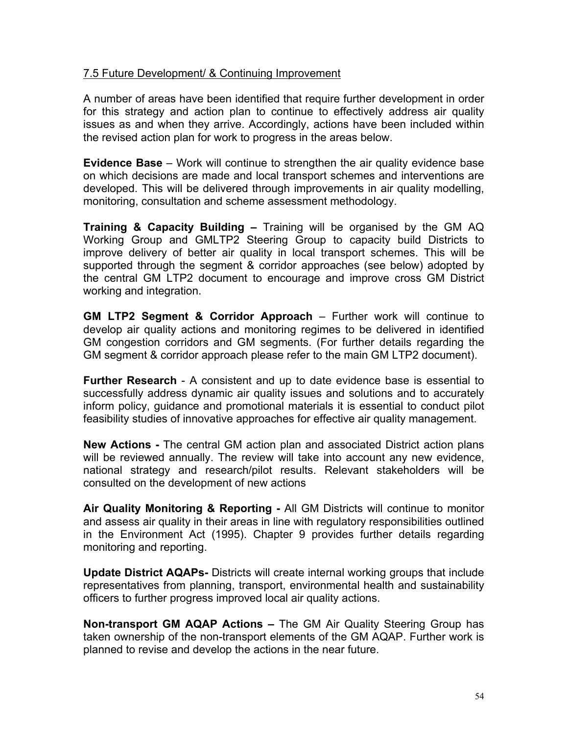## 7.5 Future Development/ & Continuing Improvement

A number of areas have been identified that require further development in order for this strategy and action plan to continue to effectively address air quality issues as and when they arrive. Accordingly, actions have been included within the revised action plan for work to progress in the areas below.

**Evidence Base** – Work will continue to strengthen the air quality evidence base on which decisions are made and local transport schemes and interventions are developed. This will be delivered through improvements in air quality modelling, monitoring, consultation and scheme assessment methodology.

**Training & Capacity Building –** Training will be organised by the GM AQ Working Group and GMLTP2 Steering Group to capacity build Districts to improve delivery of better air quality in local transport schemes. This will be supported through the segment & corridor approaches (see below) adopted by the central GM LTP2 document to encourage and improve cross GM District working and integration.

**GM LTP2 Segment & Corridor Approach** – Further work will continue to develop air quality actions and monitoring regimes to be delivered in identified GM congestion corridors and GM segments. (For further details regarding the GM segment & corridor approach please refer to the main GM LTP2 document).

**Further Research** - A consistent and up to date evidence base is essential to successfully address dynamic air quality issues and solutions and to accurately inform policy, guidance and promotional materials it is essential to conduct pilot feasibility studies of innovative approaches for effective air quality management.

**New Actions -** The central GM action plan and associated District action plans will be reviewed annually. The review will take into account any new evidence, national strategy and research/pilot results. Relevant stakeholders will be consulted on the development of new actions

**Air Quality Monitoring & Reporting -** All GM Districts will continue to monitor and assess air quality in their areas in line with regulatory responsibilities outlined in the Environment Act (1995). Chapter 9 provides further details regarding monitoring and reporting.

**Update District AQAPs-** Districts will create internal working groups that include representatives from planning, transport, environmental health and sustainability officers to further progress improved local air quality actions.

**Non-transport GM AQAP Actions –** The GM Air Quality Steering Group has taken ownership of the non-transport elements of the GM AQAP. Further work is planned to revise and develop the actions in the near future.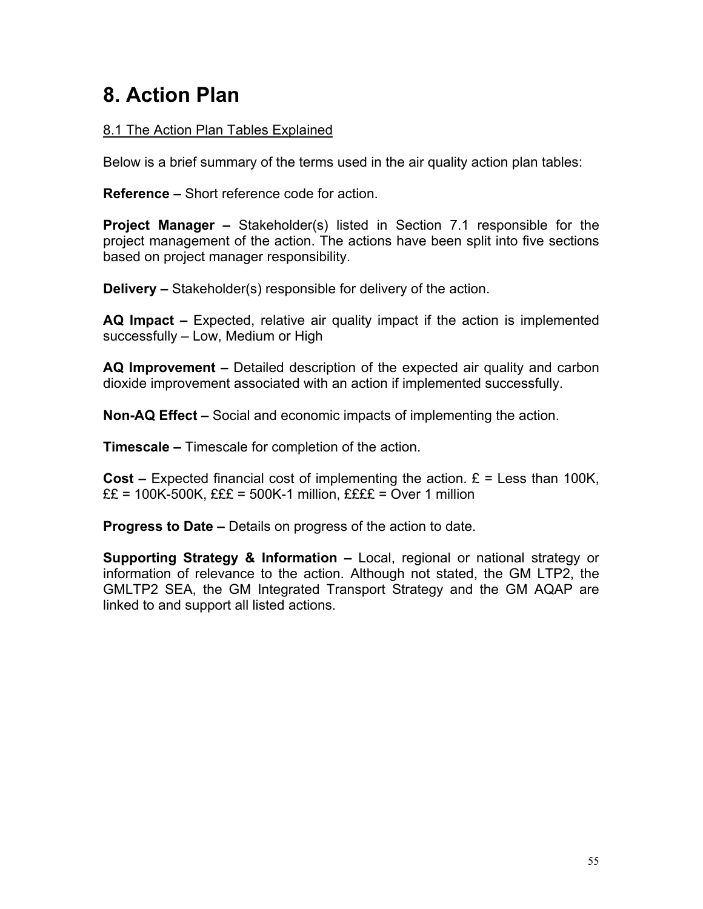# 8. Action Plan

<u>8.1 The Action Plan Tables Explained</u>

Below is a brief summary of the terms used in the air quality action plan tables:

**Reference –** Short reference code for action.

**Project Manager –** Stakeholder(s) listed in Section 7.1 responsible for the project management of the action. The actions have been split into five sections based on project manager responsibility.

**Delivery –** Stakeholder(s) responsible for delivery of the action.

**AQ Impact –** Expected, relative air quality impact if the action is implemented successfully – Low, Medium or High

**AQ Improvement –** Detailed description of the expected air quality and carbon dioxide improvement associated with an action if implemented successfully.

**Non-AQ Effect –** Social and economic impacts of implementing the action.

**Timescale –** Timescale for completion of the action.

**Cost –** Expected financial cost of implementing the action. £ = Less than 100K, ££ = 100K-500K, £££ = 500K-1 million, ££££ = Over 1 million

**Progress to Date –** Details on progress of the action to date.

**Supporting Strategy & Information –** Local, regional or national strategy or information of relevance to the action. Although not stated, the GM LTP2, the GMLTP2 SEA, the GM Integrated Transport Strategy and the GM AQAP are linked to and support all listed actions.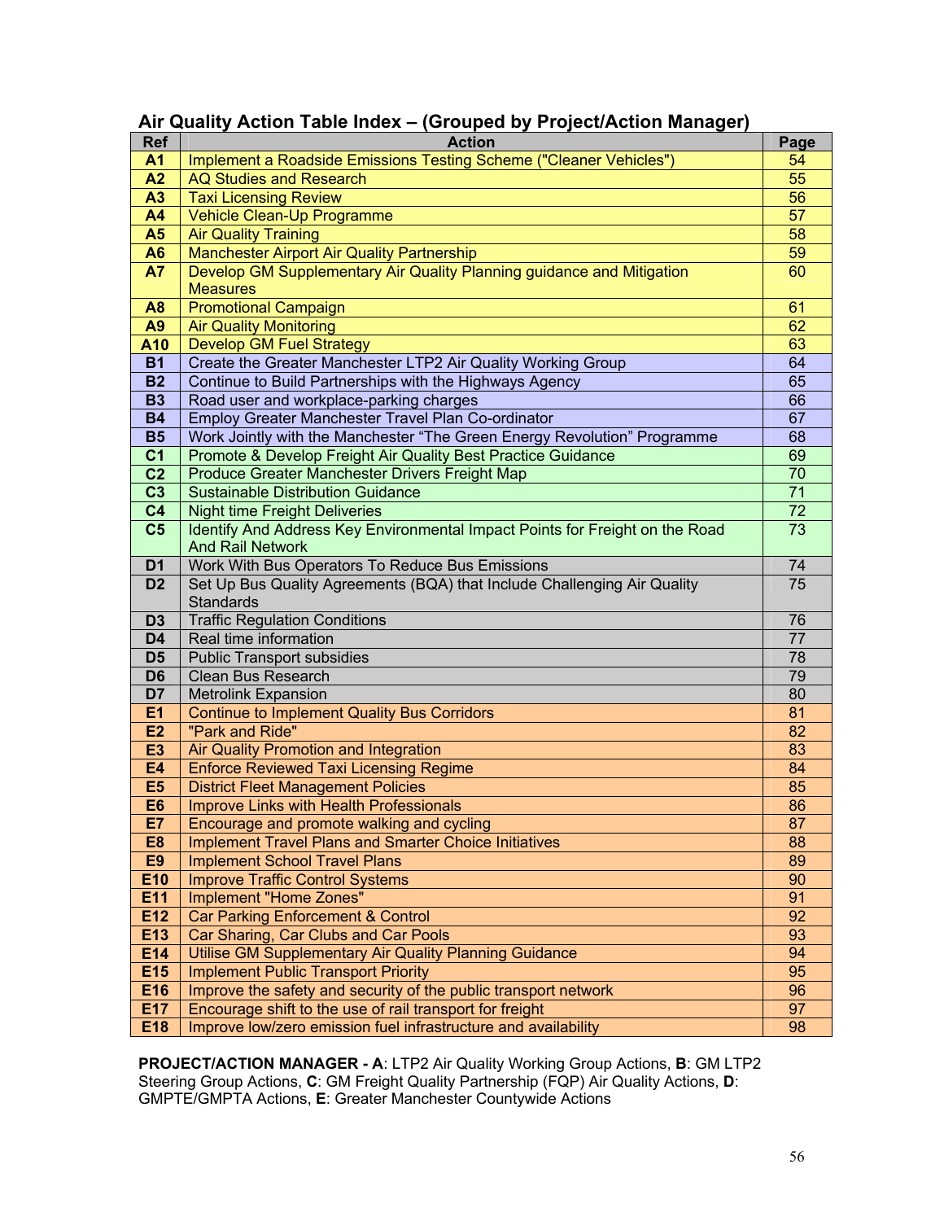## Air Quality Action Table Index – (Grouped by Project/Action Manager)

| Ref | Action | Page |
|---|---|---|
| **A1** | Implement a Roadside Emissions Testing Scheme ("Cleaner Vehicles") | 54 |
| **A2** | AQ Studies and Research | 55 |
| **A3** | Taxi Licensing Review | 56 |
| **A4** | Vehicle Clean-Up Programme | 57 |
| **A5** | Air Quality Training | 58 |
| **A6** | Manchester Airport Air Quality Partnership | 59 |
| **A7** | Develop GM Supplementary Air Quality Planning guidance and Mitigation Measures | 60 |
| **A8** | Promotional Campaign | 61 |
| **A9** | Air Quality Monitoring | 62 |
| **A10** | Develop GM Fuel Strategy | 63 |
| **B1** | Create the Greater Manchester LTP2 Air Quality Working Group | 64 |
| **B2** | Continue to Build Partnerships with the Highways Agency | 65 |
| **B3** | Road user and workplace-parking charges | 66 |
| **B4** | Employ Greater Manchester Travel Plan Co-ordinator | 67 |
| **B5** | Work Jointly with the Manchester "The Green Energy Revolution" Programme | 68 |
| **C1** | Promote & Develop Freight Air Quality Best Practice Guidance | 69 |
| **C2** | Produce Greater Manchester Drivers Freight Map | 70 |
| **C3** | Sustainable Distribution Guidance | 71 |
| **C4** | Night time Freight Deliveries | 72 |
| **C5** | Identify And Address Key Environmental Impact Points for Freight on the Road And Rail Network | 73 |
| **D1** | Work With Bus Operators To Reduce Bus Emissions | 74 |
| **D2** | Set Up Bus Quality Agreements (BQA) that Include Challenging Air Quality Standards | 75 |
| **D3** | Traffic Regulation Conditions | 76 |
| **D4** | Real time information | 77 |
| **D5** | Public Transport subsidies | 78 |
| **D6** | Clean Bus Research | 79 |
| **D7** | Metrolink Expansion | 80 |
| **E1** | Continue to Implement Quality Bus Corridors | 81 |
| **E2** | "Park and Ride" | 82 |
| **E3** | Air Quality Promotion and Integration | 83 |
| **E4** | Enforce Reviewed Taxi Licensing Regime | 84 |
| **E5** | District Fleet Management Policies | 85 |
| **E6** | Improve Links with Health Professionals | 86 |
| **E7** | Encourage and promote walking and cycling | 87 |
| **E8** | Implement Travel Plans and Smarter Choice Initiatives | 88 |
| **E9** | Implement School Travel Plans | 89 |
| **E10** | Improve Traffic Control Systems | 90 |
| **E11** | Implement "Home Zones" | 91 |
| **E12** | Car Parking Enforcement & Control | 92 |
| **E13** | Car Sharing, Car Clubs and Car Pools | 93 |
| **E14** | Utilise GM Supplementary Air Quality Planning Guidance | 94 |
| **E15** | Implement Public Transport Priority | 95 |
| **E16** | Improve the safety and security of the public transport network | 96 |
| **E17** | Encourage shift to the use of rail transport for freight | 97 |
| **E18** | Improve low/zero emission fuel infrastructure and availability | 98 |

**PROJECT/ACTION MANAGER - A**: LTP2 Air Quality Working Group Actions, **B**: GM LTP2 Steering Group Actions, **C**: GM Freight Quality Partnership (FQP) Air Quality Actions, **D**: GMPTE/GMPTA Actions, **E**: Greater Manchester Countywide Actions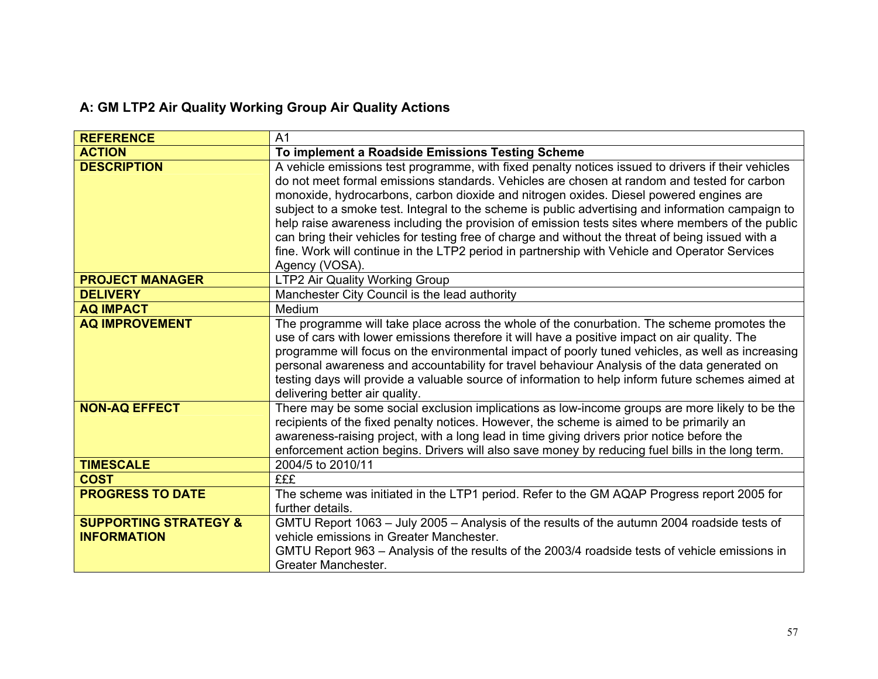## A: GM LTP2 Air Quality Working Group Air Quality Actions

| **REFERENCE** | A1 |
| --- | --- |
| **ACTION** | **To implement a Roadside Emissions Testing Scheme** |
| **DESCRIPTION** | A vehicle emissions test programme, with fixed penalty notices issued to drivers if their vehicles do not meet formal emissions standards. Vehicles are chosen at random and tested for carbon monoxide, hydrocarbons, carbon dioxide and nitrogen oxides. Diesel powered engines are subject to a smoke test. Integral to the scheme is public advertising and information campaign to help raise awareness including the provision of emission tests sites where members of the public can bring their vehicles for testing free of charge and without the threat of being issued with a fine. Work will continue in the LTP2 period in partnership with Vehicle and Operator Services Agency (VOSA). |
| **PROJECT MANAGER** | LTP2 Air Quality Working Group |
| **DELIVERY** | Manchester City Council is the lead authority |
| **AQ IMPACT** | Medium |
| **AQ IMPROVEMENT** | The programme will take place across the whole of the conurbation. The scheme promotes the use of cars with lower emissions therefore it will have a positive impact on air quality. The programme will focus on the environmental impact of poorly tuned vehicles, as well as increasing personal awareness and accountability for travel behaviour Analysis of the data generated on testing days will provide a valuable source of information to help inform future schemes aimed at delivering better air quality. |
| **NON-AQ EFFECT** | There may be some social exclusion implications as low-income groups are more likely to be the recipients of the fixed penalty notices. However, the scheme is aimed to be primarily an awareness-raising project, with a long lead in time giving drivers prior notice before the enforcement action begins. Drivers will also save money by reducing fuel bills in the long term. |
| **TIMESCALE** | 2004/5 to 2010/11 |
| **COST** | £££ |
| **PROGRESS TO DATE** | The scheme was initiated in the LTP1 period. Refer to the GM AQAP Progress report 2005 for further details. |
| **SUPPORTING STRATEGY & INFORMATION** | GMTU Report 1063 – July 2005 – Analysis of the results of the autumn 2004 roadside tests of vehicle emissions in Greater Manchester.<br>GMTU Report 963 – Analysis of the results of the 2003/4 roadside tests of vehicle emissions in Greater Manchester. |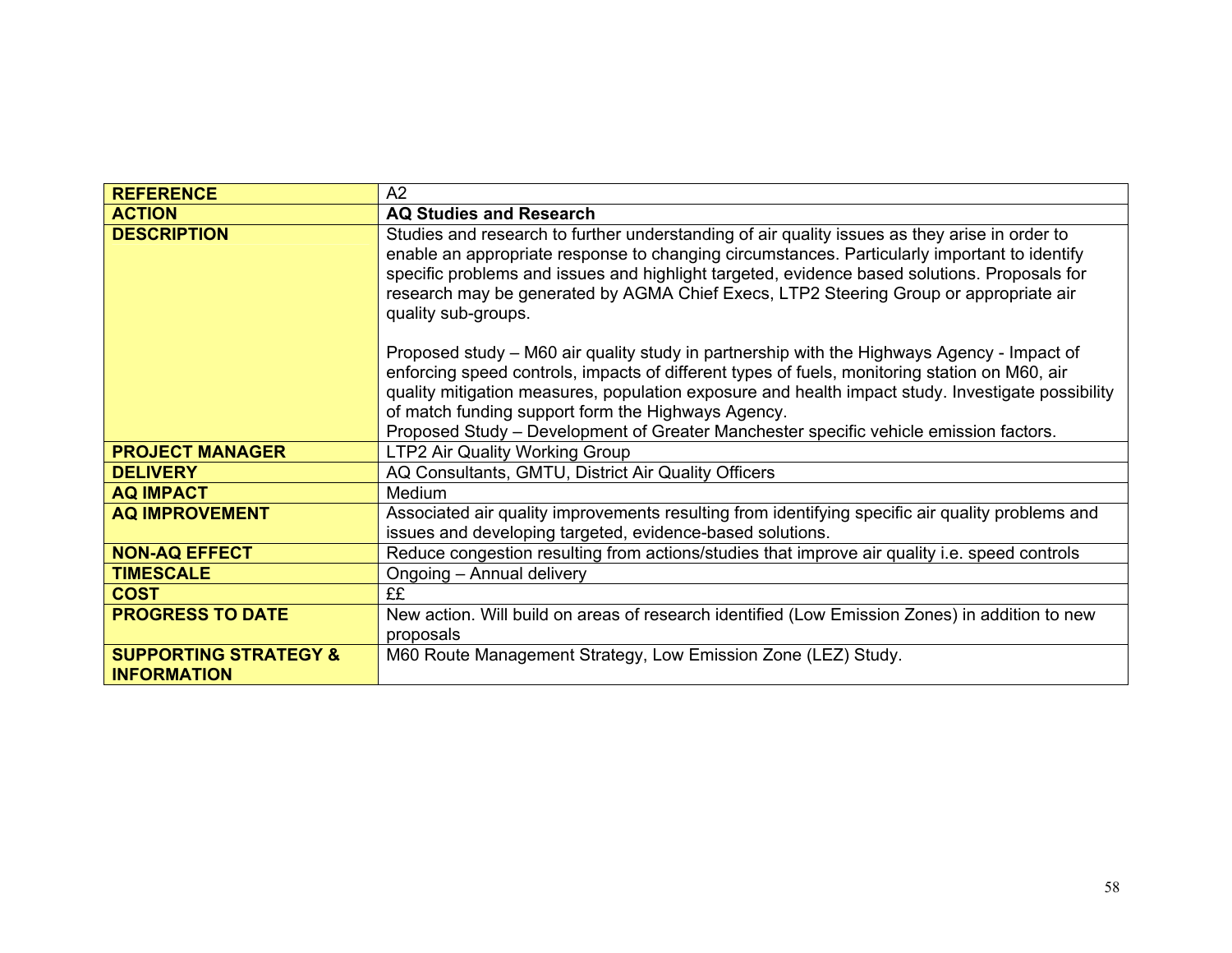| **REFERENCE** | A2 |
|---|---|
| **ACTION** | **AQ Studies and Research** |
| **DESCRIPTION** | Studies and research to further understanding of air quality issues as they arise in order to enable an appropriate response to changing circumstances. Particularly important to identify specific problems and issues and highlight targeted, evidence based solutions. Proposals for research may be generated by AGMA Chief Execs, LTP2 Steering Group or appropriate air quality sub-groups.<br><br>Proposed study – M60 air quality study in partnership with the Highways Agency - Impact of enforcing speed controls, impacts of different types of fuels, monitoring station on M60, air quality mitigation measures, population exposure and health impact study. Investigate possibility of match funding support form the Highways Agency.<br>Proposed Study – Development of Greater Manchester specific vehicle emission factors. |
| **PROJECT MANAGER** | LTP2 Air Quality Working Group |
| **DELIVERY** | AQ Consultants, GMTU, District Air Quality Officers |
| **AQ IMPACT** | Medium |
| **AQ IMPROVEMENT** | Associated air quality improvements resulting from identifying specific air quality problems and issues and developing targeted, evidence-based solutions. |
| **NON-AQ EFFECT** | Reduce congestion resulting from actions/studies that improve air quality i.e. speed controls |
| **TIMESCALE** | Ongoing – Annual delivery |
| **COST** | ££ |
| **PROGRESS TO DATE** | New action. Will build on areas of research identified (Low Emission Zones) in addition to new proposals |
| **SUPPORTING STRATEGY & INFORMATION** | M60 Route Management Strategy, Low Emission Zone (LEZ) Study. |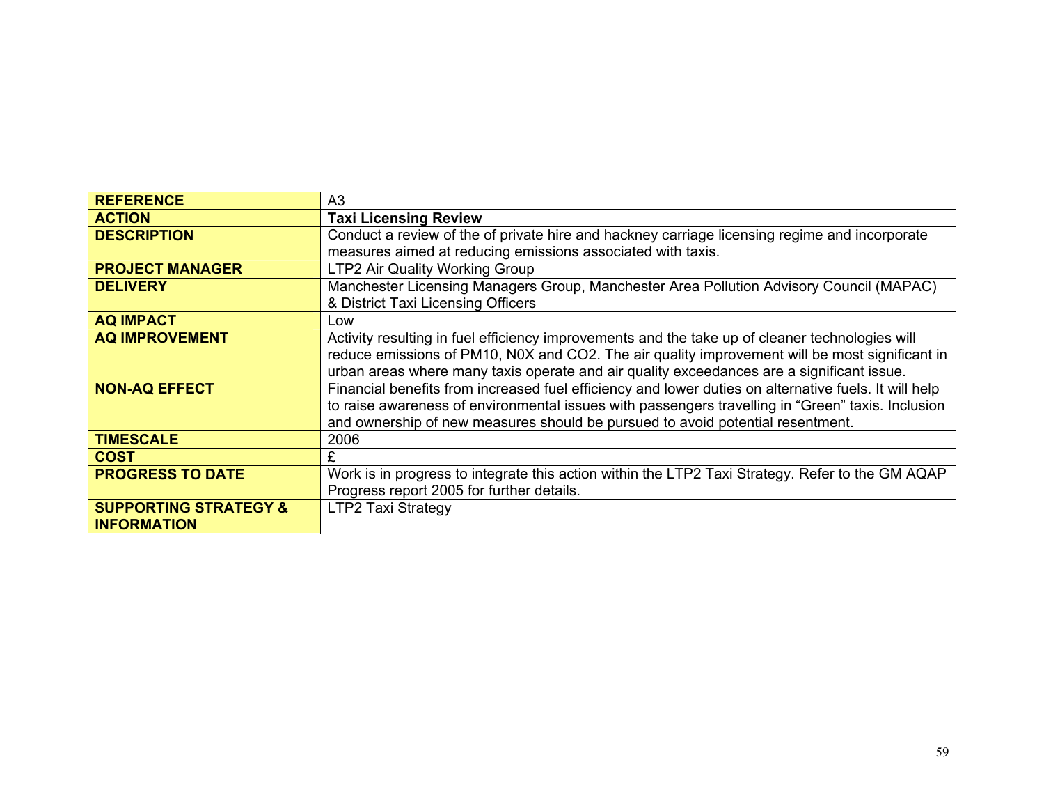| **REFERENCE** | A3 |
|---|---|
| **ACTION** | **Taxi Licensing Review** |
| **DESCRIPTION** | Conduct a review of the of private hire and hackney carriage licensing regime and incorporate measures aimed at reducing emissions associated with taxis. |
| **PROJECT MANAGER** | LTP2 Air Quality Working Group |
| **DELIVERY** | Manchester Licensing Managers Group, Manchester Area Pollution Advisory Council (MAPAC) & District Taxi Licensing Officers |
| **AQ IMPACT** | Low |
| **AQ IMPROVEMENT** | Activity resulting in fuel efficiency improvements and the take up of cleaner technologies will reduce emissions of PM10, N0X and CO2. The air quality improvement will be most significant in urban areas where many taxis operate and air quality exceedances are a significant issue. |
| **NON-AQ EFFECT** | Financial benefits from increased fuel efficiency and lower duties on alternative fuels. It will help to raise awareness of environmental issues with passengers travelling in "Green" taxis. Inclusion and ownership of new measures should be pursued to avoid potential resentment. |
| **TIMESCALE** | 2006 |
| **COST** | £ |
| **PROGRESS TO DATE** | Work is in progress to integrate this action within the LTP2 Taxi Strategy. Refer to the GM AQAP Progress report 2005 for further details. |
| **SUPPORTING STRATEGY & INFORMATION** | LTP2 Taxi Strategy |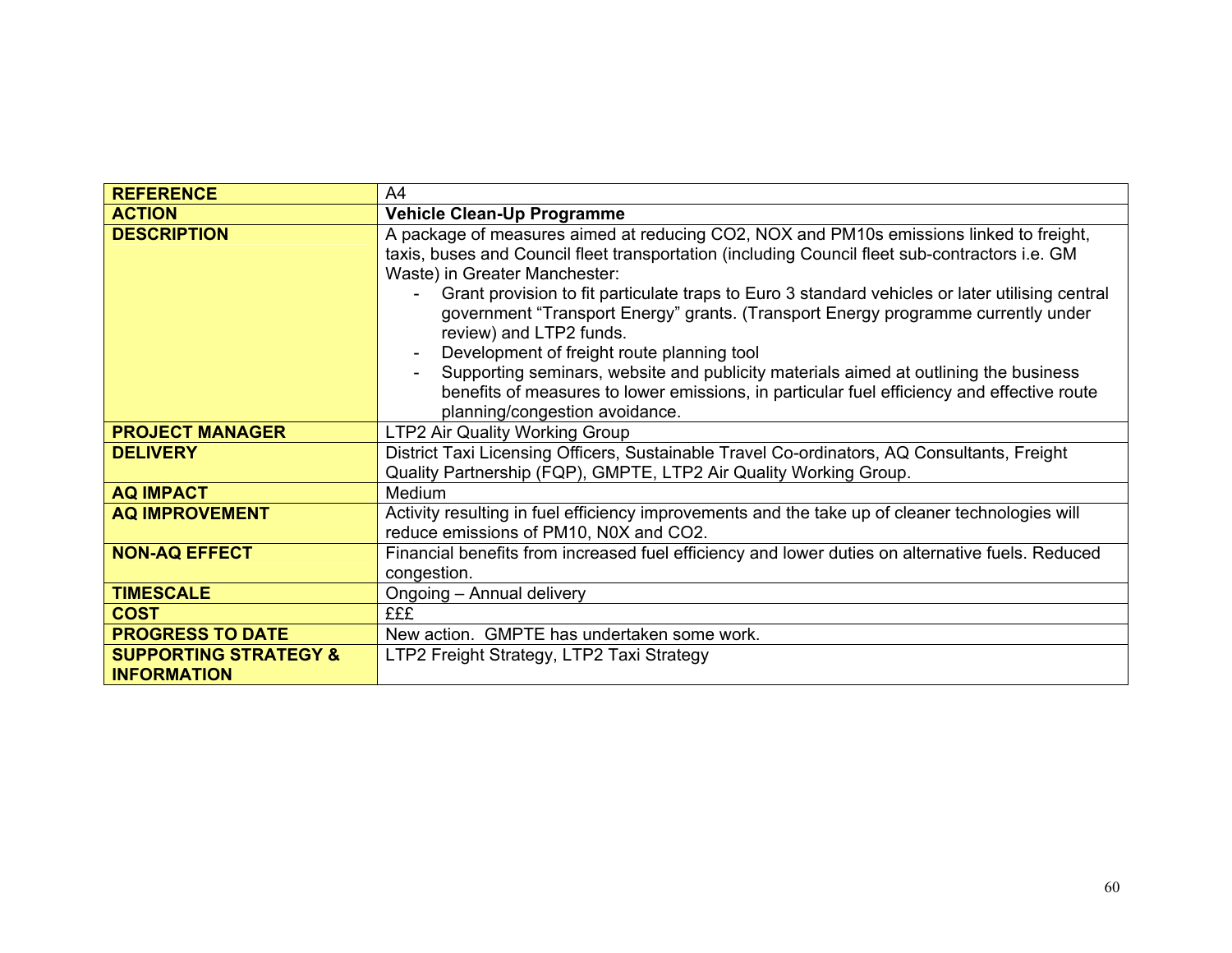| REFERENCE | A4 |
| --- | --- |
| **ACTION** | **Vehicle Clean-Up Programme** |
| **DESCRIPTION** | A package of measures aimed at reducing $CO_2$, $NO_X$ and PM10s emissions linked to freight, taxis, buses and Council fleet transportation (including Council fleet sub-contractors i.e. GM Waste) in Greater Manchester:<br>- Grant provision to fit particulate traps to Euro 3 standard vehicles or later utilising central government "Transport Energy" grants. (Transport Energy programme currently under review) and LTP2 funds.<br>- Development of freight route planning tool<br>- Supporting seminars, website and publicity materials aimed at outlining the business benefits of measures to lower emissions, in particular fuel efficiency and effective route planning/congestion avoidance. |
| **PROJECT MANAGER** | LTP2 Air Quality Working Group |
| **DELIVERY** | District Taxi Licensing Officers, Sustainable Travel Co-ordinators, AQ Consultants, Freight Quality Partnership (FQP), GMPTE, LTP2 Air Quality Working Group. |
| **AQ IMPACT** | Medium |
| **AQ IMPROVEMENT** | Activity resulting in fuel efficiency improvements and the take up of cleaner technologies will reduce emissions of PM10, $N0_X$ and $CO_2$. |
| **NON-AQ EFFECT** | Financial benefits from increased fuel efficiency and lower duties on alternative fuels. Reduced congestion. |
| **TIMESCALE** | Ongoing – Annual delivery |
| **COST** | £££ |
| **PROGRESS TO DATE** | New action. GMPTE has undertaken some work. |
| **SUPPORTING STRATEGY & INFORMATION** | LTP2 Freight Strategy, LTP2 Taxi Strategy |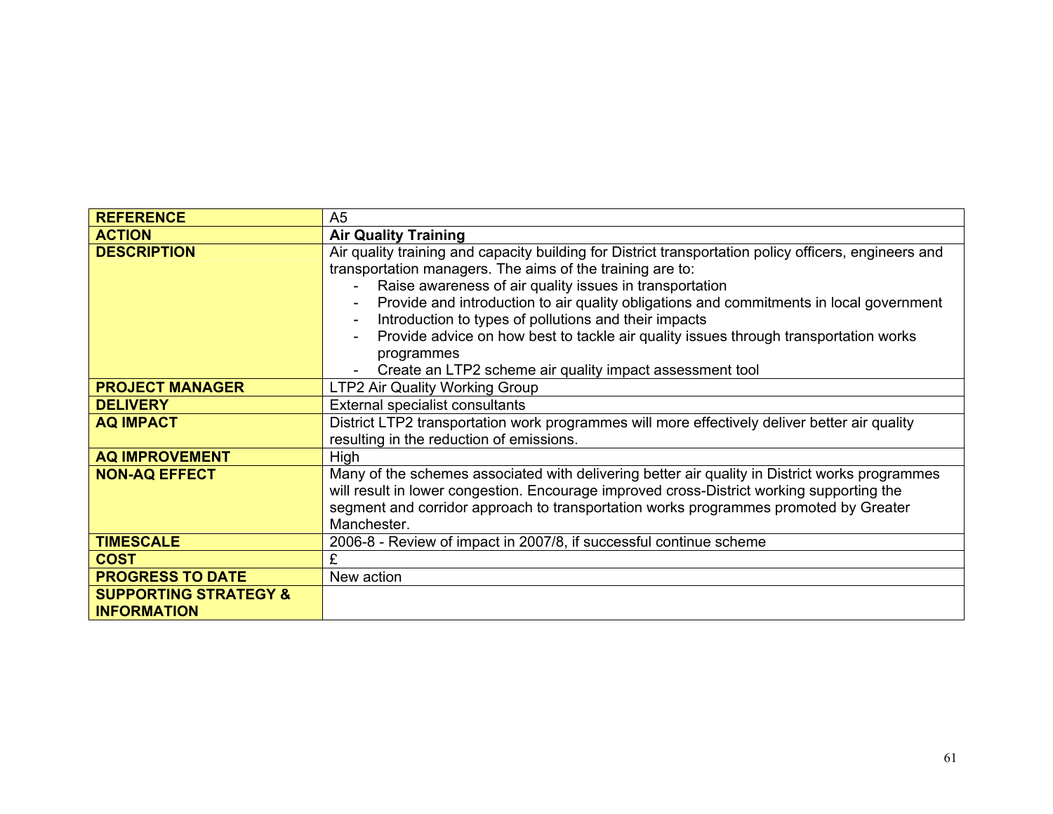| **REFERENCE** | A5 |
|---|---|
| **ACTION** | **Air Quality Training** |
| **DESCRIPTION** | Air quality training and capacity building for District transportation policy officers, engineers and transportation managers. The aims of the training are to:<br>- Raise awareness of air quality issues in transportation<br>- Provide and introduction to air quality obligations and commitments in local government<br>- Introduction to types of pollutions and their impacts<br>- Provide advice on how best to tackle air quality issues through transportation works programmes<br>- Create an LTP2 scheme air quality impact assessment tool |
| **PROJECT MANAGER** | LTP2 Air Quality Working Group |
| **DELIVERY** | External specialist consultants |
| **AQ IMPACT** | District LTP2 transportation work programmes will more effectively deliver better air quality resulting in the reduction of emissions. |
| **AQ IMPROVEMENT** | High |
| **NON-AQ EFFECT** | Many of the schemes associated with delivering better air quality in District works programmes will result in lower congestion. Encourage improved cross-District working supporting the segment and corridor approach to transportation works programmes promoted by Greater Manchester. |
| **TIMESCALE** | 2006-8 - Review of impact in 2007/8, if successful continue scheme |
| **COST** | £ |
| **PROGRESS TO DATE** | New action |
| **SUPPORTING STRATEGY & INFORMATION** | |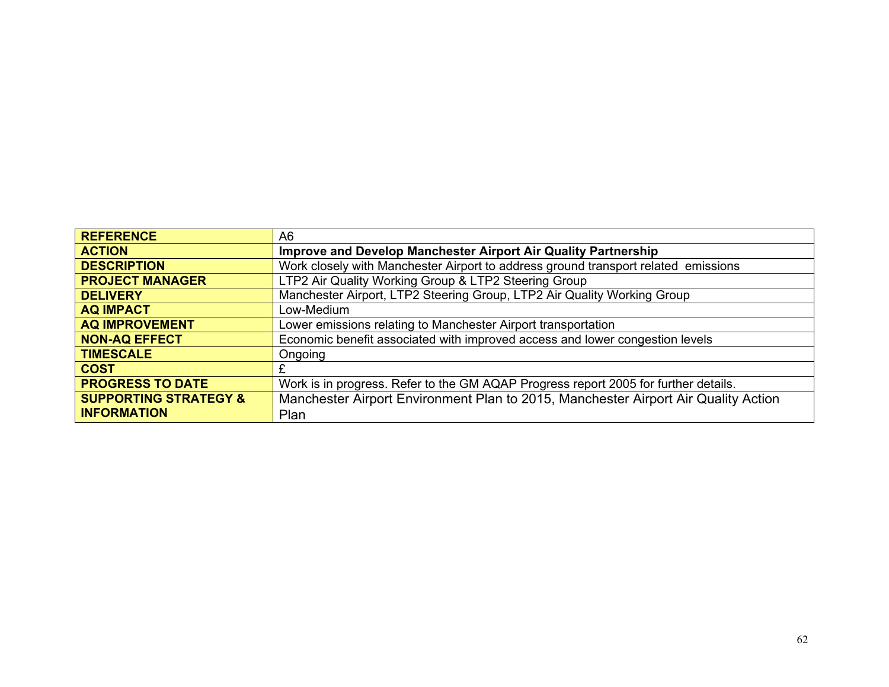| **REFERENCE** | A6 |
|---|---|
| **ACTION** | **Improve and Develop Manchester Airport Air Quality Partnership** |
| **DESCRIPTION** | Work closely with Manchester Airport to address ground transport related emissions |
| **PROJECT MANAGER** | LTP2 Air Quality Working Group & LTP2 Steering Group |
| **DELIVERY** | Manchester Airport, LTP2 Steering Group, LTP2 Air Quality Working Group |
| **AQ IMPACT** | Low-Medium |
| **AQ IMPROVEMENT** | Lower emissions relating to Manchester Airport transportation |
| **NON-AQ EFFECT** | Economic benefit associated with improved access and lower congestion levels |
| **TIMESCALE** | Ongoing |
| **COST** | £ |
| **PROGRESS TO DATE** | Work is in progress. Refer to the GM AQAP Progress report 2005 for further details. |
| **SUPPORTING STRATEGY & INFORMATION** | Manchester Airport Environment Plan to 2015, Manchester Airport Air Quality Action Plan |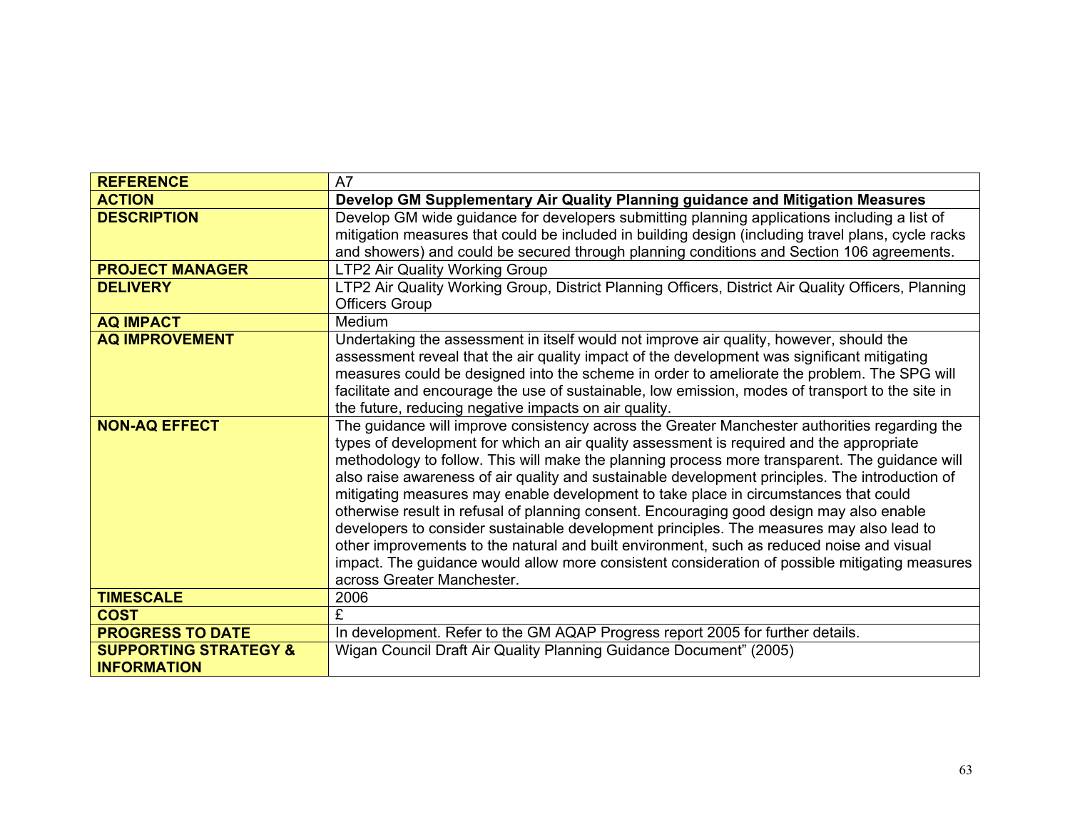| **REFERENCE** | A7 |
|---|---|
| **ACTION** | **Develop GM Supplementary Air Quality Planning guidance and Mitigation Measures** |
| **DESCRIPTION** | Develop GM wide guidance for developers submitting planning applications including a list of mitigation measures that could be included in building design (including travel plans, cycle racks and showers) and could be secured through planning conditions and Section 106 agreements. |
| **PROJECT MANAGER** | LTP2 Air Quality Working Group |
| **DELIVERY** | LTP2 Air Quality Working Group, District Planning Officers, District Air Quality Officers, Planning Officers Group |
| **AQ IMPACT** | Medium |
| **AQ IMPROVEMENT** | Undertaking the assessment in itself would not improve air quality, however, should the assessment reveal that the air quality impact of the development was significant mitigating measures could be designed into the scheme in order to ameliorate the problem. The SPG will facilitate and encourage the use of sustainable, low emission, modes of transport to the site in the future, reducing negative impacts on air quality. |
| **NON-AQ EFFECT** | The guidance will improve consistency across the Greater Manchester authorities regarding the types of development for which an air quality assessment is required and the appropriate methodology to follow. This will make the planning process more transparent. The guidance will also raise awareness of air quality and sustainable development principles. The introduction of mitigating measures may enable development to take place in circumstances that could otherwise result in refusal of planning consent. Encouraging good design may also enable developers to consider sustainable development principles. The measures may also lead to other improvements to the natural and built environment, such as reduced noise and visual impact. The guidance would allow more consistent consideration of possible mitigating measures across Greater Manchester. |
| **TIMESCALE** | 2006 |
| **COST** | £ |
| **PROGRESS TO DATE** | In development. Refer to the GM AQAP Progress report 2005 for further details. |
| **SUPPORTING STRATEGY & INFORMATION** | Wigan Council Draft Air Quality Planning Guidance Document" (2005) |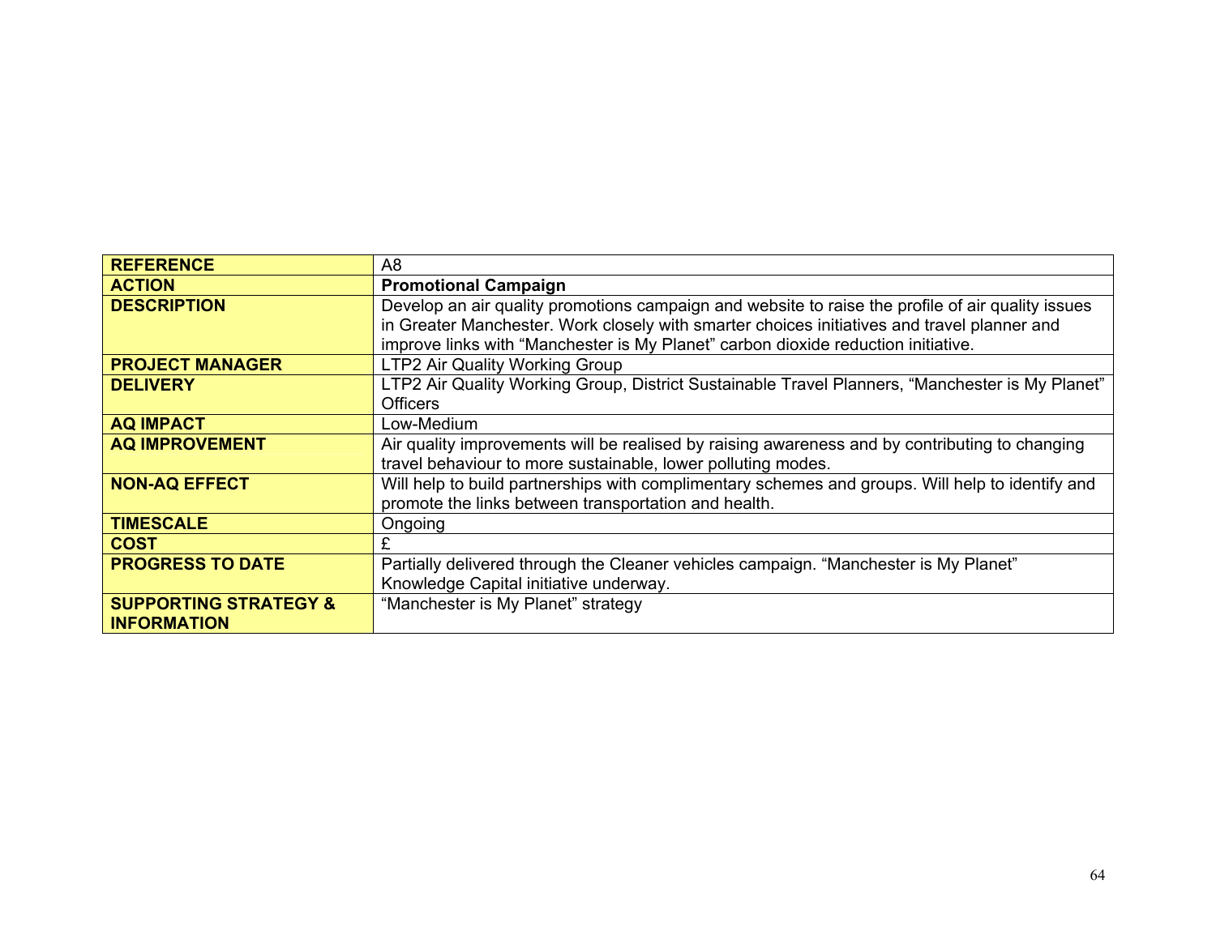| **REFERENCE** | A8 |
|---|---|
| **ACTION** | **Promotional Campaign** |
| **DESCRIPTION** | Develop an air quality promotions campaign and website to raise the profile of air quality issues in Greater Manchester. Work closely with smarter choices initiatives and travel planner and improve links with “Manchester is My Planet” carbon dioxide reduction initiative. |
| **PROJECT MANAGER** | LTP2 Air Quality Working Group |
| **DELIVERY** | LTP2 Air Quality Working Group, District Sustainable Travel Planners, “Manchester is My Planet” Officers |
| **AQ IMPACT** | Low-Medium |
| **AQ IMPROVEMENT** | Air quality improvements will be realised by raising awareness and by contributing to changing travel behaviour to more sustainable, lower polluting modes. |
| **NON-AQ EFFECT** | Will help to build partnerships with complimentary schemes and groups. Will help to identify and promote the links between transportation and health. |
| **TIMESCALE** | Ongoing |
| **COST** | £ |
| **PROGRESS TO DATE** | Partially delivered through the Cleaner vehicles campaign. “Manchester is My Planet” Knowledge Capital initiative underway. |
| **SUPPORTING STRATEGY & INFORMATION** | “Manchester is My Planet” strategy |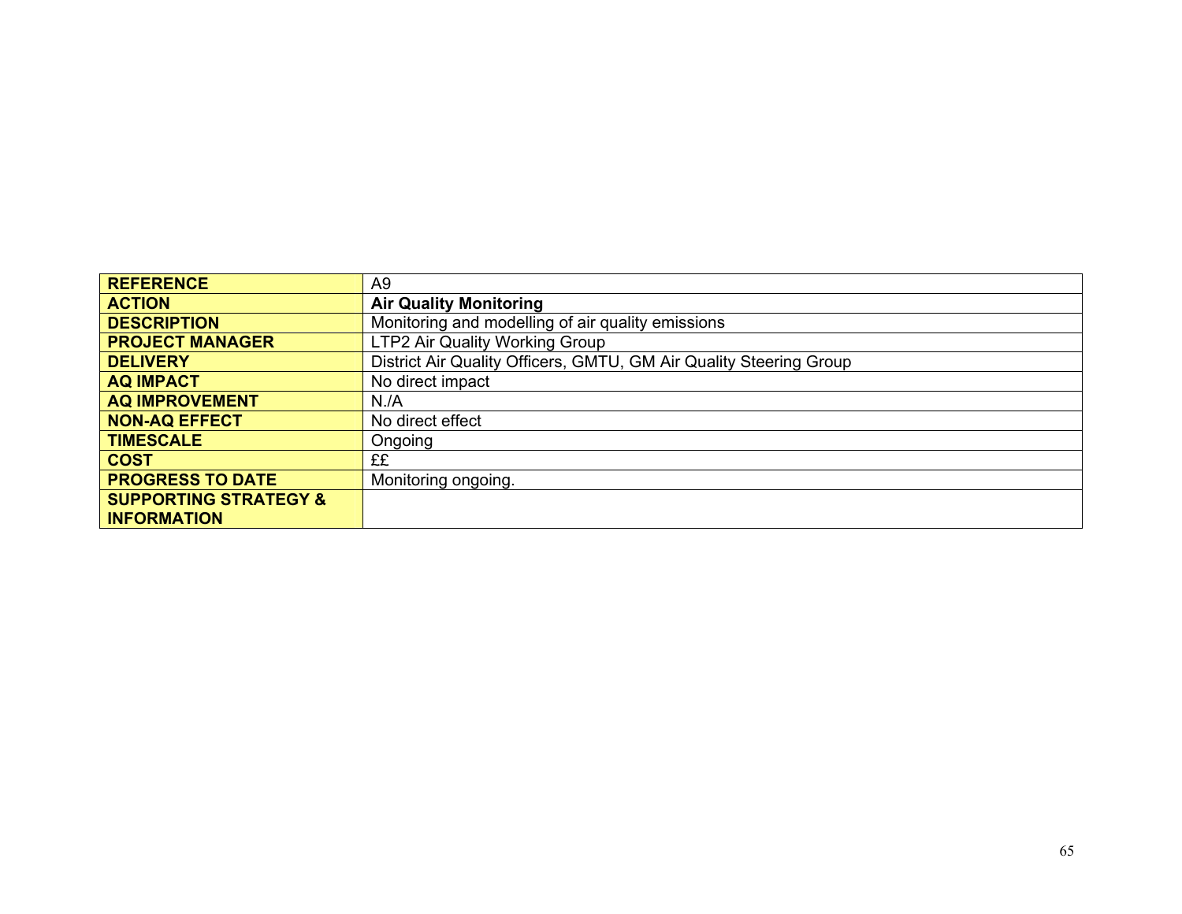| **REFERENCE** | A9 |
|---|---|
| **ACTION** | **Air Quality Monitoring** |
| **DESCRIPTION** | Monitoring and modelling of air quality emissions |
| **PROJECT MANAGER** | LTP2 Air Quality Working Group |
| **DELIVERY** | District Air Quality Officers, GMTU, GM Air Quality Steering Group |
| **AQ IMPACT** | No direct impact |
| **AQ IMPROVEMENT** | N./A |
| **NON-AQ EFFECT** | No direct effect |
| **TIMESCALE** | Ongoing |
| **COST** | ££ |
| **PROGRESS TO DATE** | Monitoring ongoing. |
| **SUPPORTING STRATEGY & INFORMATION** | |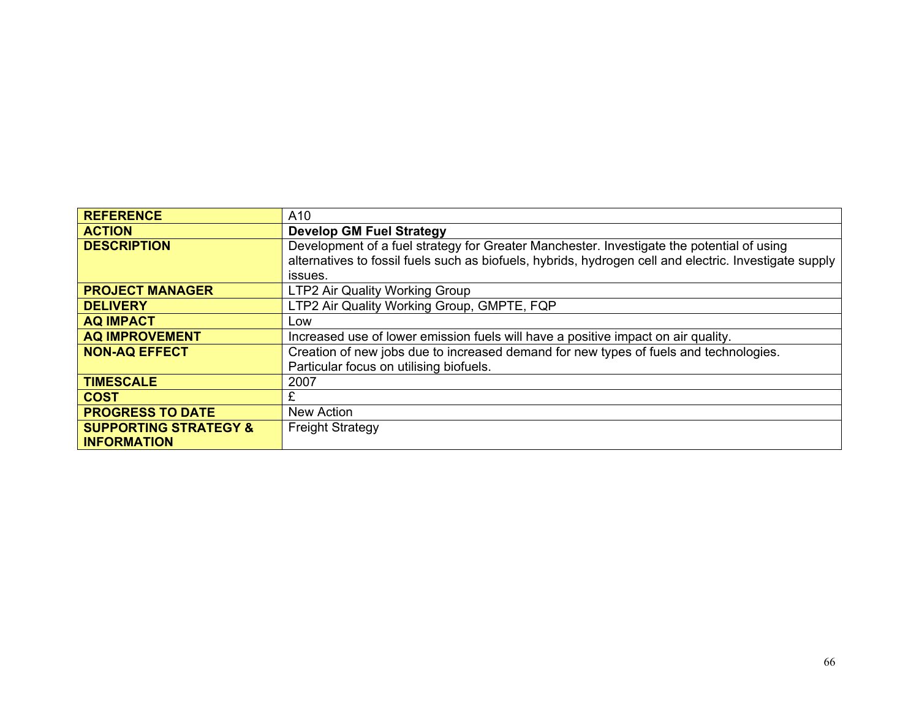| **REFERENCE** | A10 |
| --- | --- |
| **ACTION** | **Develop GM Fuel Strategy** |
| **DESCRIPTION** | Development of a fuel strategy for Greater Manchester. Investigate the potential of using alternatives to fossil fuels such as biofuels, hybrids, hydrogen cell and electric. Investigate supply issues. |
| **PROJECT MANAGER** | LTP2 Air Quality Working Group |
| **DELIVERY** | LTP2 Air Quality Working Group, GMPTE, FQP |
| **AQ IMPACT** | Low |
| **AQ IMPROVEMENT** | Increased use of lower emission fuels will have a positive impact on air quality. |
| **NON-AQ EFFECT** | Creation of new jobs due to increased demand for new types of fuels and technologies. Particular focus on utilising biofuels. |
| **TIMESCALE** | 2007 |
| **COST** | £ |
| **PROGRESS TO DATE** | New Action |
| **SUPPORTING STRATEGY & INFORMATION** | Freight Strategy |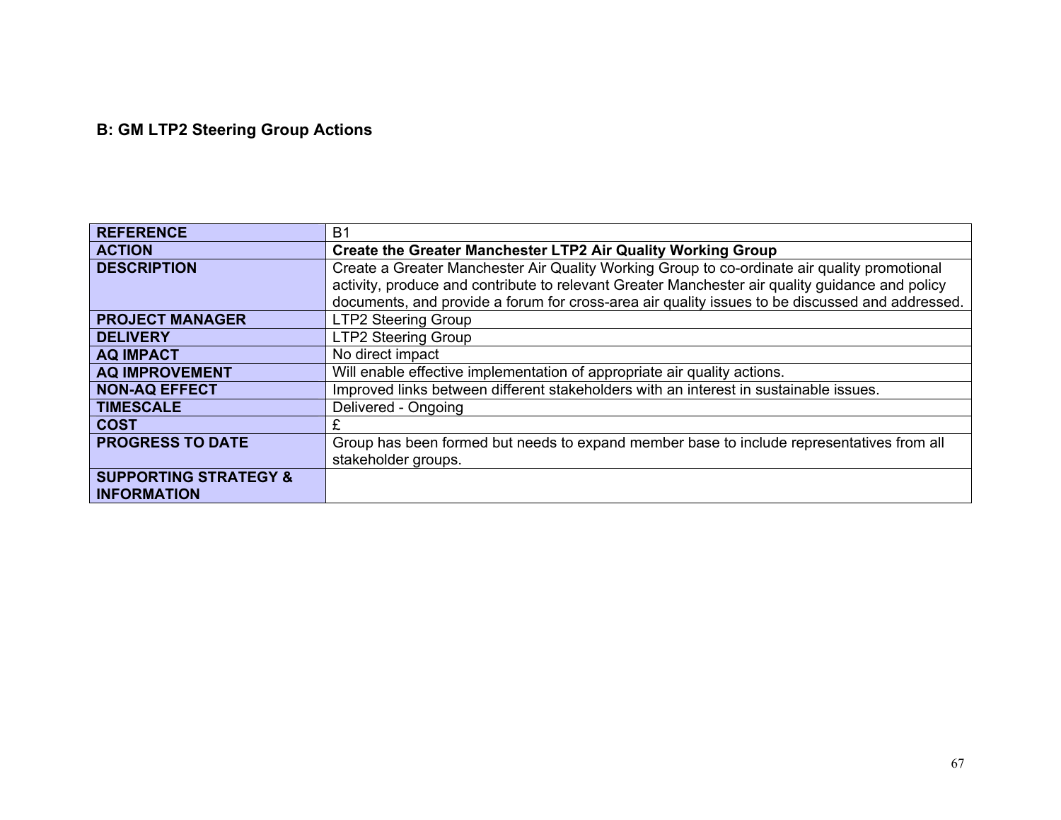## B: GM LTP2 Steering Group Actions

| **REFERENCE** | B1 |
|---|---|
| **ACTION** | **Create the Greater Manchester LTP2 Air Quality Working Group** |
| **DESCRIPTION** | Create a Greater Manchester Air Quality Working Group to co-ordinate air quality promotional activity, produce and contribute to relevant Greater Manchester air quality guidance and policy documents, and provide a forum for cross-area air quality issues to be discussed and addressed. |
| **PROJECT MANAGER** | LTP2 Steering Group |
| **DELIVERY** | LTP2 Steering Group |
| **AQ IMPACT** | No direct impact |
| **AQ IMPROVEMENT** | Will enable effective implementation of appropriate air quality actions. |
| **NON-AQ EFFECT** | Improved links between different stakeholders with an interest in sustainable issues. |
| **TIMESCALE** | Delivered - Ongoing |
| **COST** | £ |
| **PROGRESS TO DATE** | Group has been formed but needs to expand member base to include representatives from all stakeholder groups. |
| **SUPPORTING STRATEGY & INFORMATION** | |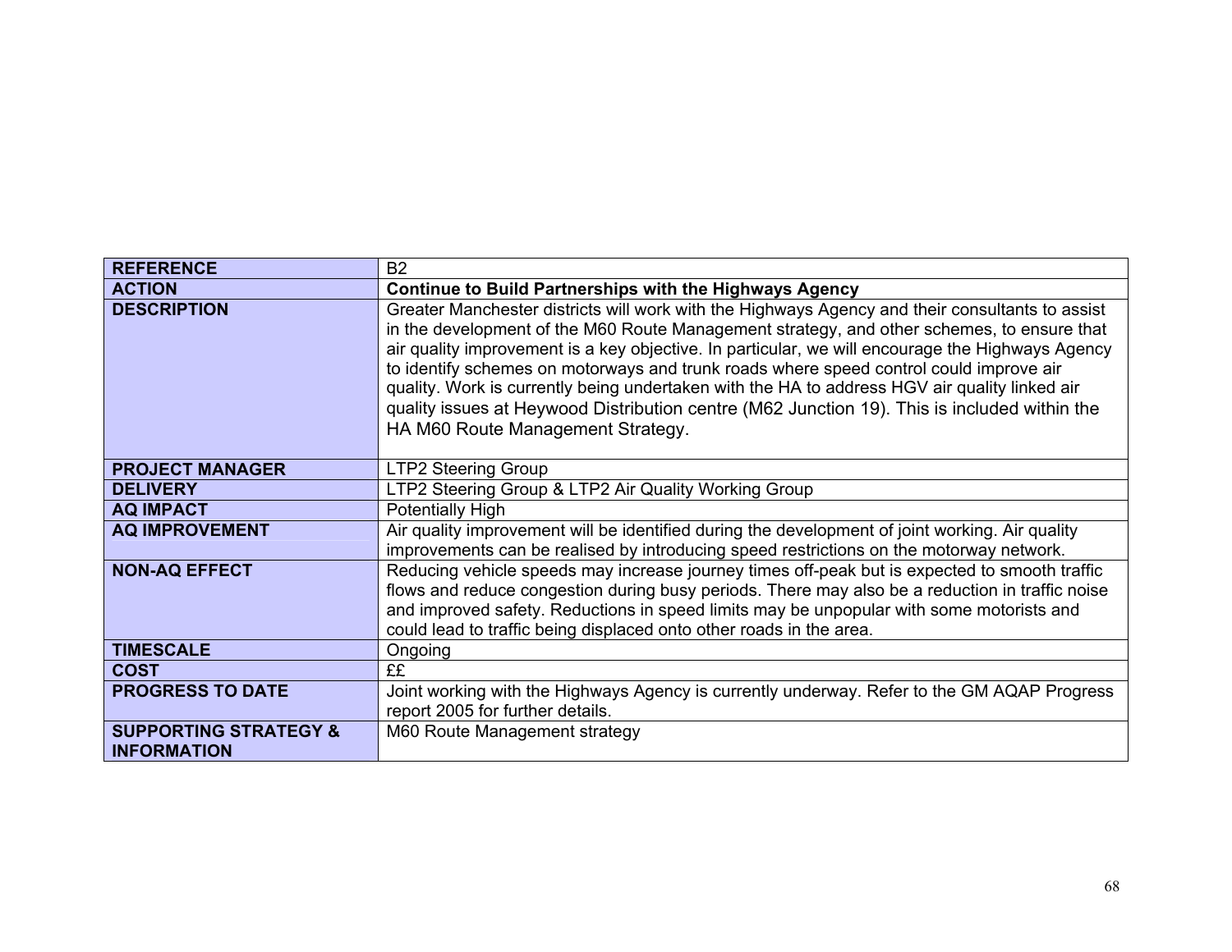| **REFERENCE** | B2 |
|---|---|
| **ACTION** | **Continue to Build Partnerships with the Highways Agency** |
| **DESCRIPTION** | Greater Manchester districts will work with the Highways Agency and their consultants to assist in the development of the M60 Route Management strategy, and other schemes, to ensure that air quality improvement is a key objective. In particular, we will encourage the Highways Agency to identify schemes on motorways and trunk roads where speed control could improve air quality. Work is currently being undertaken with the HA to address HGV air quality linked air quality issues at Heywood Distribution centre (M62 Junction 19). This is included within the HA M60 Route Management Strategy. |
| **PROJECT MANAGER** | LTP2 Steering Group |
| **DELIVERY** | LTP2 Steering Group & LTP2 Air Quality Working Group |
| **AQ IMPACT** | Potentially High |
| **AQ IMPROVEMENT** | Air quality improvement will be identified during the development of joint working. Air quality improvements can be realised by introducing speed restrictions on the motorway network. |
| **NON-AQ EFFECT** | Reducing vehicle speeds may increase journey times off-peak but is expected to smooth traffic flows and reduce congestion during busy periods. There may also be a reduction in traffic noise and improved safety. Reductions in speed limits may be unpopular with some motorists and could lead to traffic being displaced onto other roads in the area. |
| **TIMESCALE** | Ongoing |
| **COST** | ££ |
| **PROGRESS TO DATE** | Joint working with the Highways Agency is currently underway. Refer to the GM AQAP Progress report 2005 for further details. |
| **SUPPORTING STRATEGY & INFORMATION** | M60 Route Management strategy |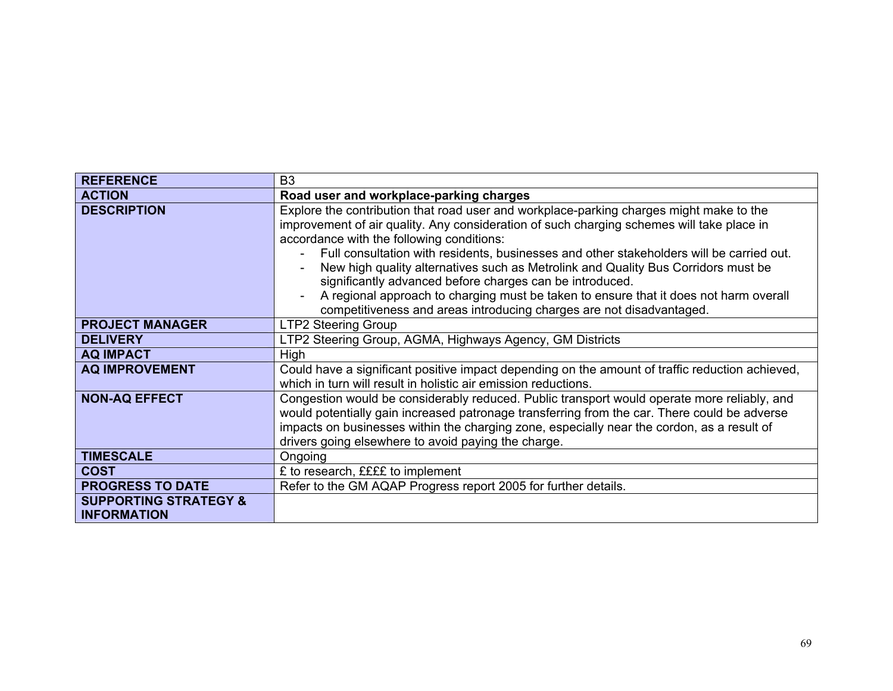| REFERENCE | B3 |
|---|---|
| **ACTION** | **Road user and workplace-parking charges** |
| **DESCRIPTION** | Explore the contribution that road user and workplace-parking charges might make to the improvement of air quality. Any consideration of such charging schemes will take place in accordance with the following conditions:<br>- Full consultation with residents, businesses and other stakeholders will be carried out.<br>- New high quality alternatives such as Metrolink and Quality Bus Corridors must be significantly advanced before charges can be introduced.<br>- A regional approach to charging must be taken to ensure that it does not harm overall competitiveness and areas introducing charges are not disadvantaged. |
| **PROJECT MANAGER** | LTP2 Steering Group |
| **DELIVERY** | LTP2 Steering Group, AGMA, Highways Agency, GM Districts |
| **AQ IMPACT** | High |
| **AQ IMPROVEMENT** | Could have a significant positive impact depending on the amount of traffic reduction achieved, which in turn will result in holistic air emission reductions. |
| **NON-AQ EFFECT** | Congestion would be considerably reduced. Public transport would operate more reliably, and would potentially gain increased patronage transferring from the car. There could be adverse impacts on businesses within the charging zone, especially near the cordon, as a result of drivers going elsewhere to avoid paying the charge. |
| **TIMESCALE** | Ongoing |
| **COST** | £ to research, ££££ to implement |
| **PROGRESS TO DATE** | Refer to the GM AQAP Progress report 2005 for further details. |
| **SUPPORTING STRATEGY & INFORMATION** | |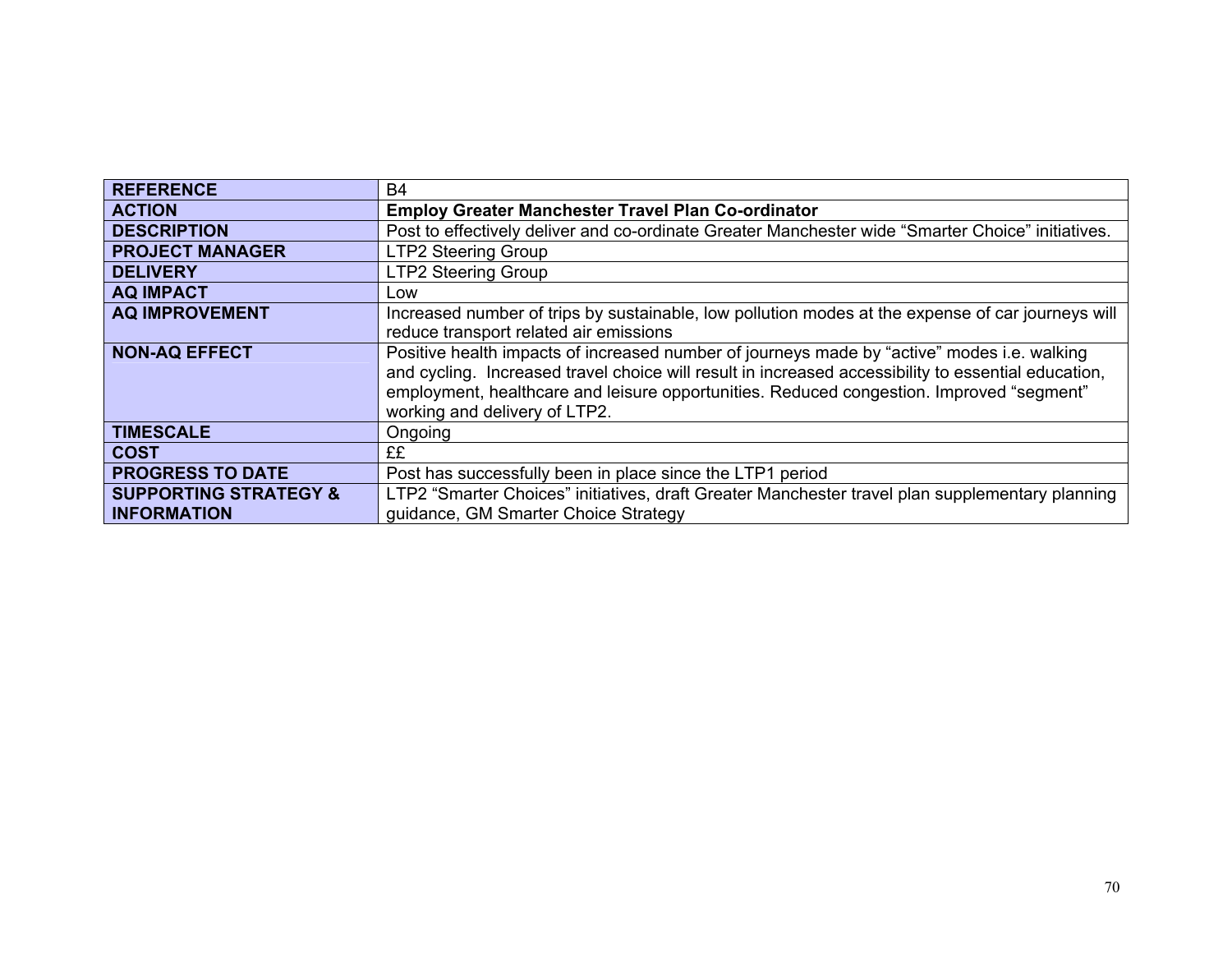| **REFERENCE** | B4 |
|---|---|
| **ACTION** | **Employ Greater Manchester Travel Plan Co-ordinator** |
| **DESCRIPTION** | Post to effectively deliver and co-ordinate Greater Manchester wide "Smarter Choice" initiatives. |
| **PROJECT MANAGER** | LTP2 Steering Group |
| **DELIVERY** | LTP2 Steering Group |
| **AQ IMPACT** | Low |
| **AQ IMPROVEMENT** | Increased number of trips by sustainable, low pollution modes at the expense of car journeys will reduce transport related air emissions |
| **NON-AQ EFFECT** | Positive health impacts of increased number of journeys made by "active" modes i.e. walking and cycling. Increased travel choice will result in increased accessibility to essential education, employment, healthcare and leisure opportunities. Reduced congestion. Improved "segment" working and delivery of LTP2. |
| **TIMESCALE** | Ongoing |
| **COST** | ££ |
| **PROGRESS TO DATE** | Post has successfully been in place since the LTP1 period |
| **SUPPORTING STRATEGY & INFORMATION** | LTP2 "Smarter Choices" initiatives, draft Greater Manchester travel plan supplementary planning guidance, GM Smarter Choice Strategy |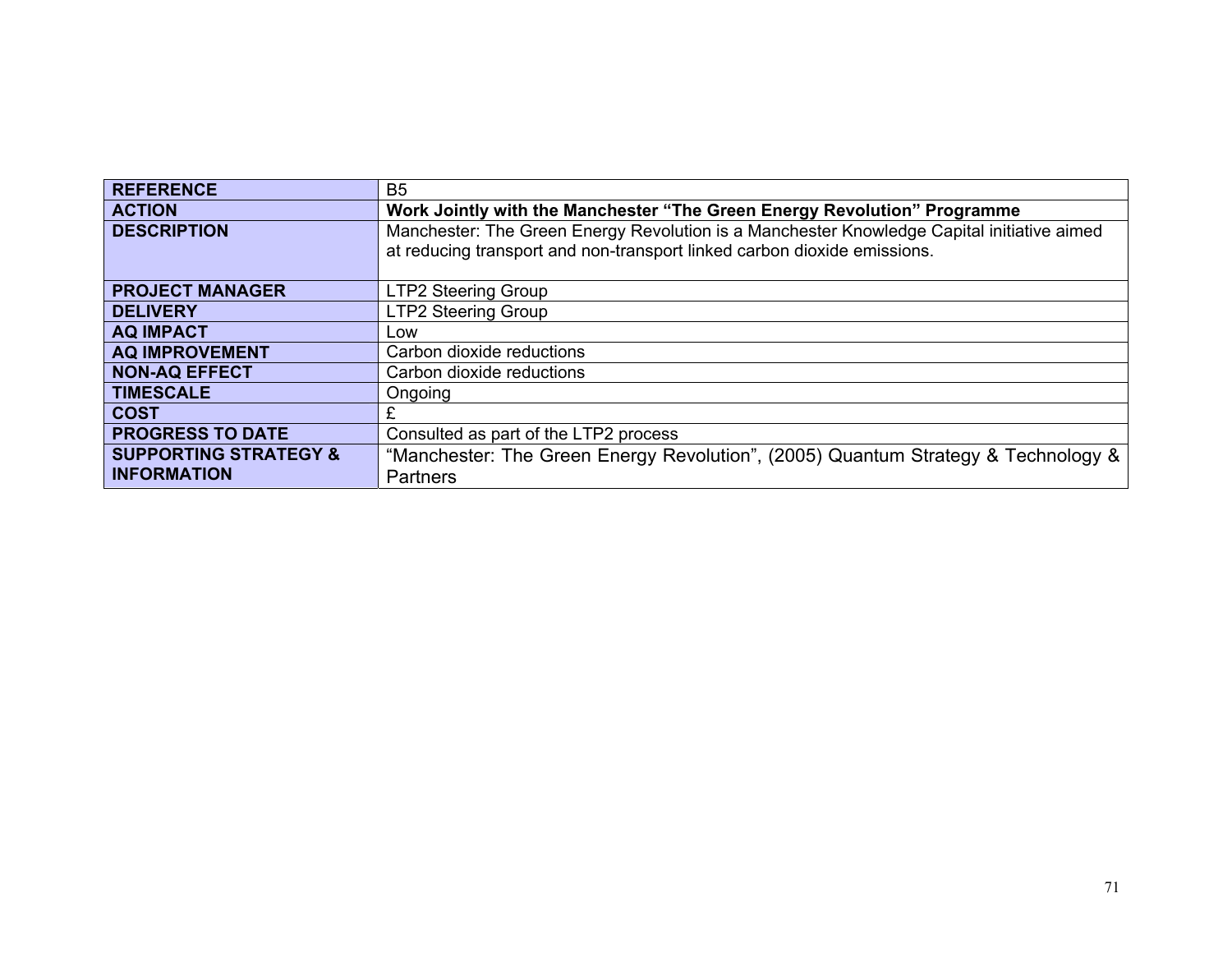| REFERENCE | B5 |
|---|---|
| **ACTION** | **Work Jointly with the Manchester "The Green Energy Revolution" Programme** |
| **DESCRIPTION** | Manchester: The Green Energy Revolution is a Manchester Knowledge Capital initiative aimed at reducing transport and non-transport linked carbon dioxide emissions. |
| **PROJECT MANAGER** | LTP2 Steering Group |
| **DELIVERY** | LTP2 Steering Group |
| **AQ IMPACT** | Low |
| **AQ IMPROVEMENT** | Carbon dioxide reductions |
| **NON-AQ EFFECT** | Carbon dioxide reductions |
| **TIMESCALE** | Ongoing |
| **COST** | £ |
| **PROGRESS TO DATE** | Consulted as part of the LTP2 process |
| **SUPPORTING STRATEGY & INFORMATION** | "Manchester: The Green Energy Revolution", (2005) Quantum Strategy & Technology & Partners |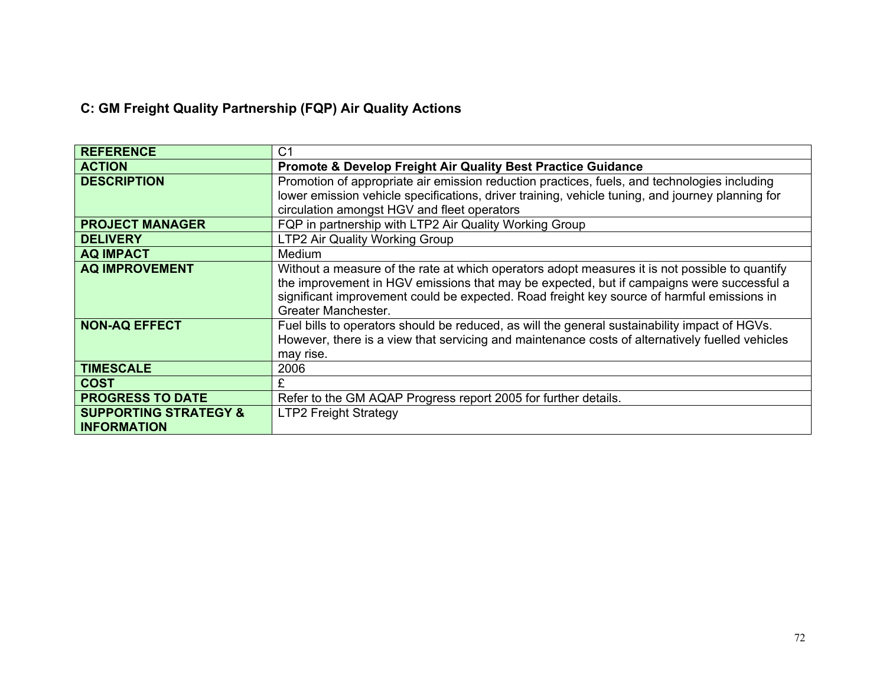## C: GM Freight Quality Partnership (FQP) Air Quality Actions

| **REFERENCE** | C1 |
|---|---|
| **ACTION** | **Promote & Develop Freight Air Quality Best Practice Guidance** |
| **DESCRIPTION** | Promotion of appropriate air emission reduction practices, fuels, and technologies including lower emission vehicle specifications, driver training, vehicle tuning, and journey planning for circulation amongst HGV and fleet operators |
| **PROJECT MANAGER** | FQP in partnership with LTP2 Air Quality Working Group |
| **DELIVERY** | LTP2 Air Quality Working Group |
| **AQ IMPACT** | Medium |
| **AQ IMPROVEMENT** | Without a measure of the rate at which operators adopt measures it is not possible to quantify the improvement in HGV emissions that may be expected, but if campaigns were successful a significant improvement could be expected. Road freight key source of harmful emissions in Greater Manchester. |
| **NON-AQ EFFECT** | Fuel bills to operators should be reduced, as will the general sustainability impact of HGVs. However, there is a view that servicing and maintenance costs of alternatively fuelled vehicles may rise. |
| **TIMESCALE** | 2006 |
| **COST** | £ |
| **PROGRESS TO DATE** | Refer to the GM AQAP Progress report 2005 for further details. |
| **SUPPORTING STRATEGY & INFORMATION** | LTP2 Freight Strategy |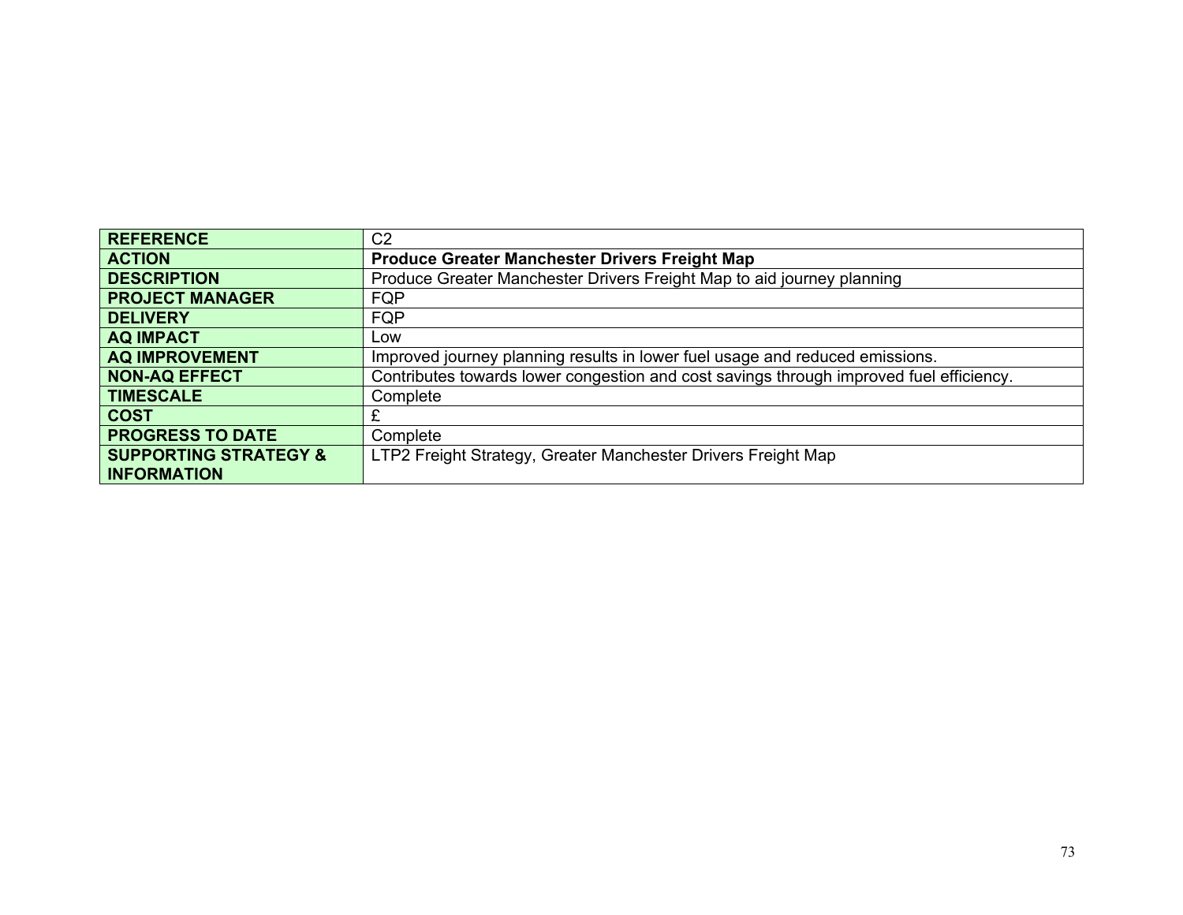| REFERENCE | C2 |
|---|---|
| **ACTION** | **Produce Greater Manchester Drivers Freight Map** |
| **DESCRIPTION** | Produce Greater Manchester Drivers Freight Map to aid journey planning |
| **PROJECT MANAGER** | FQP |
| **DELIVERY** | FQP |
| **AQ IMPACT** | Low |
| **AQ IMPROVEMENT** | Improved journey planning results in lower fuel usage and reduced emissions. |
| **NON-AQ EFFECT** | Contributes towards lower congestion and cost savings through improved fuel efficiency. |
| **TIMESCALE** | Complete |
| **COST** | £ |
| **PROGRESS TO DATE** | Complete |
| **SUPPORTING STRATEGY & INFORMATION** | LTP2 Freight Strategy, Greater Manchester Drivers Freight Map |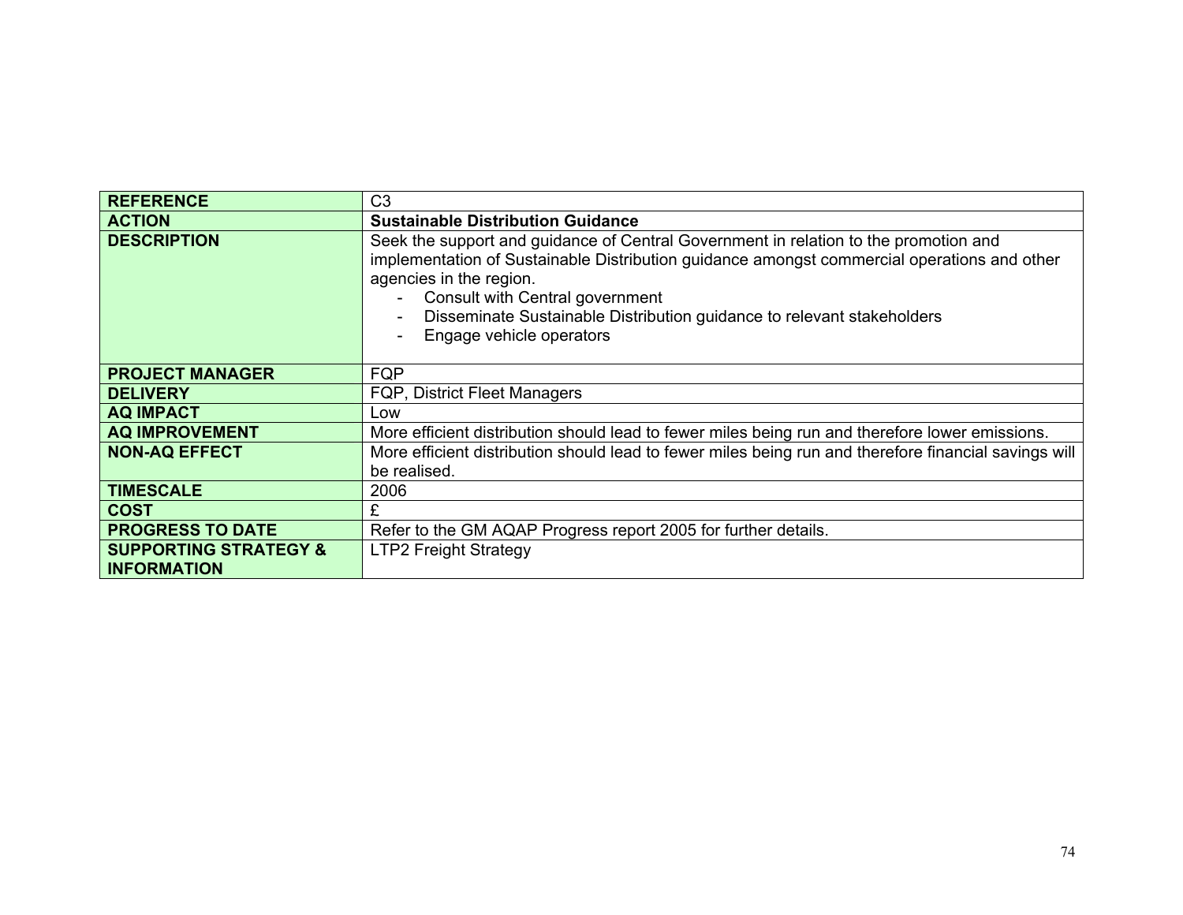| REFERENCE | C3 |
|---|---|
| **ACTION** | **Sustainable Distribution Guidance** |
| **DESCRIPTION** | Seek the support and guidance of Central Government in relation to the promotion and implementation of Sustainable Distribution guidance amongst commercial operations and other agencies in the region.<br>- Consult with Central government<br>- Disseminate Sustainable Distribution guidance to relevant stakeholders<br>- Engage vehicle operators |
| **PROJECT MANAGER** | FQP |
| **DELIVERY** | FQP, District Fleet Managers |
| **AQ IMPACT** | Low |
| **AQ IMPROVEMENT** | More efficient distribution should lead to fewer miles being run and therefore lower emissions. |
| **NON-AQ EFFECT** | More efficient distribution should lead to fewer miles being run and therefore financial savings will be realised. |
| **TIMESCALE** | 2006 |
| **COST** | £ |
| **PROGRESS TO DATE** | Refer to the GM AQAP Progress report 2005 for further details. |
| **SUPPORTING STRATEGY & INFORMATION** | LTP2 Freight Strategy |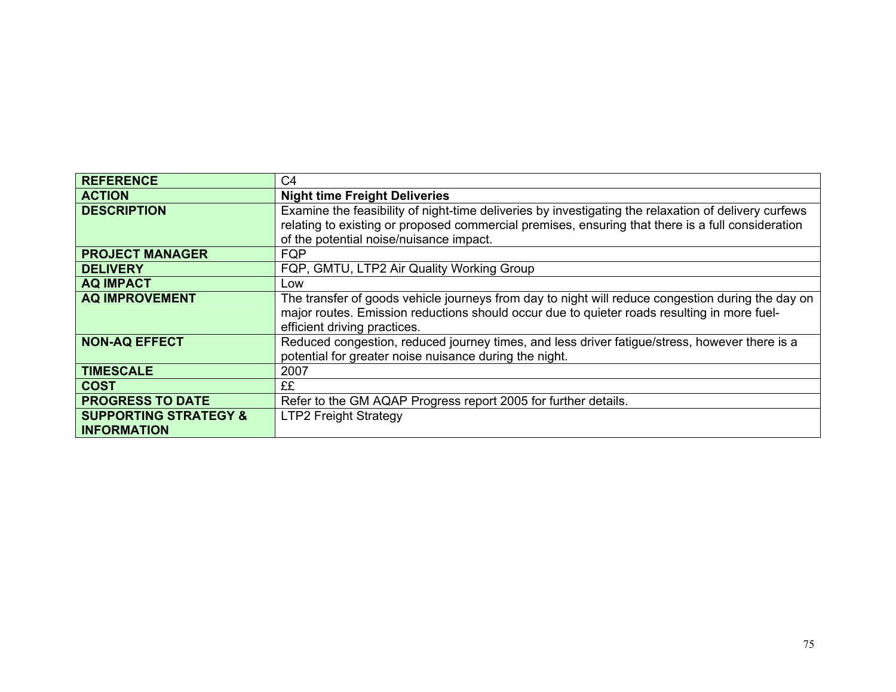| | |
|---|---|
| **REFERENCE** | C4 |
| **ACTION** | **Night time Freight Deliveries** |
| **DESCRIPTION** | Examine the feasibility of night-time deliveries by investigating the relaxation of delivery curfews relating to existing or proposed commercial premises, ensuring that there is a full consideration of the potential noise/nuisance impact. |
| **PROJECT MANAGER** | FQP |
| **DELIVERY** | FQP, GMTU, LTP2 Air Quality Working Group |
| **AQ IMPACT** | Low |
| **AQ IMPROVEMENT** | The transfer of goods vehicle journeys from day to night will reduce congestion during the day on major routes. Emission reductions should occur due to quieter roads resulting in more fuel-efficient driving practices. |
| **NON-AQ EFFECT** | Reduced congestion, reduced journey times, and less driver fatigue/stress, however there is a potential for greater noise nuisance during the night. |
| **TIMESCALE** | 2007 |
| **COST** | ££ |
| **PROGRESS TO DATE** | Refer to the GM AQAP Progress report 2005 for further details. |
| **SUPPORTING STRATEGY & INFORMATION** | LTP2 Freight Strategy |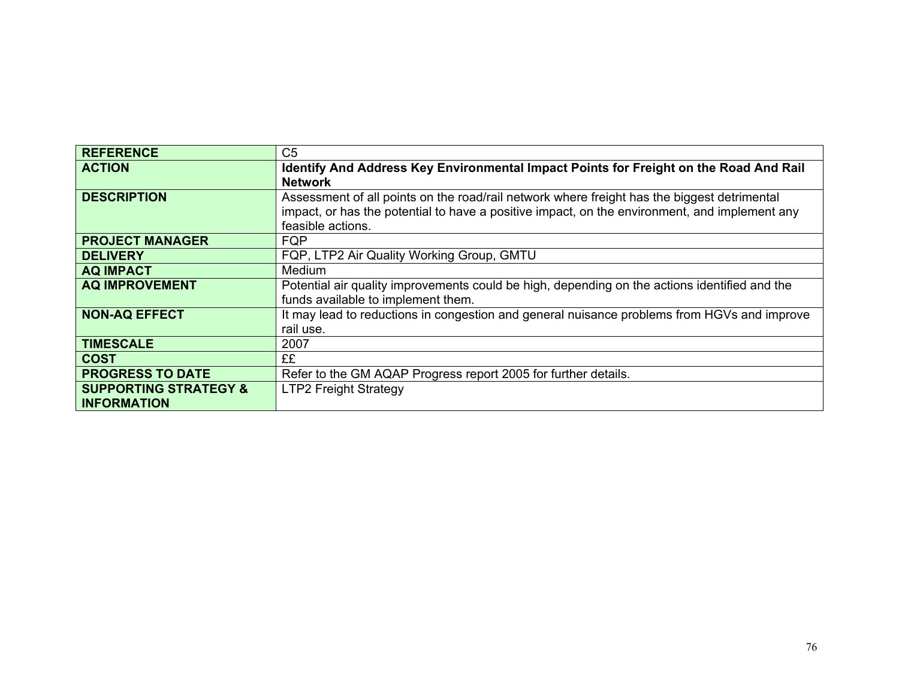| REFERENCE | C5 |
|---|---|
| **ACTION** | **Identify And Address Key Environmental Impact Points for Freight on the Road And Rail Network** |
| **DESCRIPTION** | Assessment of all points on the road/rail network where freight has the biggest detrimental impact, or has the potential to have a positive impact, on the environment, and implement any feasible actions. |
| **PROJECT MANAGER** | FQP |
| **DELIVERY** | FQP, LTP2 Air Quality Working Group, GMTU |
| **AQ IMPACT** | Medium |
| **AQ IMPROVEMENT** | Potential air quality improvements could be high, depending on the actions identified and the funds available to implement them. |
| **NON-AQ EFFECT** | It may lead to reductions in congestion and general nuisance problems from HGVs and improve rail use. |
| **TIMESCALE** | 2007 |
| **COST** | ££ |
| **PROGRESS TO DATE** | Refer to the GM AQAP Progress report 2005 for further details. |
| **SUPPORTING STRATEGY & INFORMATION** | LTP2 Freight Strategy |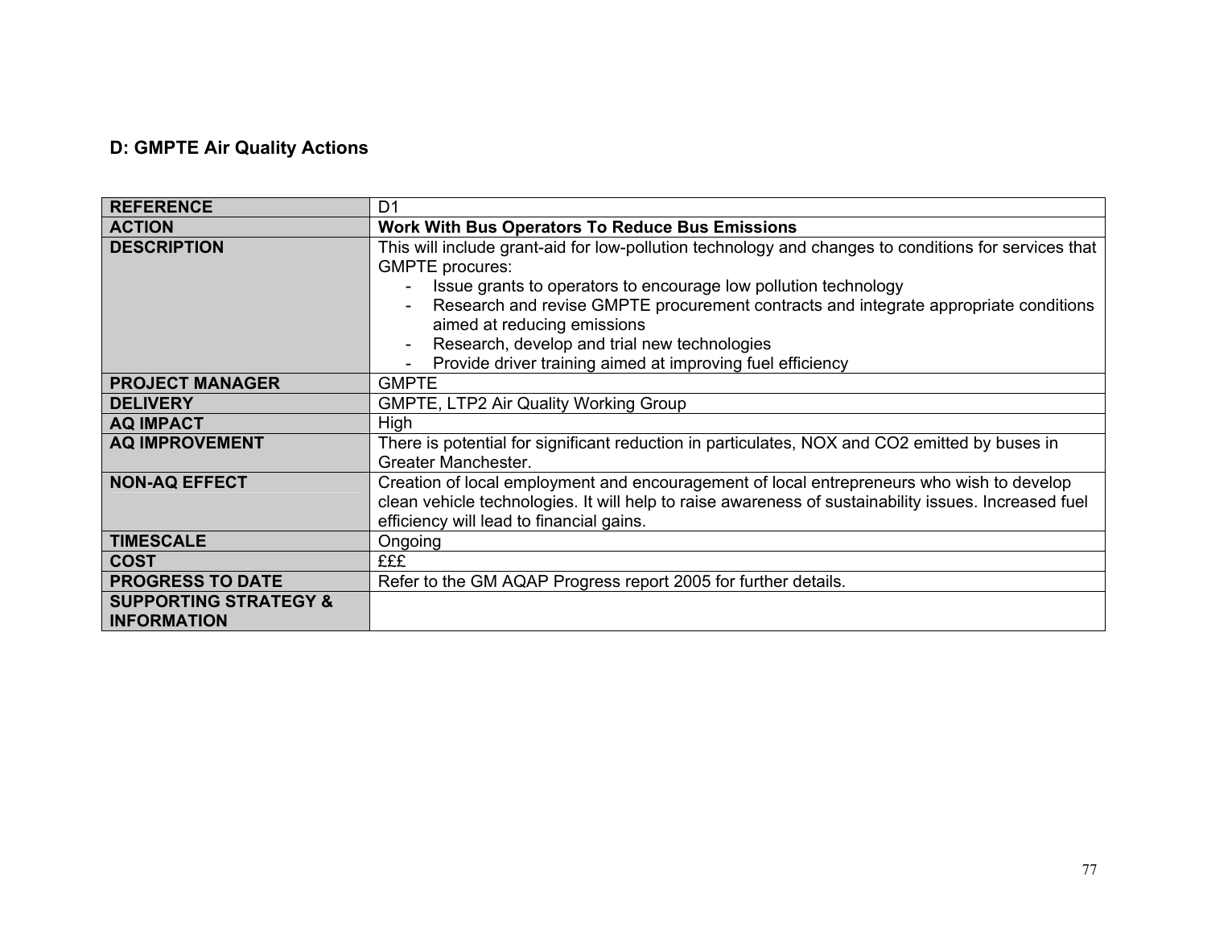## D: GMPTE Air Quality Actions

| | |
|---|---|
| **REFERENCE** | D1 |
| **ACTION** | **Work With Bus Operators To Reduce Bus Emissions** |
| **DESCRIPTION** | This will include grant-aid for low-pollution technology and changes to conditions for services that GMPTE procures:<br>- Issue grants to operators to encourage low pollution technology<br>- Research and revise GMPTE procurement contracts and integrate appropriate conditions aimed at reducing emissions<br>- Research, develop and trial new technologies<br>- Provide driver training aimed at improving fuel efficiency |
| **PROJECT MANAGER** | GMPTE |
| **DELIVERY** | GMPTE, LTP2 Air Quality Working Group |
| **AQ IMPACT** | High |
| **AQ IMPROVEMENT** | There is potential for significant reduction in particulates, NOX and CO2 emitted by buses in Greater Manchester. |
| **NON-AQ EFFECT** | Creation of local employment and encouragement of local entrepreneurs who wish to develop clean vehicle technologies. It will help to raise awareness of sustainability issues. Increased fuel efficiency will lead to financial gains. |
| **TIMESCALE** | Ongoing |
| **COST** | £££ |
| **PROGRESS TO DATE** | Refer to the GM AQAP Progress report 2005 for further details. |
| **SUPPORTING STRATEGY & INFORMATION** | |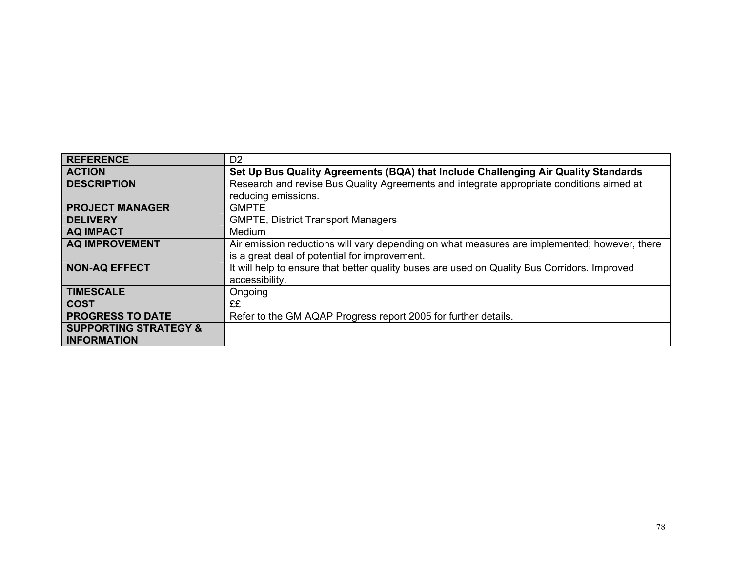| **REFERENCE** | D2 |
|---|---|
| **ACTION** | **Set Up Bus Quality Agreements (BQA) that Include Challenging Air Quality Standards** |
| **DESCRIPTION** | Research and revise Bus Quality Agreements and integrate appropriate conditions aimed at reducing emissions. |
| **PROJECT MANAGER** | GMPTE |
| **DELIVERY** | GMPTE, District Transport Managers |
| **AQ IMPACT** | Medium |
| **AQ IMPROVEMENT** | Air emission reductions will vary depending on what measures are implemented; however, there is a great deal of potential for improvement. |
| **NON-AQ EFFECT** | It will help to ensure that better quality buses are used on Quality Bus Corridors. Improved accessibility. |
| **TIMESCALE** | Ongoing |
| **COST** | ££ |
| **PROGRESS TO DATE** | Refer to the GM AQAP Progress report 2005 for further details. |
| **SUPPORTING STRATEGY & INFORMATION** | |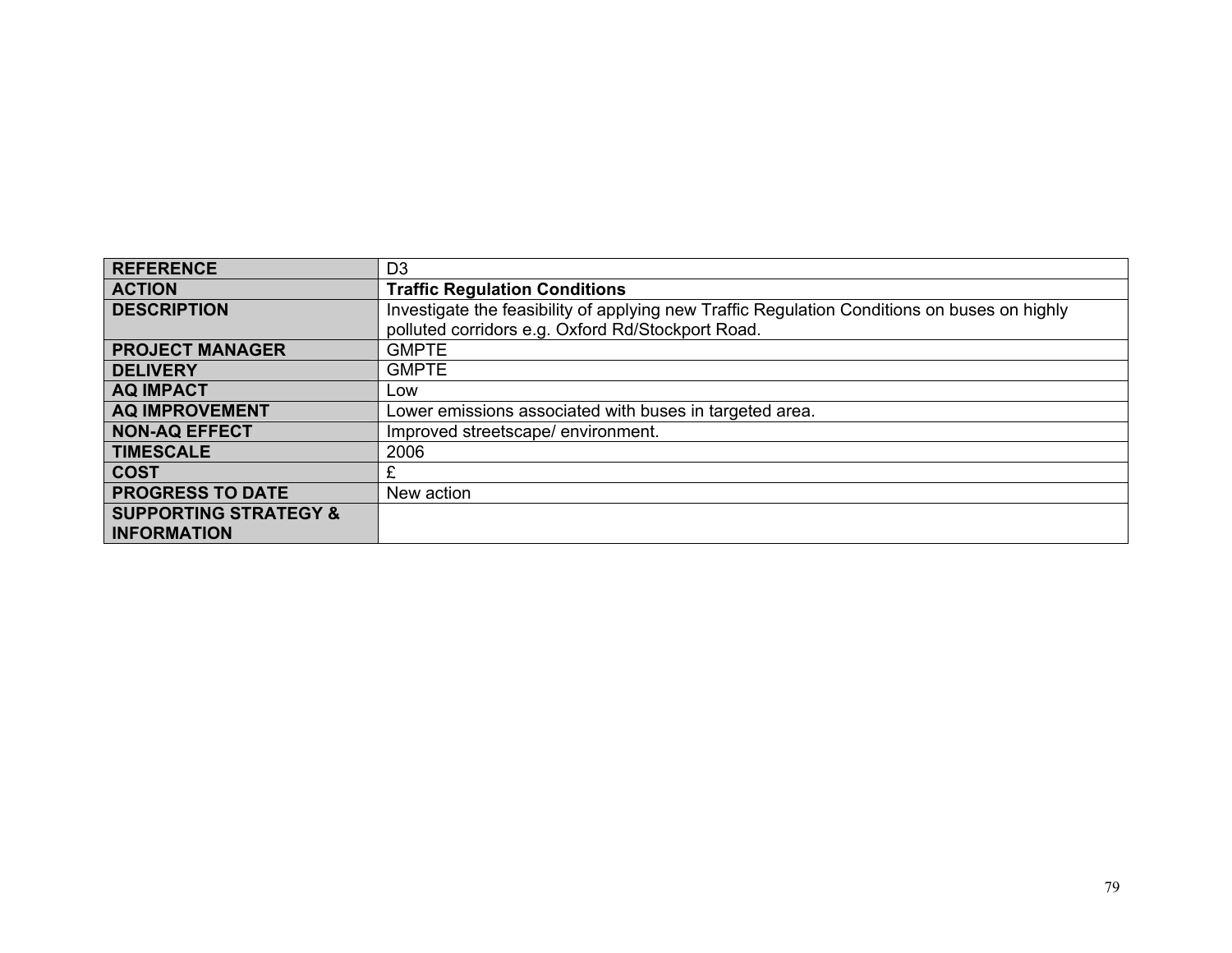| REFERENCE | D3 |
|---|---|
| ACTION | **Traffic Regulation Conditions** |
| DESCRIPTION | Investigate the feasibility of applying new Traffic Regulation Conditions on buses on highly polluted corridors e.g. Oxford Rd/Stockport Road. |
| PROJECT MANAGER | GMPTE |
| DELIVERY | GMPTE |
| AQ IMPACT | Low |
| AQ IMPROVEMENT | Lower emissions associated with buses in targeted area. |
| NON-AQ EFFECT | Improved streetscape/ environment. |
| TIMESCALE | 2006 |
| COST | £ |
| PROGRESS TO DATE | New action |
| SUPPORTING STRATEGY & INFORMATION | |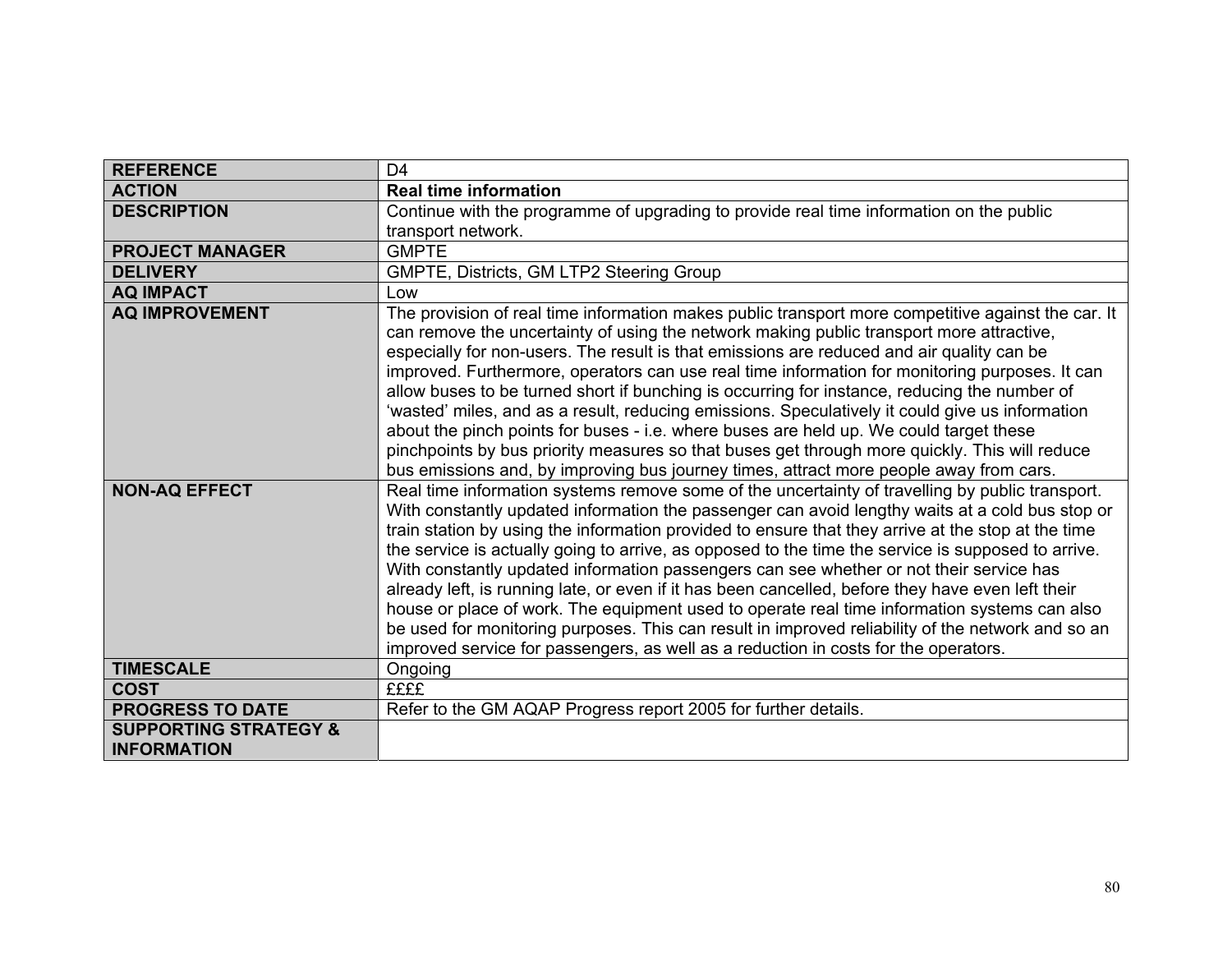| REFERENCE | D4 |
| --- | --- |
| **ACTION** | **Real time information** |
| **DESCRIPTION** | Continue with the programme of upgrading to provide real time information on the public transport network. |
| **PROJECT MANAGER** | GMPTE |
| **DELIVERY** | GMPTE, Districts, GM LTP2 Steering Group |
| **AQ IMPACT** | Low |
| **AQ IMPROVEMENT** | The provision of real time information makes public transport more competitive against the car. It can remove the uncertainty of using the network making public transport more attractive, especially for non-users. The result is that emissions are reduced and air quality can be improved. Furthermore, operators can use real time information for monitoring purposes. It can allow buses to be turned short if bunching is occurring for instance, reducing the number of 'wasted' miles, and as a result, reducing emissions. Speculatively it could give us information about the pinch points for buses - i.e. where buses are held up. We could target these pinchpoints by bus priority measures so that buses get through more quickly. This will reduce bus emissions and, by improving bus journey times, attract more people away from cars. |
| **NON-AQ EFFECT** | Real time information systems remove some of the uncertainty of travelling by public transport. With constantly updated information the passenger can avoid lengthy waits at a cold bus stop or train station by using the information provided to ensure that they arrive at the stop at the time the service is actually going to arrive, as opposed to the time the service is supposed to arrive. With constantly updated information passengers can see whether or not their service has already left, is running late, or even if it has been cancelled, before they have even left their house or place of work. The equipment used to operate real time information systems can also be used for monitoring purposes. This can result in improved reliability of the network and so an improved service for passengers, as well as a reduction in costs for the operators. |
| **TIMESCALE** | Ongoing |
| **COST** | ££££ |
| **PROGRESS TO DATE** | Refer to the GM AQAP Progress report 2005 for further details. |
| **SUPPORTING STRATEGY & INFORMATION** | |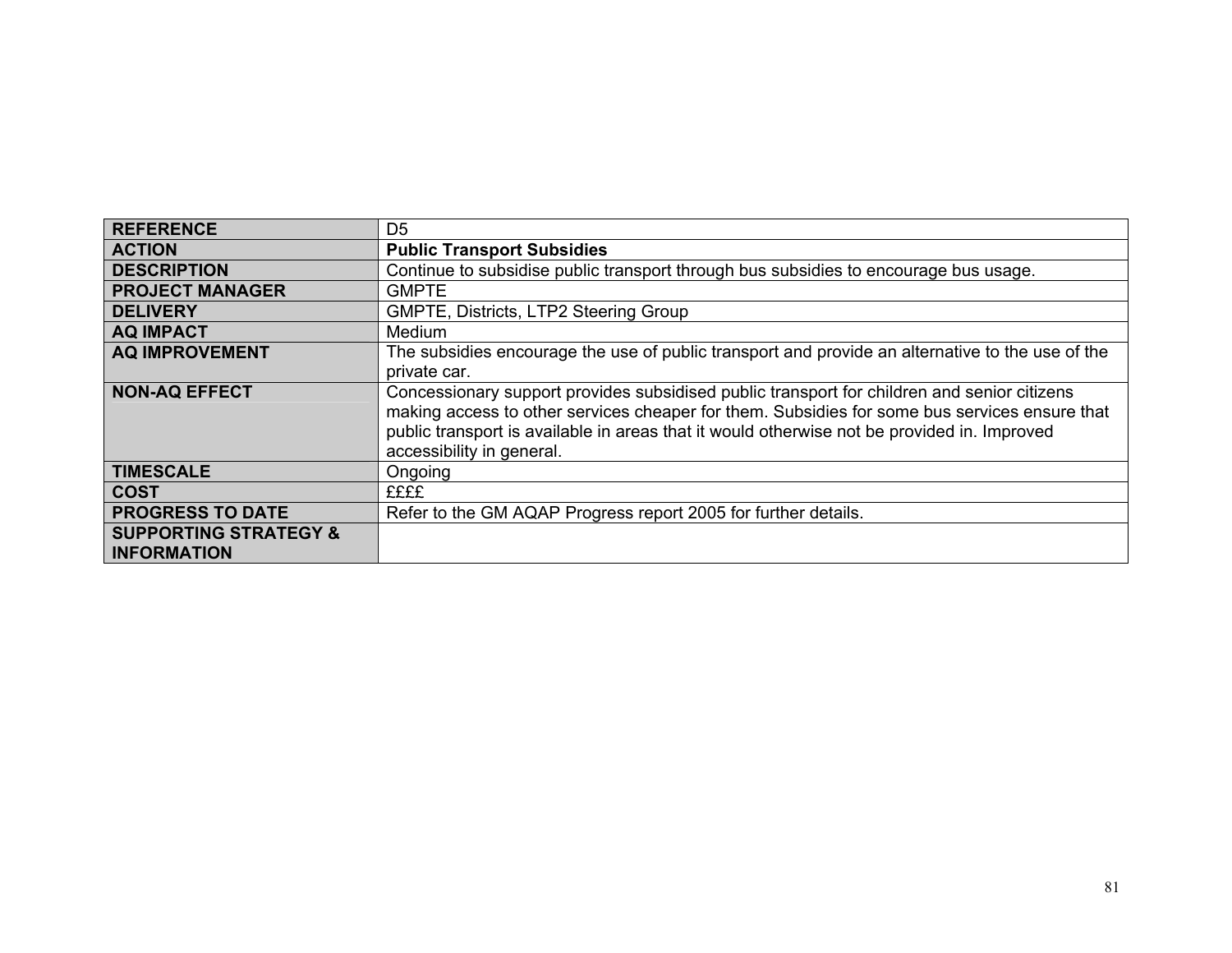| REFERENCE | D5 |
|---|---|
| **ACTION** | **Public Transport Subsidies** |
| **DESCRIPTION** | Continue to subsidise public transport through bus subsidies to encourage bus usage. |
| **PROJECT MANAGER** | GMPTE |
| **DELIVERY** | GMPTE, Districts, LTP2 Steering Group |
| **AQ IMPACT** | Medium |
| **AQ IMPROVEMENT** | The subsidies encourage the use of public transport and provide an alternative to the use of the private car. |
| **NON-AQ EFFECT** | Concessionary support provides subsidised public transport for children and senior citizens making access to other services cheaper for them. Subsidies for some bus services ensure that public transport is available in areas that it would otherwise not be provided in. Improved accessibility in general. |
| **TIMESCALE** | Ongoing |
| **COST** | ££££ |
| **PROGRESS TO DATE** | Refer to the GM AQAP Progress report 2005 for further details. |
| **SUPPORTING STRATEGY & INFORMATION** | |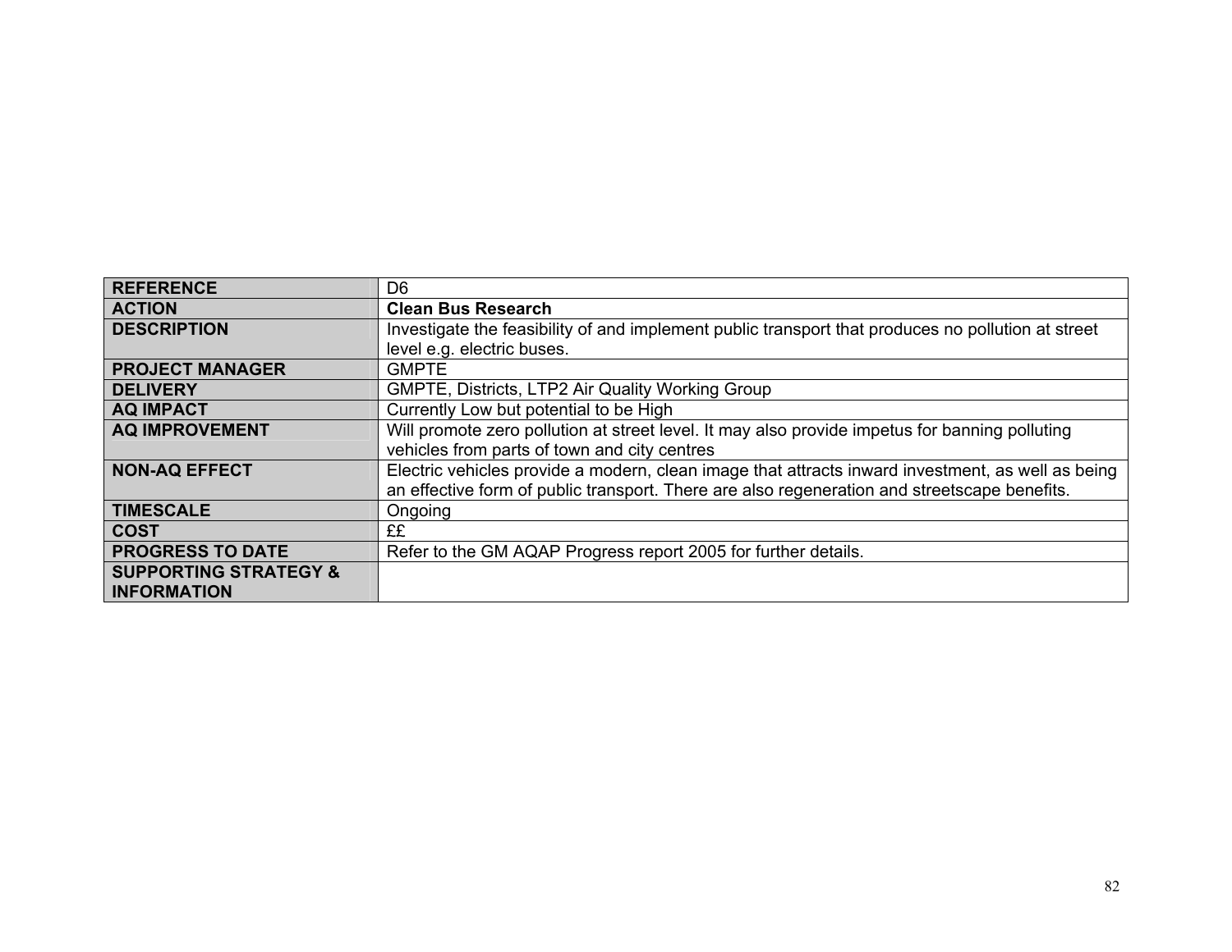| REFERENCE | D6 |
|---|---|
| **ACTION** | **Clean Bus Research** |
| **DESCRIPTION** | Investigate the feasibility of and implement public transport that produces no pollution at street level e.g. electric buses. |
| **PROJECT MANAGER** | GMPTE |
| **DELIVERY** | GMPTE, Districts, LTP2 Air Quality Working Group |
| **AQ IMPACT** | Currently Low but potential to be High |
| **AQ IMPROVEMENT** | Will promote zero pollution at street level. It may also provide impetus for banning polluting vehicles from parts of town and city centres |
| **NON-AQ EFFECT** | Electric vehicles provide a modern, clean image that attracts inward investment, as well as being an effective form of public transport. There are also regeneration and streetscape benefits. |
| **TIMESCALE** | Ongoing |
| **COST** | ££ |
| **PROGRESS TO DATE** | Refer to the GM AQAP Progress report 2005 for further details. |
| **SUPPORTING STRATEGY & INFORMATION** | |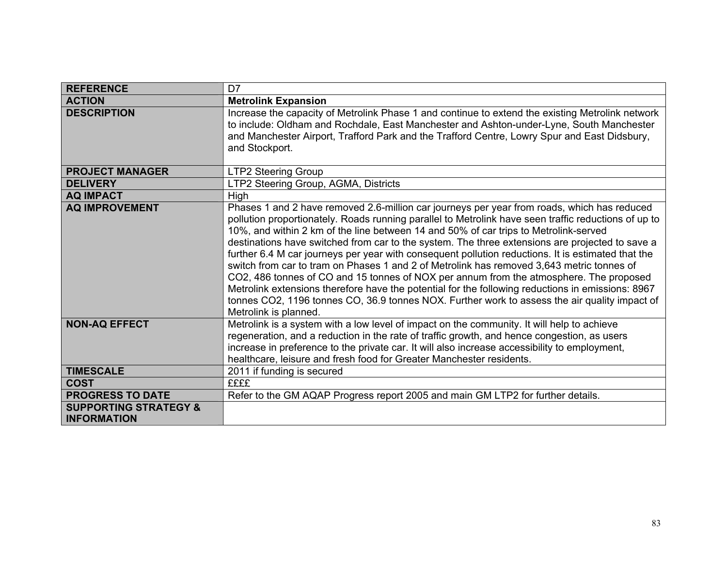| REFERENCE | D7 |
|---|---|
| **ACTION** | **Metrolink Expansion** |
| **DESCRIPTION** | Increase the capacity of Metrolink Phase 1 and continue to extend the existing Metrolink network to include: Oldham and Rochdale, East Manchester and Ashton-under-Lyne, South Manchester and Manchester Airport, Trafford Park and the Trafford Centre, Lowry Spur and East Didsbury, and Stockport. |
| **PROJECT MANAGER** | LTP2 Steering Group |
| **DELIVERY** | LTP2 Steering Group, AGMA, Districts |
| **AQ IMPACT** | High |
| **AQ IMPROVEMENT** | Phases 1 and 2 have removed 2.6-million car journeys per year from roads, which has reduced pollution proportionately. Roads running parallel to Metrolink have seen traffic reductions of up to 10%, and within 2 km of the line between 14 and 50% of car trips to Metrolink-served destinations have switched from car to the system. The three extensions are projected to save a further 6.4 M car journeys per year with consequent pollution reductions. It is estimated that the switch from car to tram on Phases 1 and 2 of Metrolink has removed 3,643 metric tonnes of $CO_2$, 486 tonnes of CO and 15 tonnes of $NO_X$ per annum from the atmosphere. The proposed Metrolink extensions therefore have the potential for the following reductions in emissions: 8967 tonnes $CO_2$, 1196 tonnes CO, 36.9 tonnes $NO_X$. Further work to assess the air quality impact of Metrolink is planned. |
| **NON-AQ EFFECT** | Metrolink is a system with a low level of impact on the community. It will help to achieve regeneration, and a reduction in the rate of traffic growth, and hence congestion, as users increase in preference to the private car. It will also increase accessibility to employment, healthcare, leisure and fresh food for Greater Manchester residents. |
| **TIMESCALE** | 2011 if funding is secured |
| **COST** | ££££ |
| **PROGRESS TO DATE** | Refer to the GM AQAP Progress report 2005 and main GM LTP2 for further details. |
| **SUPPORTING STRATEGY & INFORMATION** | |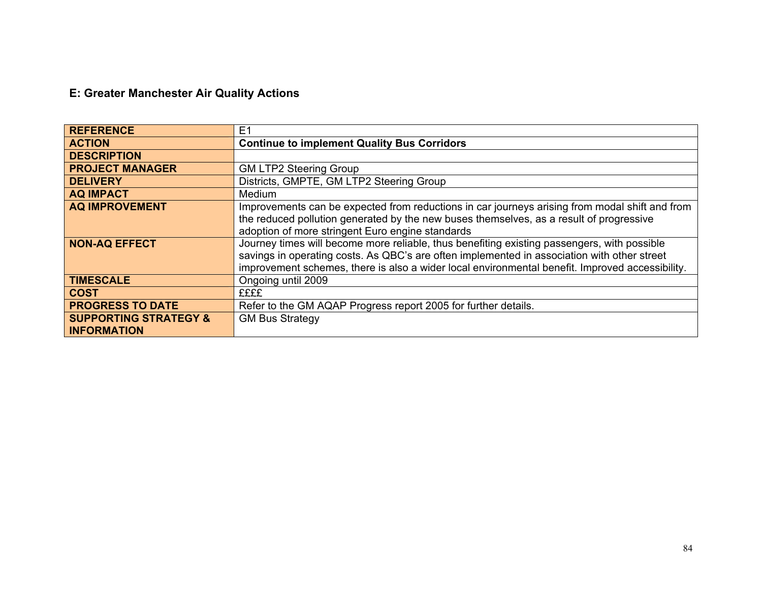## E: Greater Manchester Air Quality Actions

| REFERENCE | E1 |
|---|---|
| ACTION | **Continue to implement Quality Bus Corridors** |
| DESCRIPTION | |
| PROJECT MANAGER | GM LTP2 Steering Group |
| DELIVERY | Districts, GMPTE, GM LTP2 Steering Group |
| AQ IMPACT | Medium |
| AQ IMPROVEMENT | Improvements can be expected from reductions in car journeys arising from modal shift and from the reduced pollution generated by the new buses themselves, as a result of progressive adoption of more stringent Euro engine standards |
| NON-AQ EFFECT | Journey times will become more reliable, thus benefiting existing passengers, with possible savings in operating costs. As QBC's are often implemented in association with other street improvement schemes, there is also a wider local environmental benefit. Improved accessibility. |
| TIMESCALE | Ongoing until 2009 |
| COST | ££££ |
| PROGRESS TO DATE | Refer to the GM AQAP Progress report 2005 for further details. |
| SUPPORTING STRATEGY & INFORMATION | GM Bus Strategy |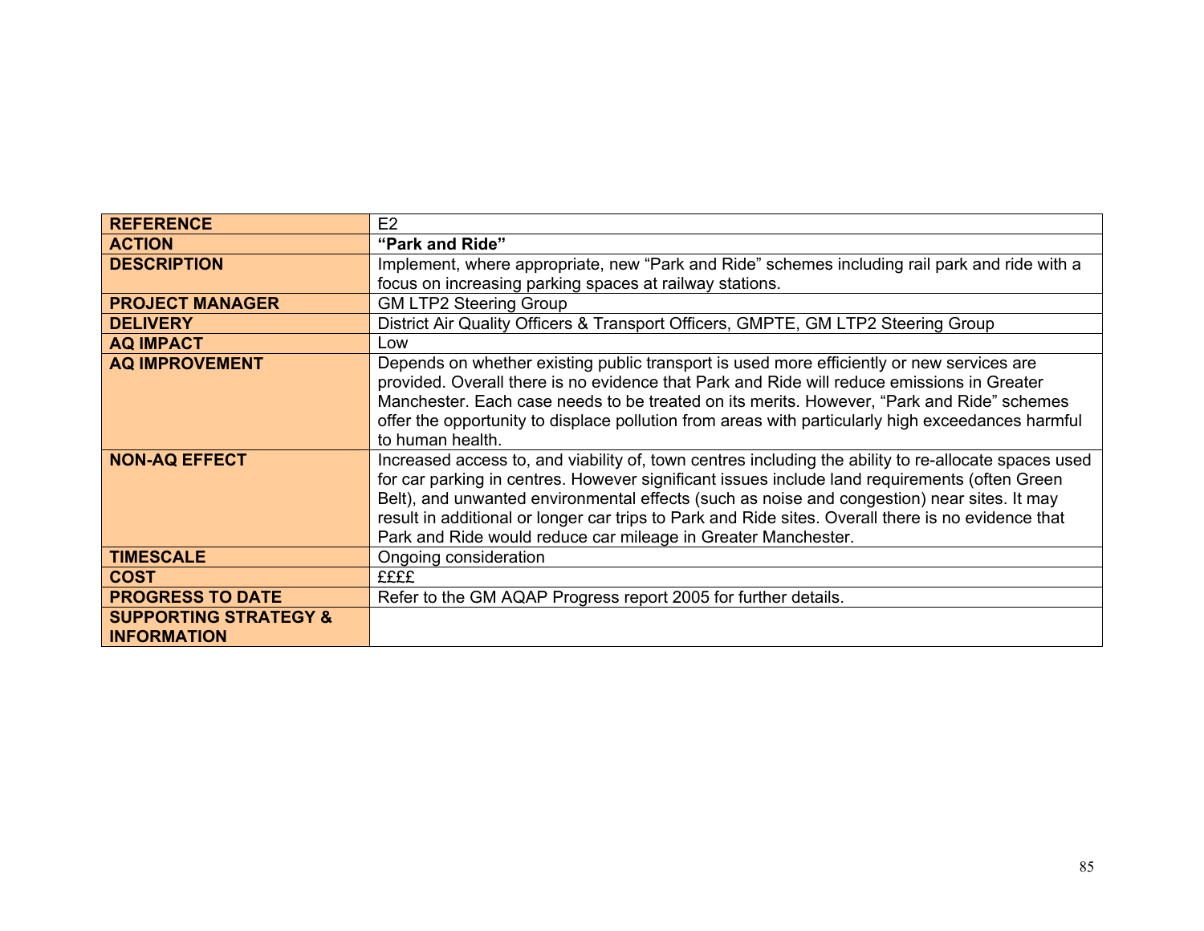| **REFERENCE** | E2 |
|---|---|
| **ACTION** | **"Park and Ride"** |
| **DESCRIPTION** | Implement, where appropriate, new "Park and Ride" schemes including rail park and ride with a focus on increasing parking spaces at railway stations. |
| **PROJECT MANAGER** | GM LTP2 Steering Group |
| **DELIVERY** | District Air Quality Officers & Transport Officers, GMPTE, GM LTP2 Steering Group |
| **AQ IMPACT** | Low |
| **AQ IMPROVEMENT** | Depends on whether existing public transport is used more efficiently or new services are provided. Overall there is no evidence that Park and Ride will reduce emissions in Greater Manchester. Each case needs to be treated on its merits. However, "Park and Ride" schemes offer the opportunity to displace pollution from areas with particularly high exceedances harmful to human health. |
| **NON-AQ EFFECT** | Increased access to, and viability of, town centres including the ability to re-allocate spaces used for car parking in centres. However significant issues include land requirements (often Green Belt), and unwanted environmental effects (such as noise and congestion) near sites. It may result in additional or longer car trips to Park and Ride sites. Overall there is no evidence that Park and Ride would reduce car mileage in Greater Manchester. |
| **TIMESCALE** | Ongoing consideration |
| **COST** | ££££ |
| **PROGRESS TO DATE** | Refer to the GM AQAP Progress report 2005 for further details. |
| **SUPPORTING STRATEGY & INFORMATION** | |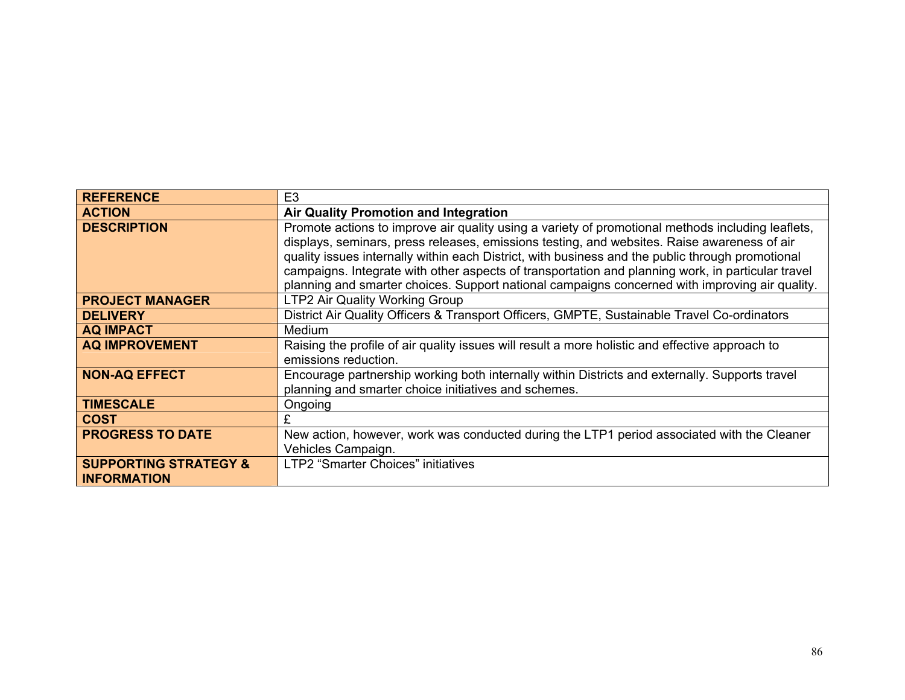| **REFERENCE** | E3 |
|---|---|
| **ACTION** | **Air Quality Promotion and Integration** |
| **DESCRIPTION** | Promote actions to improve air quality using a variety of promotional methods including leaflets, displays, seminars, press releases, emissions testing, and websites. Raise awareness of air quality issues internally within each District, with business and the public through promotional campaigns. Integrate with other aspects of transportation and planning work, in particular travel planning and smarter choices. Support national campaigns concerned with improving air quality. |
| **PROJECT MANAGER** | LTP2 Air Quality Working Group |
| **DELIVERY** | District Air Quality Officers & Transport Officers, GMPTE, Sustainable Travel Co-ordinators |
| **AQ IMPACT** | Medium |
| **AQ IMPROVEMENT** | Raising the profile of air quality issues will result a more holistic and effective approach to emissions reduction. |
| **NON-AQ EFFECT** | Encourage partnership working both internally within Districts and externally. Supports travel planning and smarter choice initiatives and schemes. |
| **TIMESCALE** | Ongoing |
| **COST** | £ |
| **PROGRESS TO DATE** | New action, however, work was conducted during the LTP1 period associated with the Cleaner Vehicles Campaign. |
| **SUPPORTING STRATEGY & INFORMATION** | LTP2 “Smarter Choices” initiatives |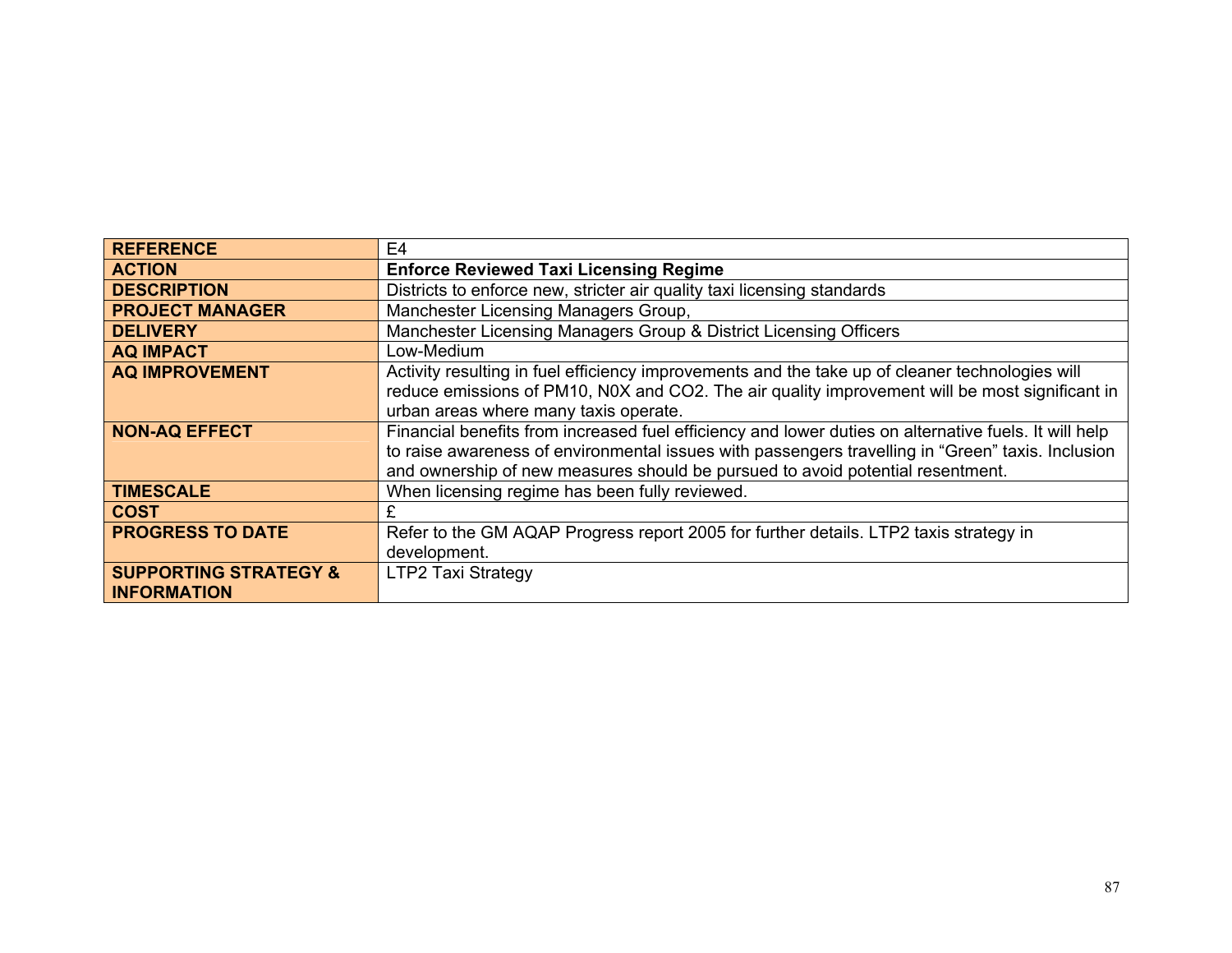| | |
|---|---|
| **REFERENCE** | E4 |
| **ACTION** | **Enforce Reviewed Taxi Licensing Regime** |
| **DESCRIPTION** | Districts to enforce new, stricter air quality taxi licensing standards |
| **PROJECT MANAGER** | Manchester Licensing Managers Group, |
| **DELIVERY** | Manchester Licensing Managers Group & District Licensing Officers |
| **AQ IMPACT** | Low-Medium |
| **AQ IMPROVEMENT** | Activity resulting in fuel efficiency improvements and the take up of cleaner technologies will reduce emissions of PM10, N0X and CO2. The air quality improvement will be most significant in urban areas where many taxis operate. |
| **NON-AQ EFFECT** | Financial benefits from increased fuel efficiency and lower duties on alternative fuels. It will help to raise awareness of environmental issues with passengers travelling in "Green" taxis. Inclusion and ownership of new measures should be pursued to avoid potential resentment. |
| **TIMESCALE** | When licensing regime has been fully reviewed. |
| **COST** | £ |
| **PROGRESS TO DATE** | Refer to the GM AQAP Progress report 2005 for further details. LTP2 taxis strategy in development. |
| **SUPPORTING STRATEGY & INFORMATION** | LTP2 Taxi Strategy |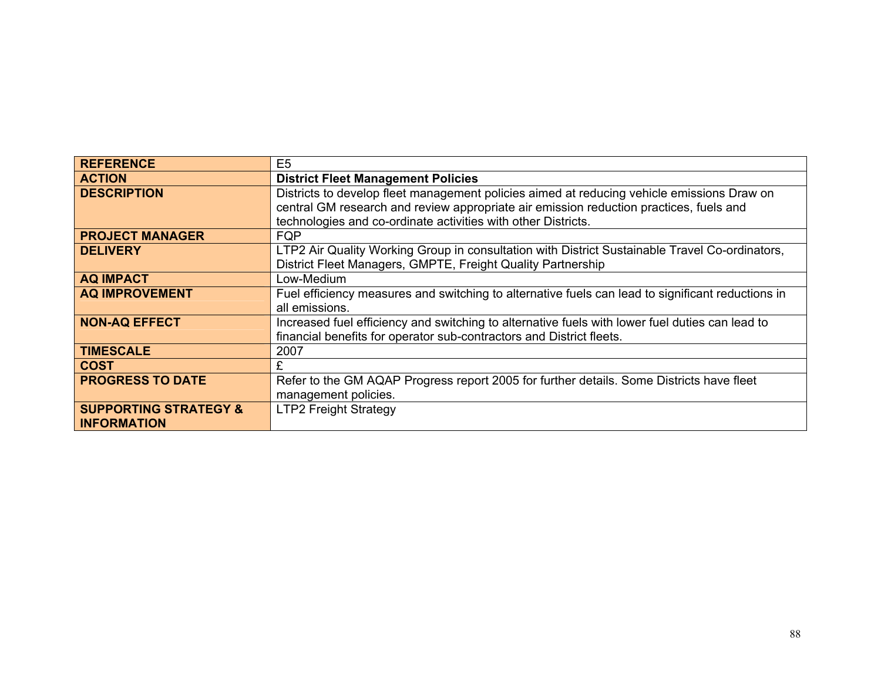| **REFERENCE** | E5 |
|---|---|
| **ACTION** | **District Fleet Management Policies** |
| **DESCRIPTION** | Districts to develop fleet management policies aimed at reducing vehicle emissions Draw on central GM research and review appropriate air emission reduction practices, fuels and technologies and co-ordinate activities with other Districts. |
| **PROJECT MANAGER** | FQP |
| **DELIVERY** | LTP2 Air Quality Working Group in consultation with District Sustainable Travel Co-ordinators, District Fleet Managers, GMPTE, Freight Quality Partnership |
| **AQ IMPACT** | Low-Medium |
| **AQ IMPROVEMENT** | Fuel efficiency measures and switching to alternative fuels can lead to significant reductions in all emissions. |
| **NON-AQ EFFECT** | Increased fuel efficiency and switching to alternative fuels with lower fuel duties can lead to financial benefits for operator sub-contractors and District fleets. |
| **TIMESCALE** | 2007 |
| **COST** | £ |
| **PROGRESS TO DATE** | Refer to the GM AQAP Progress report 2005 for further details. Some Districts have fleet management policies. |
| **SUPPORTING STRATEGY & INFORMATION** | LTP2 Freight Strategy |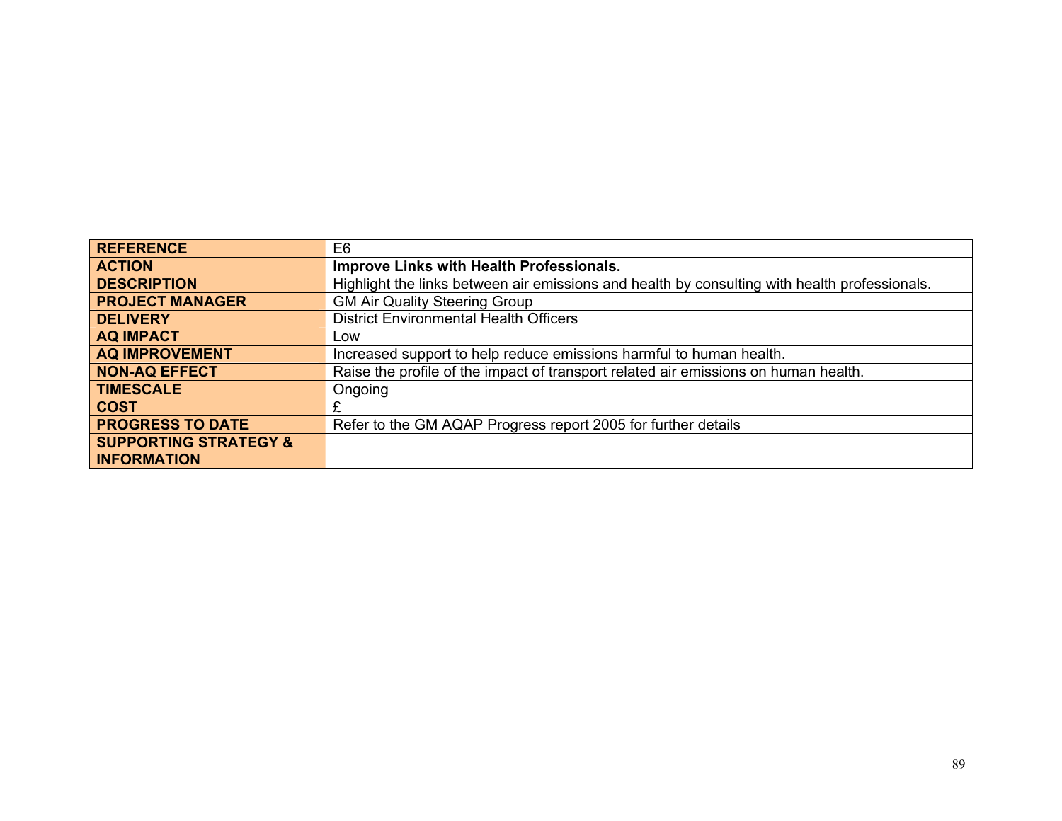| **REFERENCE** | E6 |
|---|---|
| **ACTION** | **Improve Links with Health Professionals.** |
| **DESCRIPTION** | Highlight the links between air emissions and health by consulting with health professionals. |
| **PROJECT MANAGER** | GM Air Quality Steering Group |
| **DELIVERY** | District Environmental Health Officers |
| **AQ IMPACT** | Low |
| **AQ IMPROVEMENT** | Increased support to help reduce emissions harmful to human health. |
| **NON-AQ EFFECT** | Raise the profile of the impact of transport related air emissions on human health. |
| **TIMESCALE** | Ongoing |
| **COST** | £ |
| **PROGRESS TO DATE** | Refer to the GM AQAP Progress report 2005 for further details |
| **SUPPORTING STRATEGY & INFORMATION** | |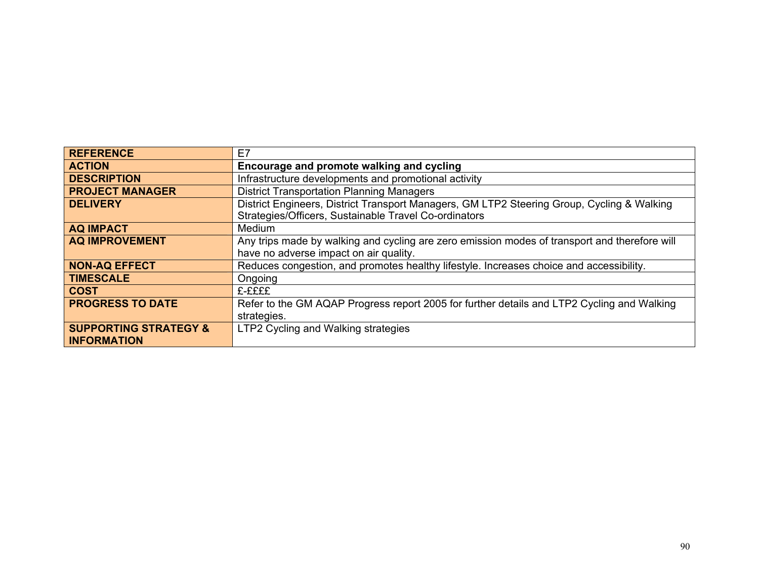| **REFERENCE** | E7 |
| --- | --- |
| **ACTION** | **Encourage and promote walking and cycling** |
| **DESCRIPTION** | Infrastructure developments and promotional activity |
| **PROJECT MANAGER** | District Transportation Planning Managers |
| **DELIVERY** | District Engineers, District Transport Managers, GM LTP2 Steering Group, Cycling & Walking Strategies/Officers, Sustainable Travel Co-ordinators |
| **AQ IMPACT** | Medium |
| **AQ IMPROVEMENT** | Any trips made by walking and cycling are zero emission modes of transport and therefore will have no adverse impact on air quality. |
| **NON-AQ EFFECT** | Reduces congestion, and promotes healthy lifestyle. Increases choice and accessibility. |
| **TIMESCALE** | Ongoing |
| **COST** | £-££££ |
| **PROGRESS TO DATE** | Refer to the GM AQAP Progress report 2005 for further details and LTP2 Cycling and Walking strategies. |
| **SUPPORTING STRATEGY & INFORMATION** | LTP2 Cycling and Walking strategies |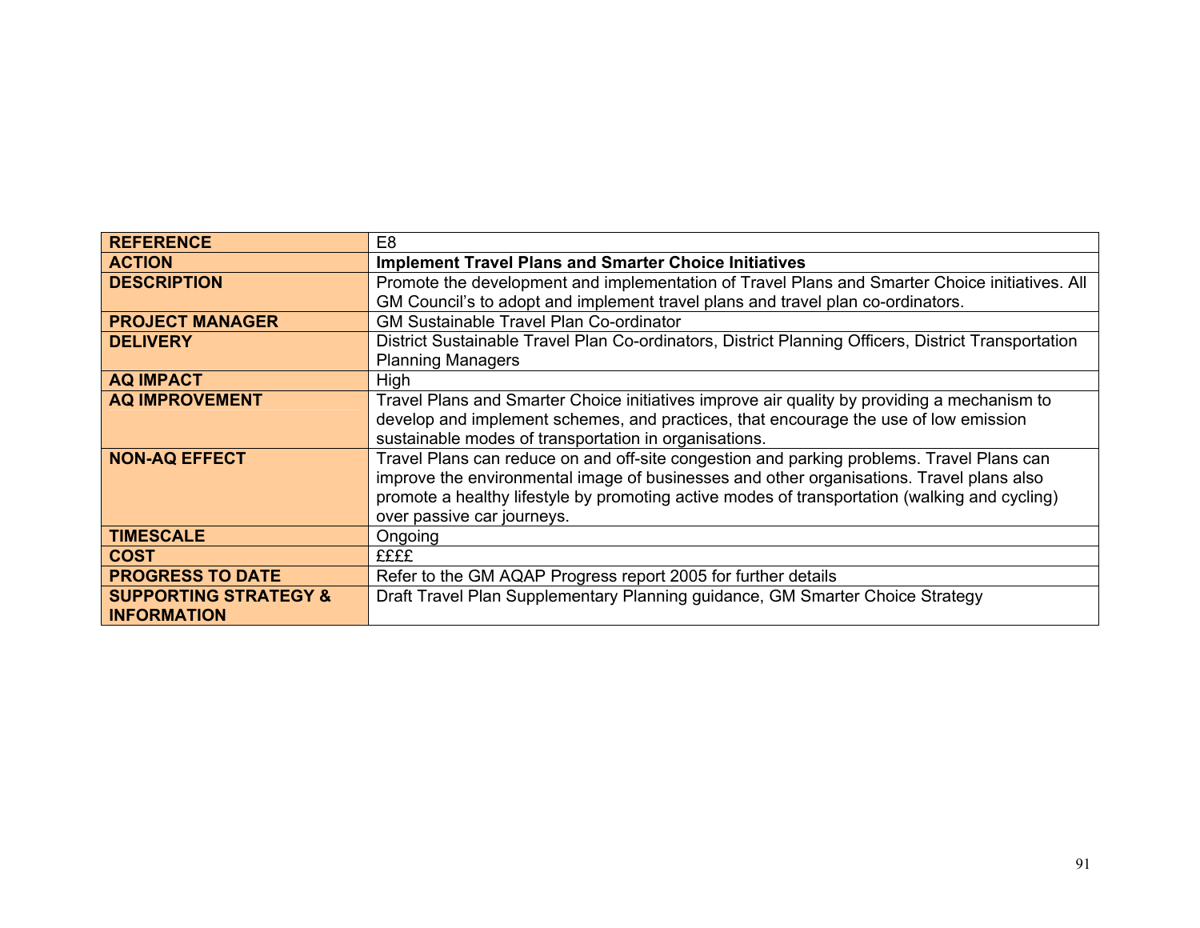| | |
|---|---|
| **REFERENCE** | E8 |
| **ACTION** | **Implement Travel Plans and Smarter Choice Initiatives** |
| **DESCRIPTION** | Promote the development and implementation of Travel Plans and Smarter Choice initiatives. All GM Council's to adopt and implement travel plans and travel plan co-ordinators. |
| **PROJECT MANAGER** | GM Sustainable Travel Plan Co-ordinator |
| **DELIVERY** | District Sustainable Travel Plan Co-ordinators, District Planning Officers, District Transportation Planning Managers |
| **AQ IMPACT** | High |
| **AQ IMPROVEMENT** | Travel Plans and Smarter Choice initiatives improve air quality by providing a mechanism to develop and implement schemes, and practices, that encourage the use of low emission sustainable modes of transportation in organisations. |
| **NON-AQ EFFECT** | Travel Plans can reduce on and off-site congestion and parking problems. Travel Plans can improve the environmental image of businesses and other organisations. Travel plans also promote a healthy lifestyle by promoting active modes of transportation (walking and cycling) over passive car journeys. |
| **TIMESCALE** | Ongoing |
| **COST** | ££££ |
| **PROGRESS TO DATE** | Refer to the GM AQAP Progress report 2005 for further details |
| **SUPPORTING STRATEGY & INFORMATION** | Draft Travel Plan Supplementary Planning guidance, GM Smarter Choice Strategy |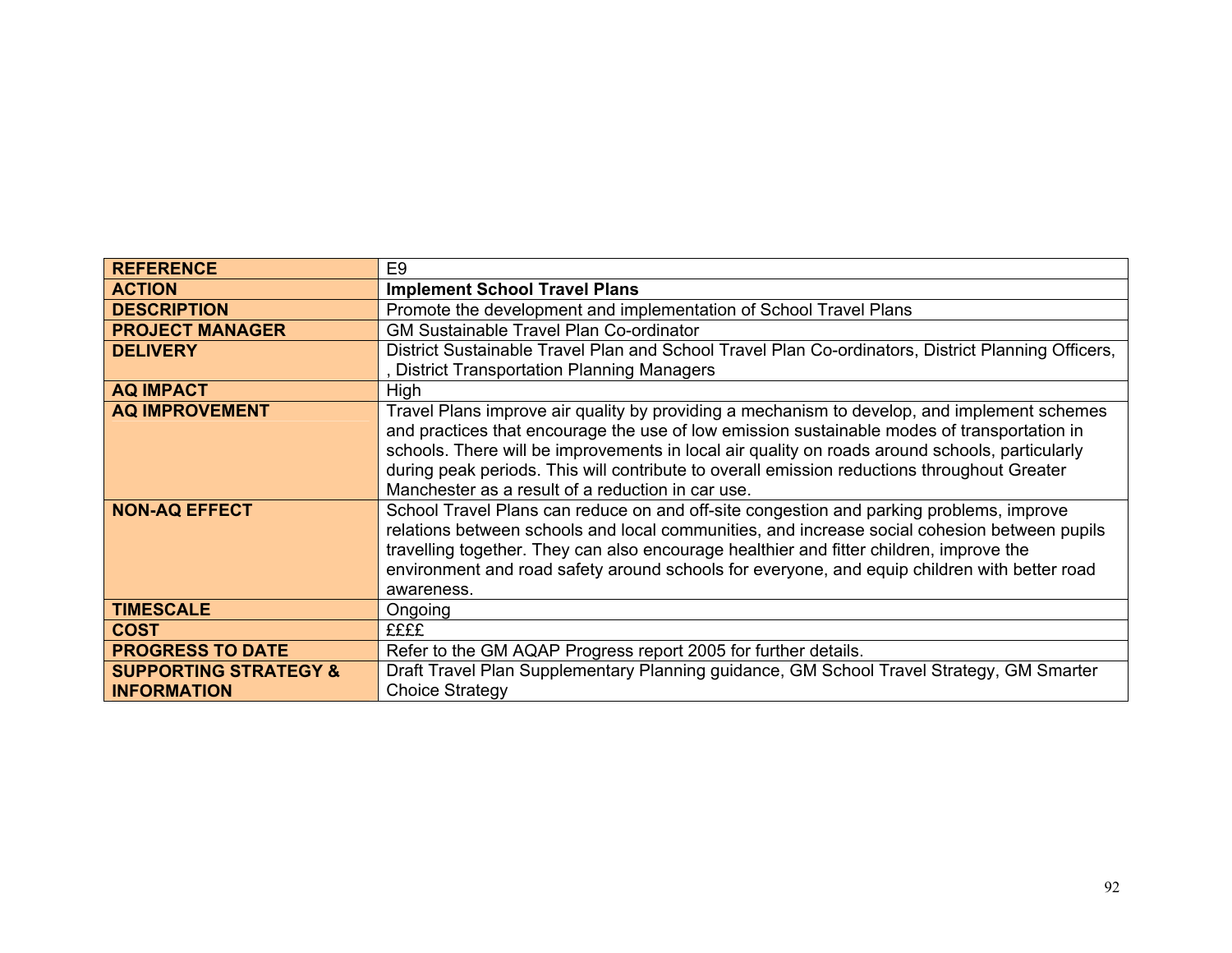| REFERENCE | E9 |
|---|---|
| **ACTION** | **Implement School Travel Plans** |
| **DESCRIPTION** | Promote the development and implementation of School Travel Plans |
| **PROJECT MANAGER** | GM Sustainable Travel Plan Co-ordinator |
| **DELIVERY** | District Sustainable Travel Plan and School Travel Plan Co-ordinators, District Planning Officers, , District Transportation Planning Managers |
| **AQ IMPACT** | High |
| **AQ IMPROVEMENT** | Travel Plans improve air quality by providing a mechanism to develop, and implement schemes and practices that encourage the use of low emission sustainable modes of transportation in schools. There will be improvements in local air quality on roads around schools, particularly during peak periods. This will contribute to overall emission reductions throughout Greater Manchester as a result of a reduction in car use. |
| **NON-AQ EFFECT** | School Travel Plans can reduce on and off-site congestion and parking problems, improve relations between schools and local communities, and increase social cohesion between pupils travelling together. They can also encourage healthier and fitter children, improve the environment and road safety around schools for everyone, and equip children with better road awareness. |
| **TIMESCALE** | Ongoing |
| **COST** | ££££ |
| **PROGRESS TO DATE** | Refer to the GM AQAP Progress report 2005 for further details. |
| **SUPPORTING STRATEGY & INFORMATION** | Draft Travel Plan Supplementary Planning guidance, GM School Travel Strategy, GM Smarter Choice Strategy |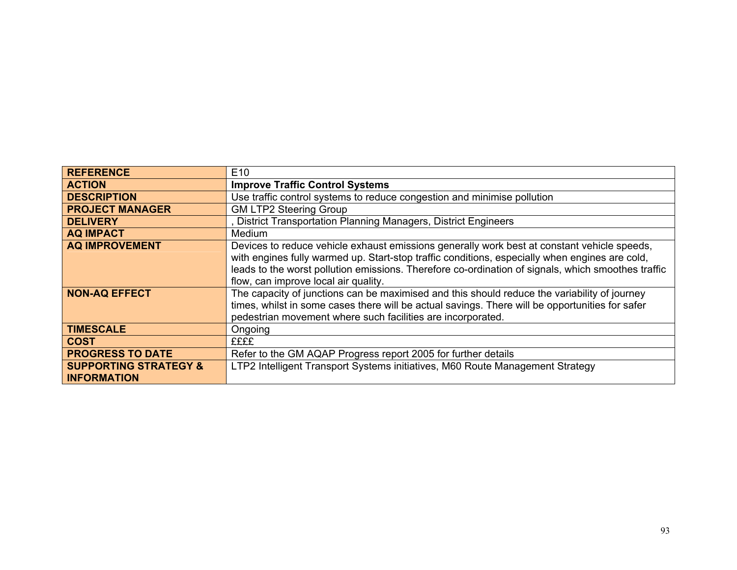| REFERENCE | E10 |
|---|---|
| ACTION | **Improve Traffic Control Systems** |
| DESCRIPTION | Use traffic control systems to reduce congestion and minimise pollution |
| PROJECT MANAGER | GM LTP2 Steering Group |
| DELIVERY | , District Transportation Planning Managers, District Engineers |
| AQ IMPACT | Medium |
| AQ IMPROVEMENT | Devices to reduce vehicle exhaust emissions generally work best at constant vehicle speeds, with engines fully warmed up. Start-stop traffic conditions, especially when engines are cold, leads to the worst pollution emissions. Therefore co-ordination of signals, which smoothes traffic flow, can improve local air quality. |
| NON-AQ EFFECT | The capacity of junctions can be maximised and this should reduce the variability of journey times, whilst in some cases there will be actual savings. There will be opportunities for safer pedestrian movement where such facilities are incorporated. |
| TIMESCALE | Ongoing |
| COST | ££££ |
| PROGRESS TO DATE | Refer to the GM AQAP Progress report 2005 for further details |
| SUPPORTING STRATEGY & INFORMATION | LTP2 Intelligent Transport Systems initiatives, M60 Route Management Strategy |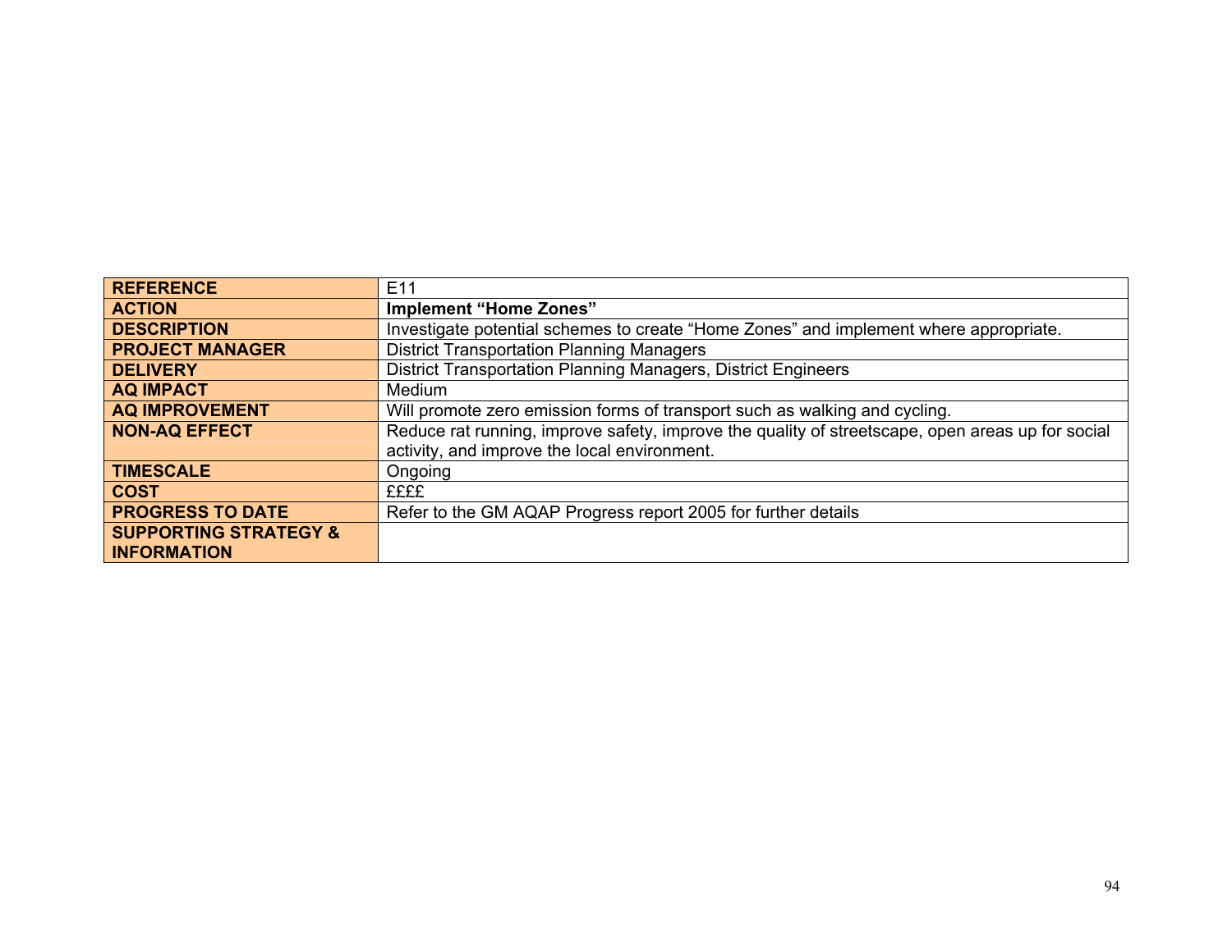| **REFERENCE** | E11 |
|---|---|
| **ACTION** | **Implement “Home Zones”** |
| **DESCRIPTION** | Investigate potential schemes to create “Home Zones” and implement where appropriate. |
| **PROJECT MANAGER** | District Transportation Planning Managers |
| **DELIVERY** | District Transportation Planning Managers, District Engineers |
| **AQ IMPACT** | Medium |
| **AQ IMPROVEMENT** | Will promote zero emission forms of transport such as walking and cycling. |
| **NON-AQ EFFECT** | Reduce rat running, improve safety, improve the quality of streetscape, open areas up for social activity, and improve the local environment. |
| **TIMESCALE** | Ongoing |
| **COST** | ££££ |
| **PROGRESS TO DATE** | Refer to the GM AQAP Progress report 2005 for further details |
| **SUPPORTING STRATEGY & INFORMATION** | |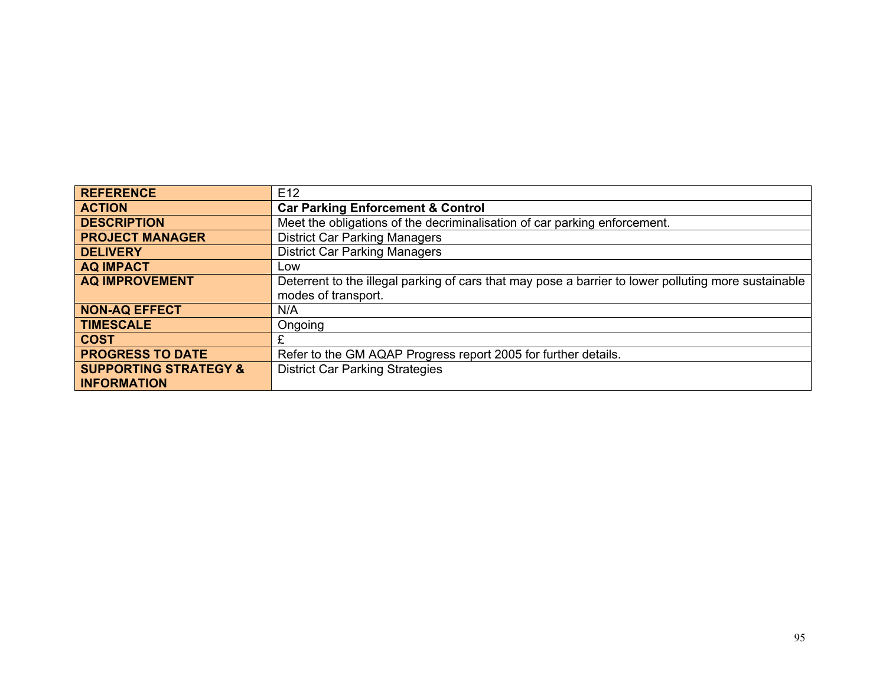| REFERENCE | E12 |
|---|---|
| ACTION | **Car Parking Enforcement & Control** |
| DESCRIPTION | Meet the obligations of the decriminalisation of car parking enforcement. |
| PROJECT MANAGER | District Car Parking Managers |
| DELIVERY | District Car Parking Managers |
| AQ IMPACT | Low |
| AQ IMPROVEMENT | Deterrent to the illegal parking of cars that may pose a barrier to lower polluting more sustainable modes of transport. |
| NON-AQ EFFECT | N/A |
| TIMESCALE | Ongoing |
| COST | £ |
| PROGRESS TO DATE | Refer to the GM AQAP Progress report 2005 for further details. |
| SUPPORTING STRATEGY & INFORMATION | District Car Parking Strategies |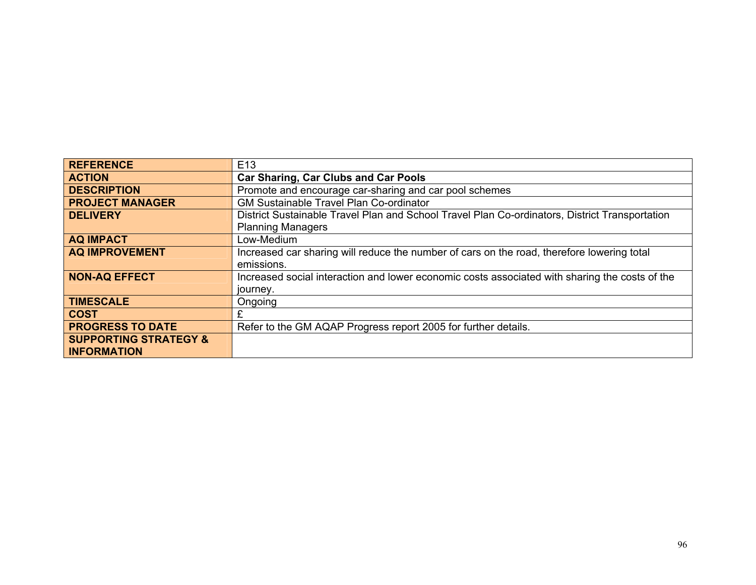| **REFERENCE** | E13 |
|---|---|
| **ACTION** | **Car Sharing, Car Clubs and Car Pools** |
| **DESCRIPTION** | Promote and encourage car-sharing and car pool schemes |
| **PROJECT MANAGER** | GM Sustainable Travel Plan Co-ordinator |
| **DELIVERY** | District Sustainable Travel Plan and School Travel Plan Co-ordinators, District Transportation Planning Managers |
| **AQ IMPACT** | Low-Medium |
| **AQ IMPROVEMENT** | Increased car sharing will reduce the number of cars on the road, therefore lowering total emissions. |
| **NON-AQ EFFECT** | Increased social interaction and lower economic costs associated with sharing the costs of the journey. |
| **TIMESCALE** | Ongoing |
| **COST** | £ |
| **PROGRESS TO DATE** | Refer to the GM AQAP Progress report 2005 for further details. |
| **SUPPORTING STRATEGY & INFORMATION** | |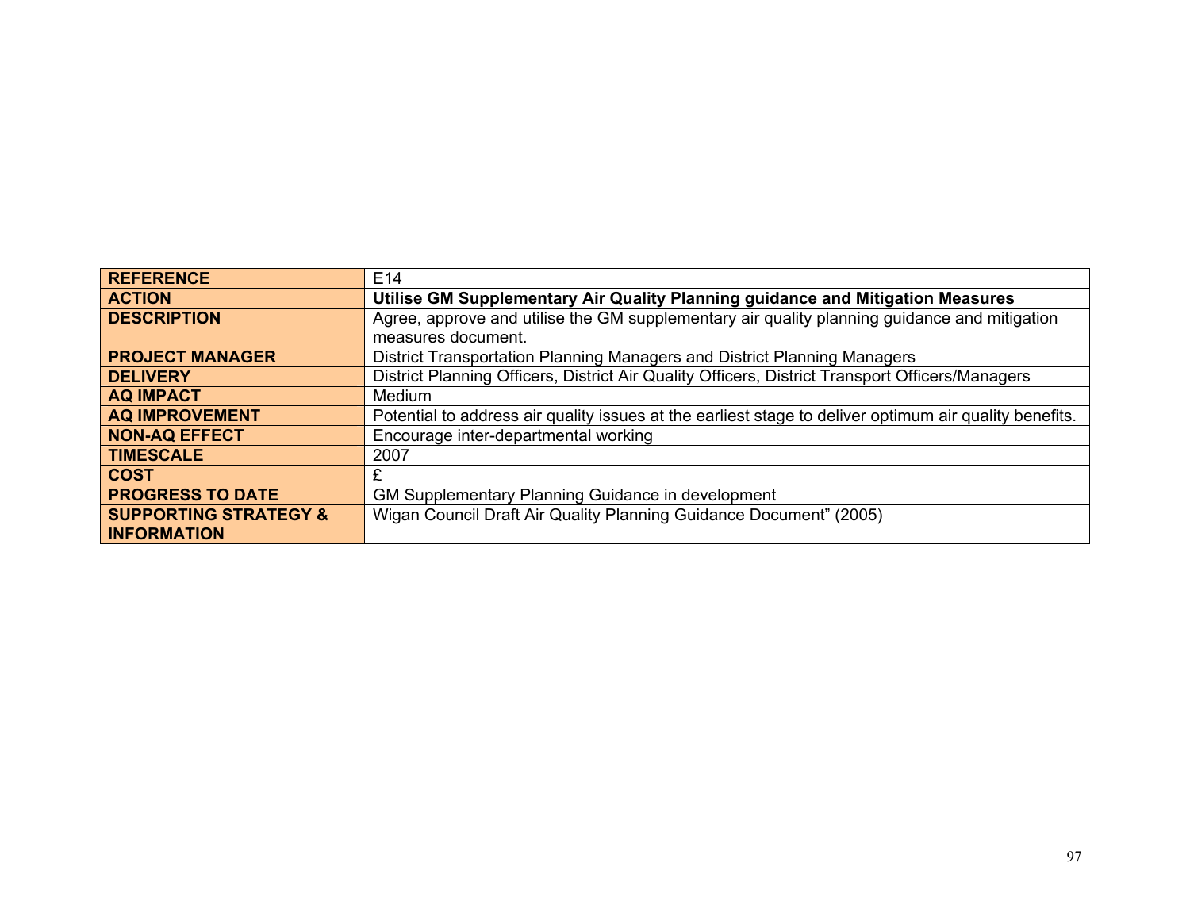| **REFERENCE** | E14 |
|---|---|
| **ACTION** | **Utilise GM Supplementary Air Quality Planning guidance and Mitigation Measures** |
| **DESCRIPTION** | Agree, approve and utilise the GM supplementary air quality planning guidance and mitigation measures document. |
| **PROJECT MANAGER** | District Transportation Planning Managers and District Planning Managers |
| **DELIVERY** | District Planning Officers, District Air Quality Officers, District Transport Officers/Managers |
| **AQ IMPACT** | Medium |
| **AQ IMPROVEMENT** | Potential to address air quality issues at the earliest stage to deliver optimum air quality benefits. |
| **NON-AQ EFFECT** | Encourage inter-departmental working |
| **TIMESCALE** | 2007 |
| **COST** | £ |
| **PROGRESS TO DATE** | GM Supplementary Planning Guidance in development |
| **SUPPORTING STRATEGY & INFORMATION** | Wigan Council Draft Air Quality Planning Guidance Document" (2005) |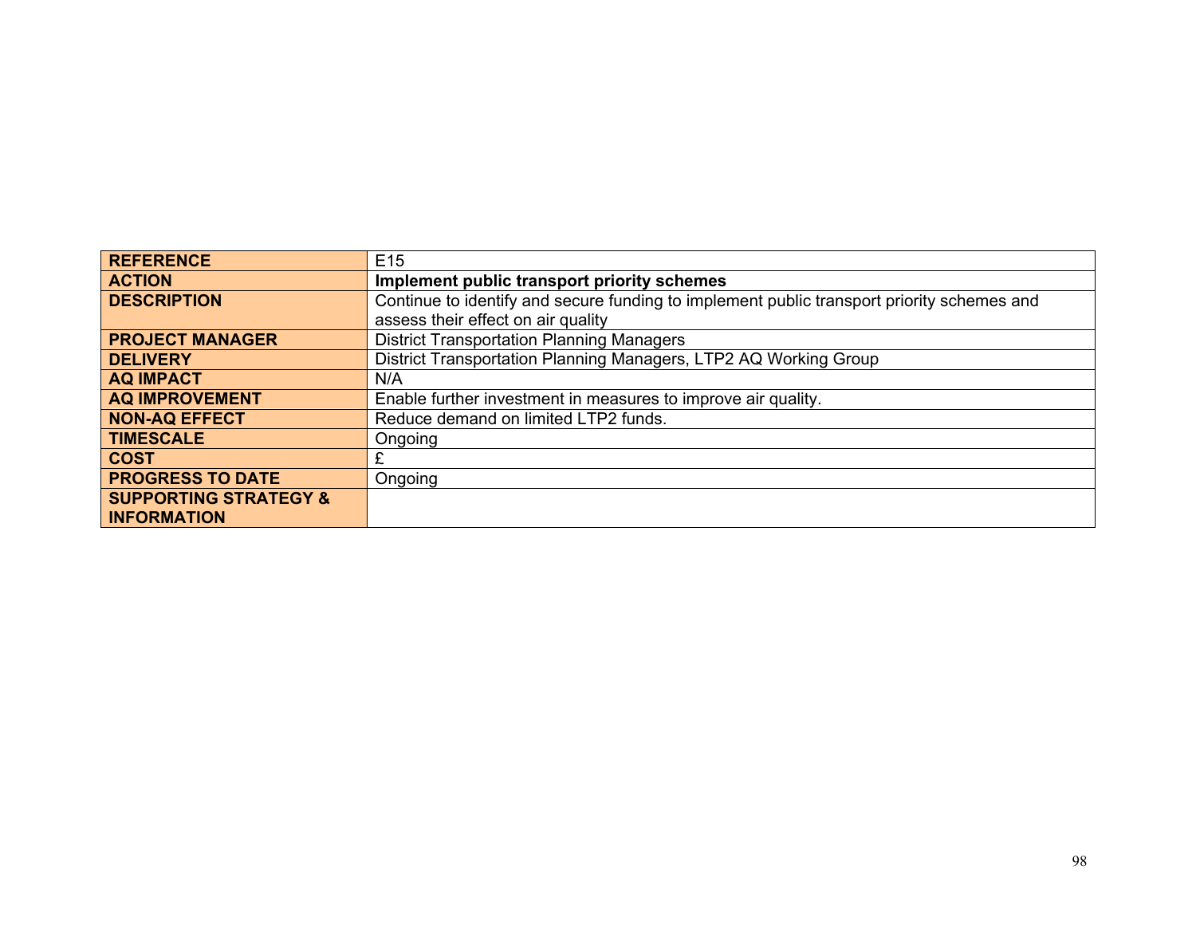| **REFERENCE** | E15 |
|---|---|
| **ACTION** | **Implement public transport priority schemes** |
| **DESCRIPTION** | Continue to identify and secure funding to implement public transport priority schemes and assess their effect on air quality |
| **PROJECT MANAGER** | District Transportation Planning Managers |
| **DELIVERY** | District Transportation Planning Managers, LTP2 AQ Working Group |
| **AQ IMPACT** | N/A |
| **AQ IMPROVEMENT** | Enable further investment in measures to improve air quality. |
| **NON-AQ EFFECT** | Reduce demand on limited LTP2 funds. |
| **TIMESCALE** | Ongoing |
| **COST** | £ |
| **PROGRESS TO DATE** | Ongoing |
| **SUPPORTING STRATEGY & INFORMATION** | |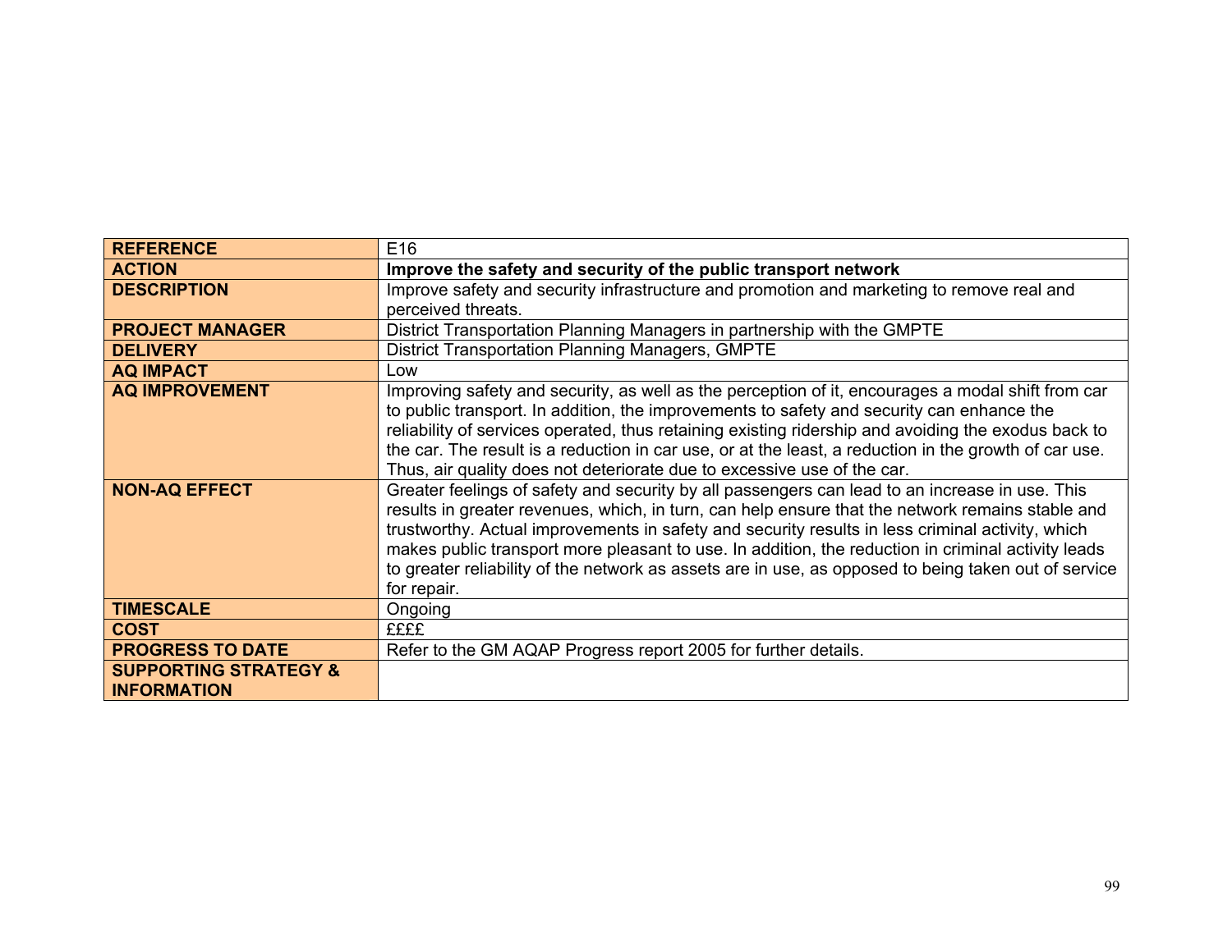| | |
|---|---|
| **REFERENCE** | E16 |
| **ACTION** | **Improve the safety and security of the public transport network** |
| **DESCRIPTION** | Improve safety and security infrastructure and promotion and marketing to remove real and perceived threats. |
| **PROJECT MANAGER** | District Transportation Planning Managers in partnership with the GMPTE |
| **DELIVERY** | District Transportation Planning Managers, GMPTE |
| **AQ IMPACT** | Low |
| **AQ IMPROVEMENT** | Improving safety and security, as well as the perception of it, encourages a modal shift from car to public transport. In addition, the improvements to safety and security can enhance the reliability of services operated, thus retaining existing ridership and avoiding the exodus back to the car. The result is a reduction in car use, or at the least, a reduction in the growth of car use. Thus, air quality does not deteriorate due to excessive use of the car. |
| **NON-AQ EFFECT** | Greater feelings of safety and security by all passengers can lead to an increase in use. This results in greater revenues, which, in turn, can help ensure that the network remains stable and trustworthy. Actual improvements in safety and security results in less criminal activity, which makes public transport more pleasant to use. In addition, the reduction in criminal activity leads to greater reliability of the network as assets are in use, as opposed to being taken out of service for repair. |
| **TIMESCALE** | Ongoing |
| **COST** | ££££ |
| **PROGRESS TO DATE** | Refer to the GM AQAP Progress report 2005 for further details. |
| **SUPPORTING STRATEGY & INFORMATION** | |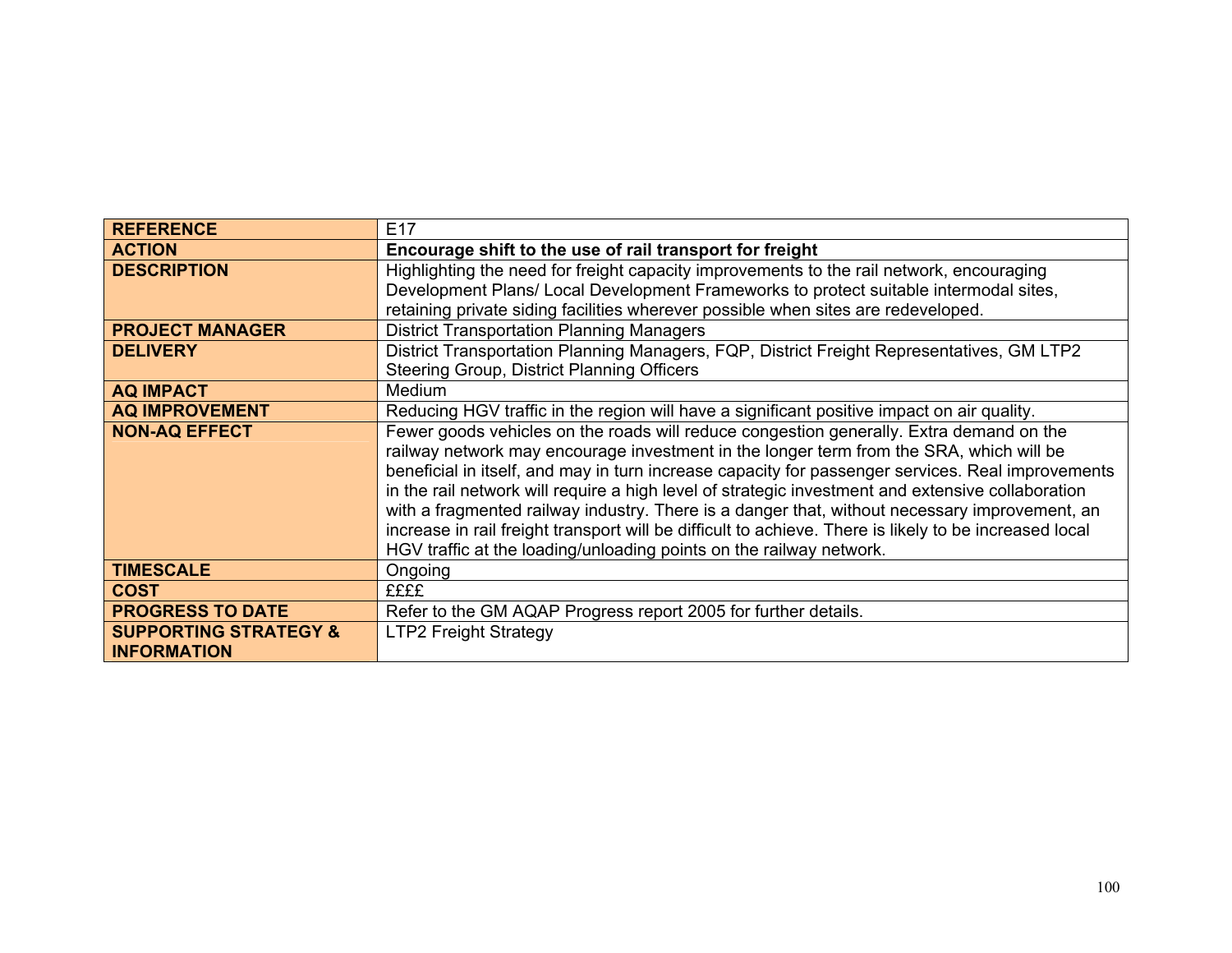| **REFERENCE** | E17 |
|---|---|
| **ACTION** | **Encourage shift to the use of rail transport for freight** |
| **DESCRIPTION** | Highlighting the need for freight capacity improvements to the rail network, encouraging Development Plans/ Local Development Frameworks to protect suitable intermodal sites, retaining private siding facilities wherever possible when sites are redeveloped. |
| **PROJECT MANAGER** | District Transportation Planning Managers |
| **DELIVERY** | District Transportation Planning Managers, FQP, District Freight Representatives, GM LTP2 Steering Group, District Planning Officers |
| **AQ IMPACT** | Medium |
| **AQ IMPROVEMENT** | Reducing HGV traffic in the region will have a significant positive impact on air quality. |
| **NON-AQ EFFECT** | Fewer goods vehicles on the roads will reduce congestion generally. Extra demand on the railway network may encourage investment in the longer term from the SRA, which will be beneficial in itself, and may in turn increase capacity for passenger services. Real improvements in the rail network will require a high level of strategic investment and extensive collaboration with a fragmented railway industry. There is a danger that, without necessary improvement, an increase in rail freight transport will be difficult to achieve. There is likely to be increased local HGV traffic at the loading/unloading points on the railway network. |
| **TIMESCALE** | Ongoing |
| **COST** | ££££ |
| **PROGRESS TO DATE** | Refer to the GM AQAP Progress report 2005 for further details. |
| **SUPPORTING STRATEGY & INFORMATION** | LTP2 Freight Strategy |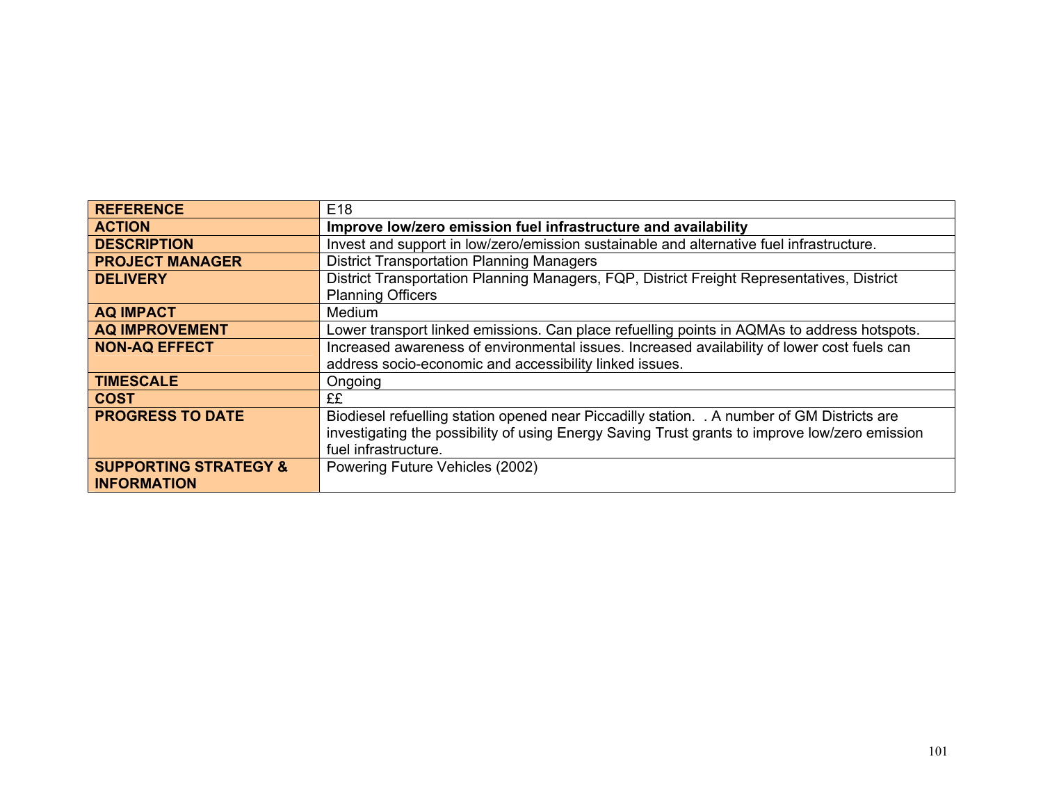| | |
|---|---|
| **REFERENCE** | E18 |
| **ACTION** | **Improve low/zero emission fuel infrastructure and availability** |
| **DESCRIPTION** | Invest and support in low/zero/emission sustainable and alternative fuel infrastructure. |
| **PROJECT MANAGER** | District Transportation Planning Managers |
| **DELIVERY** | District Transportation Planning Managers, FQP, District Freight Representatives, District Planning Officers |
| **AQ IMPACT** | Medium |
| **AQ IMPROVEMENT** | Lower transport linked emissions. Can place refuelling points in AQMAs to address hotspots. |
| **NON-AQ EFFECT** | Increased awareness of environmental issues. Increased availability of lower cost fuels can address socio-economic and accessibility linked issues. |
| **TIMESCALE** | Ongoing |
| **COST** | ££ |
| **PROGRESS TO DATE** | Biodiesel refuelling station opened near Piccadilly station. . A number of GM Districts are investigating the possibility of using Energy Saving Trust grants to improve low/zero emission fuel infrastructure. |
| **SUPPORTING STRATEGY & INFORMATION** | Powering Future Vehicles (2002) |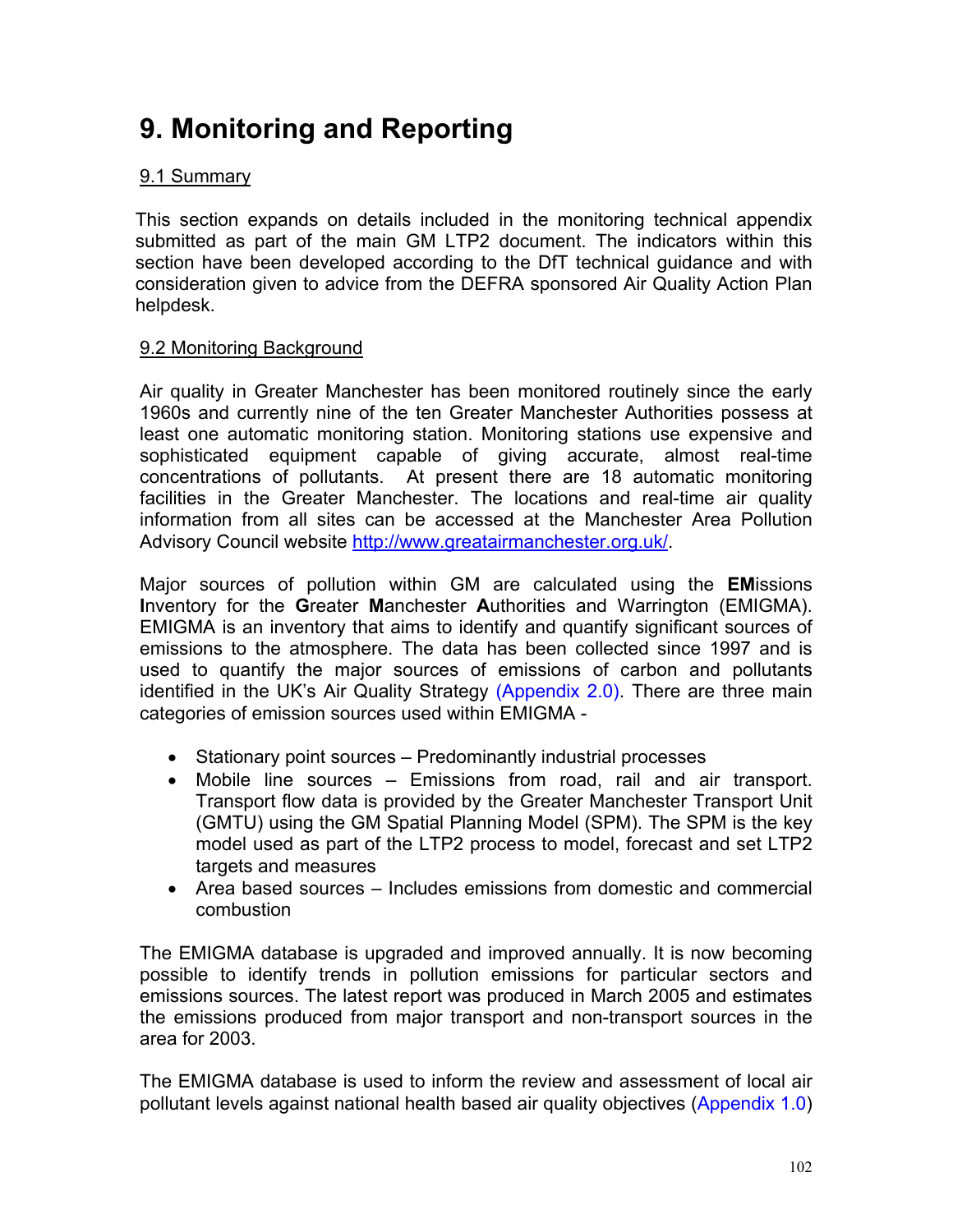# 9. Monitoring and Reporting

## 9.1 Summary

This section expands on details included in the monitoring technical appendix submitted as part of the main GM LTP2 document. The indicators within this section have been developed according to the DfT technical guidance and with consideration given to advice from the DEFRA sponsored Air Quality Action Plan helpdesk.

## 9.2 Monitoring Background

Air quality in Greater Manchester has been monitored routinely since the early 1960s and currently nine of the ten Greater Manchester Authorities possess at least one automatic monitoring station. Monitoring stations use expensive and sophisticated equipment capable of giving accurate, almost real-time concentrations of pollutants. At present there are 18 automatic monitoring facilities in the Greater Manchester. The locations and real-time air quality information from all sites can be accessed at the Manchester Area Pollution Advisory Council website http://www.greatairmanchester.org.uk/.

Major sources of pollution within GM are calculated using the **EM**issions **I**nventory for the **G**reater **M**anchester **A**uthorities and Warrington (EMIGMA). EMIGMA is an inventory that aims to identify and quantify significant sources of emissions to the atmosphere. The data has been collected since 1997 and is used to quantify the major sources of emissions of carbon and pollutants identified in the UK's Air Quality Strategy (Appendix 2.0). There are three main categories of emission sources used within EMIGMA -

- Stationary point sources – Predominantly industrial processes
- Mobile line sources – Emissions from road, rail and air transport. Transport flow data is provided by the Greater Manchester Transport Unit (GMTU) using the GM Spatial Planning Model (SPM). The SPM is the key model used as part of the LTP2 process to model, forecast and set LTP2 targets and measures
- Area based sources – Includes emissions from domestic and commercial combustion

The EMIGMA database is upgraded and improved annually. It is now becoming possible to identify trends in pollution emissions for particular sectors and emissions sources. The latest report was produced in March 2005 and estimates the emissions produced from major transport and non-transport sources in the area for 2003.

The EMIGMA database is used to inform the review and assessment of local air pollutant levels against national health based air quality objectives (Appendix 1.0)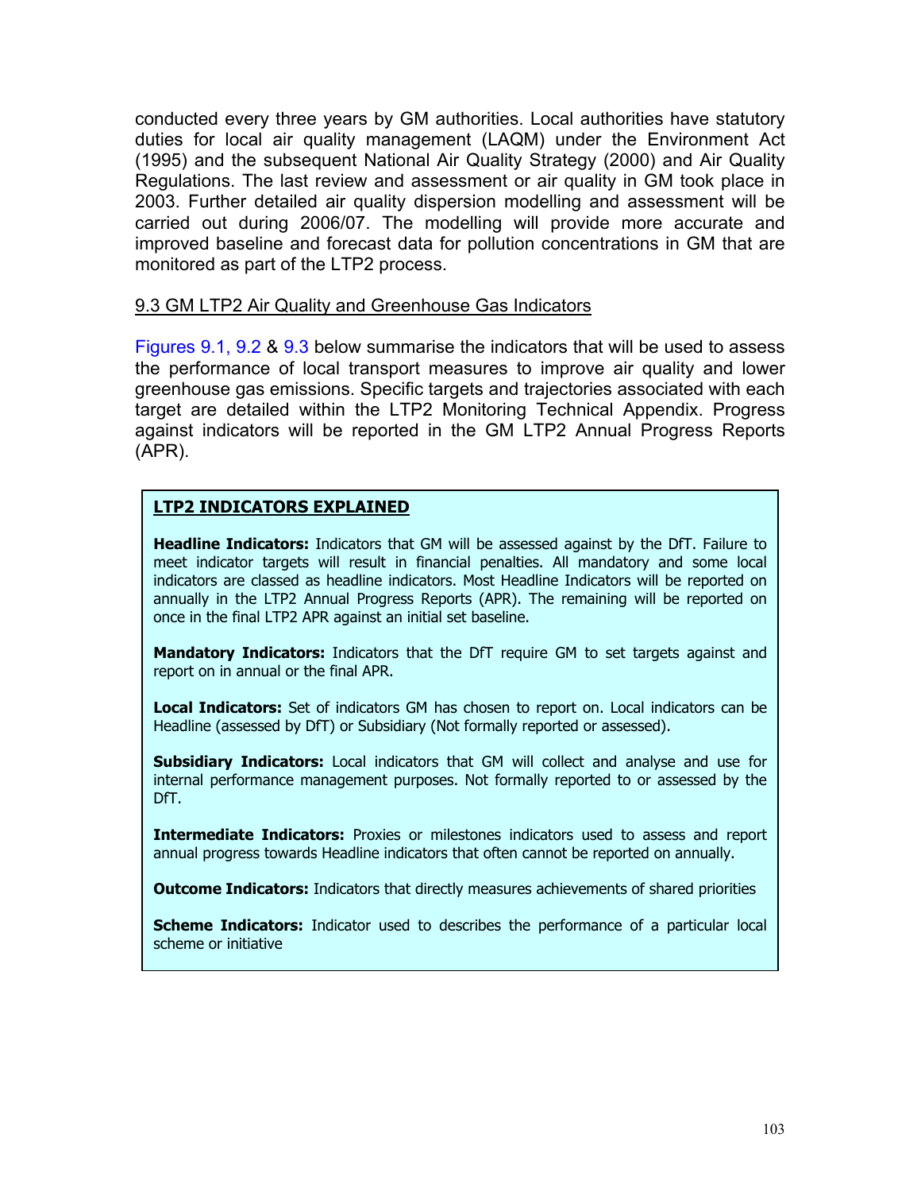conducted every three years by GM authorities. Local authorities have statutory duties for local air quality management (LAQM) under the Environment Act (1995) and the subsequent National Air Quality Strategy (2000) and Air Quality Regulations. The last review and assessment or air quality in GM took place in 2003. Further detailed air quality dispersion modelling and assessment will be carried out during 2006/07. The modelling will provide more accurate and improved baseline and forecast data for pollution concentrations in GM that are monitored as part of the LTP2 process.

### 9.3 GM LTP2 Air Quality and Greenhouse Gas Indicators

Figures 9.1, 9.2 & 9.3 below summarise the indicators that will be used to assess the performance of local transport measures to improve air quality and lower greenhouse gas emissions. Specific targets and trajectories associated with each target are detailed within the LTP2 Monitoring Technical Appendix. Progress against indicators will be reported in the GM LTP2 Annual Progress Reports (APR).

**LTP2 INDICATORS EXPLAINED**

**Headline Indicators:** Indicators that GM will be assessed against by the DfT. Failure to meet indicator targets will result in financial penalties. All mandatory and some local indicators are classed as headline indicators. Most Headline Indicators will be reported on annually in the LTP2 Annual Progress Reports (APR). The remaining will be reported on once in the final LTP2 APR against an initial set baseline.

**Mandatory Indicators:** Indicators that the DfT require GM to set targets against and report on in annual or the final APR.

**Local Indicators:** Set of indicators GM has chosen to report on. Local indicators can be Headline (assessed by DfT) or Subsidiary (Not formally reported or assessed).

**Subsidiary Indicators:** Local indicators that GM will collect and analyse and use for internal performance management purposes. Not formally reported to or assessed by the DfT.

**Intermediate Indicators:** Proxies or milestones indicators used to assess and report annual progress towards Headline indicators that often cannot be reported on annually.

**Outcome Indicators:** Indicators that directly measures achievements of shared priorities

**Scheme Indicators:** Indicator used to describes the performance of a particular local scheme or initiative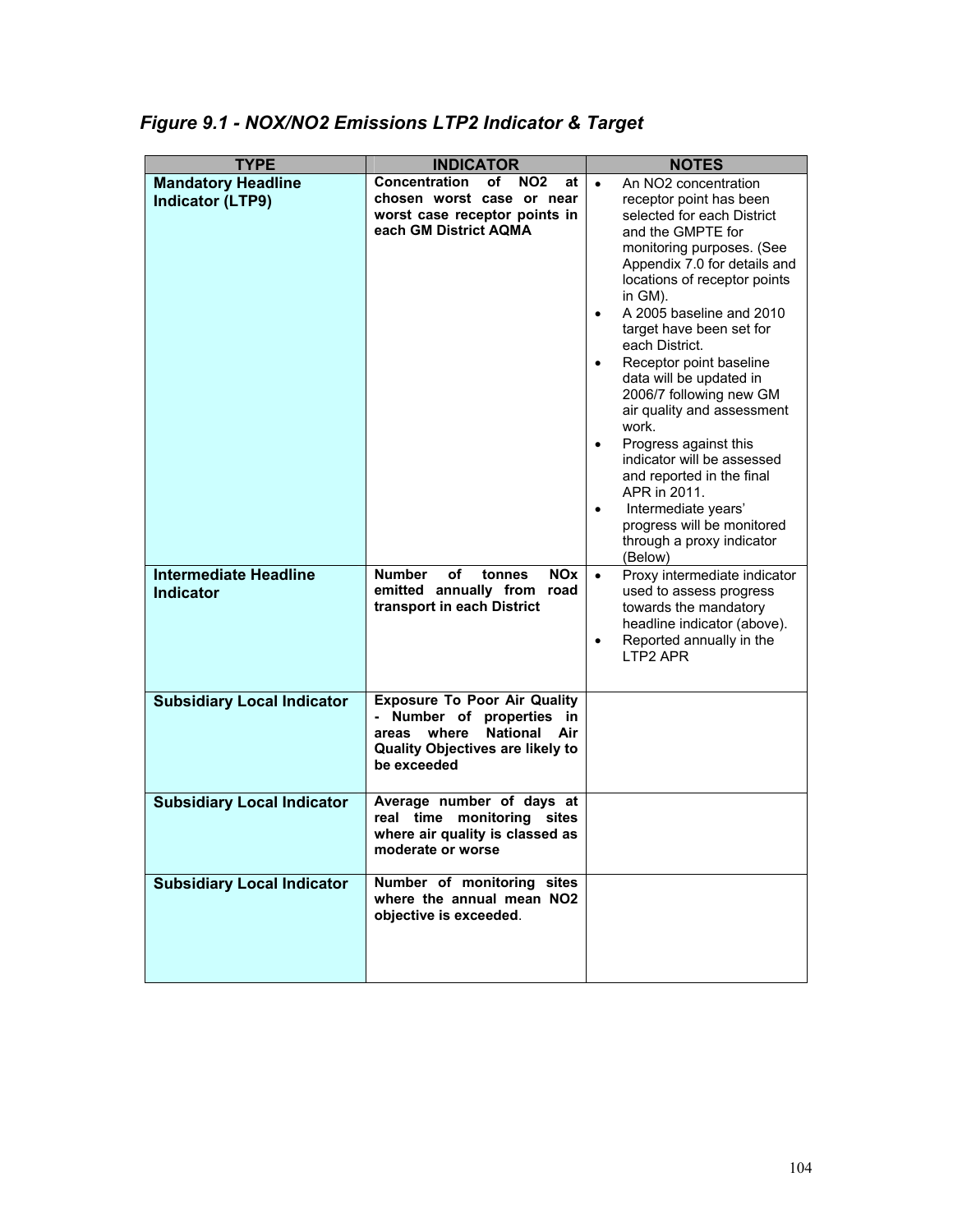*Figure 9.1 - NOX/NO2 Emissions LTP2 Indicator & Target*

| TYPE | INDICATOR | NOTES |
|---|---|---|
| **Mandatory Headline Indicator (LTP9)** | **Concentration of NO2 at chosen worst case or near worst case receptor points in each GM District AQMA** | • An NO2 concentration receptor point has been selected for each District and the GMPTE for monitoring purposes. (See Appendix 7.0 for details and locations of receptor points in GM).<br>• A 2005 baseline and 2010 target have been set for each District.<br>• Receptor point baseline data will be updated in 2006/7 following new GM air quality and assessment work.<br>• Progress against this indicator will be assessed and reported in the final APR in 2011.<br>• Intermediate years' progress will be monitored through a proxy indicator (Below) |
| **Intermediate Headline Indicator** | **Number of tonnes NOx emitted annually from road transport in each District** | • Proxy intermediate indicator used to assess progress towards the mandatory headline indicator (above).<br>• Reported annually in the LTP2 APR |
| **Subsidiary Local Indicator** | **Exposure To Poor Air Quality - Number of properties in areas where National Air Quality Objectives are likely to be exceeded** | |
| **Subsidiary Local Indicator** | **Average number of days at real time monitoring sites where air quality is classed as moderate or worse** | |
| **Subsidiary Local Indicator** | **Number of monitoring sites where the annual mean NO2 objective is exceeded**. | |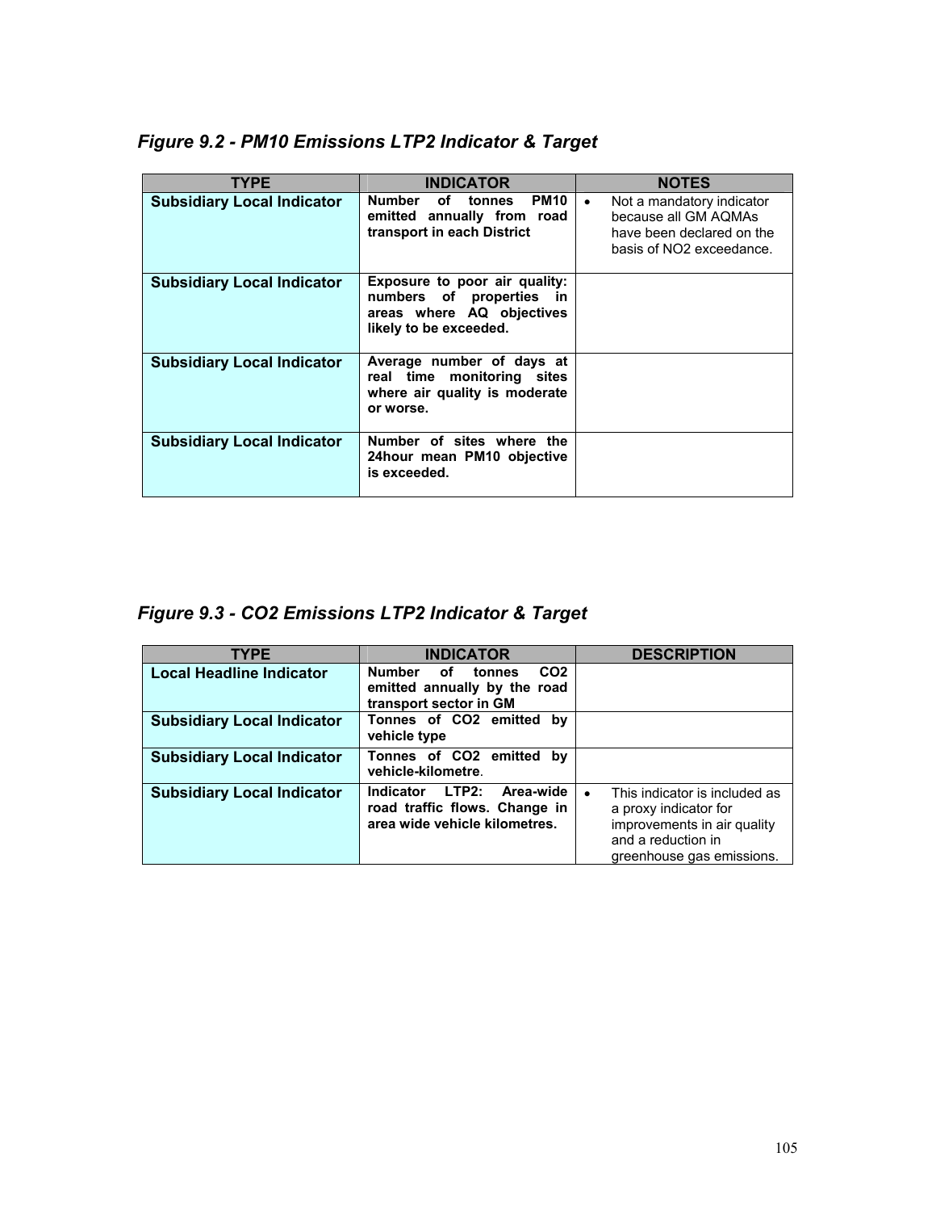*Figure 9.2 - PM10 Emissions LTP2 Indicator & Target*

| TYPE | INDICATOR | NOTES |
| --- | --- | --- |
| **Subsidiary Local Indicator** | **Number of tonnes PM10 emitted annually from road transport in each District** | • Not a mandatory indicator because all GM AQMAs have been declared on the basis of NO2 exceedance. |
| **Subsidiary Local Indicator** | **Exposure to poor air quality: numbers of properties in areas where AQ objectives likely to be exceeded.** | |
| **Subsidiary Local Indicator** | **Average number of days at real time monitoring sites where air quality is moderate or worse.** | |
| **Subsidiary Local Indicator** | **Number of sites where the 24hour mean PM10 objective is exceeded.** | |

*Figure 9.3 - CO2 Emissions LTP2 Indicator & Target*

| TYPE | INDICATOR | DESCRIPTION |
| --- | --- | --- |
| **Local Headline Indicator** | **Number of tonnes CO2 emitted annually by the road transport sector in GM** | |
| **Subsidiary Local Indicator** | **Tonnes of CO2 emitted by vehicle type** | |
| **Subsidiary Local Indicator** | **Tonnes of CO2 emitted by vehicle-kilometre**. | |
| **Subsidiary Local Indicator** | **Indicator LTP2: Area-wide road traffic flows. Change in area wide vehicle kilometres.** | • This indicator is included as a proxy indicator for improvements in air quality and a reduction in greenhouse gas emissions. |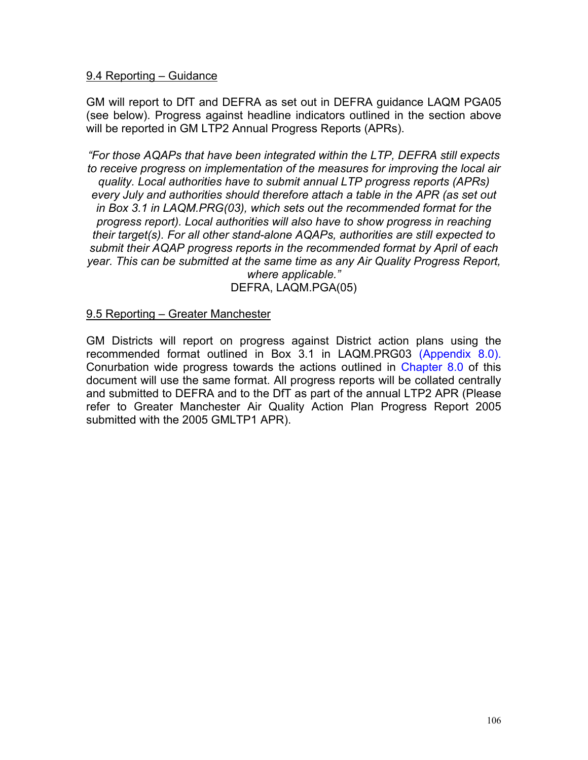## 9.4 Reporting – Guidance

GM will report to DfT and DEFRA as set out in DEFRA guidance LAQM PGA05 (see below). Progress against headline indicators outlined in the section above will be reported in GM LTP2 Annual Progress Reports (APRs).

*"For those AQAPs that have been integrated within the LTP, DEFRA still expects to receive progress on implementation of the measures for improving the local air quality. Local authorities have to submit annual LTP progress reports (APRs) every July and authorities should therefore attach a table in the APR (as set out in Box 3.1 in LAQM.PRG(03), which sets out the recommended format for the progress report). Local authorities will also have to show progress in reaching their target(s). For all other stand-alone AQAPs, authorities are still expected to submit their AQAP progress reports in the recommended format by April of each year. This can be submitted at the same time as any Air Quality Progress Report, where applicable."*

DEFRA, LAQM.PGA(05)

## 9.5 Reporting – Greater Manchester

GM Districts will report on progress against District action plans using the recommended format outlined in Box 3.1 in LAQM.PRG03 (Appendix 8.0). Conurbation wide progress towards the actions outlined in Chapter 8.0 of this document will use the same format. All progress reports will be collated centrally and submitted to DEFRA and to the DfT as part of the annual LTP2 APR (Please refer to Greater Manchester Air Quality Action Plan Progress Report 2005 submitted with the 2005 GMLTP1 APR).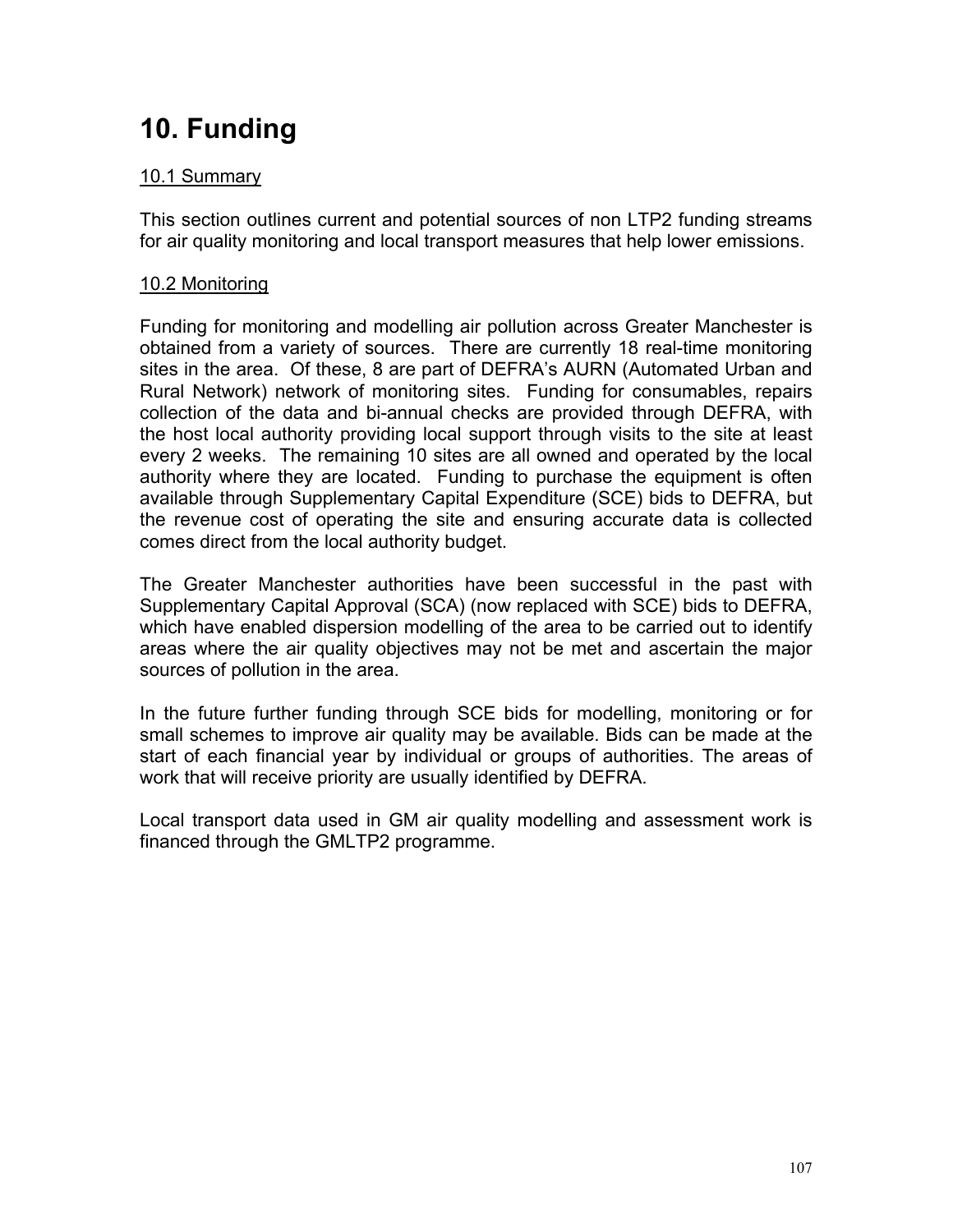# 10. Funding

10.1 Summary

This section outlines current and potential sources of non LTP2 funding streams for air quality monitoring and local transport measures that help lower emissions.

10.2 Monitoring

Funding for monitoring and modelling air pollution across Greater Manchester is obtained from a variety of sources. There are currently 18 real-time monitoring sites in the area. Of these, 8 are part of DEFRA's AURN (Automated Urban and Rural Network) network of monitoring sites. Funding for consumables, repairs collection of the data and bi-annual checks are provided through DEFRA, with the host local authority providing local support through visits to the site at least every 2 weeks. The remaining 10 sites are all owned and operated by the local authority where they are located. Funding to purchase the equipment is often available through Supplementary Capital Expenditure (SCE) bids to DEFRA, but the revenue cost of operating the site and ensuring accurate data is collected comes direct from the local authority budget.

The Greater Manchester authorities have been successful in the past with Supplementary Capital Approval (SCA) (now replaced with SCE) bids to DEFRA, which have enabled dispersion modelling of the area to be carried out to identify areas where the air quality objectives may not be met and ascertain the major sources of pollution in the area.

In the future further funding through SCE bids for modelling, monitoring or for small schemes to improve air quality may be available. Bids can be made at the start of each financial year by individual or groups of authorities. The areas of work that will receive priority are usually identified by DEFRA.

Local transport data used in GM air quality modelling and assessment work is financed through the GMLTP2 programme.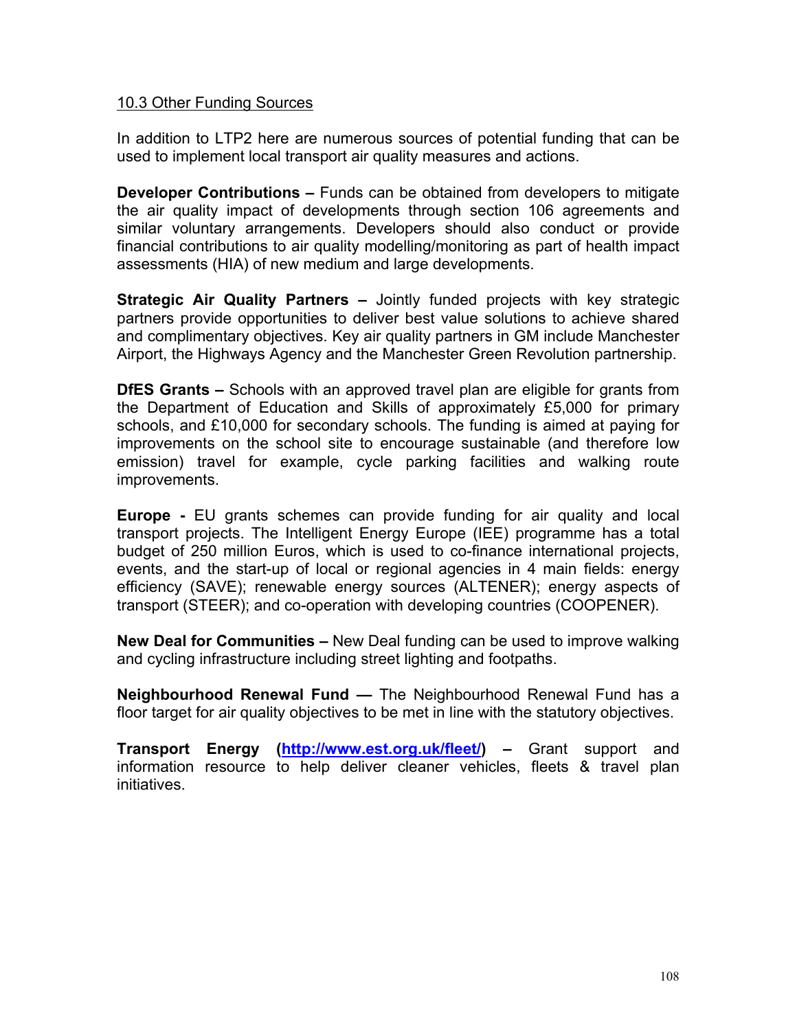10.3 Other Funding Sources

In addition to LTP2 here are numerous sources of potential funding that can be used to implement local transport air quality measures and actions.

**Developer Contributions –** Funds can be obtained from developers to mitigate the air quality impact of developments through section 106 agreements and similar voluntary arrangements. Developers should also conduct or provide financial contributions to air quality modelling/monitoring as part of health impact assessments (HIA) of new medium and large developments.

**Strategic Air Quality Partners –** Jointly funded projects with key strategic partners provide opportunities to deliver best value solutions to achieve shared and complimentary objectives. Key air quality partners in GM include Manchester Airport, the Highways Agency and the Manchester Green Revolution partnership.

**DfES Grants –** Schools with an approved travel plan are eligible for grants from the Department of Education and Skills of approximately £5,000 for primary schools, and £10,000 for secondary schools. The funding is aimed at paying for improvements on the school site to encourage sustainable (and therefore low emission) travel for example, cycle parking facilities and walking route improvements.

**Europe -** EU grants schemes can provide funding for air quality and local transport projects. The Intelligent Energy Europe (IEE) programme has a total budget of 250 million Euros, which is used to co-finance international projects, events, and the start-up of local or regional agencies in 4 main fields: energy efficiency (SAVE); renewable energy sources (ALTENER); energy aspects of transport (STEER); and co-operation with developing countries (COOPENER).

**New Deal for Communities –** New Deal funding can be used to improve walking and cycling infrastructure including street lighting and footpaths.

**Neighbourhood Renewal Fund —** The Neighbourhood Renewal Fund has a floor target for air quality objectives to be met in line with the statutory objectives.

**Transport Energy (http://www.est.org.uk/fleet/) –** Grant support and information resource to help deliver cleaner vehicles, fleets & travel plan initiatives.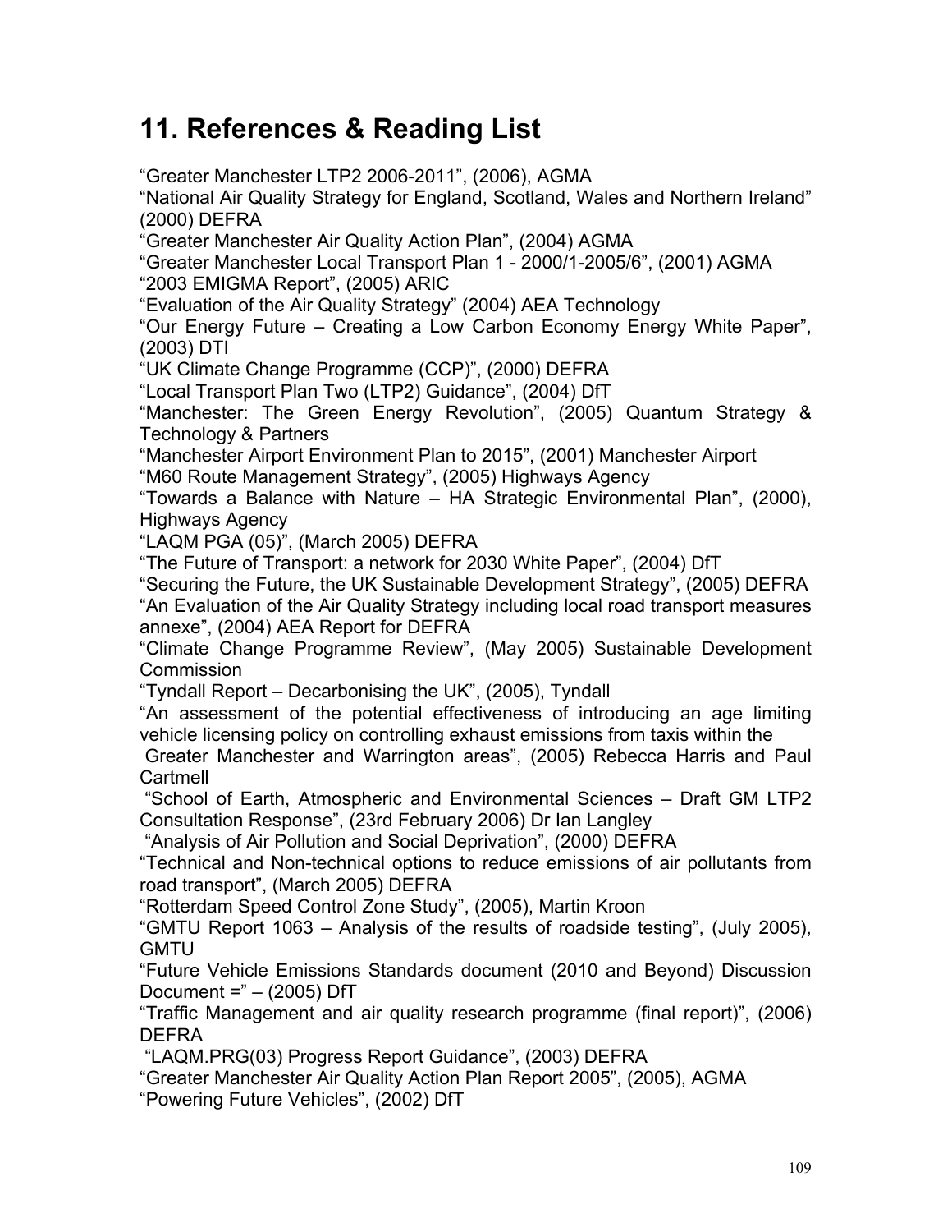# 11. References & Reading List

"Greater Manchester LTP2 2006-2011", (2006), AGMA

"National Air Quality Strategy for England, Scotland, Wales and Northern Ireland" (2000) DEFRA

"Greater Manchester Air Quality Action Plan", (2004) AGMA

"Greater Manchester Local Transport Plan 1 - 2000/1-2005/6", (2001) AGMA

"2003 EMIGMA Report", (2005) ARIC

"Evaluation of the Air Quality Strategy" (2004) AEA Technology

"Our Energy Future – Creating a Low Carbon Economy Energy White Paper", (2003) DTI

"UK Climate Change Programme (CCP)", (2000) DEFRA

"Local Transport Plan Two (LTP2) Guidance", (2004) DfT

"Manchester: The Green Energy Revolution", (2005) Quantum Strategy & Technology & Partners

"Manchester Airport Environment Plan to 2015", (2001) Manchester Airport

"M60 Route Management Strategy", (2005) Highways Agency

"Towards a Balance with Nature – HA Strategic Environmental Plan", (2000), Highways Agency

"LAQM PGA (05)", (March 2005) DEFRA

"The Future of Transport: a network for 2030 White Paper", (2004) DfT

"Securing the Future, the UK Sustainable Development Strategy", (2005) DEFRA

"An Evaluation of the Air Quality Strategy including local road transport measures annexe", (2004) AEA Report for DEFRA

"Climate Change Programme Review", (May 2005) Sustainable Development Commission

"Tyndall Report – Decarbonising the UK", (2005), Tyndall

"An assessment of the potential effectiveness of introducing an age limiting vehicle licensing policy on controlling exhaust emissions from taxis within the Greater Manchester and Warrington areas", (2005) Rebecca Harris and Paul Cartmell

"School of Earth, Atmospheric and Environmental Sciences – Draft GM LTP2 Consultation Response", (23rd February 2006) Dr Ian Langley

"Analysis of Air Pollution and Social Deprivation", (2000) DEFRA

"Technical and Non-technical options to reduce emissions of air pollutants from road transport", (March 2005) DEFRA

"Rotterdam Speed Control Zone Study", (2005), Martin Kroon

"GMTU Report 1063 – Analysis of the results of roadside testing", (July 2005), GMTU

"Future Vehicle Emissions Standards document (2010 and Beyond) Discussion Document =" – (2005) DfT

"Traffic Management and air quality research programme (final report)", (2006) DEFRA

"LAQM.PRG(03) Progress Report Guidance", (2003) DEFRA

"Greater Manchester Air Quality Action Plan Report 2005", (2005), AGMA

"Powering Future Vehicles", (2002) DfT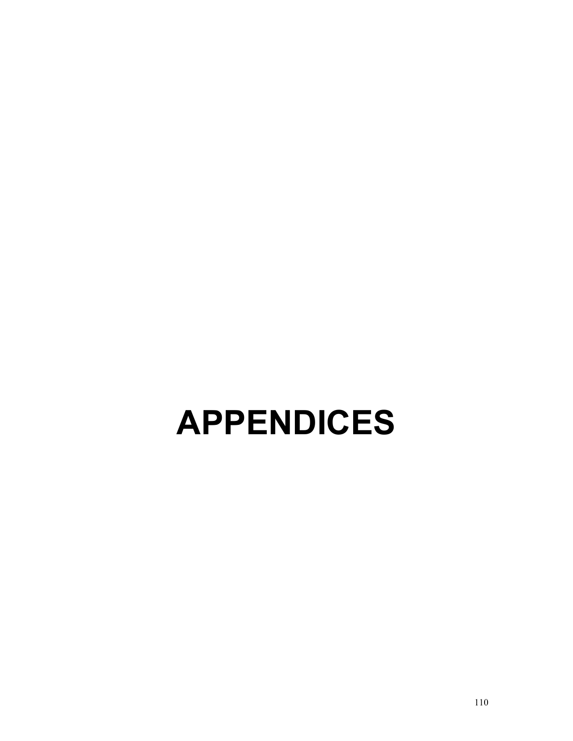# APPENDICES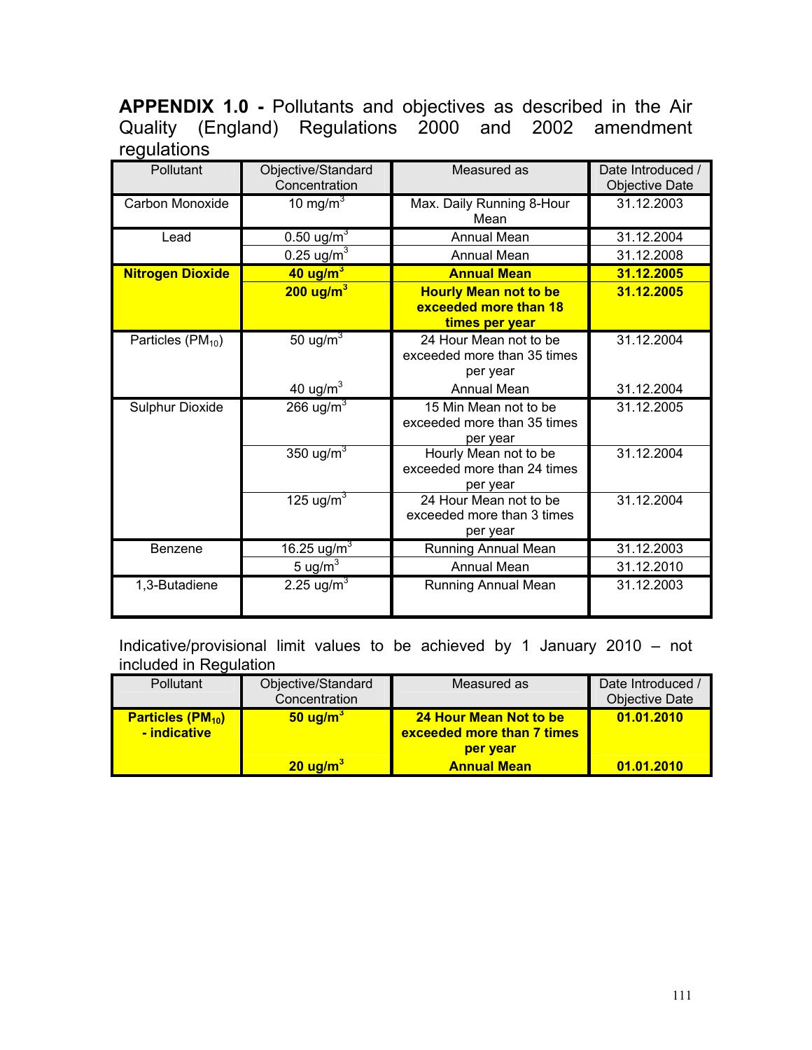**APPENDIX 1.0 -** Pollutants and objectives as described in the Air Quality (England) Regulations 2000 and 2002 amendment regulations

| Pollutant | Objective/Standard Concentration | Measured as | Date Introduced / Objective Date |
|---|---|---|---|
| Carbon Monoxide | 10 mg/m$^3$ | Max. Daily Running 8-Hour Mean | 31.12.2003 |
| Lead | 0.50 ug/m$^3$ | Annual Mean | 31.12.2004 |
| | 0.25 ug/m$^3$ | Annual Mean | 31.12.2008 |
| **Nitrogen Dioxide** | **40 ug/m$^3$** | **Annual Mean** | **31.12.2005** |
| | **200 ug/m$^3$** | **Hourly Mean not to be exceeded more than 18 times per year** | **31.12.2005** |
| Particles ($PM_{10}$) | 50 ug/m$^3$ | 24 Hour Mean not to be exceeded more than 35 times per year | 31.12.2004 |
| | 40 ug/m$^3$ | Annual Mean | 31.12.2004 |
| Sulphur Dioxide | 266 ug/m$^3$ | 15 Min Mean not to be exceeded more than 35 times per year | 31.12.2005 |
| | 350 ug/m$^3$ | Hourly Mean not to be exceeded more than 24 times per year | 31.12.2004 |
| | 125 ug/m$^3$ | 24 Hour Mean not to be exceeded more than 3 times per year | 31.12.2004 |
| Benzene | 16.25 ug/m$^3$ | Running Annual Mean | 31.12.2003 |
| | 5 ug/m$^3$ | Annual Mean | 31.12.2010 |
| 1,3-Butadiene | 2.25 ug/m$^3$ | Running Annual Mean | 31.12.2003 |

Indicative/provisional limit values to be achieved by 1 January 2010 – not included in Regulation

| Pollutant | Objective/Standard Concentration | Measured as | Date Introduced / Objective Date |
|---|---|---|---|
| **Particles ($PM_{10}$) - indicative** | **50 ug/m$^3$** | **24 Hour Mean Not to be exceeded more than 7 times per year** | **01.01.2010** |
| | **20 ug/m$^3$** | **Annual Mean** | **01.01.2010** |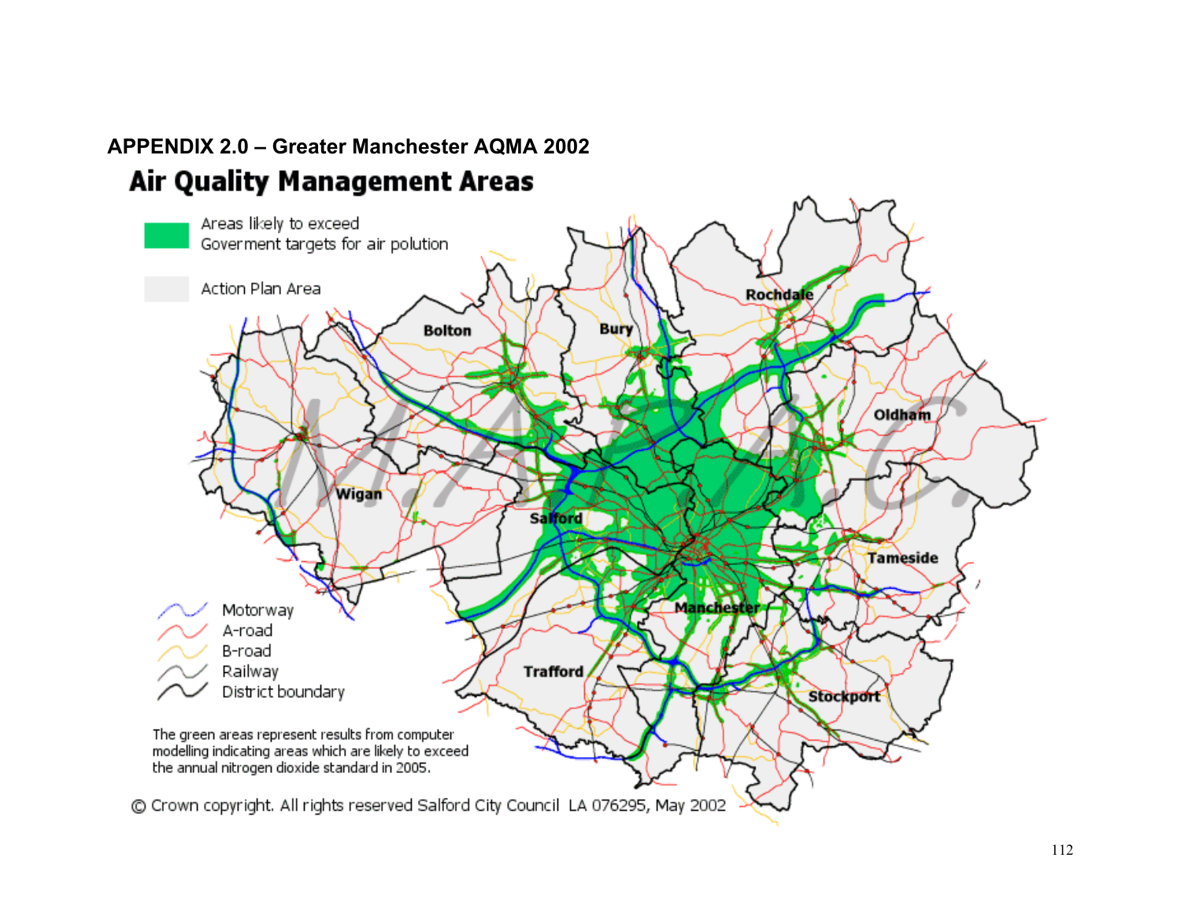# APPENDIX 2.0 – Greater Manchester AQMA 2002

## Air Quality Management Areas

Areas likely to exceed Goverment targets for air polution

Action Plan Area

Bolton
Bury
Rochdale
Oldham
Wigan
Salford
Tameside
Manchester
Trafford
Stockport

Motorway
A-road
B-road
Railway
District boundary

The green areas represent results from computer modelling indicating areas which are likely to exceed the annual nitrogen dioxide standard in 2005.

© Crown copyright. All rights reserved Salford City Council LA 076295, May 2002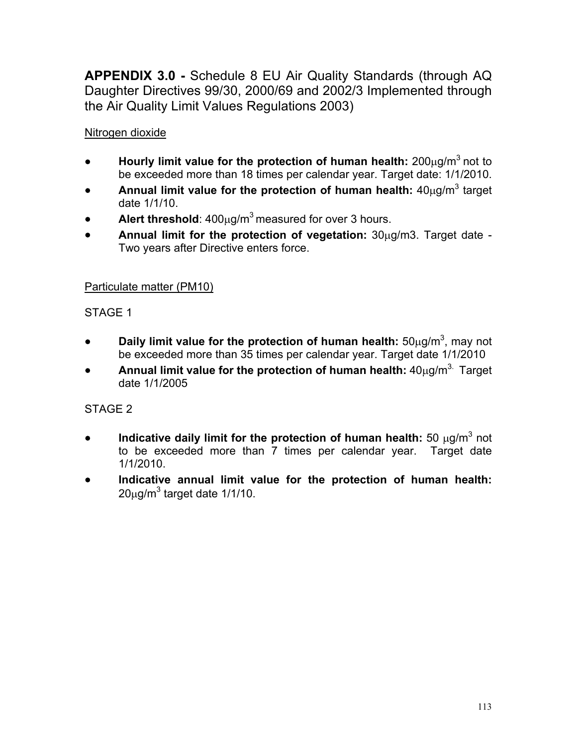## APPENDIX 3.0 - Schedule 8 EU Air Quality Standards (through AQ Daughter Directives 99/30, 2000/69 and 2002/3 Implemented through the Air Quality Limit Values Regulations 2003)

Nitrogen dioxide

- **Hourly limit value for the protection of human health:** 200μg/m$^3$ not to be exceeded more than 18 times per calendar year. Target date: 1/1/2010.
- **Annual limit value for the protection of human health:** 40μg/m$^3$ target date 1/1/10.
- **Alert threshold**: 400μg/m$^3$ measured for over 3 hours.
- **Annual limit for the protection of vegetation:** 30μg/m3. Target date - Two years after Directive enters force.

Particulate matter (PM10)

STAGE 1

- **Daily limit value for the protection of human health:** 50μg/m$^3$, may not be exceeded more than 35 times per calendar year. Target date 1/1/2010
- **Annual limit value for the protection of human health:** 40μg/m$^3$. Target date 1/1/2005

STAGE 2

- **Indicative daily limit for the protection of human health:** 50 μg/m$^3$ not to be exceeded more than 7 times per calendar year. Target date 1/1/2010.
- **Indicative annual limit value for the protection of human health:** 20μg/m$^3$ target date 1/1/10.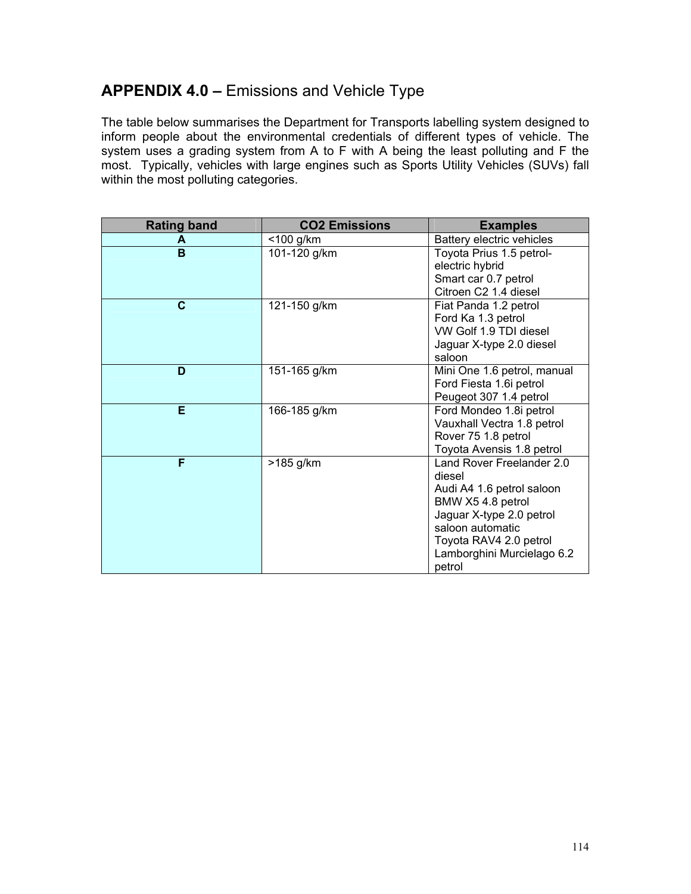## APPENDIX 4.0 – Emissions and Vehicle Type

The table below summarises the Department for Transports labelling system designed to inform people about the environmental credentials of different types of vehicle. The system uses a grading system from A to F with A being the least polluting and F the most. Typically, vehicles with large engines such as Sports Utility Vehicles (SUVs) fall within the most polluting categories.

| Rating band | $CO_2$ Emissions | Examples |
|---|---|---|
| **A** | <100 g/km | Battery electric vehicles |
| **B** | 101-120 g/km | Toyota Prius 1.5 petrol-electric hybrid<br>Smart car 0.7 petrol<br>Citroen C2 1.4 diesel |
| **C** | 121-150 g/km | Fiat Panda 1.2 petrol<br>Ford Ka 1.3 petrol<br>VW Golf 1.9 TDI diesel<br>Jaguar X-type 2.0 diesel saloon |
| **D** | 151-165 g/km | Mini One 1.6 petrol, manual<br>Ford Fiesta 1.6i petrol<br>Peugeot 307 1.4 petrol |
| **E** | 166-185 g/km | Ford Mondeo 1.8i petrol<br>Vauxhall Vectra 1.8 petrol<br>Rover 75 1.8 petrol<br>Toyota Avensis 1.8 petrol |
| **F** | >185 g/km | Land Rover Freelander 2.0 diesel<br>Audi A4 1.6 petrol saloon<br>BMW X5 4.8 petrol<br>Jaguar X-type 2.0 petrol saloon automatic<br>Toyota RAV4 2.0 petrol<br>Lamborghini Murcielago 6.2 petrol |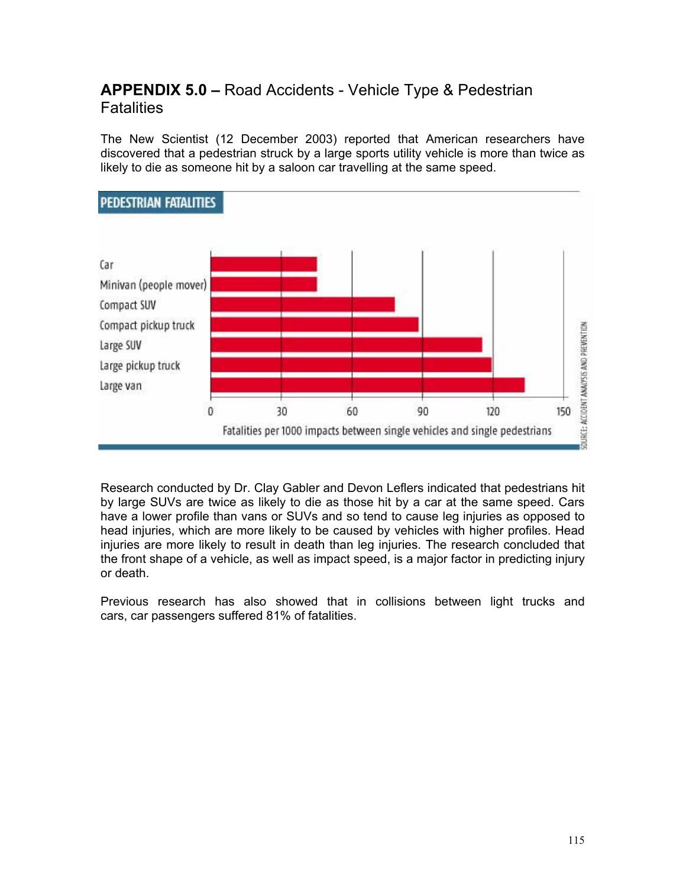## **APPENDIX 5.0 –** Road Accidents - Vehicle Type & Pedestrian Fatalities

The New Scientist (12 December 2003) reported that American researchers have discovered that a pedestrian struck by a large sports utility vehicle is more than twice as likely to die as someone hit by a saloon car travelling at the same speed.

**PEDESTRIAN FATALITIES**

Car
Minivan (people mover)
Compact SUV
Compact pickup truck
Large SUV
Large pickup truck
Large van

0 30 60 90 120 150

Fatalities per 1000 impacts between single vehicles and single pedestrians

SOURCE: ACCIDENT ANALYSIS AND PREVENTION

Research conducted by Dr. Clay Gabler and Devon Leflers indicated that pedestrians hit by large SUVs are twice as likely to die as those hit by a car at the same speed. Cars have a lower profile than vans or SUVs and so tend to cause leg injuries as opposed to head injuries, which are more likely to be caused by vehicles with higher profiles. Head injuries are more likely to result in death than leg injuries. The research concluded that the front shape of a vehicle, as well as impact speed, is a major factor in predicting injury or death.

Previous research has also showed that in collisions between light trucks and cars, car passengers suffered 81% of fatalities.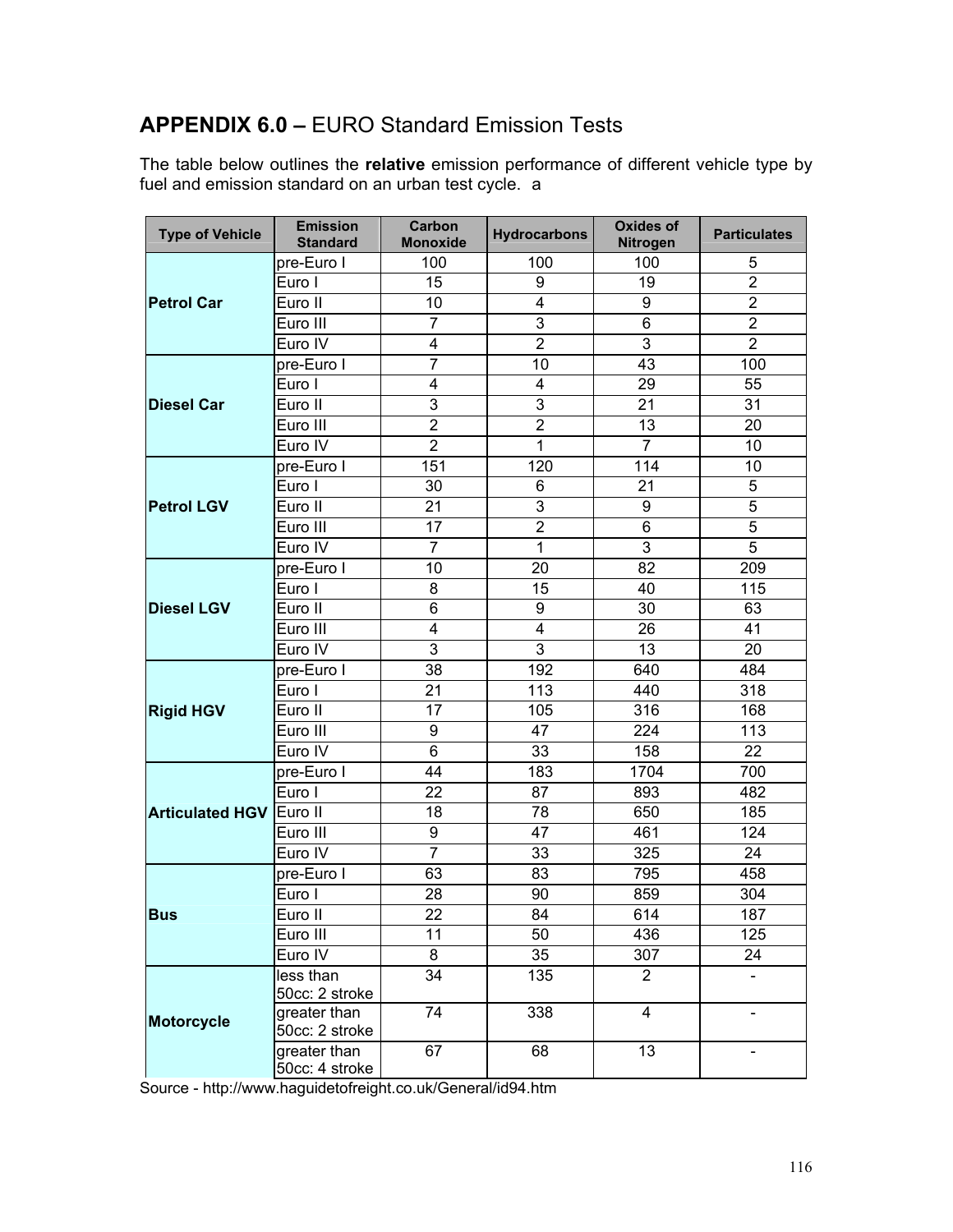## **APPENDIX 6.0 –** EURO Standard Emission Tests

The table below outlines the **relative** emission performance of different vehicle type by fuel and emission standard on an urban test cycle. a

| Type of Vehicle | Emission Standard | Carbon Monoxide | Hydrocarbons | Oxides of Nitrogen | Particulates |
|---|---|---|---|---|---|
| **Petrol Car** | pre-Euro I | 100 | 100 | 100 | 5 |
| | Euro I | 15 | 9 | 19 | 2 |
| | Euro II | 10 | 4 | 9 | 2 |
| | Euro III | 7 | 3 | 6 | 2 |
| | Euro IV | 4 | 2 | 3 | 2 |
| **Diesel Car** | pre-Euro I | 7 | 10 | 43 | 100 |
| | Euro I | 4 | 4 | 29 | 55 |
| | Euro II | 3 | 3 | 21 | 31 |
| | Euro III | 2 | 2 | 13 | 20 |
| | Euro IV | 2 | 1 | 7 | 10 |
| **Petrol LGV** | pre-Euro I | 151 | 120 | 114 | 10 |
| | Euro I | 30 | 6 | 21 | 5 |
| | Euro II | 21 | 3 | 9 | 5 |
| | Euro III | 17 | 2 | 6 | 5 |
| | Euro IV | 7 | 1 | 3 | 5 |
| **Diesel LGV** | pre-Euro I | 10 | 20 | 82 | 209 |
| | Euro I | 8 | 15 | 40 | 115 |
| | Euro II | 6 | 9 | 30 | 63 |
| | Euro III | 4 | 4 | 26 | 41 |
| | Euro IV | 3 | 3 | 13 | 20 |
| **Rigid HGV** | pre-Euro I | 38 | 192 | 640 | 484 |
| | Euro I | 21 | 113 | 440 | 318 |
| | Euro II | 17 | 105 | 316 | 168 |
| | Euro III | 9 | 47 | 224 | 113 |
| | Euro IV | 6 | 33 | 158 | 22 |
| **Articulated HGV** | pre-Euro I | 44 | 183 | 1704 | 700 |
| | Euro I | 22 | 87 | 893 | 482 |
| | Euro II | 18 | 78 | 650 | 185 |
| | Euro III | 9 | 47 | 461 | 124 |
| | Euro IV | 7 | 33 | 325 | 24 |
| **Bus** | pre-Euro I | 63 | 83 | 795 | 458 |
| | Euro I | 28 | 90 | 859 | 304 |
| | Euro II | 22 | 84 | 614 | 187 |
| | Euro III | 11 | 50 | 436 | 125 |
| | Euro IV | 8 | 35 | 307 | 24 |
| **Motorcycle** | less than 50cc: 2 stroke | 34 | 135 | 2 | - |
| | greater than 50cc: 2 stroke | 74 | 338 | 4 | - |
| | greater than 50cc: 4 stroke | 67 | 68 | 13 | - |

Source - http://www.haguidetofreight.co.uk/General/id94.htm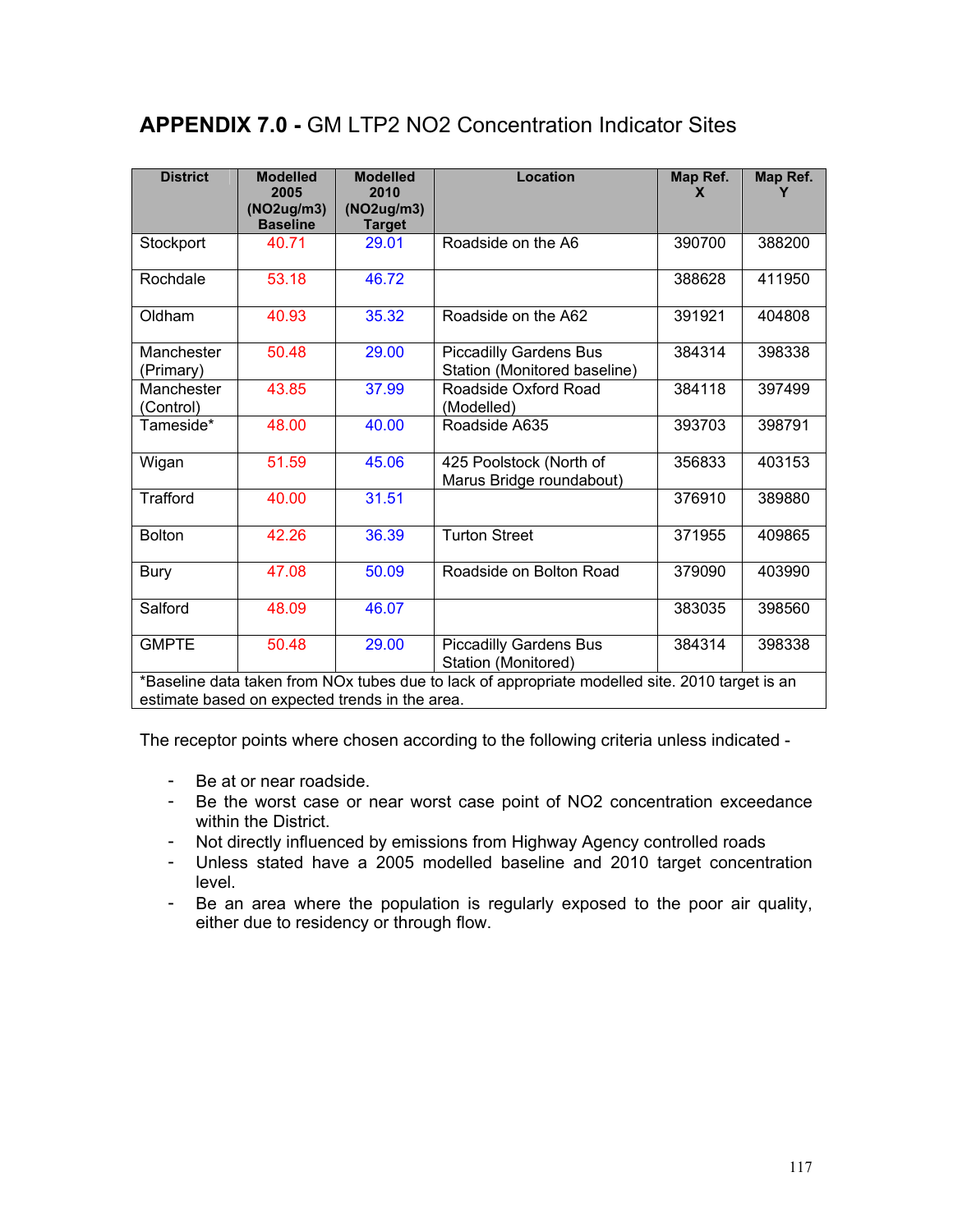# APPENDIX 7.0 - GM LTP2 NO2 Concentration Indicator Sites

| District | Modelled 2005 (NO2ug/m3) Baseline | Modelled 2010 (NO2ug/m3) Target | Location | Map Ref. X | Map Ref. Y |
|---|---|---|---|---|---|
| Stockport | 40.71 | 29.01 | Roadside on the A6 | 390700 | 388200 |
| Rochdale | 53.18 | 46.72 | | 388628 | 411950 |
| Oldham | 40.93 | 35.32 | Roadside on the A62 | 391921 | 404808 |
| Manchester (Primary) | 50.48 | 29.00 | Piccadilly Gardens Bus Station (Monitored baseline) | 384314 | 398338 |
| Manchester (Control) | 43.85 | 37.99 | Roadside Oxford Road (Modelled) | 384118 | 397499 |
| Tameside* | 48.00 | 40.00 | Roadside A635 | 393703 | 398791 |
| Wigan | 51.59 | 45.06 | 425 Poolstock (North of Marus Bridge roundabout) | 356833 | 403153 |
| Trafford | 40.00 | 31.51 | | 376910 | 389880 |
| Bolton | 42.26 | 36.39 | Turton Street | 371955 | 409865 |
| Bury | 47.08 | 50.09 | Roadside on Bolton Road | 379090 | 403990 |
| Salford | 48.09 | 46.07 | | 383035 | 398560 |
| GMPTE | 50.48 | 29.00 | Piccadilly Gardens Bus Station (Monitored) | 384314 | 398338 |

*Baseline data taken from NOx tubes due to lack of appropriate modelled site. 2010 target is an estimate based on expected trends in the area.

The receptor points where chosen according to the following criteria unless indicated -

- Be at or near roadside.
- Be the worst case or near worst case point of NO2 concentration exceedance within the District.
- Not directly influenced by emissions from Highway Agency controlled roads
- Unless stated have a 2005 modelled baseline and 2010 target concentration level.
- Be an area where the population is regularly exposed to the poor air quality, either due to residency or through flow.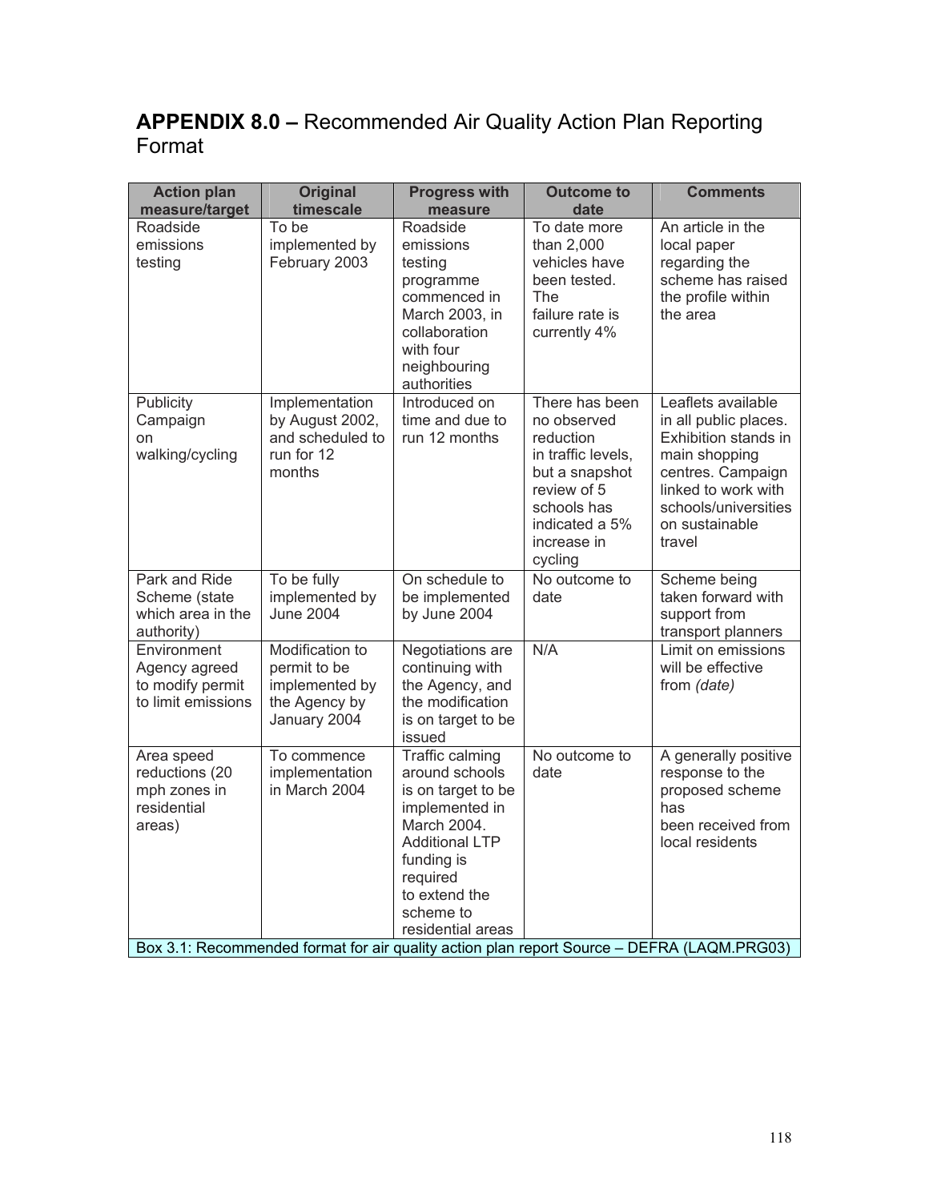## **APPENDIX 8.0 –** Recommended Air Quality Action Plan Reporting Format

| Action plan measure/target | Original timescale | Progress with measure | Outcome to date | Comments |
|---|---|---|---|---|
| Roadside emissions testing | To be implemented by February 2003 | Roadside emissions testing programme commenced in March 2003, in collaboration with four neighbouring authorities | To date more than 2,000 vehicles have been tested. The failure rate is currently 4% | An article in the local paper regarding the scheme has raised the profile within the area |
| Publicity Campaign on walking/cycling | Implementation by August 2002, and scheduled to run for 12 months | Introduced on time and due to run 12 months | There has been no observed reduction in traffic levels, but a snapshot review of 5 schools has indicated a 5% increase in cycling | Leaflets available in all public places. Exhibition stands in main shopping centres. Campaign linked to work with schools/universities on sustainable travel |
| Park and Ride Scheme (state which area in the authority) | To be fully implemented by June 2004 | On schedule to be implemented by June 2004 | No outcome to date | Scheme being taken forward with support from transport planners |
| Environment Agency agreed to modify permit to limit emissions | Modification to permit to be implemented by the Agency by January 2004 | Negotiations are continuing with the Agency, and the modification is on target to be issued | N/A | Limit on emissions will be effective from *(date)* |
| Area speed reductions (20 mph zones in residential areas) | To commence implementation in March 2004 | Traffic calming around schools is on target to be implemented in March 2004. Additional LTP funding is required to extend the scheme to residential areas | No outcome to date | A generally positive response to the proposed scheme has been received from local residents |

Box 3.1: Recommended format for air quality action plan report Source – DEFRA (LAQM.PRG03)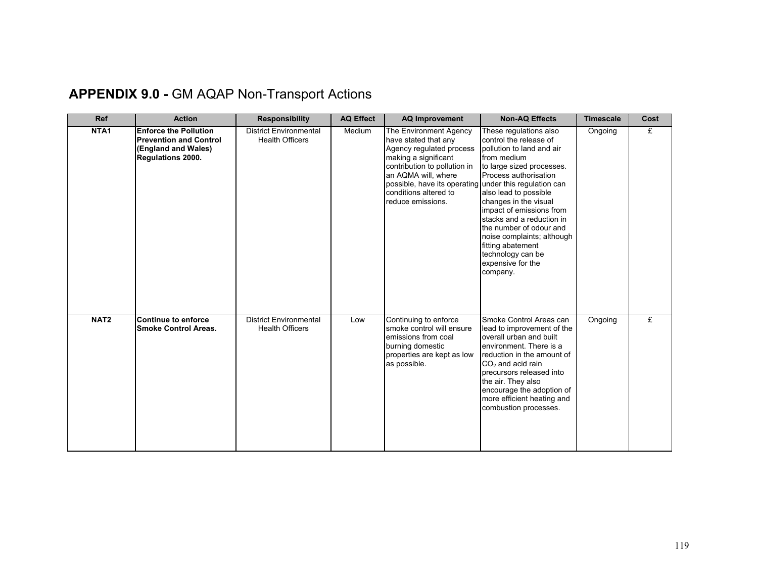## **APPENDIX 9.0 -** GM AQAP Non-Transport Actions

| Ref | Action | Responsibility | AQ Effect | AQ Improvement | Non-AQ Effects | Timescale | Cost |
|---|---|---|---|---|---|---|---|
| NTA1 | **Enforce the Pollution Prevention and Control (England and Wales) Regulations 2000.** | District Environmental Health Officers | Medium | The Environment Agency have stated that any Agency regulated process making a significant contribution to pollution in an AQMA will, where possible, have its operating conditions altered to reduce emissions. | These regulations also control the release of pollution to land and air from medium to large sized processes. Process authorisation under this regulation can also lead to possible changes in the visual impact of emissions from stacks and a reduction in the number of odour and noise complaints; although fitting abatement technology can be expensive for the company. | Ongoing | £ |
| NAT2 | **Continue to enforce Smoke Control Areas.** | District Environmental Health Officers | Low | Continuing to enforce smoke control will ensure emissions from coal burning domestic properties are kept as low as possible. | Smoke Control Areas can lead to improvement of the overall urban and built environment. There is a reduction in the amount of $CO_2$ and acid rain precursors released into the air. They also encourage the adoption of more efficient heating and combustion processes. | Ongoing | £ |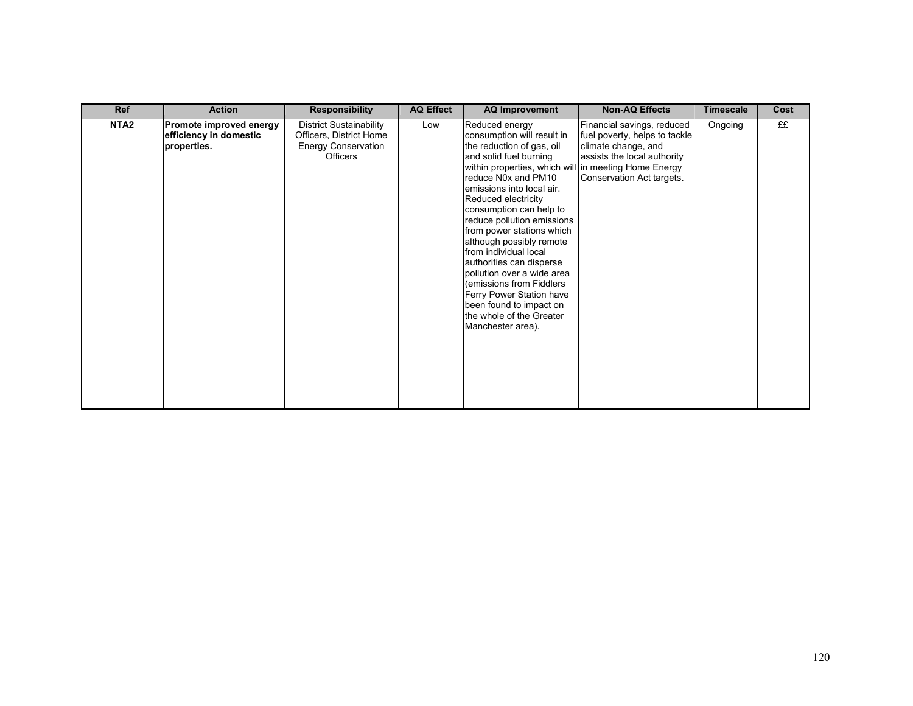| Ref | Action | Responsibility | AQ Effect | AQ Improvement | Non-AQ Effects | Timescale | Cost |
|---|---|---|---|---|---|---|---|
| **NTA2** | **Promote improved energy efficiency in domestic properties.** | District Sustainability Officers, District Home Energy Conservation Officers | Low | Reduced energy consumption will result in the reduction of gas, oil and solid fuel burning within properties, which will reduce N0x and PM10 emissions into local air. Reduced electricity consumption can help to reduce pollution emissions from power stations which although possibly remote from individual local authorities can disperse pollution over a wide area (emissions from Fiddlers Ferry Power Station have been found to impact on the whole of the Greater Manchester area). | Financial savings, reduced fuel poverty, helps to tackle climate change, and assists the local authority in meeting Home Energy Conservation Act targets. | Ongoing | ££ |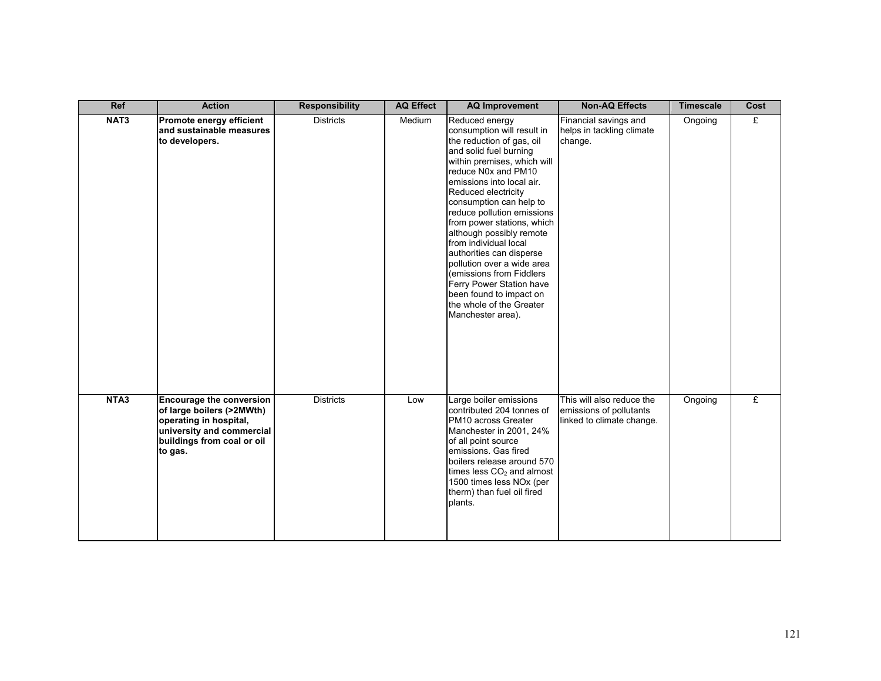| Ref | Action | Responsibility | AQ Effect | AQ Improvement | Non-AQ Effects | Timescale | Cost |
|---|---|---|---|---|---|---|---|
| **NAT3** | **Promote energy efficient and sustainable measures to developers.** | Districts | Medium | Reduced energy consumption will result in the reduction of gas, oil and solid fuel burning within premises, which will reduce N0x and PM10 emissions into local air. Reduced electricity consumption can help to reduce pollution emissions from power stations, which although possibly remote from individual local authorities can disperse pollution over a wide area (emissions from Fiddlers Ferry Power Station have been found to impact on the whole of the Greater Manchester area). | Financial savings and helps in tackling climate change. | Ongoing | £ |
| **NTA3** | **Encourage the conversion of large boilers (>2MWth) operating in hospital, university and commercial buildings from coal or oil to gas.** | Districts | Low | Large boiler emissions contributed 204 tonnes of PM10 across Greater Manchester in 2001, 24% of all point source emissions. Gas fired boilers release around 570 times less $CO_2$ and almost 1500 times less NOx (per therm) than fuel oil fired plants. | This will also reduce the emissions of pollutants linked to climate change. | Ongoing | £ |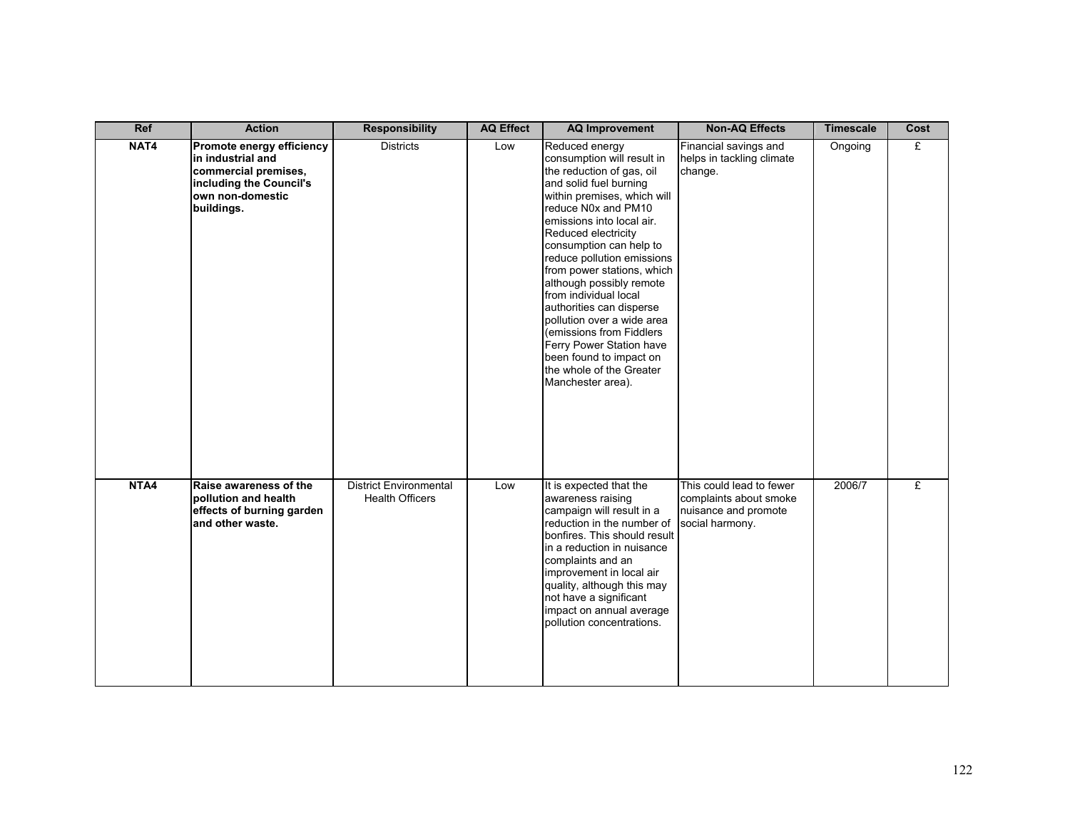| Ref | Action | Responsibility | AQ Effect | AQ Improvement | Non-AQ Effects | Timescale | Cost |
|---|---|---|---|---|---|---|---|
| NAT4 | **Promote energy efficiency in industrial and commercial premises, including the Council's own non-domestic buildings.** | Districts | Low | Reduced energy consumption will result in the reduction of gas, oil and solid fuel burning within premises, which will reduce N0x and PM10 emissions into local air. Reduced electricity consumption can help to reduce pollution emissions from power stations, which although possibly remote from individual local authorities can disperse pollution over a wide area (emissions from Fiddlers Ferry Power Station have been found to impact on the whole of the Greater Manchester area). | Financial savings and helps in tackling climate change. | Ongoing | £ |
| NTA4 | **Raise awareness of the pollution and health effects of burning garden and other waste.** | District Environmental Health Officers | Low | It is expected that the awareness raising campaign will result in a reduction in the number of bonfires. This should result in a reduction in nuisance complaints and an improvement in local air quality, although this may not have a significant impact on annual average pollution concentrations. | This could lead to fewer complaints about smoke nuisance and promote social harmony. | 2006/7 | £ |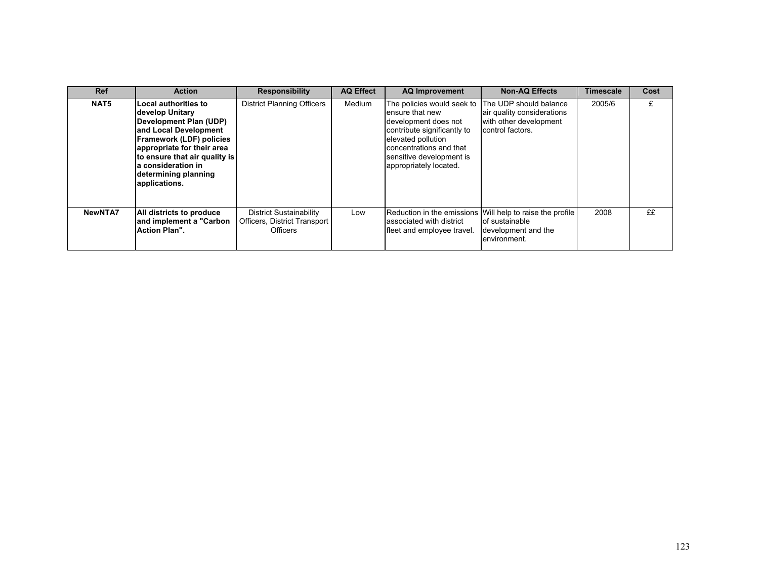| Ref | Action | Responsibility | AQ Effect | AQ Improvement | Non-AQ Effects | Timescale | Cost |
|---|---|---|---|---|---|---|---|
| **NAT5** | **Local authorities to develop Unitary Development Plan (UDP) and Local Development Framework (LDF) policies appropriate for their area to ensure that air quality is a consideration in determining planning applications.** | District Planning Officers | Medium | The policies would seek to ensure that new development does not contribute significantly to elevated pollution concentrations and that sensitive development is appropriately located. | The UDP should balance air quality considerations with other development control factors. | 2005/6 | £ |
| **NewNTA7** | **All districts to produce and implement a "Carbon Action Plan".** | District Sustainability Officers, District Transport Officers | Low | Reduction in the emissions associated with district fleet and employee travel. | Will help to raise the profile of sustainable development and the environment. | 2008 | ££ |